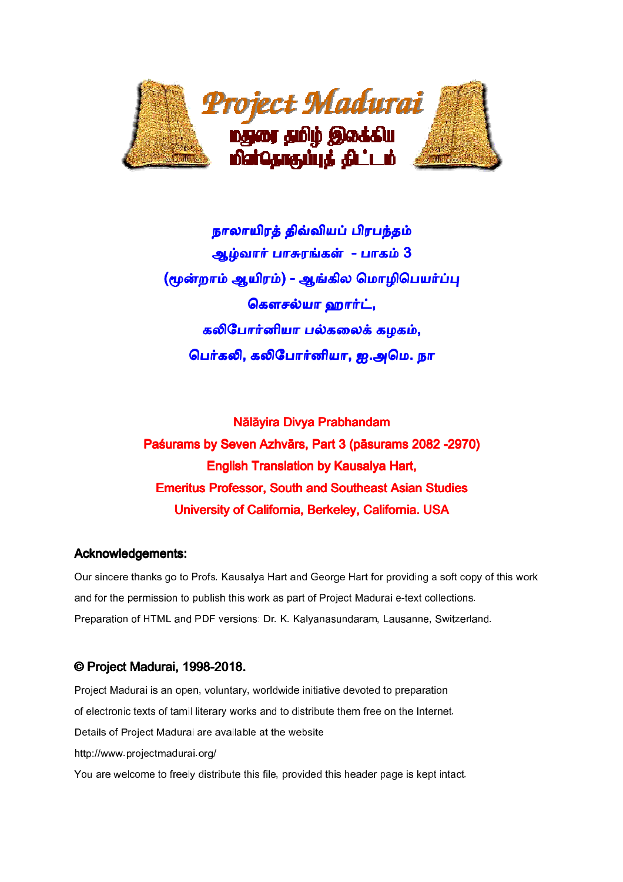# Project Madurai

மதுரைத் தமிழ் இலக்கிய மின்தொகுப்புத் திட்டம்

## நாலாயிரத் திவ்வியப் பிரபந்தம்
## ஆழ்வார் பாசுரங்கள் - பாகம் 3
## (மூன்றாம் ஆயிரம்) - ஆங்கில மொழிபெயர்ப்பு
## கௌசல்யா ஹார்ட்,
## கலிபோர்னியா பல்கலைக் கழகம்,
## பெர்கலி, கலிபோர்னியா, ஐ.அமெ. நா

## Nālāyira Divya Prabhandam
## Paśurams by Seven Azhvārs, Part 3 (pāsurams 2082 -2970)
## English Translation by Kausalya Hart,
## Emeritus Professor, South and Southeast Asian Studies
## University of California, Berkeley, California. USA

### Acknowledgements:

Our sincere thanks go to Profs. Kausalya Hart and George Hart for providing a soft copy of this work and for the permission to publish this work as part of Project Madurai e-text collections.
Preparation of HTML and PDF versions: Dr. K. Kalyanasundaram, Lausanne, Switzerland.

### © Project Madurai, 1998-2018.

Project Madurai is an open, voluntary, worldwide initiative devoted to preparation of electronic texts of tamil literary works and to distribute them free on the Internet.
Details of Project Madurai are available at the website
http://www.projectmadurai.org/
You are welcome to freely distribute this file, provided this header page is kept intact.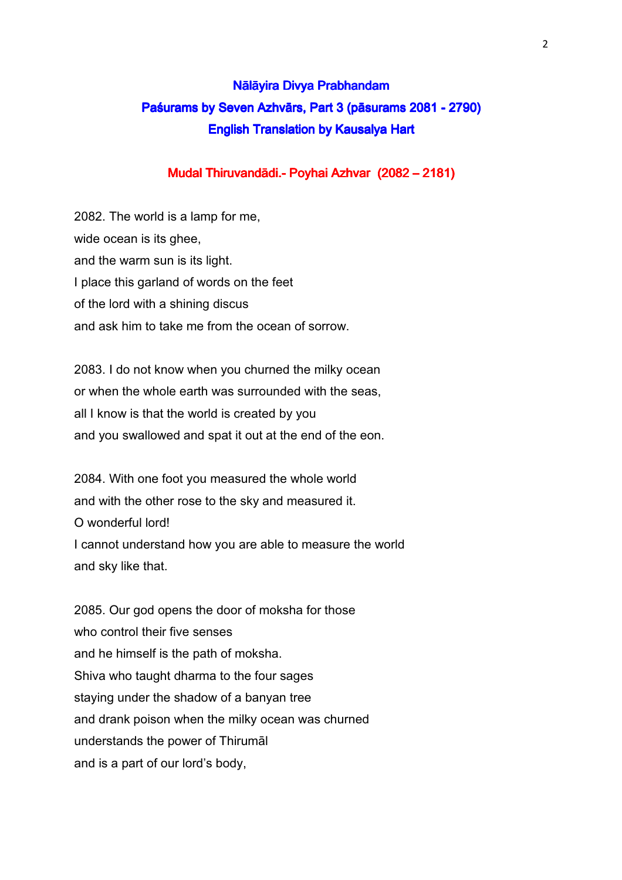## Nālāyira Divya Prabhandam
## Paśurams by Seven Azhvārs, Part 3 (pāsurams 2081 - 2790)
## English Translation by Kausalya Hart

### Mudal Thiruvandādi.- Poyhai Azhvar (2082 – 2181)

2082. The world is a lamp for me,
wide ocean is its ghee,
and the warm sun is its light.
I place this garland of words on the feet
of the lord with a shining discus
and ask him to take me from the ocean of sorrow.

2083. I do not know when you churned the milky ocean
or when the whole earth was surrounded with the seas,
all I know is that the world is created by you
and you swallowed and spat it out at the end of the eon.

2084. With one foot you measured the whole world
and with the other rose to the sky and measured it.
O wonderful lord!
I cannot understand how you are able to measure the world
and sky like that.

2085. Our god opens the door of moksha for those
who control their five senses
and he himself is the path of moksha.
Shiva who taught dharma to the four sages
staying under the shadow of a banyan tree
and drank poison when the milky ocean was churned
understands the power of Thirumāl
and is a part of our lord's body,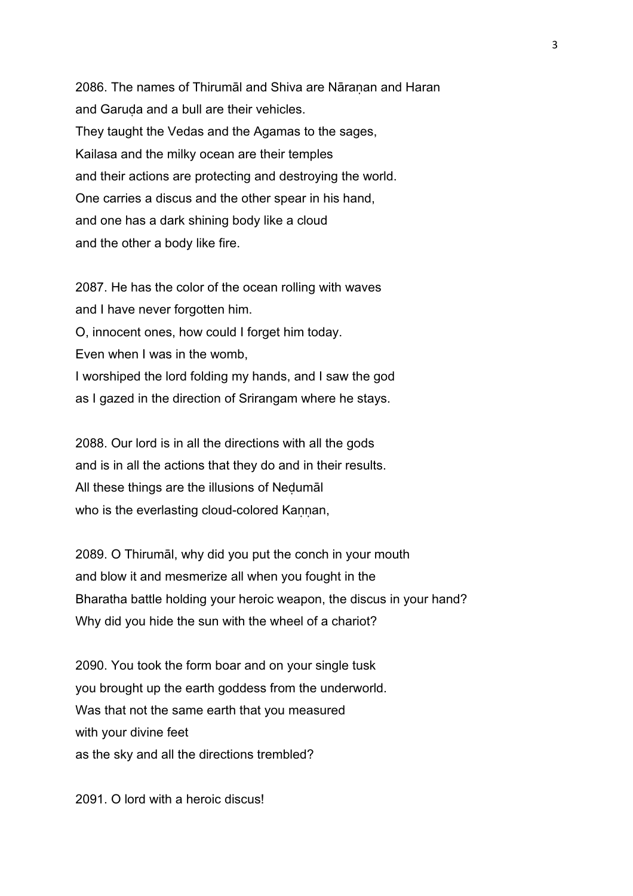2086. The names of Thirumāl and Shiva are Nāraṇan and Haran
and Garuḍa and a bull are their vehicles.
They taught the Vedas and the Agamas to the sages,
Kailasa and the milky ocean are their temples
and their actions are protecting and destroying the world.
One carries a discus and the other spear in his hand,
and one has a dark shining body like a cloud
and the other a body like fire.

2087. He has the color of the ocean rolling with waves
and I have never forgotten him.
O, innocent ones, how could I forget him today.
Even when I was in the womb,
I worshiped the lord folding my hands, and I saw the god
as I gazed in the direction of Srirangam where he stays.

2088. Our lord is in all the directions with all the gods
and is in all the actions that they do and in their results.
All these things are the illusions of Neḍumāl
who is the everlasting cloud-colored Kaṇṇan,

2089. O Thirumāl, why did you put the conch in your mouth
and blow it and mesmerize all when you fought in the
Bharatha battle holding your heroic weapon, the discus in your hand?
Why did you hide the sun with the wheel of a chariot?

2090. You took the form boar and on your single tusk
you brought up the earth goddess from the underworld.
Was that not the same earth that you measured
with your divine feet
as the sky and all the directions trembled?

2091. O lord with a heroic discus!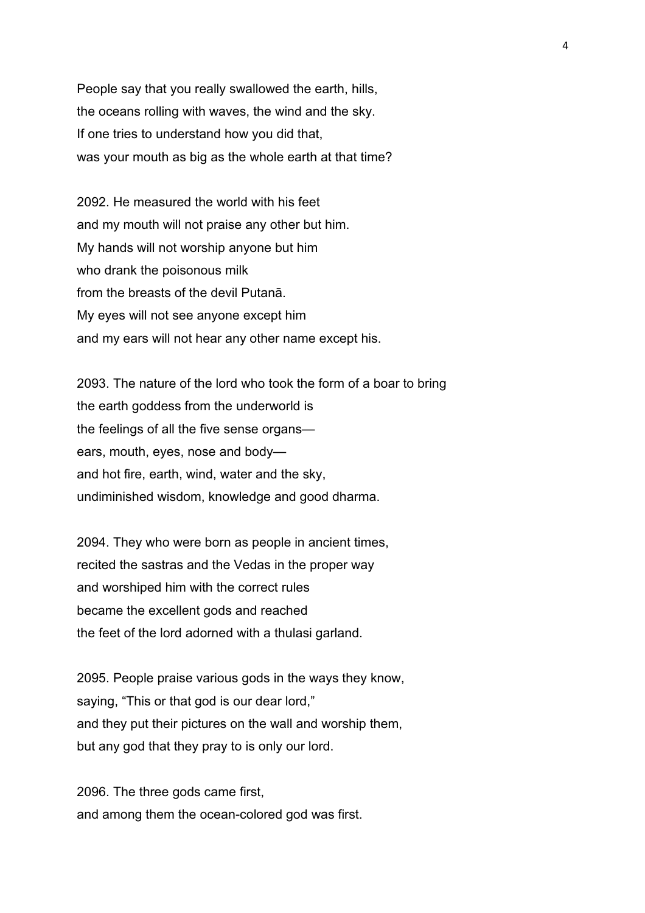People say that you really swallowed the earth, hills,  
the oceans rolling with waves, the wind and the sky.  
If one tries to understand how you did that,  
was your mouth as big as the whole earth at that time?

2092. He measured the world with his feet  
and my mouth will not praise any other but him.  
My hands will not worship anyone but him  
who drank the poisonous milk  
from the breasts of the devil Putanā.  
My eyes will not see anyone except him  
and my ears will not hear any other name except his.

2093. The nature of the lord who took the form of a boar to bring  
the earth goddess from the underworld is  
the feelings of all the five sense organs—  
ears, mouth, eyes, nose and body—  
and hot fire, earth, wind, water and the sky,  
undiminished wisdom, knowledge and good dharma.

2094. They who were born as people in ancient times,  
recited the sastras and the Vedas in the proper way  
and worshiped him with the correct rules  
became the excellent gods and reached  
the feet of the lord adorned with a thulasi garland.

2095. People praise various gods in the ways they know,  
saying, “This or that god is our dear lord,”  
and they put their pictures on the wall and worship them,  
but any god that they pray to is only our lord.

2096. The three gods came first,  
and among them the ocean-colored god was first.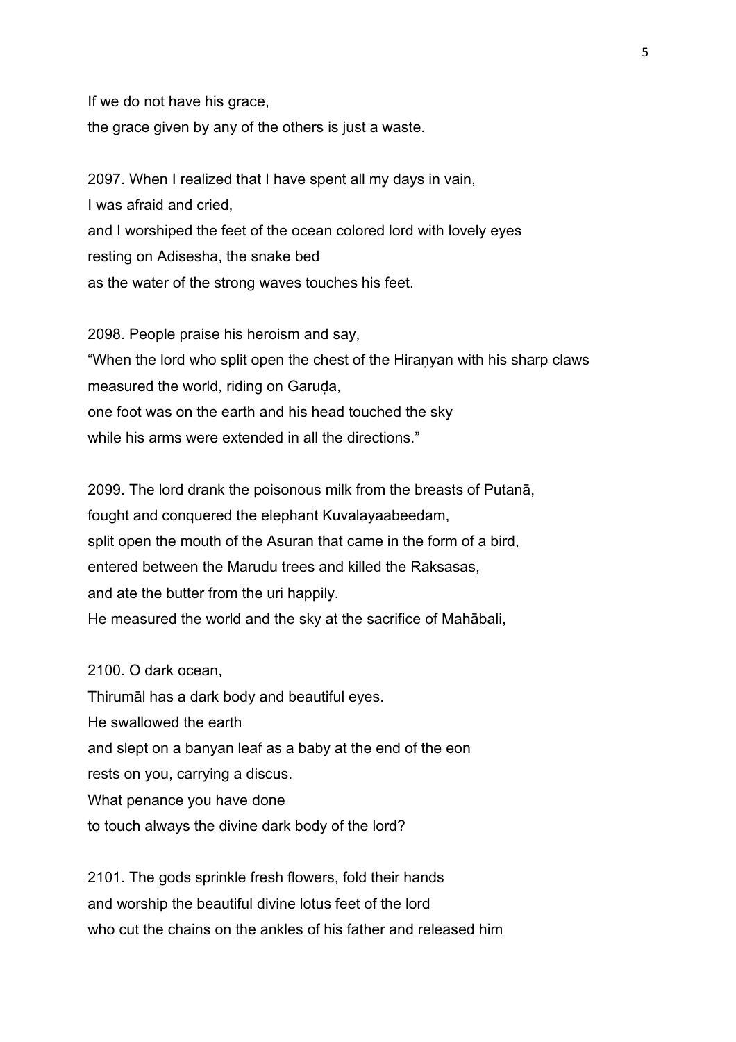If we do not have his grace,
the grace given by any of the others is just a waste.

2097. When I realized that I have spent all my days in vain,
I was afraid and cried,
and I worshiped the feet of the ocean colored lord with lovely eyes
resting on Adisesha, the snake bed
as the water of the strong waves touches his feet.

2098. People praise his heroism and say,
"When the lord who split open the chest of the Hiraṇyan with his sharp claws
measured the world, riding on Garuḍa,
one foot was on the earth and his head touched the sky
while his arms were extended in all the directions."

2099. The lord drank the poisonous milk from the breasts of Putanā,
fought and conquered the elephant Kuvalayaabeedam,
split open the mouth of the Asuran that came in the form of a bird,
entered between the Marudu trees and killed the Raksasas,
and ate the butter from the uri happily.
He measured the world and the sky at the sacrifice of Mahābali,

2100. O dark ocean,
Thirumāl has a dark body and beautiful eyes.
He swallowed the earth
and slept on a banyan leaf as a baby at the end of the eon
rests on you, carrying a discus.
What penance you have done
to touch always the divine dark body of the lord?

2101. The gods sprinkle fresh flowers, fold their hands
and worship the beautiful divine lotus feet of the lord
who cut the chains on the ankles of his father and released him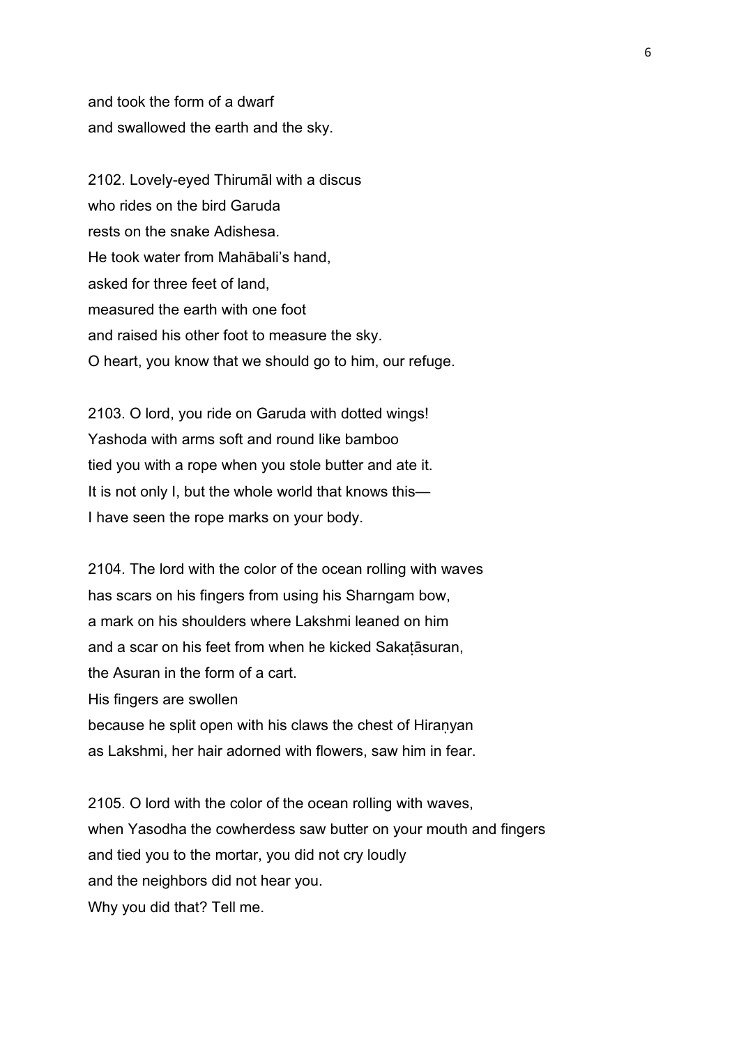and took the form of a dwarf
and swallowed the earth and the sky.

2102. Lovely-eyed Thirumāl with a discus
who rides on the bird Garuda
rests on the snake Adishesa.
He took water from Mahābali's hand,
asked for three feet of land,
measured the earth with one foot
and raised his other foot to measure the sky.
O heart, you know that we should go to him, our refuge.

2103. O lord, you ride on Garuda with dotted wings!
Yashoda with arms soft and round like bamboo
tied you with a rope when you stole butter and ate it.
It is not only I, but the whole world that knows this—
I have seen the rope marks on your body.

2104. The lord with the color of the ocean rolling with waves
has scars on his fingers from using his Sharngam bow,
a mark on his shoulders where Lakshmi leaned on him
and a scar on his feet from when he kicked Sakaṭāsuran,
the Asuran in the form of a cart.
His fingers are swollen
because he split open with his claws the chest of Hiraṇyan
as Lakshmi, her hair adorned with flowers, saw him in fear.

2105. O lord with the color of the ocean rolling with waves,
when Yasodha the cowherdess saw butter on your mouth and fingers
and tied you to the mortar, you did not cry loudly
and the neighbors did not hear you.
Why you did that? Tell me.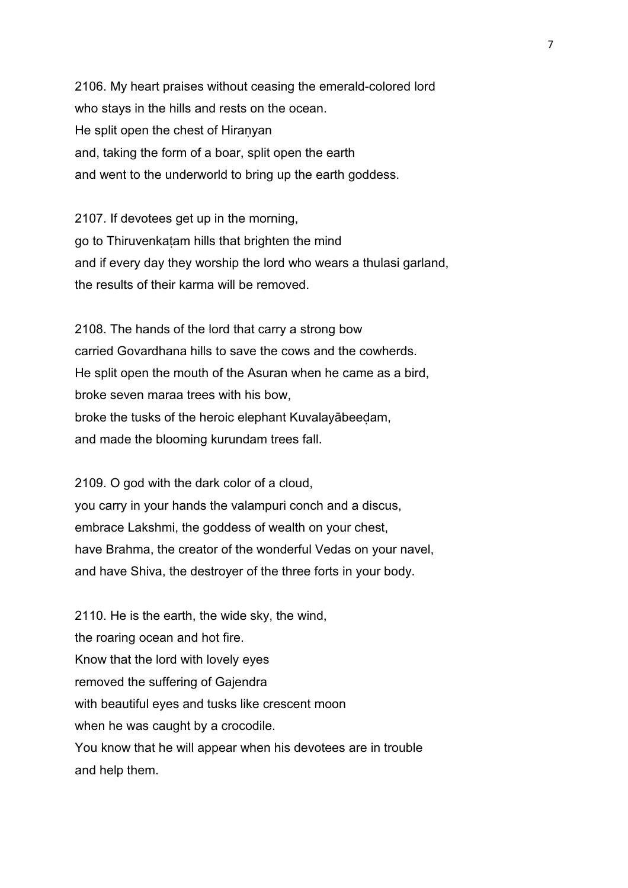2106. My heart praises without ceasing the emerald-colored lord
who stays in the hills and rests on the ocean.
He split open the chest of Hiraṇyan
and, taking the form of a boar, split open the earth
and went to the underworld to bring up the earth goddess.

2107. If devotees get up in the morning,
go to Thiruvenkaṭam hills that brighten the mind
and if every day they worship the lord who wears a thulasi garland,
the results of their karma will be removed.

2108. The hands of the lord that carry a strong bow
carried Govardhana hills to save the cows and the cowherds.
He split open the mouth of the Asuran when he came as a bird,
broke seven maraa trees with his bow,
broke the tusks of the heroic elephant Kuvalayābeeḍam,
and made the blooming kurundam trees fall.

2109. O god with the dark color of a cloud,
you carry in your hands the valampuri conch and a discus,
embrace Lakshmi, the goddess of wealth on your chest,
have Brahma, the creator of the wonderful Vedas on your navel,
and have Shiva, the destroyer of the three forts in your body.

2110. He is the earth, the wide sky, the wind,
the roaring ocean and hot fire.
Know that the lord with lovely eyes
removed the suffering of Gajendra
with beautiful eyes and tusks like crescent moon
when he was caught by a crocodile.
You know that he will appear when his devotees are in trouble
and help them.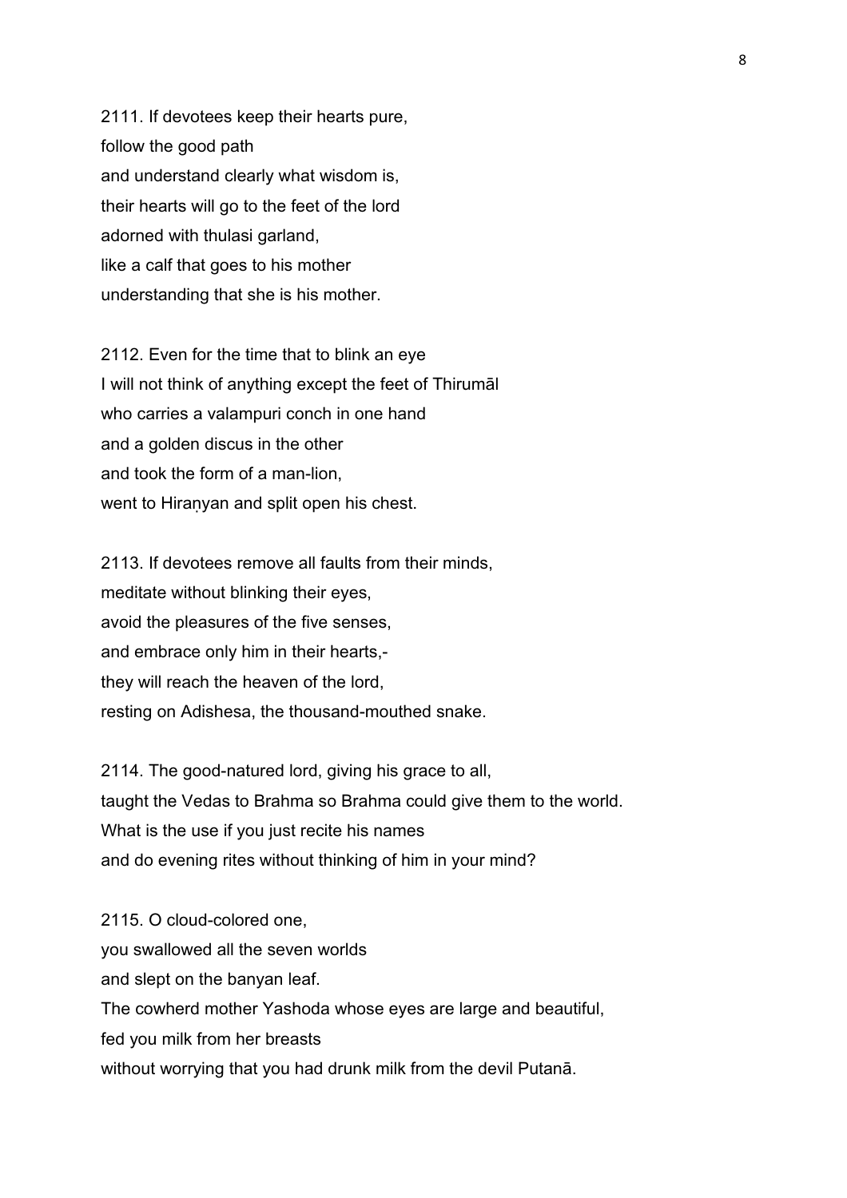2111. If devotees keep their hearts pure,
follow the good path
and understand clearly what wisdom is,
their hearts will go to the feet of the lord
adorned with thulasi garland,
like a calf that goes to his mother
understanding that she is his mother.

2112. Even for the time that to blink an eye
I will not think of anything except the feet of Thirumāl
who carries a valampuri conch in one hand
and a golden discus in the other
and took the form of a man-lion,
went to Hiraṇyan and split open his chest.

2113. If devotees remove all faults from their minds,
meditate without blinking their eyes,
avoid the pleasures of the five senses,
and embrace only him in their hearts,-
they will reach the heaven of the lord,
resting on Adishesa, the thousand-mouthed snake.

2114. The good-natured lord, giving his grace to all,
taught the Vedas to Brahma so Brahma could give them to the world.
What is the use if you just recite his names
and do evening rites without thinking of him in your mind?

2115. O cloud-colored one,
you swallowed all the seven worlds
and slept on the banyan leaf.
The cowherd mother Yashoda whose eyes are large and beautiful,
fed you milk from her breasts
without worrying that you had drunk milk from the devil Putanā.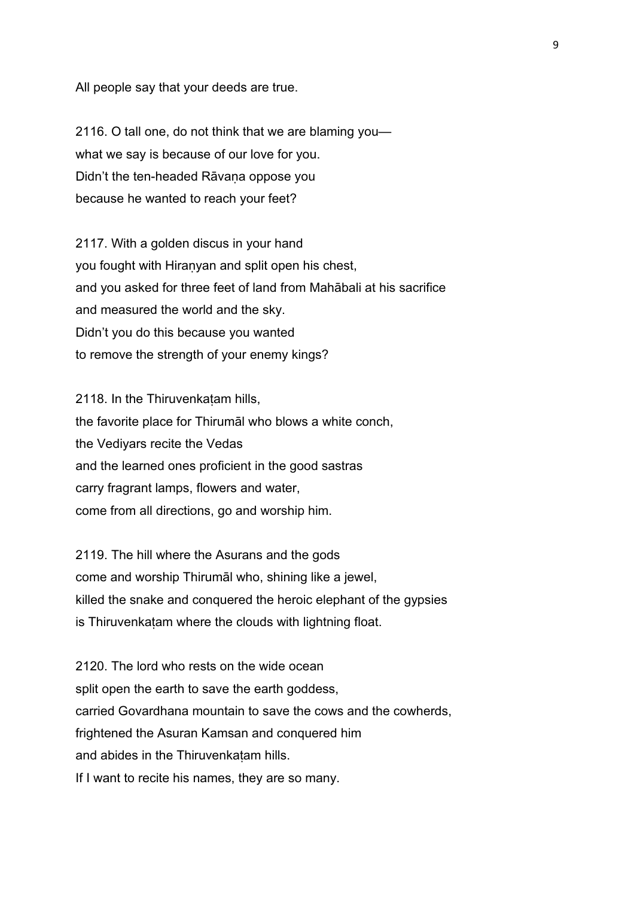All people say that your deeds are true.

2116. O tall one, do not think that we are blaming you—
what we say is because of our love for you.
Didn't the ten-headed Rāvaṇa oppose you
because he wanted to reach your feet?

2117. With a golden discus in your hand
you fought with Hiraṇyan and split open his chest,
and you asked for three feet of land from Mahābali at his sacrifice
and measured the world and the sky.
Didn't you do this because you wanted
to remove the strength of your enemy kings?

2118. In the Thiruvenkaṭam hills,
the favorite place for Thirumāl who blows a white conch,
the Vediyars recite the Vedas
and the learned ones proficient in the good sastras
carry fragrant lamps, flowers and water,
come from all directions, go and worship him.

2119. The hill where the Asurans and the gods
come and worship Thirumāl who, shining like a jewel,
killed the snake and conquered the heroic elephant of the gypsies
is Thiruvenkaṭam where the clouds with lightning float.

2120. The lord who rests on the wide ocean
split open the earth to save the earth goddess,
carried Govardhana mountain to save the cows and the cowherds,
frightened the Asuran Kamsan and conquered him
and abides in the Thiruvenkaṭam hills.
If I want to recite his names, they are so many.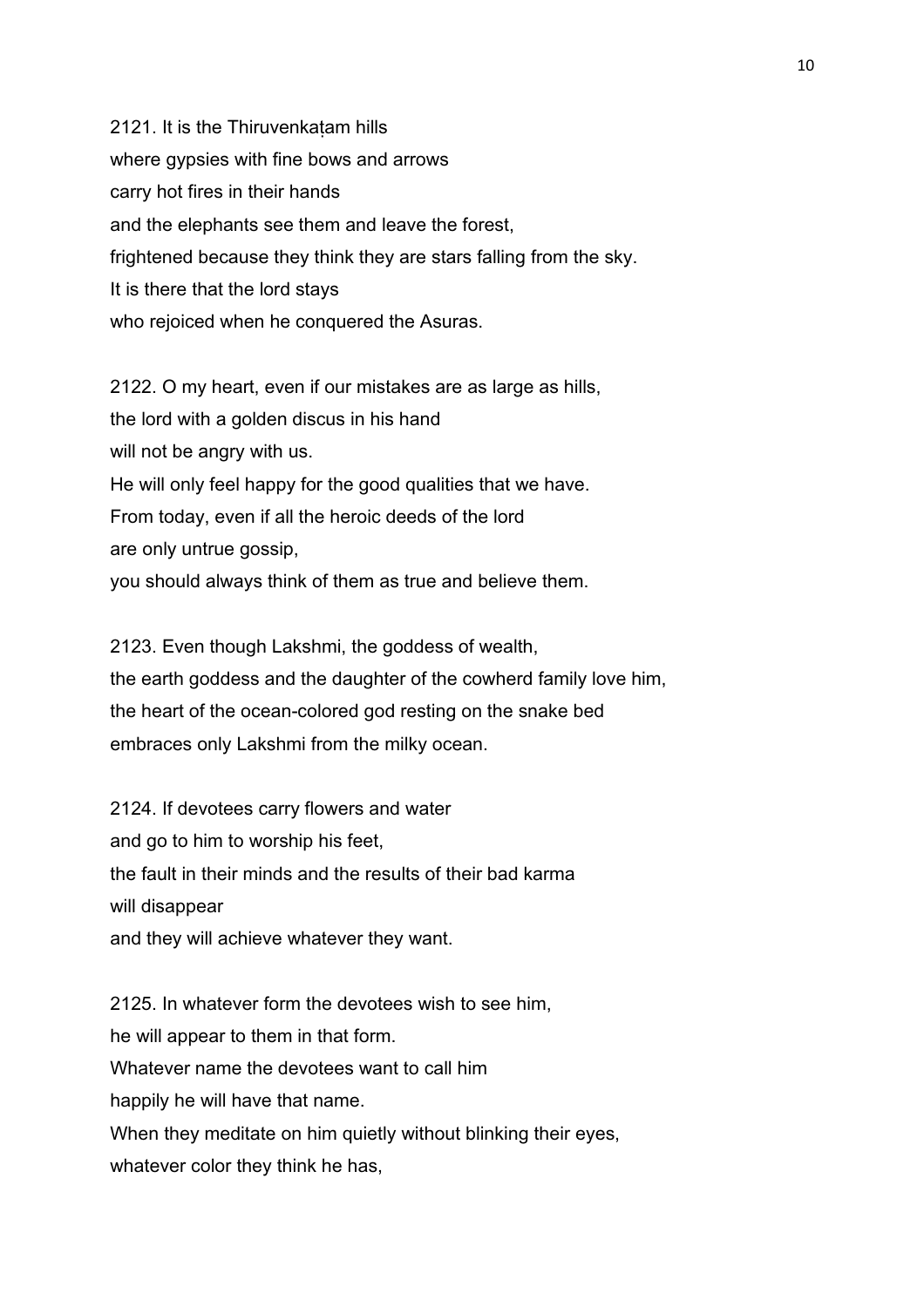2121. It is the Thiruvenkaṭam hills
where gypsies with fine bows and arrows
carry hot fires in their hands
and the elephants see them and leave the forest,
frightened because they think they are stars falling from the sky.
It is there that the lord stays
who rejoiced when he conquered the Asuras.

2122. O my heart, even if our mistakes are as large as hills,
the lord with a golden discus in his hand
will not be angry with us.
He will only feel happy for the good qualities that we have.
From today, even if all the heroic deeds of the lord
are only untrue gossip,
you should always think of them as true and believe them.

2123. Even though Lakshmi, the goddess of wealth,
the earth goddess and the daughter of the cowherd family love him,
the heart of the ocean-colored god resting on the snake bed
embraces only Lakshmi from the milky ocean.

2124. If devotees carry flowers and water
and go to him to worship his feet,
the fault in their minds and the results of their bad karma
will disappear
and they will achieve whatever they want.

2125. In whatever form the devotees wish to see him,
he will appear to them in that form.
Whatever name the devotees want to call him
happily he will have that name.
When they meditate on him quietly without blinking their eyes,
whatever color they think he has,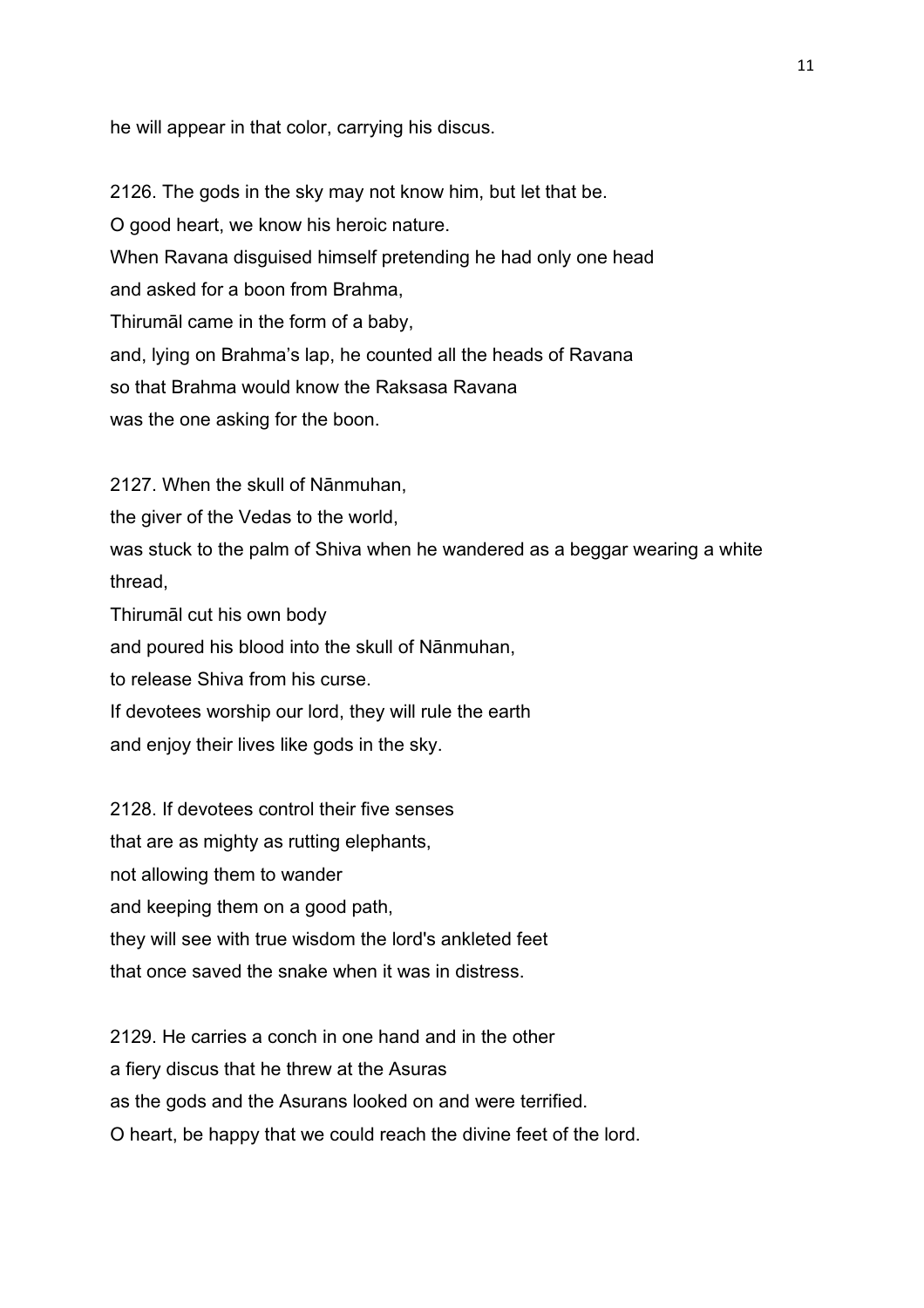he will appear in that color, carrying his discus.

2126. The gods in the sky may not know him, but let that be.
O good heart, we know his heroic nature.
When Ravana disguised himself pretending he had only one head
and asked for a boon from Brahma,
Thirumāl came in the form of a baby,
and, lying on Brahma's lap, he counted all the heads of Ravana
so that Brahma would know the Raksasa Ravana
was the one asking for the boon.

2127. When the skull of Nānmuhan,
the giver of the Vedas to the world,
was stuck to the palm of Shiva when he wandered as a beggar wearing a white thread,
Thirumāl cut his own body
and poured his blood into the skull of Nānmuhan,
to release Shiva from his curse.
If devotees worship our lord, they will rule the earth
and enjoy their lives like gods in the sky.

2128. If devotees control their five senses
that are as mighty as rutting elephants,
not allowing them to wander
and keeping them on a good path,
they will see with true wisdom the lord's ankleted feet
that once saved the snake when it was in distress.

2129. He carries a conch in one hand and in the other
a fiery discus that he threw at the Asuras
as the gods and the Asurans looked on and were terrified.
O heart, be happy that we could reach the divine feet of the lord.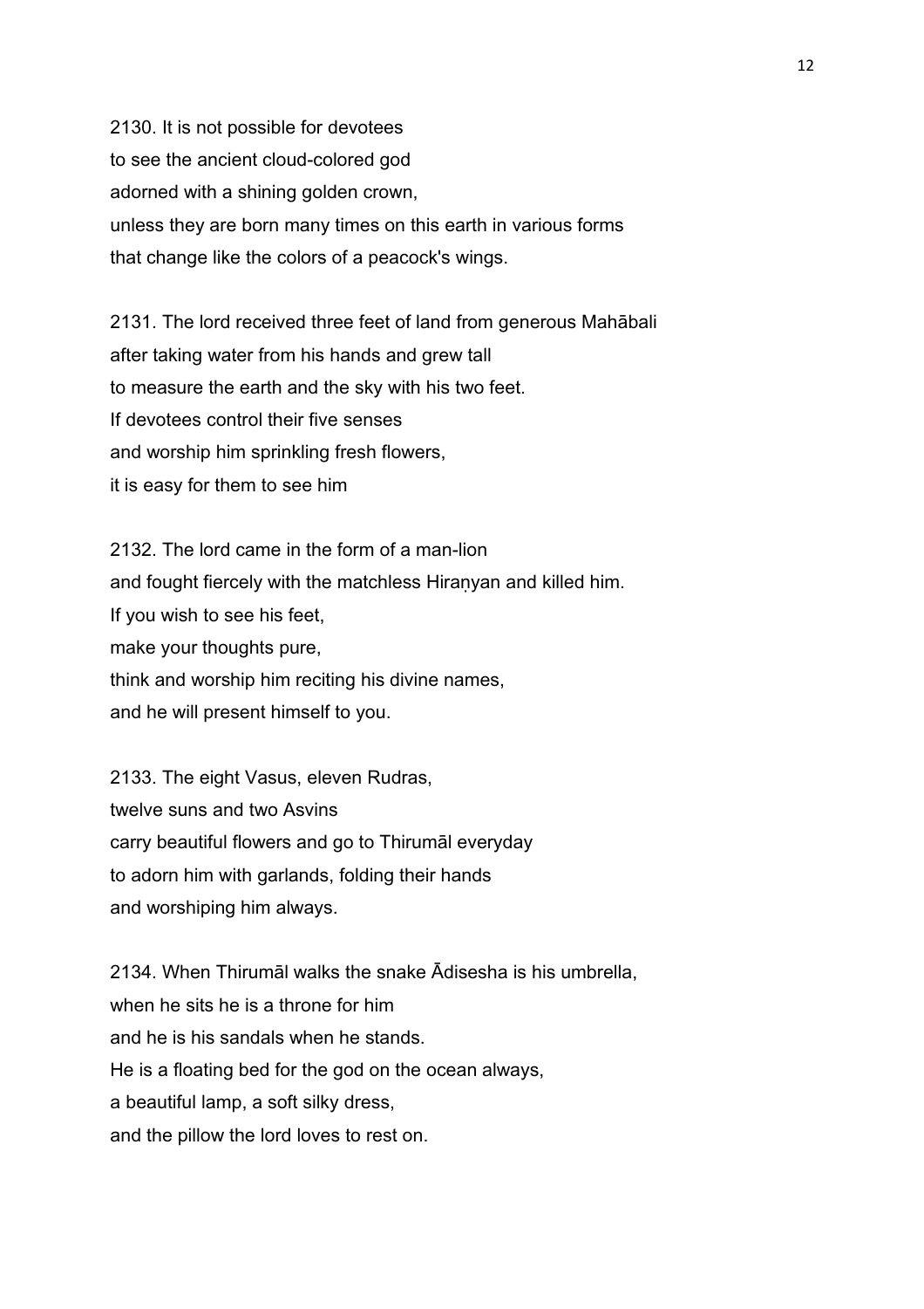2130. It is not possible for devotees
to see the ancient cloud-colored god
adorned with a shining golden crown,
unless they are born many times on this earth in various forms
that change like the colors of a peacock's wings.

2131. The lord received three feet of land from generous Mahābali
after taking water from his hands and grew tall
to measure the earth and the sky with his two feet.
If devotees control their five senses
and worship him sprinkling fresh flowers,
it is easy for them to see him

2132. The lord came in the form of a man-lion
and fought fiercely with the matchless Hiraṇyan and killed him.
If you wish to see his feet,
make your thoughts pure,
think and worship him reciting his divine names,
and he will present himself to you.

2133. The eight Vasus, eleven Rudras,
twelve suns and two Asvins
carry beautiful flowers and go to Thirumāl everyday
to adorn him with garlands, folding their hands
and worshiping him always.

2134. When Thirumāl walks the snake Ādisesha is his umbrella,
when he sits he is a throne for him
and he is his sandals when he stands.
He is a floating bed for the god on the ocean always,
a beautiful lamp, a soft silky dress,
and the pillow the lord loves to rest on.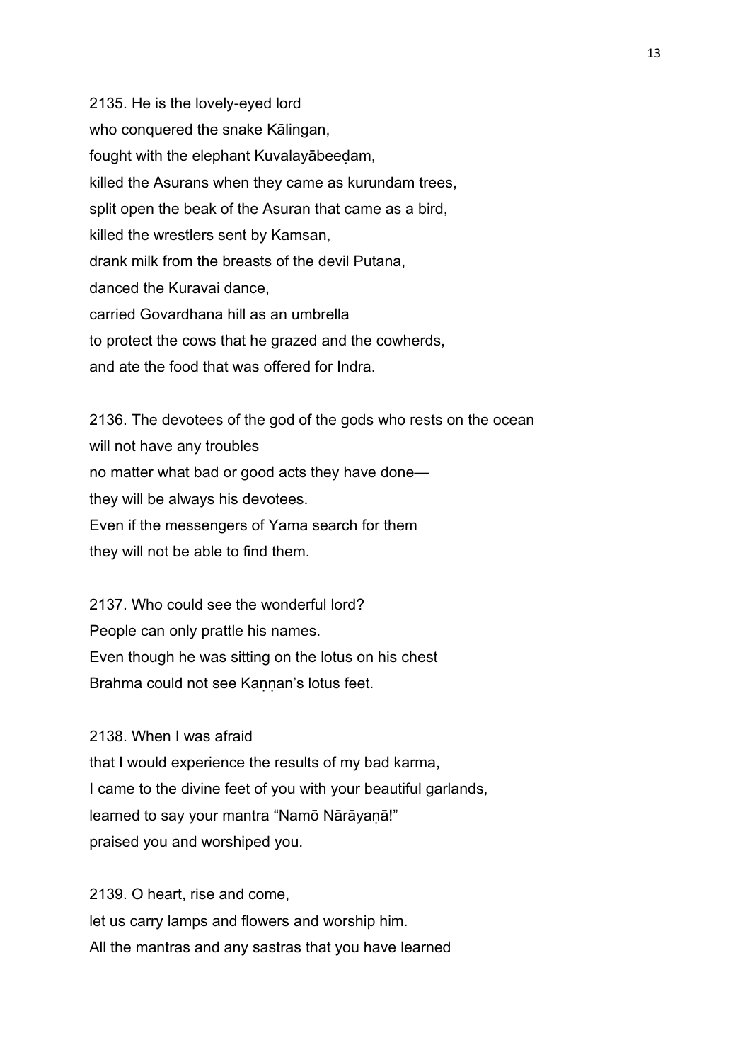2135. He is the lovely-eyed lord
who conquered the snake Kālingan,
fought with the elephant Kuvalayābeeḍam,
killed the Asurans when they came as kurundam trees,
split open the beak of the Asuran that came as a bird,
killed the wrestlers sent by Kamsan,
drank milk from the breasts of the devil Putana,
danced the Kuravai dance,
carried Govardhana hill as an umbrella
to protect the cows that he grazed and the cowherds,
and ate the food that was offered for Indra.

2136. The devotees of the god of the gods who rests on the ocean
will not have any troubles
no matter what bad or good acts they have done—
they will be always his devotees.
Even if the messengers of Yama search for them
they will not be able to find them.

2137. Who could see the wonderful lord?
People can only prattle his names.
Even though he was sitting on the lotus on his chest
Brahma could not see Kaṇṇan's lotus feet.

2138. When I was afraid
that I would experience the results of my bad karma,
I came to the divine feet of you with your beautiful garlands,
learned to say your mantra "Namō Nārāyaṇā!"
praised you and worshiped you.

2139. O heart, rise and come,
let us carry lamps and flowers and worship him.
All the mantras and any sastras that you have learned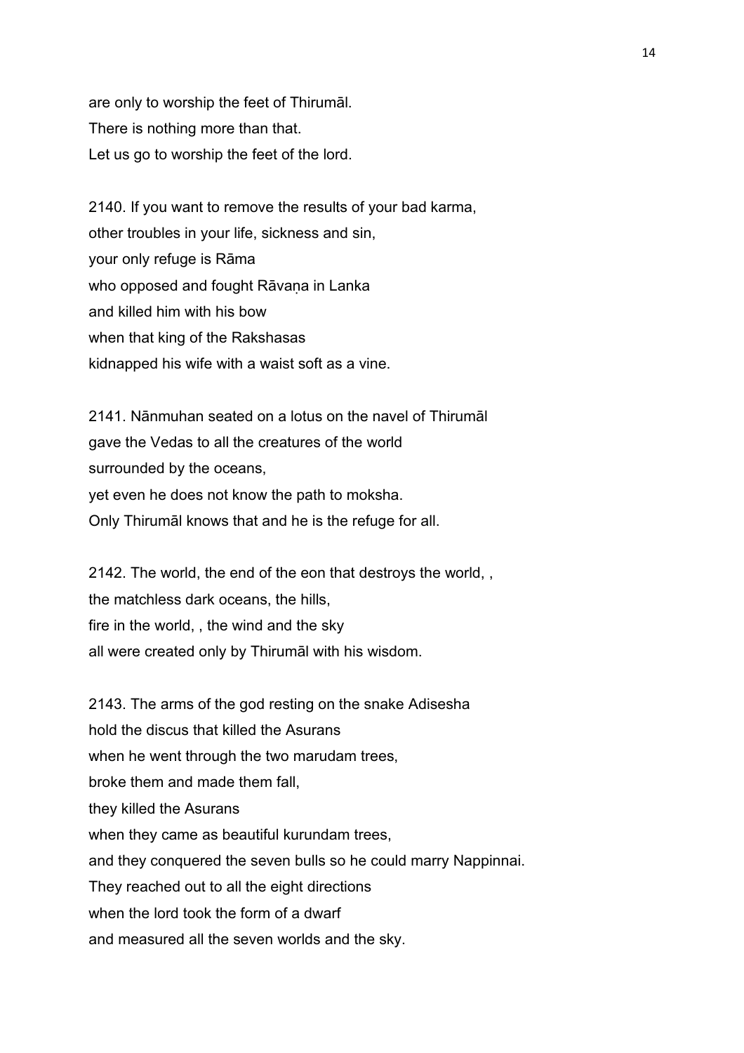are only to worship the feet of Thirumāl.
There is nothing more than that.
Let us go to worship the feet of the lord.

2140. If you want to remove the results of your bad karma,
other troubles in your life, sickness and sin,
your only refuge is Rāma
who opposed and fought Rāvaṇa in Lanka
and killed him with his bow
when that king of the Rakshasas
kidnapped his wife with a waist soft as a vine.

2141. Nānmuhan seated on a lotus on the navel of Thirumāl
gave the Vedas to all the creatures of the world
surrounded by the oceans,
yet even he does not know the path to moksha.
Only Thirumāl knows that and he is the refuge for all.

2142. The world, the end of the eon that destroys the world, ,
the matchless dark oceans, the hills,
fire in the world, , the wind and the sky
all were created only by Thirumāl with his wisdom.

2143. The arms of the god resting on the snake Adisesha
hold the discus that killed the Asurans
when he went through the two marudam trees,
broke them and made them fall,
they killed the Asurans
when they came as beautiful kurundam trees,
and they conquered the seven bulls so he could marry Nappinnai.
They reached out to all the eight directions
when the lord took the form of a dwarf
and measured all the seven worlds and the sky.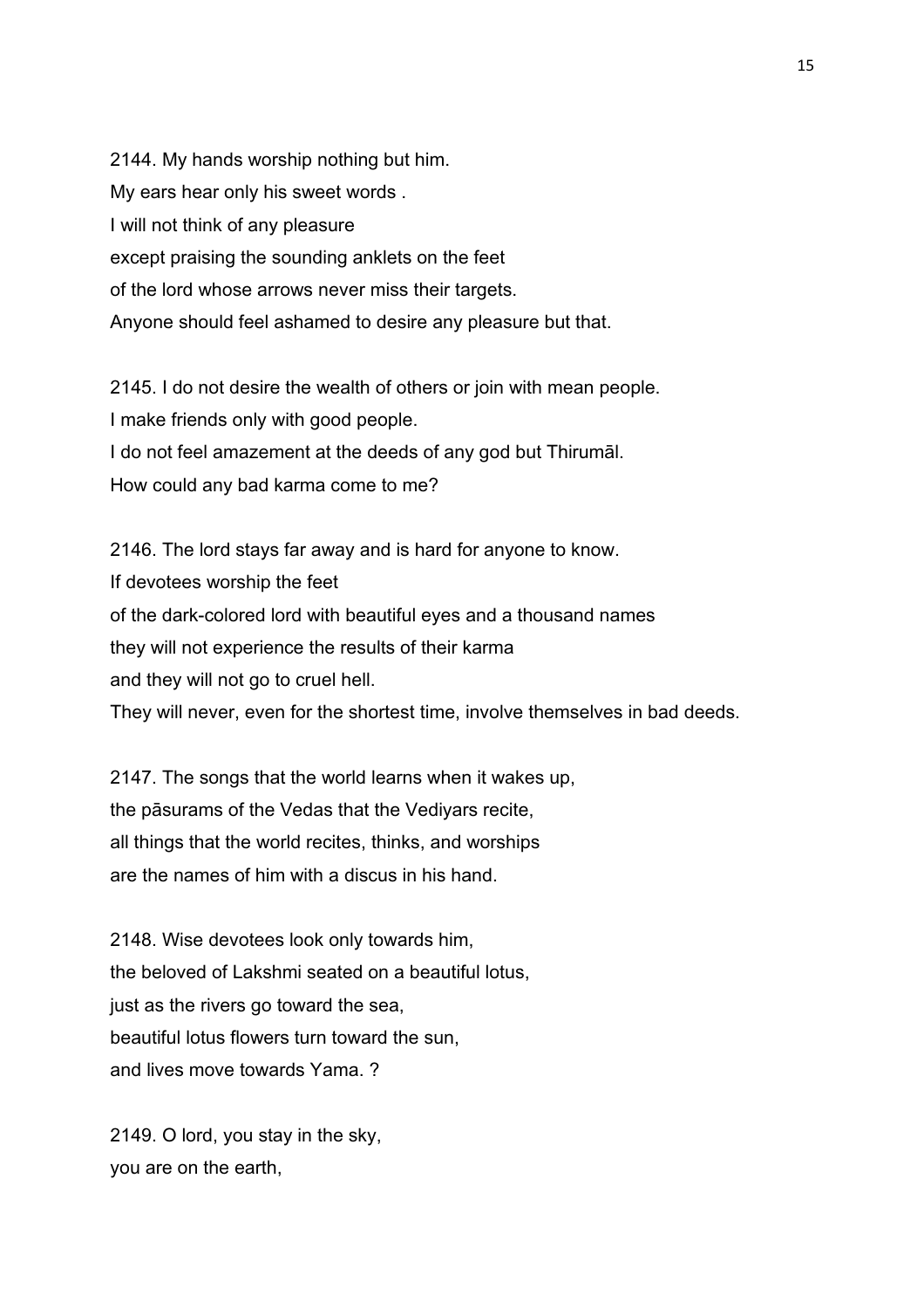2144. My hands worship nothing but him.
My ears hear only his sweet words .
I will not think of any pleasure
except praising the sounding anklets on the feet
of the lord whose arrows never miss their targets.
Anyone should feel ashamed to desire any pleasure but that.

2145. I do not desire the wealth of others or join with mean people.
I make friends only with good people.
I do not feel amazement at the deeds of any god but Thirumāl.
How could any bad karma come to me?

2146. The lord stays far away and is hard for anyone to know.
If devotees worship the feet
of the dark-colored lord with beautiful eyes and a thousand names
they will not experience the results of their karma
and they will not go to cruel hell.
They will never, even for the shortest time, involve themselves in bad deeds.

2147. The songs that the world learns when it wakes up,
the pāsurams of the Vedas that the Vediyars recite,
all things that the world recites, thinks, and worships
are the names of him with a discus in his hand.

2148. Wise devotees look only towards him,
the beloved of Lakshmi seated on a beautiful lotus,
just as the rivers go toward the sea,
beautiful lotus flowers turn toward the sun,
and lives move towards Yama. ?

2149. O lord, you stay in the sky,
you are on the earth,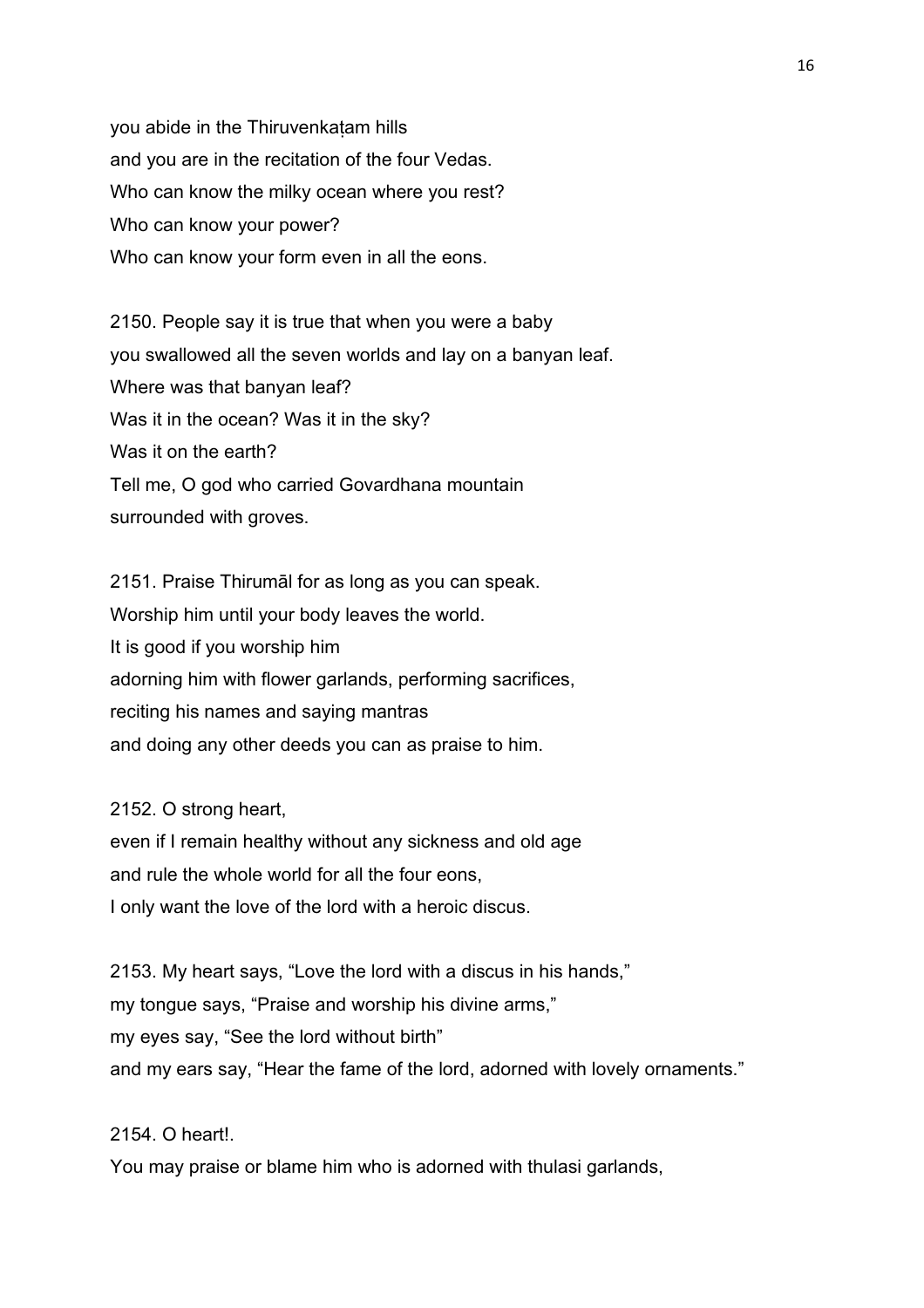you abide in the Thiruvenkaṭam hills
and you are in the recitation of the four Vedas.
Who can know the milky ocean where you rest?
Who can know your power?
Who can know your form even in all the eons.

2150. People say it is true that when you were a baby
you swallowed all the seven worlds and lay on a banyan leaf.
Where was that banyan leaf?
Was it in the ocean? Was it in the sky?
Was it on the earth?
Tell me, O god who carried Govardhana mountain
surrounded with groves.

2151. Praise Thirumāl for as long as you can speak.
Worship him until your body leaves the world.
It is good if you worship him
adorning him with flower garlands, performing sacrifices,
reciting his names and saying mantras
and doing any other deeds you can as praise to him.

2152. O strong heart,
even if I remain healthy without any sickness and old age
and rule the whole world for all the four eons,
I only want the love of the lord with a heroic discus.

2153. My heart says, "Love the lord with a discus in his hands,"
my tongue says, "Praise and worship his divine arms,"
my eyes say, "See the lord without birth"
and my ears say, "Hear the fame of the lord, adorned with lovely ornaments."

2154. O heart!.
You may praise or blame him who is adorned with thulasi garlands,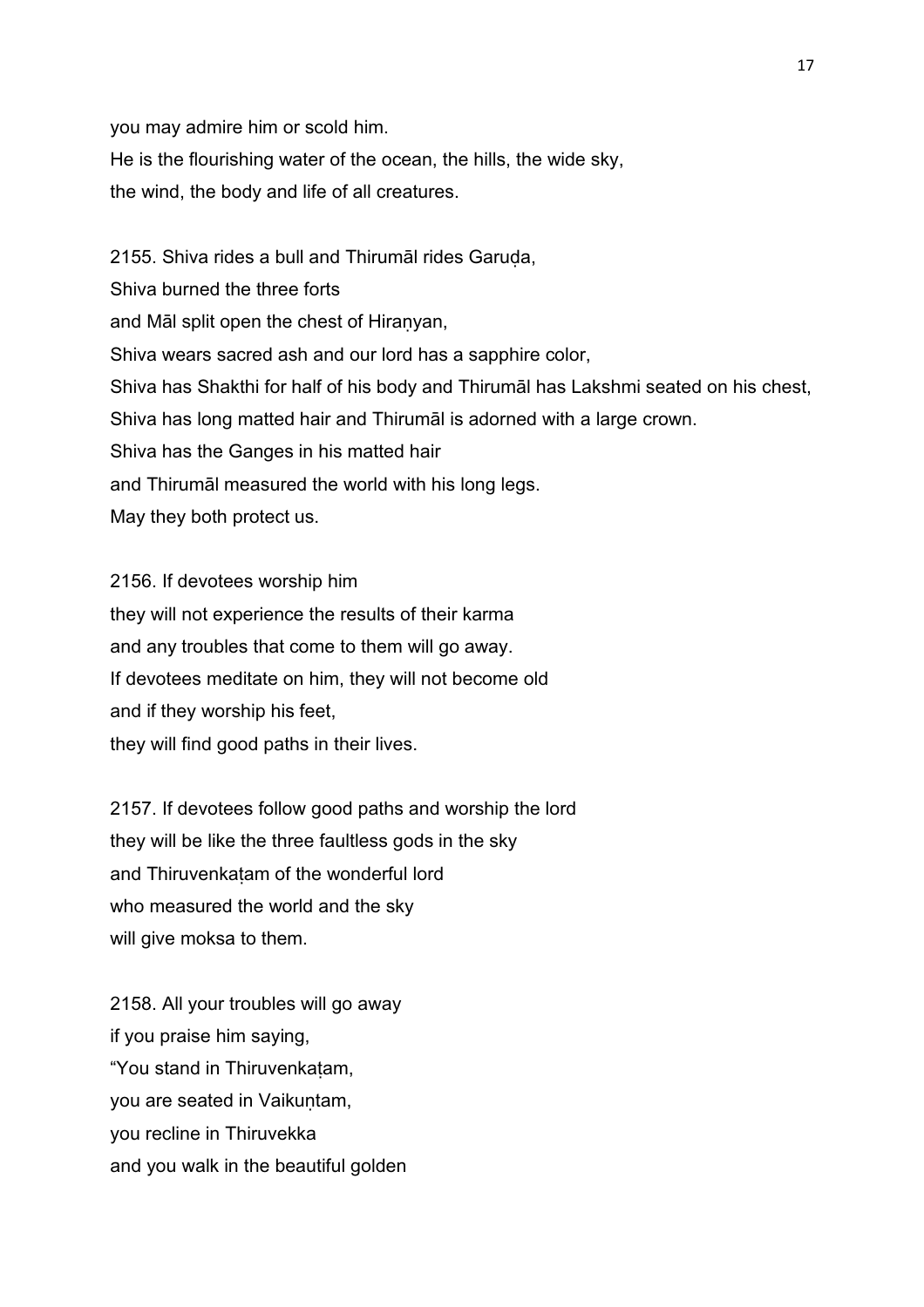you may admire him or scold him.
He is the flourishing water of the ocean, the hills, the wide sky,
the wind, the body and life of all creatures.

2155. Shiva rides a bull and Thirumāl rides Garuḍa,
Shiva burned the three forts
and Māl split open the chest of Hiraṇyan,
Shiva wears sacred ash and our lord has a sapphire color,
Shiva has Shakthi for half of his body and Thirumāl has Lakshmi seated on his chest,
Shiva has long matted hair and Thirumāl is adorned with a large crown.
Shiva has the Ganges in his matted hair
and Thirumāl measured the world with his long legs.
May they both protect us.

2156. If devotees worship him
they will not experience the results of their karma
and any troubles that come to them will go away.
If devotees meditate on him, they will not become old
and if they worship his feet,
they will find good paths in their lives.

2157. If devotees follow good paths and worship the lord
they will be like the three faultless gods in the sky
and Thiruvenkaṭam of the wonderful lord
who measured the world and the sky
will give moksa to them.

2158. All your troubles will go away
if you praise him saying,
"You stand in Thiruvenkaṭam,
you are seated in Vaikuṇtam,
you recline in Thiruvekka
and you walk in the beautiful golden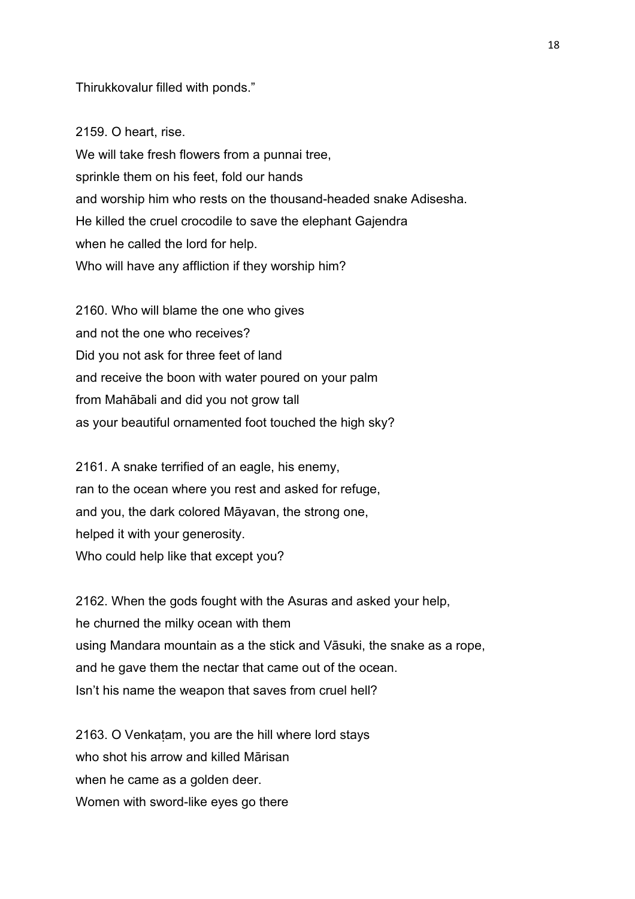Thirukkovalur filled with ponds."

2159. O heart, rise.
We will take fresh flowers from a punnai tree,
sprinkle them on his feet, fold our hands
and worship him who rests on the thousand-headed snake Adisesha.
He killed the cruel crocodile to save the elephant Gajendra
when he called the lord for help.
Who will have any affliction if they worship him?

2160. Who will blame the one who gives
and not the one who receives?
Did you not ask for three feet of land
and receive the boon with water poured on your palm
from Mahābali and did you not grow tall
as your beautiful ornamented foot touched the high sky?

2161. A snake terrified of an eagle, his enemy,
ran to the ocean where you rest and asked for refuge,
and you, the dark colored Māyavan, the strong one,
helped it with your generosity.
Who could help like that except you?

2162. When the gods fought with the Asuras and asked your help,
he churned the milky ocean with them
using Mandara mountain as a the stick and Vāsuki, the snake as a rope,
and he gave them the nectar that came out of the ocean.
Isn't his name the weapon that saves from cruel hell?

2163. O Venkaṭam, you are the hill where lord stays
who shot his arrow and killed Mārisan
when he came as a golden deer.
Women with sword-like eyes go there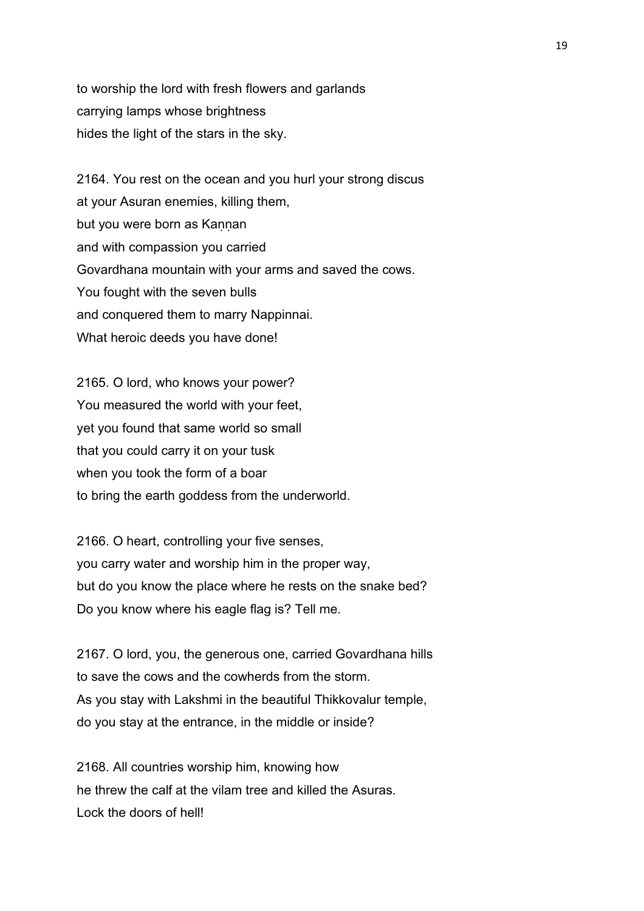to worship the lord with fresh flowers and garlands
carrying lamps whose brightness
hides the light of the stars in the sky.

2164. You rest on the ocean and you hurl your strong discus
at your Asuran enemies, killing them,
but you were born as Kaṇṇan
and with compassion you carried
Govardhana mountain with your arms and saved the cows.
You fought with the seven bulls
and conquered them to marry Nappinnai.
What heroic deeds you have done!

2165. O lord, who knows your power?
You measured the world with your feet,
yet you found that same world so small
that you could carry it on your tusk
when you took the form of a boar
to bring the earth goddess from the underworld.

2166. O heart, controlling your five senses,
you carry water and worship him in the proper way,
but do you know the place where he rests on the snake bed?
Do you know where his eagle flag is? Tell me.

2167. O lord, you, the generous one, carried Govardhana hills
to save the cows and the cowherds from the storm.
As you stay with Lakshmi in the beautiful Thikkovalur temple,
do you stay at the entrance, in the middle or inside?

2168. All countries worship him, knowing how
he threw the calf at the vilam tree and killed the Asuras.
Lock the doors of hell!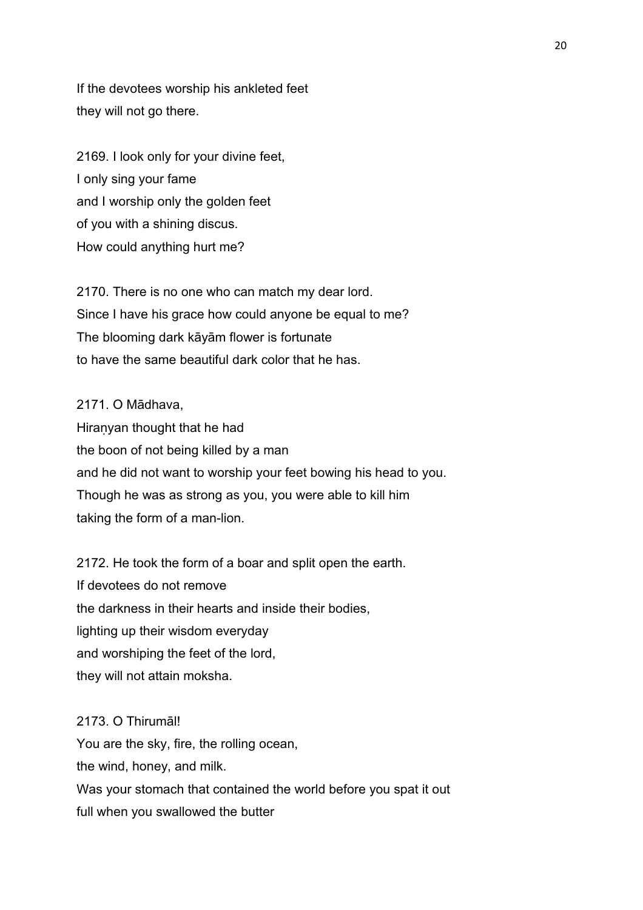If the devotees worship his ankleted feet
they will not go there.

2169. I look only for your divine feet,
I only sing your fame
and I worship only the golden feet
of you with a shining discus.
How could anything hurt me?

2170. There is no one who can match my dear lord.
Since I have his grace how could anyone be equal to me?
The blooming dark kāyām flower is fortunate
to have the same beautiful dark color that he has.

2171. O Mādhava,
Hiraṇyan thought that he had
the boon of not being killed by a man
and he did not want to worship your feet bowing his head to you.
Though he was as strong as you, you were able to kill him
taking the form of a man-lion.

2172. He took the form of a boar and split open the earth.
If devotees do not remove
the darkness in their hearts and inside their bodies,
lighting up their wisdom everyday
and worshiping the feet of the lord,
they will not attain moksha.

2173. O Thirumāl!
You are the sky, fire, the rolling ocean,
the wind, honey, and milk.
Was your stomach that contained the world before you spat it out
full when you swallowed the butter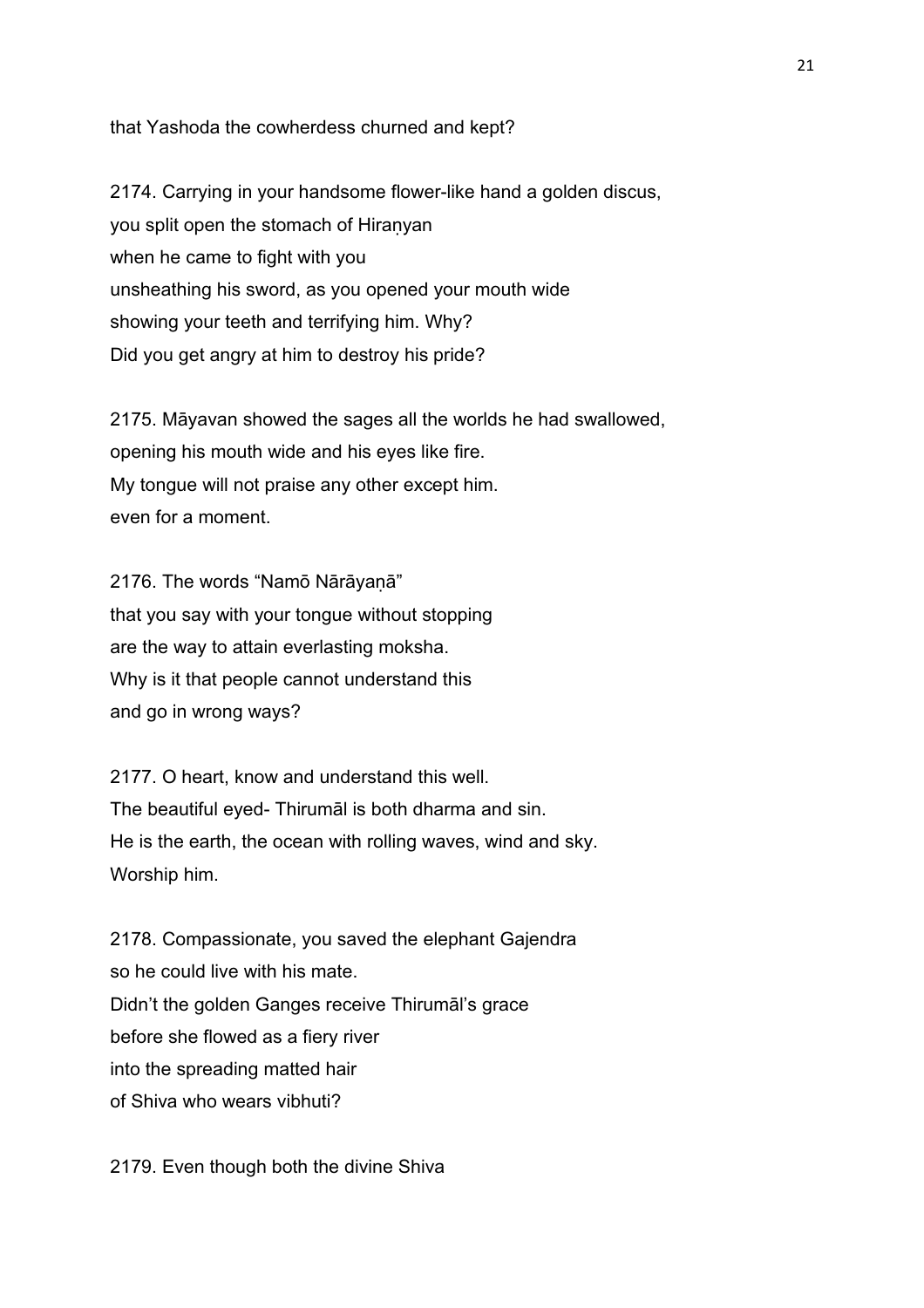that Yashoda the cowherdess churned and kept?

2174. Carrying in your handsome flower-like hand a golden discus,
you split open the stomach of Hiraṇyan
when he came to fight with you
unsheathing his sword, as you opened your mouth wide
showing your teeth and terrifying him. Why?
Did you get angry at him to destroy his pride?

2175. Māyavan showed the sages all the worlds he had swallowed,
opening his mouth wide and his eyes like fire.
My tongue will not praise any other except him.
even for a moment.

2176. The words “Namō Nārāyaṇā”
that you say with your tongue without stopping
are the way to attain everlasting moksha.
Why is it that people cannot understand this
and go in wrong ways?

2177. O heart, know and understand this well.
The beautiful eyed- Thirumāl is both dharma and sin.
He is the earth, the ocean with rolling waves, wind and sky.
Worship him.

2178. Compassionate, you saved the elephant Gajendra
so he could live with his mate.
Didn’t the golden Ganges receive Thirumāl’s grace
before she flowed as a fiery river
into the spreading matted hair
of Shiva who wears vibhuti?

2179. Even though both the divine Shiva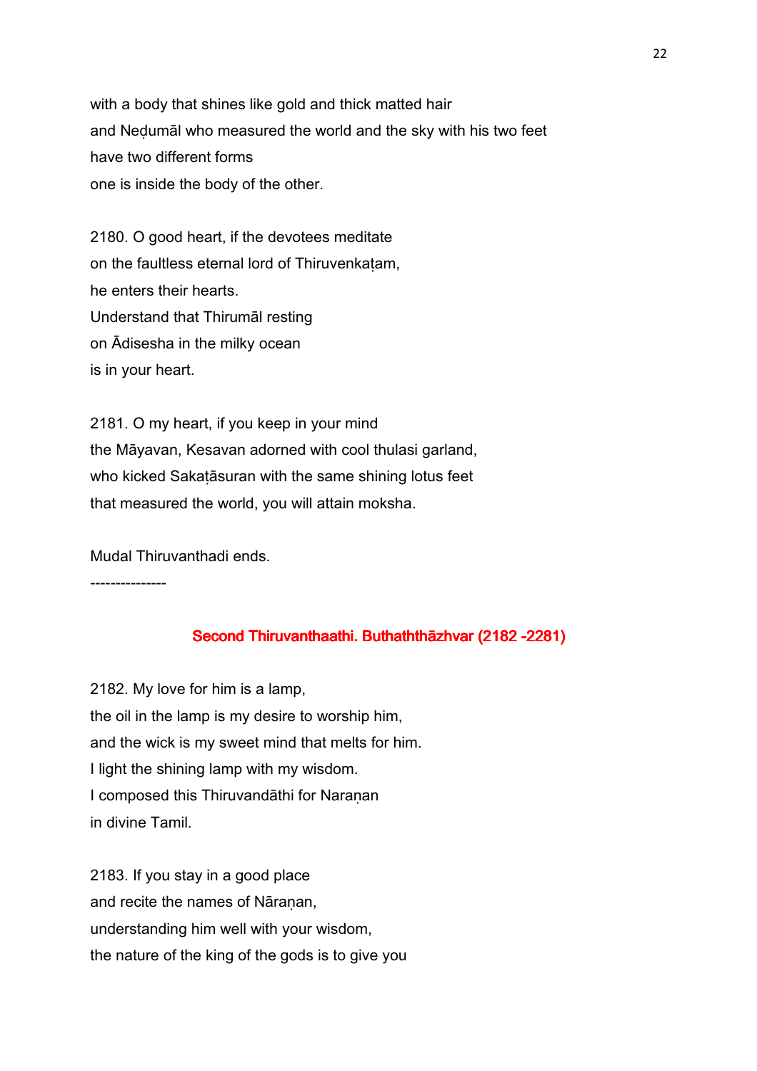with a body that shines like gold and thick matted hair
and Neḍumāl who measured the world and the sky with his two feet
have two different forms
one is inside the body of the other.

2180. O good heart, if the devotees meditate
on the faultless eternal lord of Thiruvenkaṭam,
he enters their hearts.
Understand that Thirumāl resting
on Ādisesha in the milky ocean
is in your heart.

2181. O my heart, if you keep in your mind
the Māyavan, Kesavan adorned with cool thulasi garland,
who kicked Sakaṭāsuran with the same shining lotus feet
that measured the world, you will attain moksha.

Mudal Thiruvanthadi ends.

---------------

## Second Thiruvanthaathi. Buthaththāzhvar (2182 -2281)

2182. My love for him is a lamp,
the oil in the lamp is my desire to worship him,
and the wick is my sweet mind that melts for him.
I light the shining lamp with my wisdom.
I composed this Thiruvandāthi for Naraṇan
in divine Tamil.

2183. If you stay in a good place
and recite the names of Nāraṇan,
understanding him well with your wisdom,
the nature of the king of the gods is to give you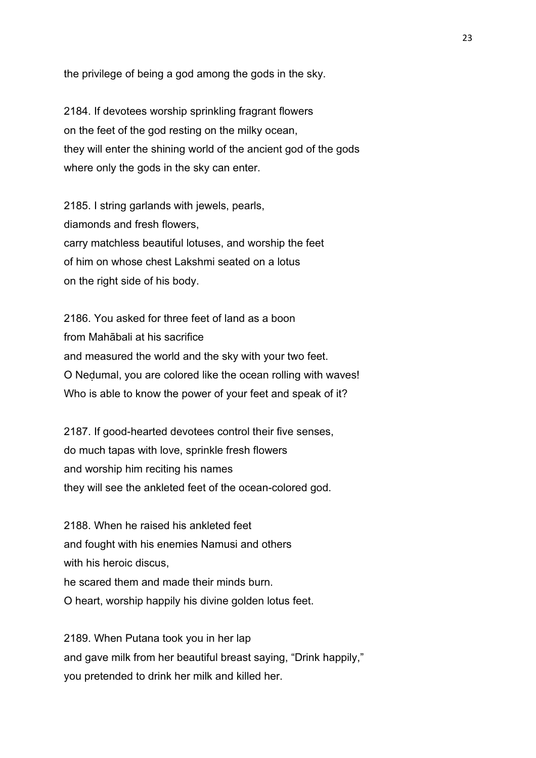the privilege of being a god among the gods in the sky.

2184. If devotees worship sprinkling fragrant flowers
on the feet of the god resting on the milky ocean,
they will enter the shining world of the ancient god of the gods
where only the gods in the sky can enter.

2185. I string garlands with jewels, pearls,
diamonds and fresh flowers,
carry matchless beautiful lotuses, and worship the feet
of him on whose chest Lakshmi seated on a lotus
on the right side of his body.

2186. You asked for three feet of land as a boon
from Mahābali at his sacrifice
and measured the world and the sky with your two feet.
O Neḍumal, you are colored like the ocean rolling with waves!
Who is able to know the power of your feet and speak of it?

2187. If good-hearted devotees control their five senses,
do much tapas with love, sprinkle fresh flowers
and worship him reciting his names
they will see the ankleted feet of the ocean-colored god.

2188. When he raised his ankleted feet
and fought with his enemies Namusi and others
with his heroic discus,
he scared them and made their minds burn.
O heart, worship happily his divine golden lotus feet.

2189. When Putana took you in her lap
and gave milk from her beautiful breast saying, “Drink happily,”
you pretended to drink her milk and killed her.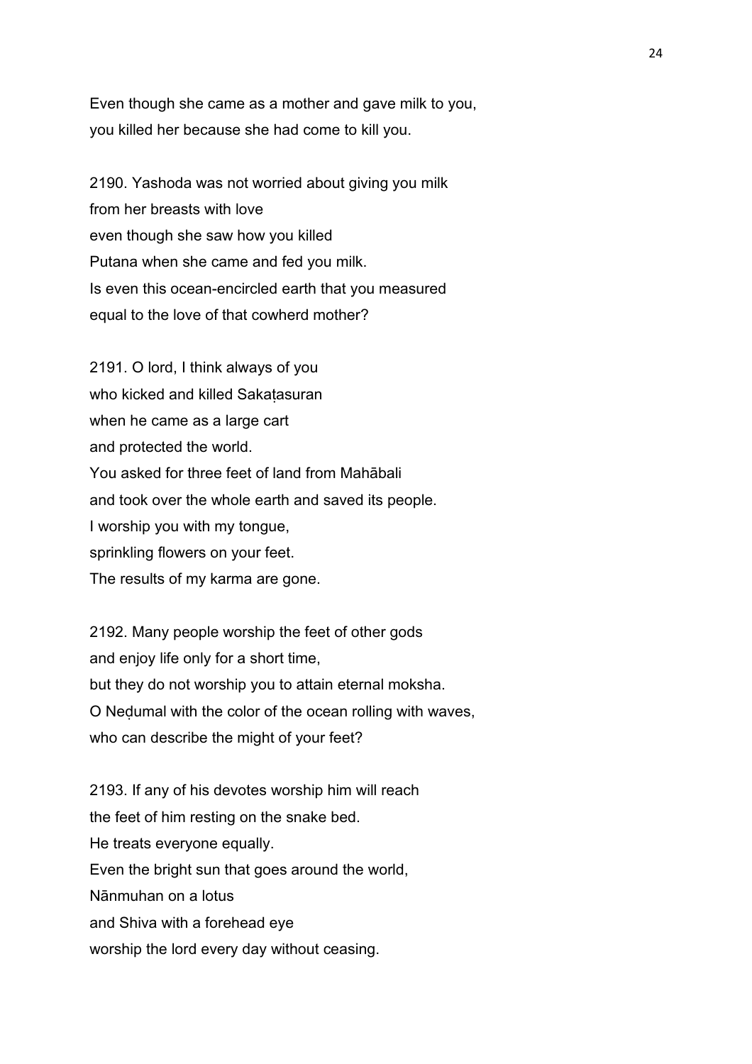Even though she came as a mother and gave milk to you,
you killed her because she had come to kill you.

2190. Yashoda was not worried about giving you milk
from her breasts with love
even though she saw how you killed
Putana when she came and fed you milk.
Is even this ocean-encircled earth that you measured
equal to the love of that cowherd mother?

2191. O lord, I think always of you
who kicked and killed Sakaṭasuran
when he came as a large cart
and protected the world.
You asked for three feet of land from Mahābali
and took over the whole earth and saved its people.
I worship you with my tongue,
sprinkling flowers on your feet.
The results of my karma are gone.

2192. Many people worship the feet of other gods
and enjoy life only for a short time,
but they do not worship you to attain eternal moksha.
O Neḍumal with the color of the ocean rolling with waves,
who can describe the might of your feet?

2193. If any of his devotes worship him will reach
the feet of him resting on the snake bed.
He treats everyone equally.
Even the bright sun that goes around the world,
Nānmuhan on a lotus
and Shiva with a forehead eye
worship the lord every day without ceasing.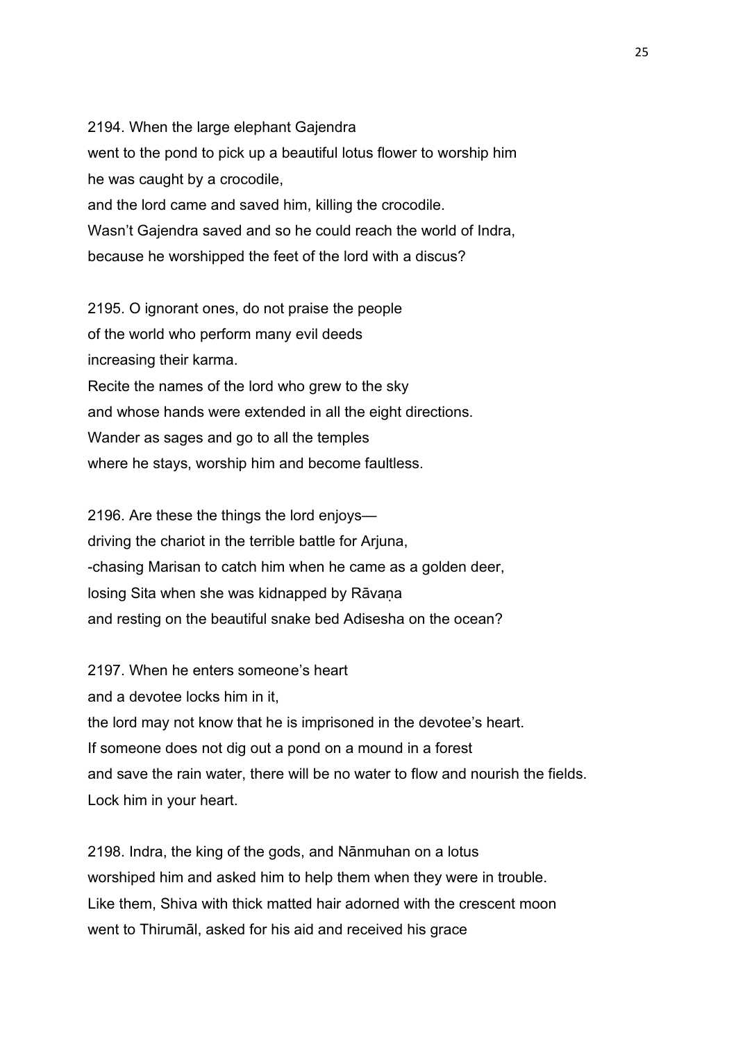2194. When the large elephant Gajendra
went to the pond to pick up a beautiful lotus flower to worship him
he was caught by a crocodile,
and the lord came and saved him, killing the crocodile.
Wasn't Gajendra saved and so he could reach the world of Indra,
because he worshipped the feet of the lord with a discus?

2195. O ignorant ones, do not praise the people
of the world who perform many evil deeds
increasing their karma.
Recite the names of the lord who grew to the sky
and whose hands were extended in all the eight directions.
Wander as sages and go to all the temples
where he stays, worship him and become faultless.

2196. Are these the things the lord enjoys—
driving the chariot in the terrible battle for Arjuna,
-chasing Marisan to catch him when he came as a golden deer,
losing Sita when she was kidnapped by Rāvaṇa
and resting on the beautiful snake bed Adisesha on the ocean?

2197. When he enters someone's heart
and a devotee locks him in it,
the lord may not know that he is imprisoned in the devotee's heart.
If someone does not dig out a pond on a mound in a forest
and save the rain water, there will be no water to flow and nourish the fields.
Lock him in your heart.

2198. Indra, the king of the gods, and Nānmuhan on a lotus
worshiped him and asked him to help them when they were in trouble.
Like them, Shiva with thick matted hair adorned with the crescent moon
went to Thirumāl, asked for his aid and received his grace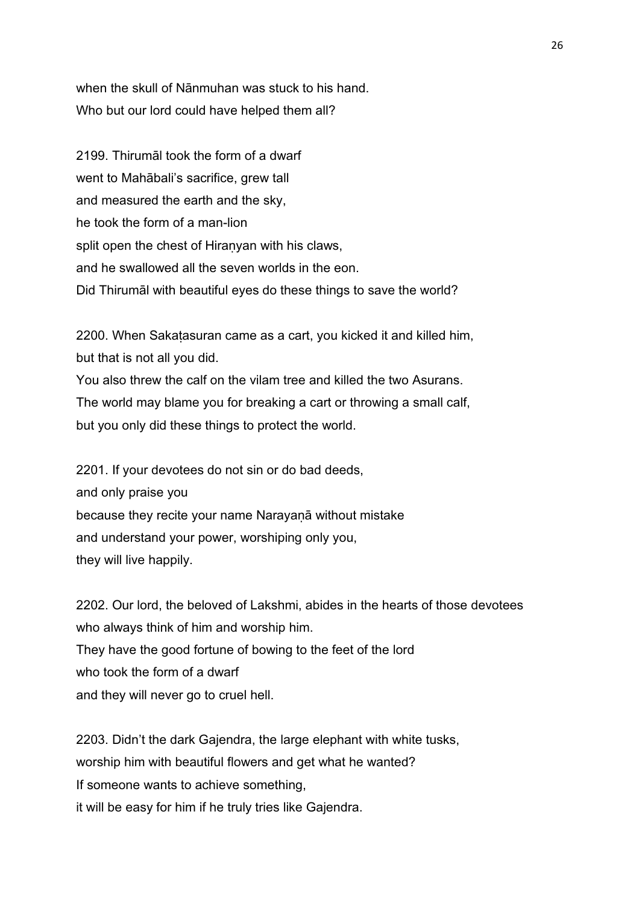when the skull of Nānmuhan was stuck to his hand.
Who but our lord could have helped them all?

2199. Thirumāl took the form of a dwarf
went to Mahābali's sacrifice, grew tall
and measured the earth and the sky,
he took the form of a man-lion
split open the chest of Hiraṇyan with his claws,
and he swallowed all the seven worlds in the eon.
Did Thirumāl with beautiful eyes do these things to save the world?

2200. When Sakaṭasuran came as a cart, you kicked it and killed him,
but that is not all you did.
You also threw the calf on the vilam tree and killed the two Asurans.
The world may blame you for breaking a cart or throwing a small calf,
but you only did these things to protect the world.

2201. If your devotees do not sin or do bad deeds,
and only praise you
because they recite your name Narayaṇā without mistake
and understand your power, worshiping only you,
they will live happily.

2202. Our lord, the beloved of Lakshmi, abides in the hearts of those devotees
who always think of him and worship him.
They have the good fortune of bowing to the feet of the lord
who took the form of a dwarf
and they will never go to cruel hell.

2203. Didn't the dark Gajendra, the large elephant with white tusks,
worship him with beautiful flowers and get what he wanted?
If someone wants to achieve something,
it will be easy for him if he truly tries like Gajendra.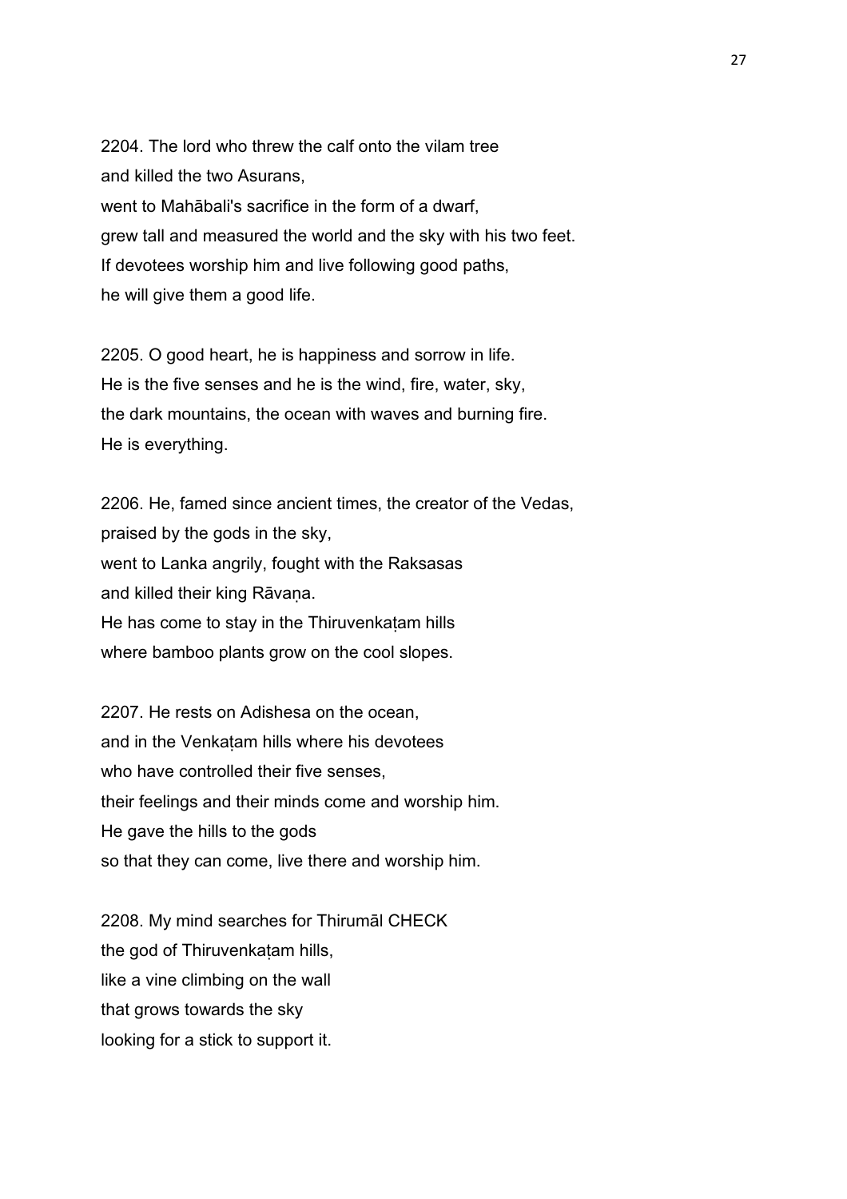2204. The lord who threw the calf onto the vilam tree
and killed the two Asurans,
went to Mahābali's sacrifice in the form of a dwarf,
grew tall and measured the world and the sky with his two feet.
If devotees worship him and live following good paths,
he will give them a good life.

2205. O good heart, he is happiness and sorrow in life.
He is the five senses and he is the wind, fire, water, sky,
the dark mountains, the ocean with waves and burning fire.
He is everything.

2206. He, famed since ancient times, the creator of the Vedas,
praised by the gods in the sky,
went to Lanka angrily, fought with the Raksasas
and killed their king Rāvaṇa.
He has come to stay in the Thiruvenkaṭam hills
where bamboo plants grow on the cool slopes.

2207. He rests on Adishesa on the ocean,
and in the Venkaṭam hills where his devotees
who have controlled their five senses,
their feelings and their minds come and worship him.
He gave the hills to the gods
so that they can come, live there and worship him.

2208. My mind searches for Thirumāl CHECK
the god of Thiruvenkaṭam hills,
like a vine climbing on the wall
that grows towards the sky
looking for a stick to support it.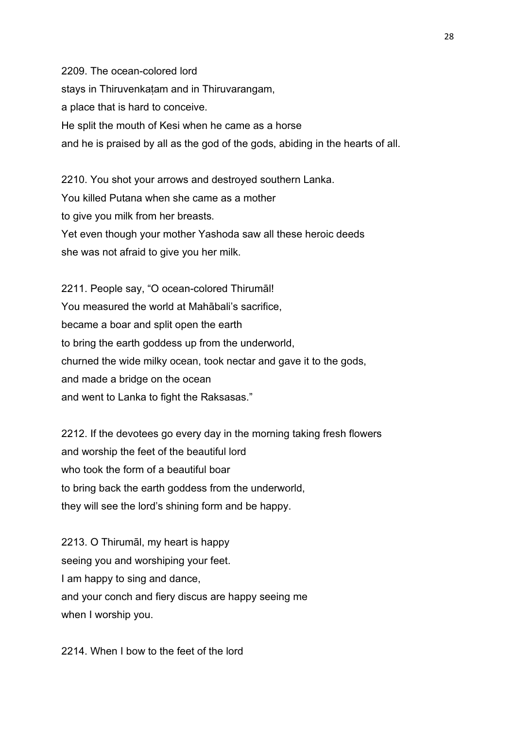2209. The ocean-colored lord
stays in Thiruvenkaṭam and in Thiruvarangam,
a place that is hard to conceive.
He split the mouth of Kesi when he came as a horse
and he is praised by all as the god of the gods, abiding in the hearts of all.

2210. You shot your arrows and destroyed southern Lanka.
You killed Putana when she came as a mother
to give you milk from her breasts.
Yet even though your mother Yashoda saw all these heroic deeds
she was not afraid to give you her milk.

2211. People say, "O ocean-colored Thirumāl!
You measured the world at Mahābali's sacrifice,
became a boar and split open the earth
to bring the earth goddess up from the underworld,
churned the wide milky ocean, took nectar and gave it to the gods,
and made a bridge on the ocean
and went to Lanka to fight the Raksasas."

2212. If the devotees go every day in the morning taking fresh flowers
and worship the feet of the beautiful lord
who took the form of a beautiful boar
to bring back the earth goddess from the underworld,
they will see the lord's shining form and be happy.

2213. O Thirumāl, my heart is happy
seeing you and worshiping your feet.
I am happy to sing and dance,
and your conch and fiery discus are happy seeing me
when I worship you.

2214. When I bow to the feet of the lord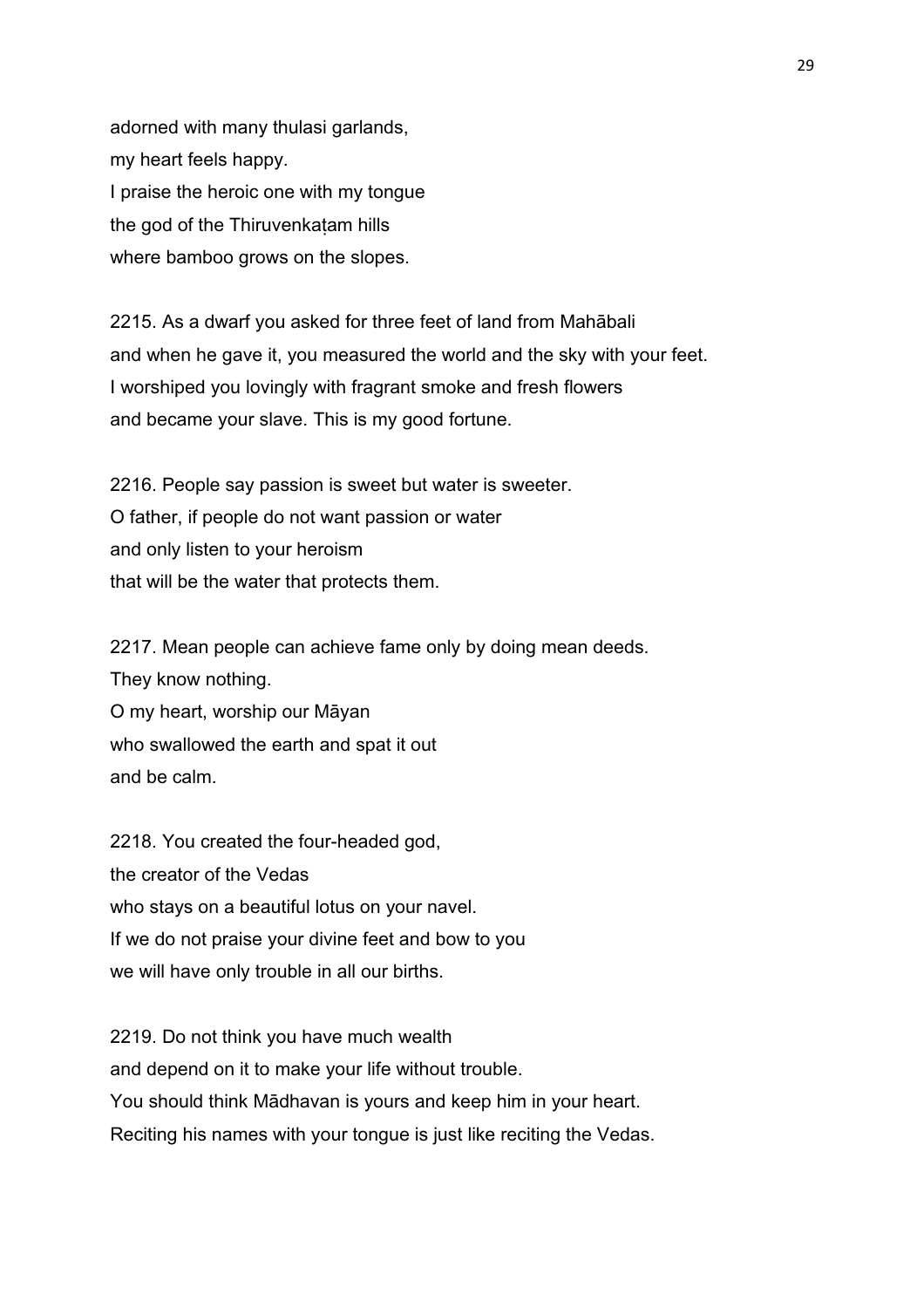adorned with many thulasi garlands,
my heart feels happy.
I praise the heroic one with my tongue
the god of the Thiruvenkaṭam hills
where bamboo grows on the slopes.

2215. As a dwarf you asked for three feet of land from Mahābali
and when he gave it, you measured the world and the sky with your feet.
I worshiped you lovingly with fragrant smoke and fresh flowers
and became your slave. This is my good fortune.

2216. People say passion is sweet but water is sweeter.
O father, if people do not want passion or water
and only listen to your heroism
that will be the water that protects them.

2217. Mean people can achieve fame only by doing mean deeds.
They know nothing.
O my heart, worship our Māyan
who swallowed the earth and spat it out
and be calm.

2218. You created the four-headed god,
the creator of the Vedas
who stays on a beautiful lotus on your navel.
If we do not praise your divine feet and bow to you
we will have only trouble in all our births.

2219. Do not think you have much wealth
and depend on it to make your life without trouble.
You should think Mādhavan is yours and keep him in your heart.
Reciting his names with your tongue is just like reciting the Vedas.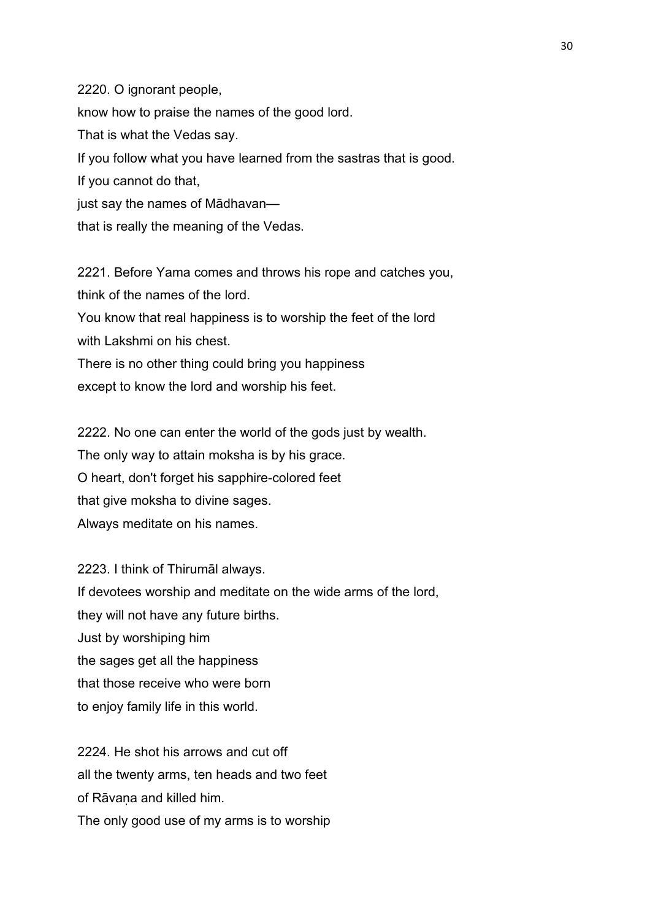2220. O ignorant people,
know how to praise the names of the good lord.
That is what the Vedas say.
If you follow what you have learned from the sastras that is good.
If you cannot do that,
just say the names of Mādhavan—
that is really the meaning of the Vedas.

2221. Before Yama comes and throws his rope and catches you,
think of the names of the lord.
You know that real happiness is to worship the feet of the lord
with Lakshmi on his chest.
There is no other thing could bring you happiness
except to know the lord and worship his feet.

2222. No one can enter the world of the gods just by wealth.
The only way to attain moksha is by his grace.
O heart, don't forget his sapphire-colored feet
that give moksha to divine sages.
Always meditate on his names.

2223. I think of Thirumāl always.
If devotees worship and meditate on the wide arms of the lord,
they will not have any future births.
Just by worshiping him
the sages get all the happiness
that those receive who were born
to enjoy family life in this world.

2224. He shot his arrows and cut off
all the twenty arms, ten heads and two feet
of Rāvaṇa and killed him.
The only good use of my arms is to worship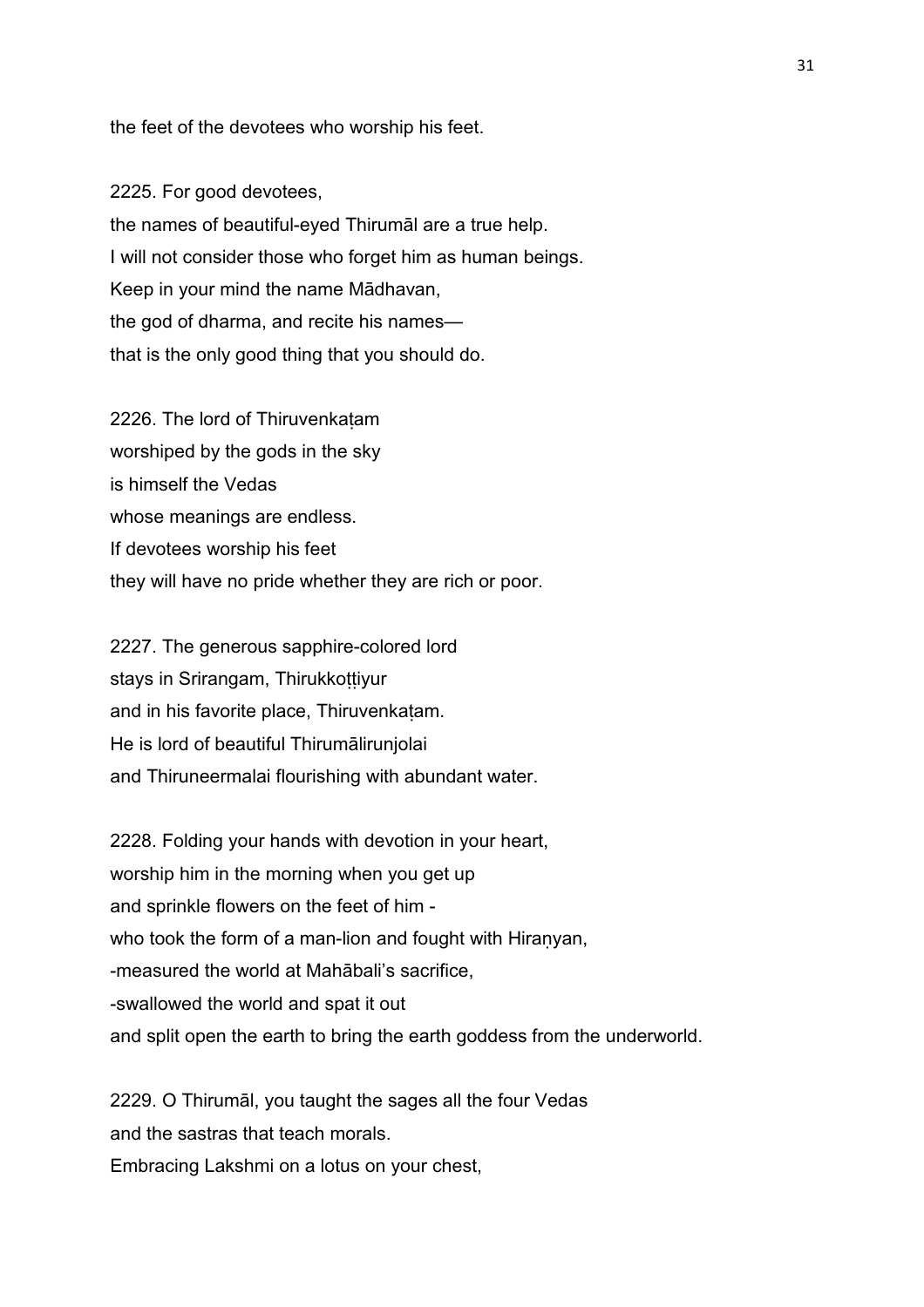the feet of the devotees who worship his feet.

2225. For good devotees,
the names of beautiful-eyed Thirumāl are a true help.
I will not consider those who forget him as human beings.
Keep in your mind the name Mādhavan,
the god of dharma, and recite his names—
that is the only good thing that you should do.

2226. The lord of Thiruvenkaṭam
worshiped by the gods in the sky
is himself the Vedas
whose meanings are endless.
If devotees worship his feet
they will have no pride whether they are rich or poor.

2227. The generous sapphire-colored lord
stays in Srirangam, Thirukkoṭṭiyur
and in his favorite place, Thiruvenkaṭam.
He is lord of beautiful Thirumālirunjolai
and Thiruneermalai flourishing with abundant water.

2228. Folding your hands with devotion in your heart,
worship him in the morning when you get up
and sprinkle flowers on the feet of him -
who took the form of a man-lion and fought with Hiraṇyan,
-measured the world at Mahābali's sacrifice,
-swallowed the world and spat it out
and split open the earth to bring the earth goddess from the underworld.

2229. O Thirumāl, you taught the sages all the four Vedas
and the sastras that teach morals.
Embracing Lakshmi on a lotus on your chest,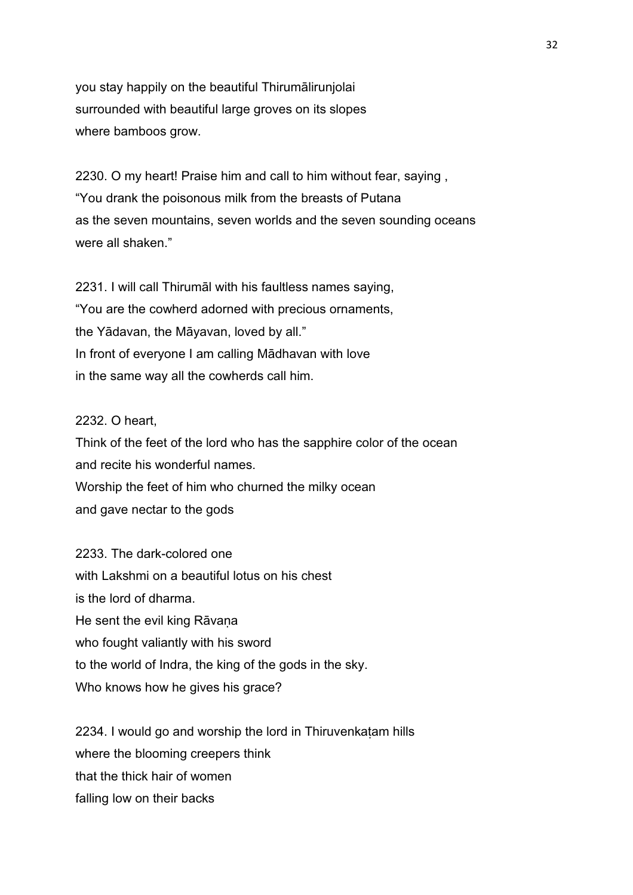you stay happily on the beautiful Thirumālirunjolai
surrounded with beautiful large groves on its slopes
where bamboos grow.

2230. O my heart! Praise him and call to him without fear, saying ,
“You drank the poisonous milk from the breasts of Putana
as the seven mountains, seven worlds and the seven sounding oceans
were all shaken.”

2231. I will call Thirumāl with his faultless names saying,
“You are the cowherd adorned with precious ornaments,
the Yādavan, the Māyavan, loved by all.”
In front of everyone I am calling Mādhavan with love
in the same way all the cowherds call him.

2232. O heart,
Think of the feet of the lord who has the sapphire color of the ocean
and recite his wonderful names.
Worship the feet of him who churned the milky ocean
and gave nectar to the gods

2233. The dark-colored one
with Lakshmi on a beautiful lotus on his chest
is the lord of dharma.
He sent the evil king Rāvaṇa
who fought valiantly with his sword
to the world of Indra, the king of the gods in the sky.
Who knows how he gives his grace?

2234. I would go and worship the lord in Thiruvenkaṭam hills
where the blooming creepers think
that the thick hair of women
falling low on their backs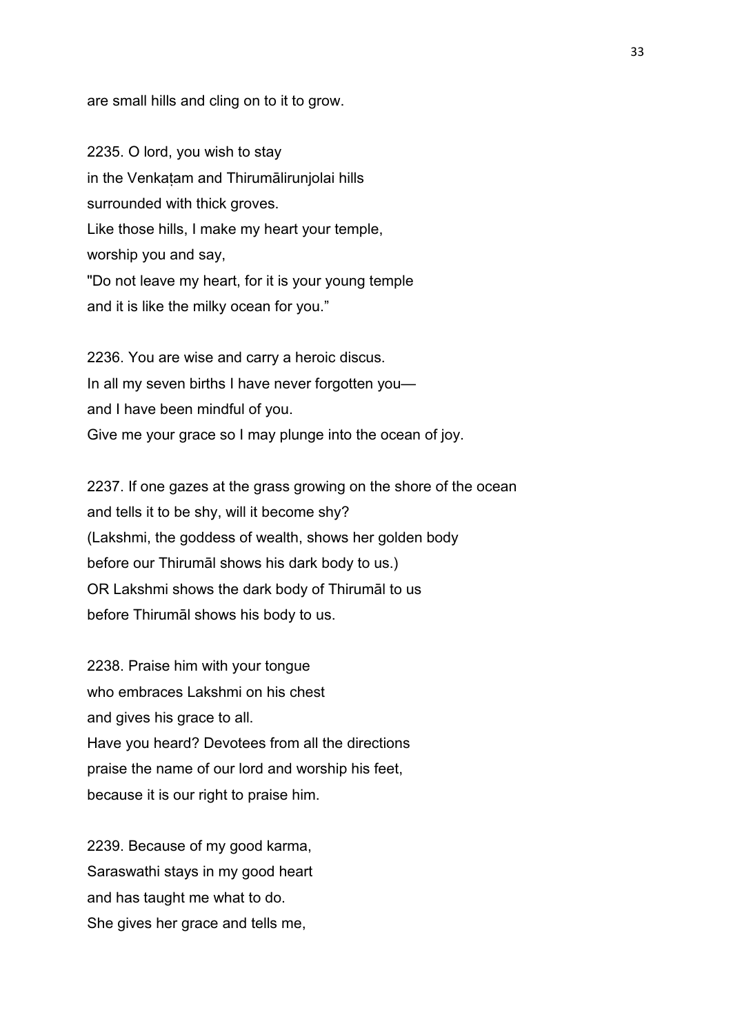are small hills and cling on to it to grow.

2235. O lord, you wish to stay
in the Venkaṭam and Thirumālirunjolai hills
surrounded with thick groves.
Like those hills, I make my heart your temple,
worship you and say,
"Do not leave my heart, for it is your young temple
and it is like the milky ocean for you."

2236. You are wise and carry a heroic discus.
In all my seven births I have never forgotten you—
and I have been mindful of you.
Give me your grace so I may plunge into the ocean of joy.

2237. If one gazes at the grass growing on the shore of the ocean
and tells it to be shy, will it become shy?
(Lakshmi, the goddess of wealth, shows her golden body
before our Thirumāl shows his dark body to us.)
OR Lakshmi shows the dark body of Thirumāl to us
before Thirumāl shows his body to us.

2238. Praise him with your tongue
who embraces Lakshmi on his chest
and gives his grace to all.
Have you heard? Devotees from all the directions
praise the name of our lord and worship his feet,
because it is our right to praise him.

2239. Because of my good karma,
Saraswathi stays in my good heart
and has taught me what to do.
She gives her grace and tells me,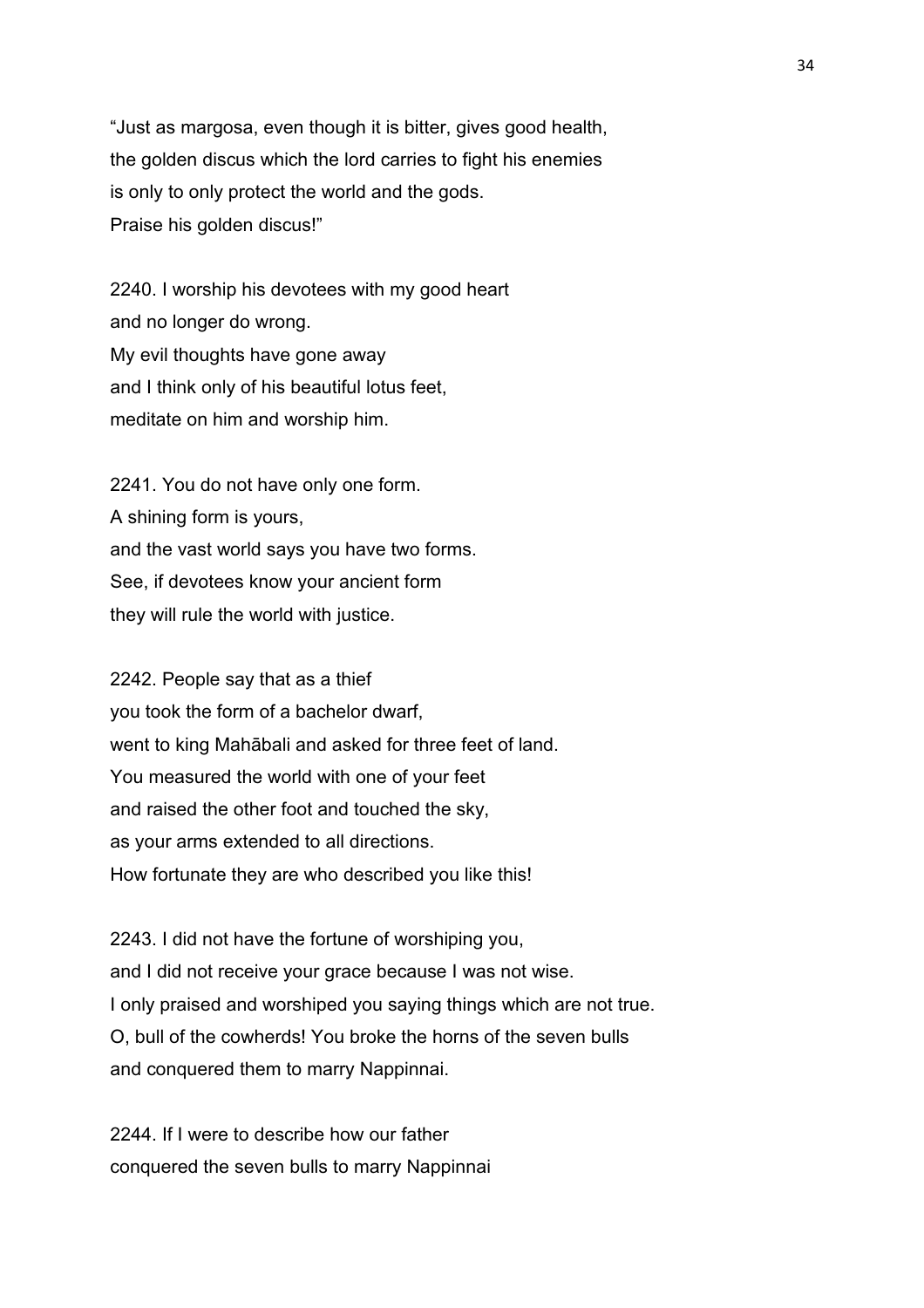"Just as margosa, even though it is bitter, gives good health,
the golden discus which the lord carries to fight his enemies
is only to only protect the world and the gods.
Praise his golden discus!"

2240. I worship his devotees with my good heart
and no longer do wrong.
My evil thoughts have gone away
and I think only of his beautiful lotus feet,
meditate on him and worship him.

2241. You do not have only one form.
A shining form is yours,
and the vast world says you have two forms.
See, if devotees know your ancient form
they will rule the world with justice.

2242. People say that as a thief
you took the form of a bachelor dwarf,
went to king Mahābali and asked for three feet of land.
You measured the world with one of your feet
and raised the other foot and touched the sky,
as your arms extended to all directions.
How fortunate they are who described you like this!

2243. I did not have the fortune of worshiping you,
and I did not receive your grace because I was not wise.
I only praised and worshiped you saying things which are not true.
O, bull of the cowherds! You broke the horns of the seven bulls
and conquered them to marry Nappinnai.

2244. If I were to describe how our father
conquered the seven bulls to marry Nappinnai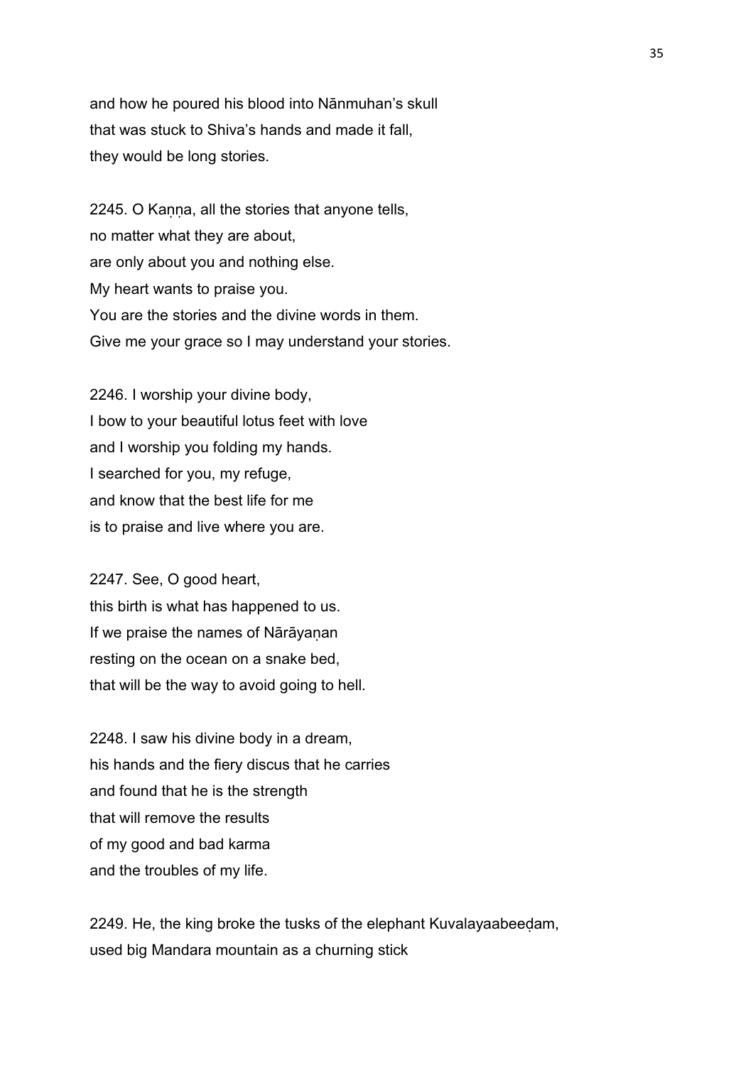and how he poured his blood into Nānmuhan's skull
that was stuck to Shiva's hands and made it fall,
they would be long stories.

2245. O Kaṇṇa, all the stories that anyone tells,
no matter what they are about,
are only about you and nothing else.
My heart wants to praise you.
You are the stories and the divine words in them.
Give me your grace so I may understand your stories.

2246. I worship your divine body,
I bow to your beautiful lotus feet with love
and I worship you folding my hands.
I searched for you, my refuge,
and know that the best life for me
is to praise and live where you are.

2247. See, O good heart,
this birth is what has happened to us.
If we praise the names of Nārāyaṇan
resting on the ocean on a snake bed,
that will be the way to avoid going to hell.

2248. I saw his divine body in a dream,
his hands and the fiery discus that he carries
and found that he is the strength
that will remove the results
of my good and bad karma
and the troubles of my life.

2249. He, the king broke the tusks of the elephant Kuvalayaabeeḍam,
used big Mandara mountain as a churning stick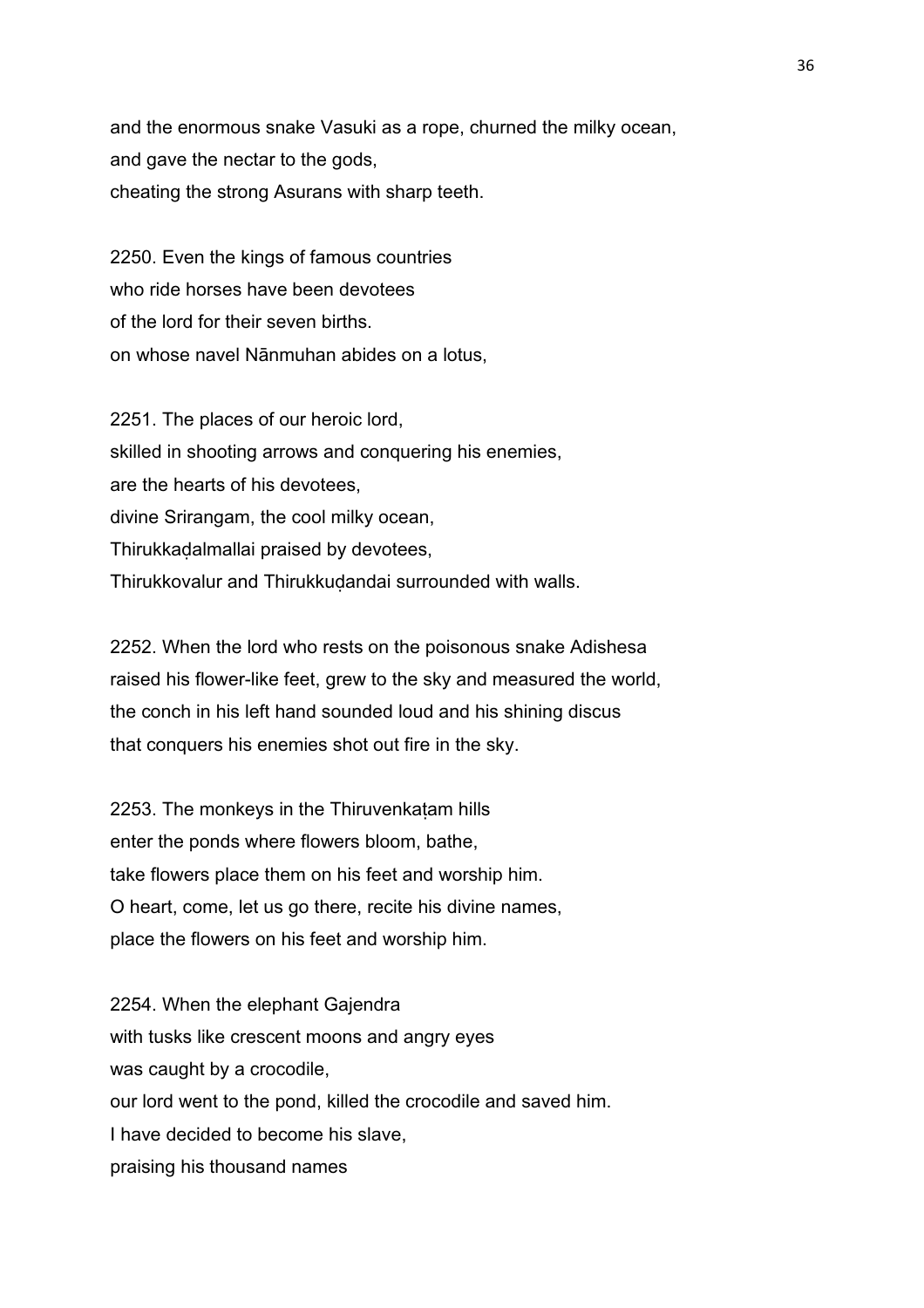and the enormous snake Vasuki as a rope, churned the milky ocean,
and gave the nectar to the gods,
cheating the strong Asurans with sharp teeth.

2250. Even the kings of famous countries
who ride horses have been devotees
of the lord for their seven births.
on whose navel Nānmuhan abides on a lotus,

2251. The places of our heroic lord,
skilled in shooting arrows and conquering his enemies,
are the hearts of his devotees,
divine Srirangam, the cool milky ocean,
Thirukkaḍalmallai praised by devotees,
Thirukkovalur and Thirukkuḍandai surrounded with walls.

2252. When the lord who rests on the poisonous snake Adishesa
raised his flower-like feet, grew to the sky and measured the world,
the conch in his left hand sounded loud and his shining discus
that conquers his enemies shot out fire in the sky.

2253. The monkeys in the Thiruvenkaṭam hills
enter the ponds where flowers bloom, bathe,
take flowers place them on his feet and worship him.
O heart, come, let us go there, recite his divine names,
place the flowers on his feet and worship him.

2254. When the elephant Gajendra
with tusks like crescent moons and angry eyes
was caught by a crocodile,
our lord went to the pond, killed the crocodile and saved him.
I have decided to become his slave,
praising his thousand names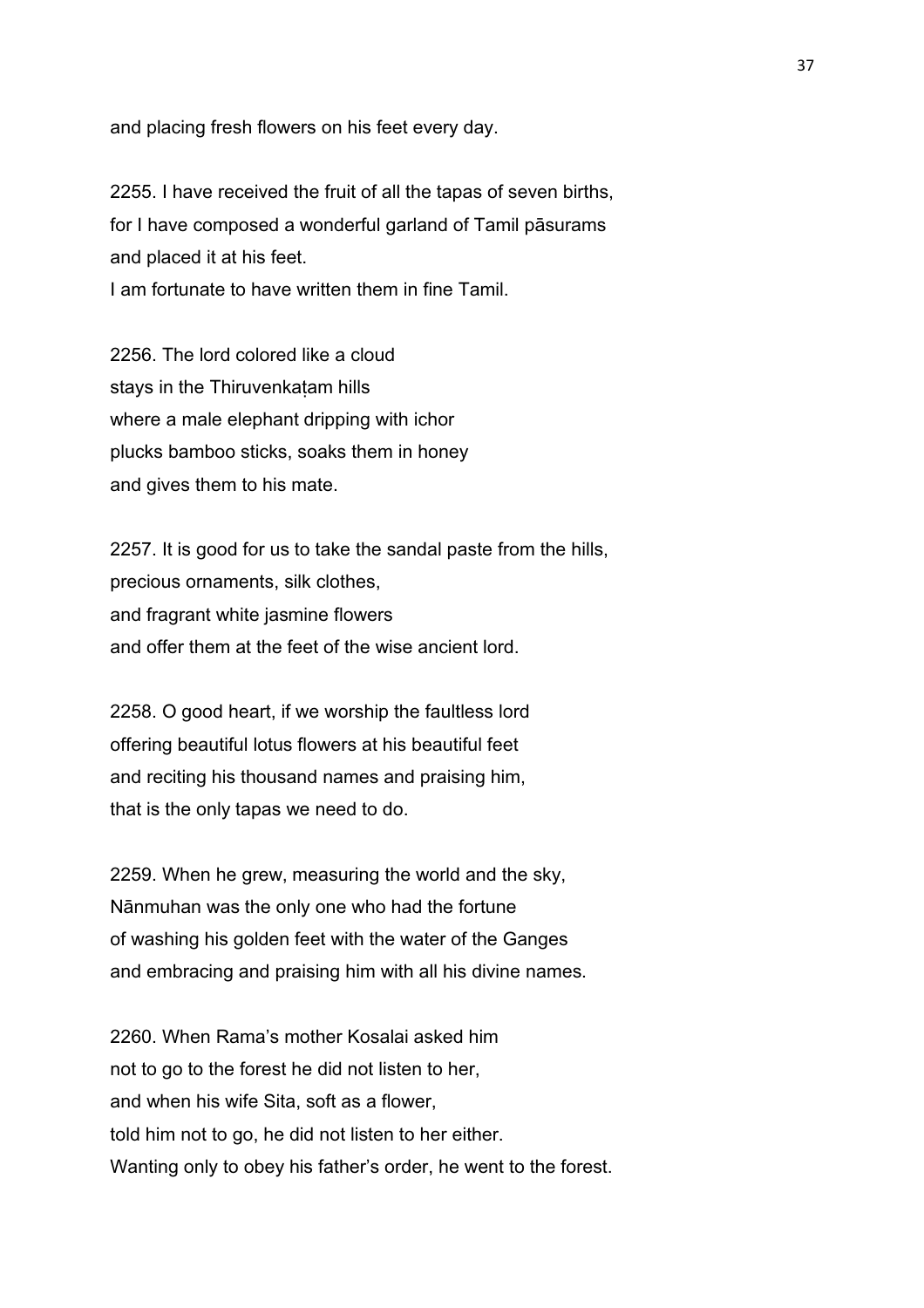and placing fresh flowers on his feet every day.

2255. I have received the fruit of all the tapas of seven births,
for I have composed a wonderful garland of Tamil pāsurams
and placed it at his feet.
I am fortunate to have written them in fine Tamil.

2256. The lord colored like a cloud
stays in the Thiruvenkaṭam hills
where a male elephant dripping with ichor
plucks bamboo sticks, soaks them in honey
and gives them to his mate.

2257. It is good for us to take the sandal paste from the hills,
precious ornaments, silk clothes,
and fragrant white jasmine flowers
and offer them at the feet of the wise ancient lord.

2258. O good heart, if we worship the faultless lord
offering beautiful lotus flowers at his beautiful feet
and reciting his thousand names and praising him,
that is the only tapas we need to do.

2259. When he grew, measuring the world and the sky,
Nānmuhan was the only one who had the fortune
of washing his golden feet with the water of the Ganges
and embracing and praising him with all his divine names.

2260. When Rama's mother Kosalai asked him
not to go to the forest he did not listen to her,
and when his wife Sita, soft as a flower,
told him not to go, he did not listen to her either.
Wanting only to obey his father's order, he went to the forest.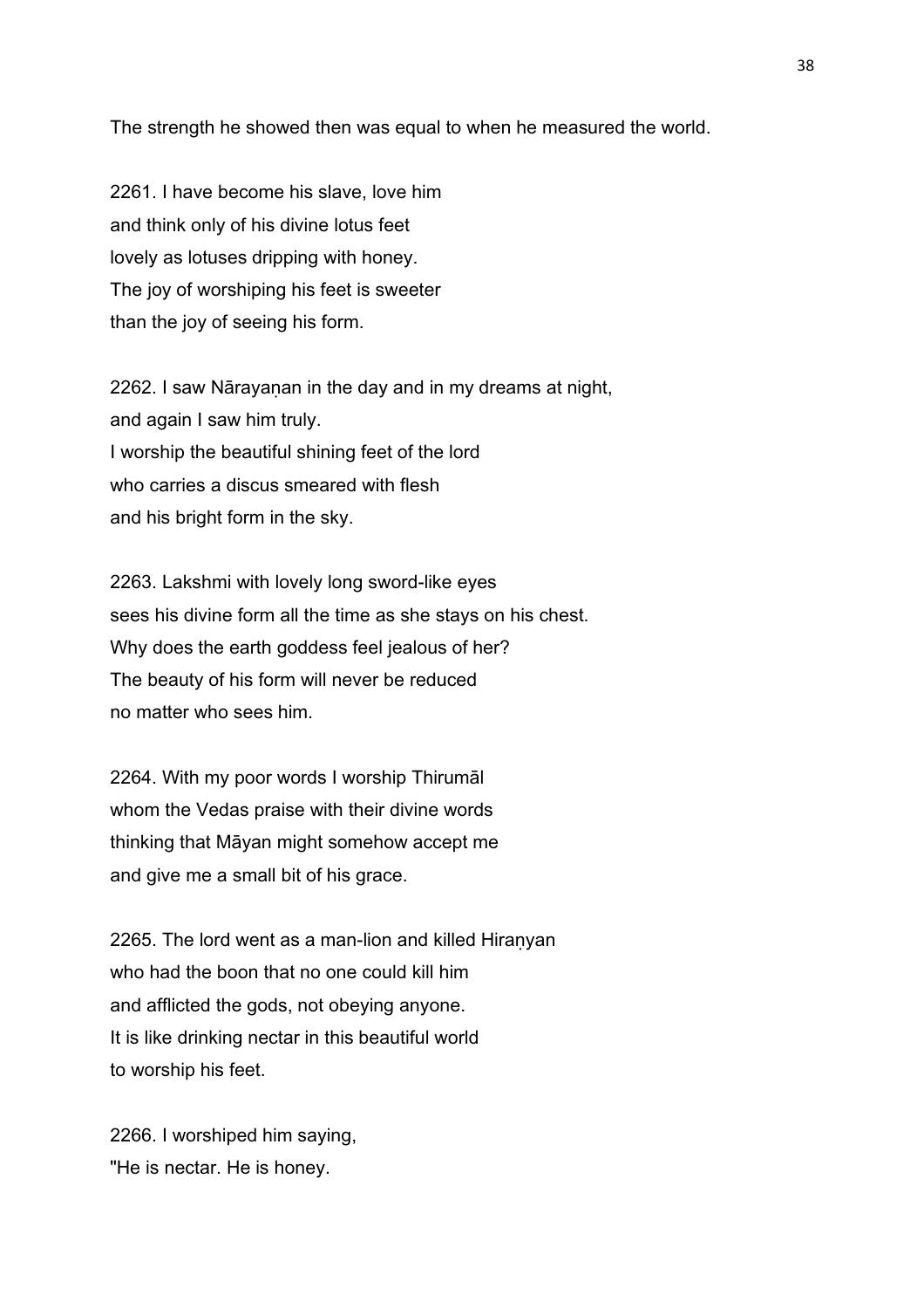The strength he showed then was equal to when he measured the world.

2261. I have become his slave, love him
and think only of his divine lotus feet
lovely as lotuses dripping with honey.
The joy of worshiping his feet is sweeter
than the joy of seeing his form.

2262. I saw Nārayaṇan in the day and in my dreams at night,
and again I saw him truly.
I worship the beautiful shining feet of the lord
who carries a discus smeared with flesh
and his bright form in the sky.

2263. Lakshmi with lovely long sword-like eyes
sees his divine form all the time as she stays on his chest.
Why does the earth goddess feel jealous of her?
The beauty of his form will never be reduced
no matter who sees him.

2264. With my poor words I worship Thirumāl
whom the Vedas praise with their divine words
thinking that Māyan might somehow accept me
and give me a small bit of his grace.

2265. The lord went as a man-lion and killed Hiraṇyan
who had the boon that no one could kill him
and afflicted the gods, not obeying anyone.
It is like drinking nectar in this beautiful world
to worship his feet.

2266. I worshiped him saying,
"He is nectar. He is honey.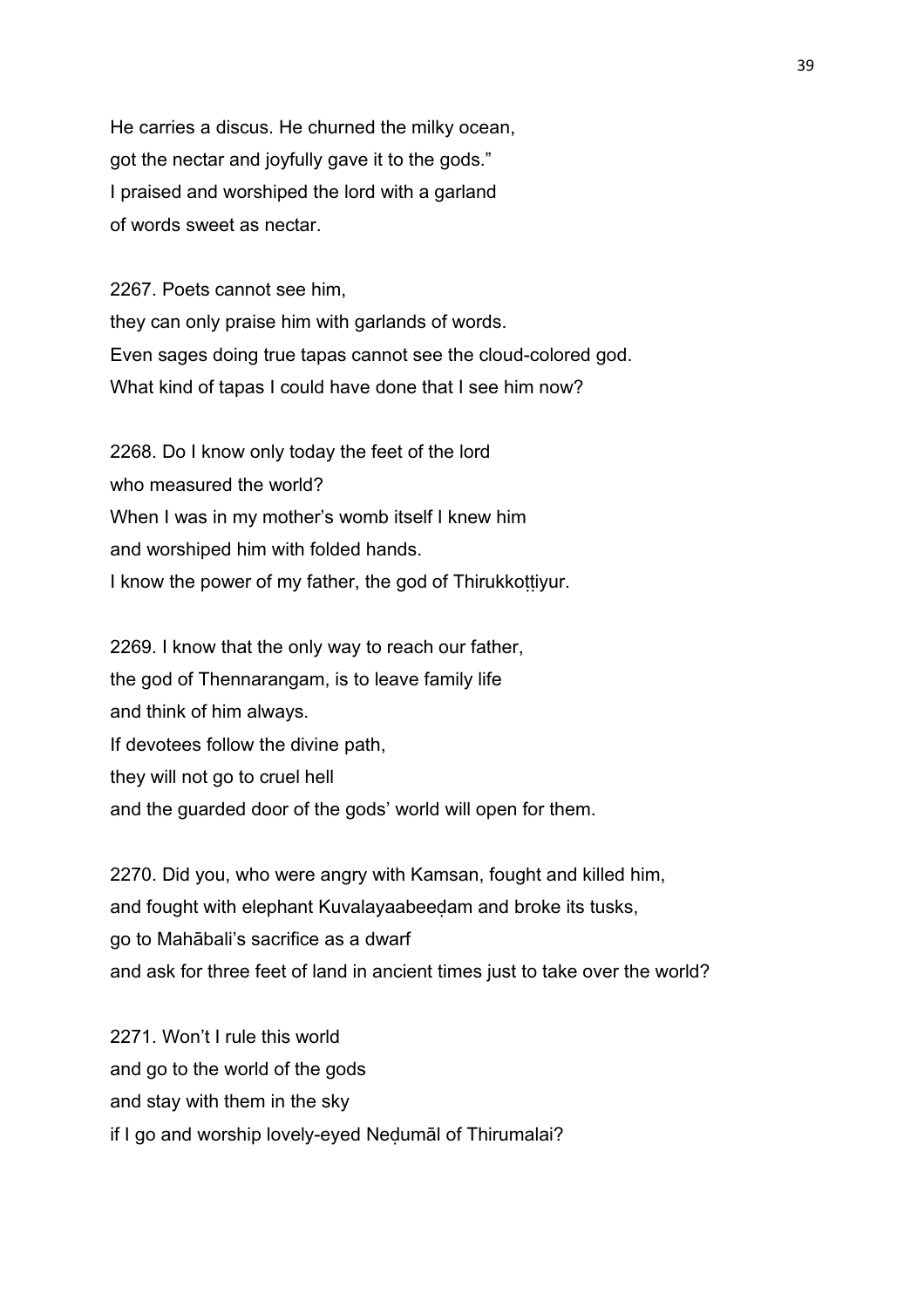He carries a discus. He churned the milky ocean,
got the nectar and joyfully gave it to the gods."
I praised and worshiped the lord with a garland
of words sweet as nectar.

2267. Poets cannot see him,
they can only praise him with garlands of words.
Even sages doing true tapas cannot see the cloud-colored god.
What kind of tapas I could have done that I see him now?

2268. Do I know only today the feet of the lord
who measured the world?
When I was in my mother's womb itself I knew him
and worshiped him with folded hands.
I know the power of my father, the god of Thirukkoṭṭiyur.

2269. I know that the only way to reach our father,
the god of Thennarangam, is to leave family life
and think of him always.
If devotees follow the divine path,
they will not go to cruel hell
and the guarded door of the gods' world will open for them.

2270. Did you, who were angry with Kamsan, fought and killed him,
and fought with elephant Kuvalayaabeeḍam and broke its tusks,
go to Mahābali's sacrifice as a dwarf
and ask for three feet of land in ancient times just to take over the world?

2271. Won't I rule this world
and go to the world of the gods
and stay with them in the sky
if I go and worship lovely-eyed Neḍumāl of Thirumalai?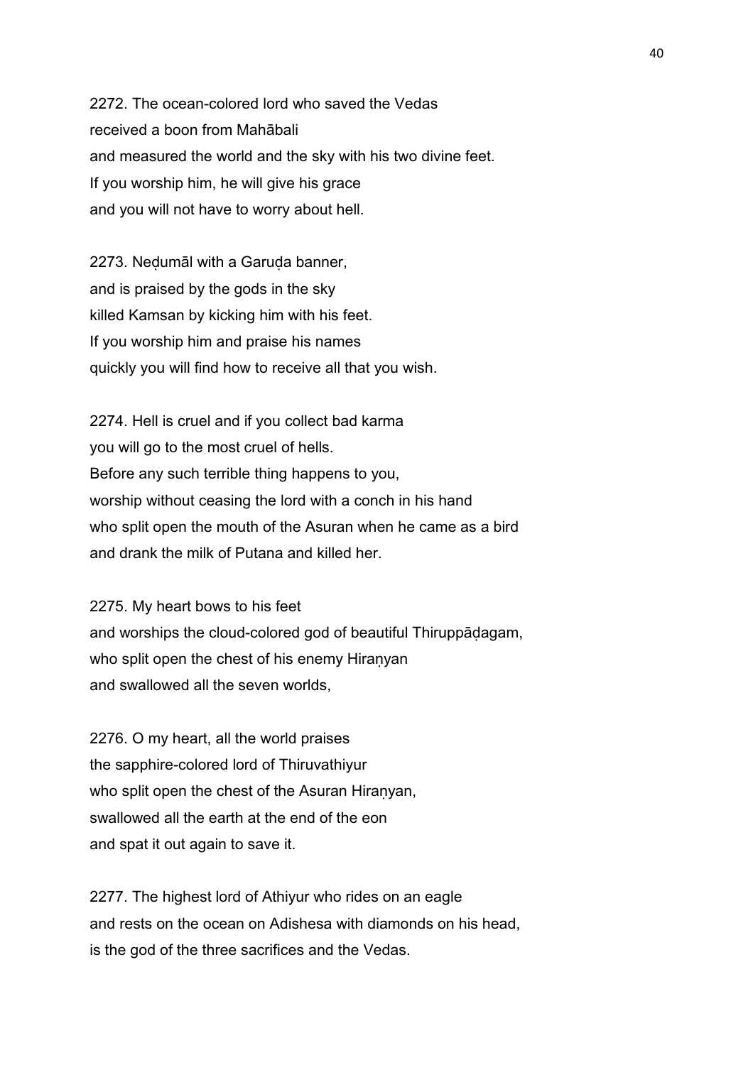2272. The ocean-colored lord who saved the Vedas
received a boon from Mahābali
and measured the world and the sky with his two divine feet.
If you worship him, he will give his grace
and you will not have to worry about hell.

2273. Neḍumāl with a Garuḍa banner,
and is praised by the gods in the sky
killed Kamsan by kicking him with his feet.
If you worship him and praise his names
quickly you will find how to receive all that you wish.

2274. Hell is cruel and if you collect bad karma
you will go to the most cruel of hells.
Before any such terrible thing happens to you,
worship without ceasing the lord with a conch in his hand
who split open the mouth of the Asuran when he came as a bird
and drank the milk of Putana and killed her.

2275. My heart bows to his feet
and worships the cloud-colored god of beautiful Thiruppāḍagam,
who split open the chest of his enemy Hiraṇyan
and swallowed all the seven worlds,

2276. O my heart, all the world praises
the sapphire-colored lord of Thiruvathiyur
who split open the chest of the Asuran Hiraṇyan,
swallowed all the earth at the end of the eon
and spat it out again to save it.

2277. The highest lord of Athiyur who rides on an eagle
and rests on the ocean on Adishesa with diamonds on his head,
is the god of the three sacrifices and the Vedas.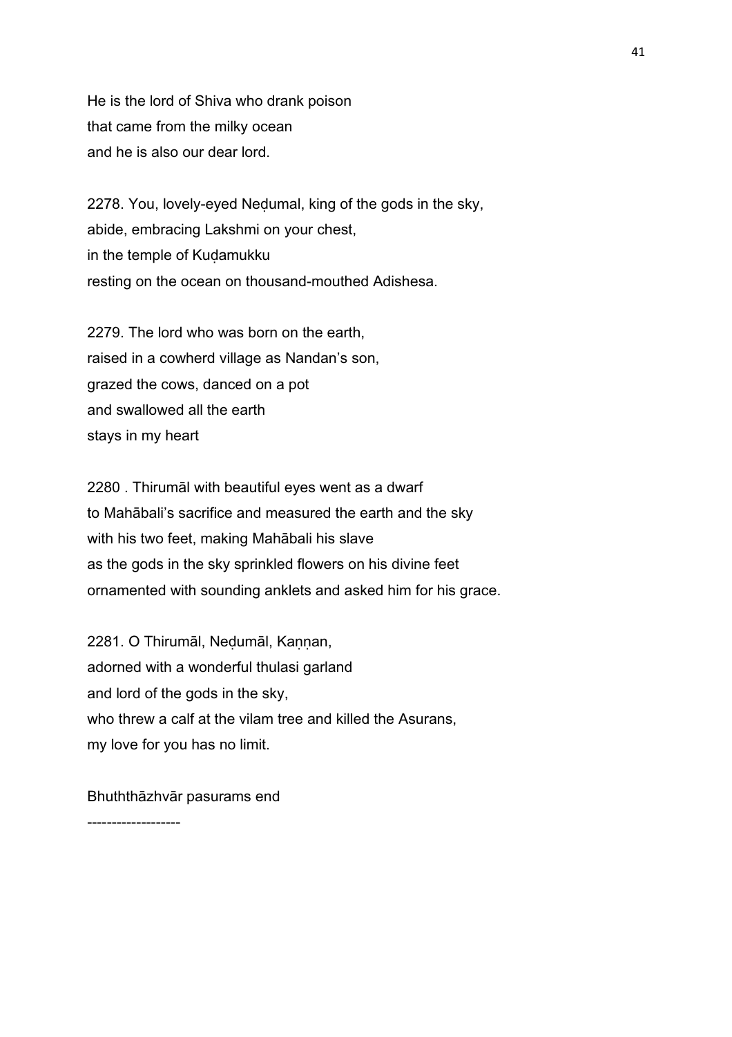He is the lord of Shiva who drank poison
that came from the milky ocean
and he is also our dear lord.

2278. You, lovely-eyed Neḍumal, king of the gods in the sky,
abide, embracing Lakshmi on your chest,
in the temple of Kuḍamukku
resting on the ocean on thousand-mouthed Adishesa.

2279. The lord who was born on the earth,
raised in a cowherd village as Nandan's son,
grazed the cows, danced on a pot
and swallowed all the earth
stays in my heart

2280 . Thirumāl with beautiful eyes went as a dwarf
to Mahābali's sacrifice and measured the earth and the sky
with his two feet, making Mahābali his slave
as the gods in the sky sprinkled flowers on his divine feet
ornamented with sounding anklets and asked him for his grace.

2281. O Thirumāl, Neḍumāl, Kaṇṇan,
adorned with a wonderful thulasi garland
and lord of the gods in the sky,
who threw a calf at the vilam tree and killed the Asurans,
my love for you has no limit.

Bhuththāzhvār pasurams end

-------------------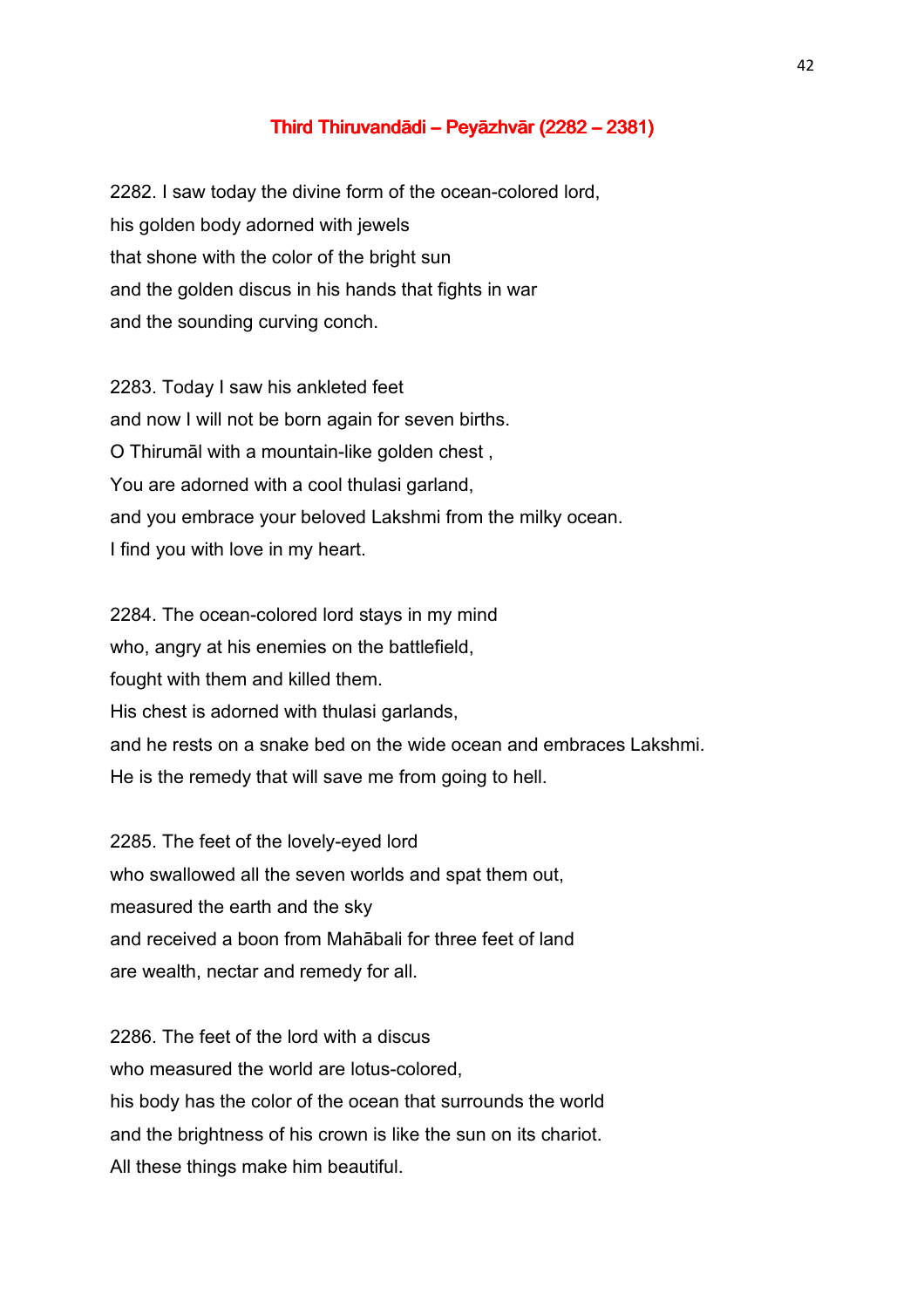## Third Thiruvandādi – Peyāzhvār (2282 – 2381)

2282. I saw today the divine form of the ocean-colored lord,
his golden body adorned with jewels
that shone with the color of the bright sun
and the golden discus in his hands that fights in war
and the sounding curving conch.

2283. Today I saw his ankleted feet
and now I will not be born again for seven births.
O Thirumāl with a mountain-like golden chest ,
You are adorned with a cool thulasi garland,
and you embrace your beloved Lakshmi from the milky ocean.
I find you with love in my heart.

2284. The ocean-colored lord stays in my mind
who, angry at his enemies on the battlefield,
fought with them and killed them.
His chest is adorned with thulasi garlands,
and he rests on a snake bed on the wide ocean and embraces Lakshmi.
He is the remedy that will save me from going to hell.

2285. The feet of the lovely-eyed lord
who swallowed all the seven worlds and spat them out,
measured the earth and the sky
and received a boon from Mahābali for three feet of land
are wealth, nectar and remedy for all.

2286. The feet of the lord with a discus
who measured the world are lotus-colored,
his body has the color of the ocean that surrounds the world
and the brightness of his crown is like the sun on its chariot.
All these things make him beautiful.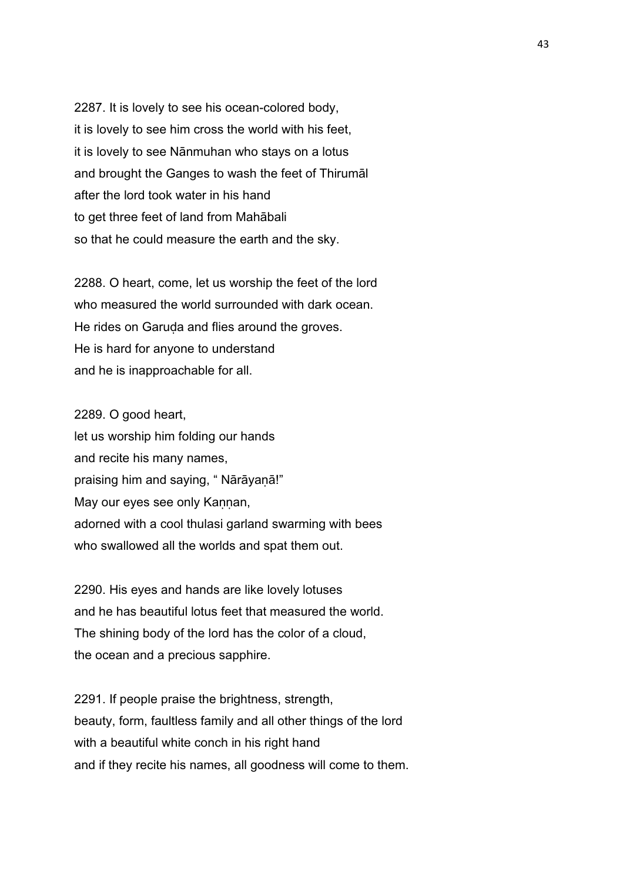2287. It is lovely to see his ocean-colored body,
it is lovely to see him cross the world with his feet,
it is lovely to see Nānmuhan who stays on a lotus
and brought the Ganges to wash the feet of Thirumāl
after the lord took water in his hand
to get three feet of land from Mahābali
so that he could measure the earth and the sky.

2288. O heart, come, let us worship the feet of the lord
who measured the world surrounded with dark ocean.
He rides on Garuḍa and flies around the groves.
He is hard for anyone to understand
and he is inapproachable for all.

2289. O good heart,
let us worship him folding our hands
and recite his many names,
praising him and saying, " Nārāyaṇā!"
May our eyes see only Kaṇṇan,
adorned with a cool thulasi garland swarming with bees
who swallowed all the worlds and spat them out.

2290. His eyes and hands are like lovely lotuses
and he has beautiful lotus feet that measured the world.
The shining body of the lord has the color of a cloud,
the ocean and a precious sapphire.

2291. If people praise the brightness, strength,
beauty, form, faultless family and all other things of the lord
with a beautiful white conch in his right hand
and if they recite his names, all goodness will come to them.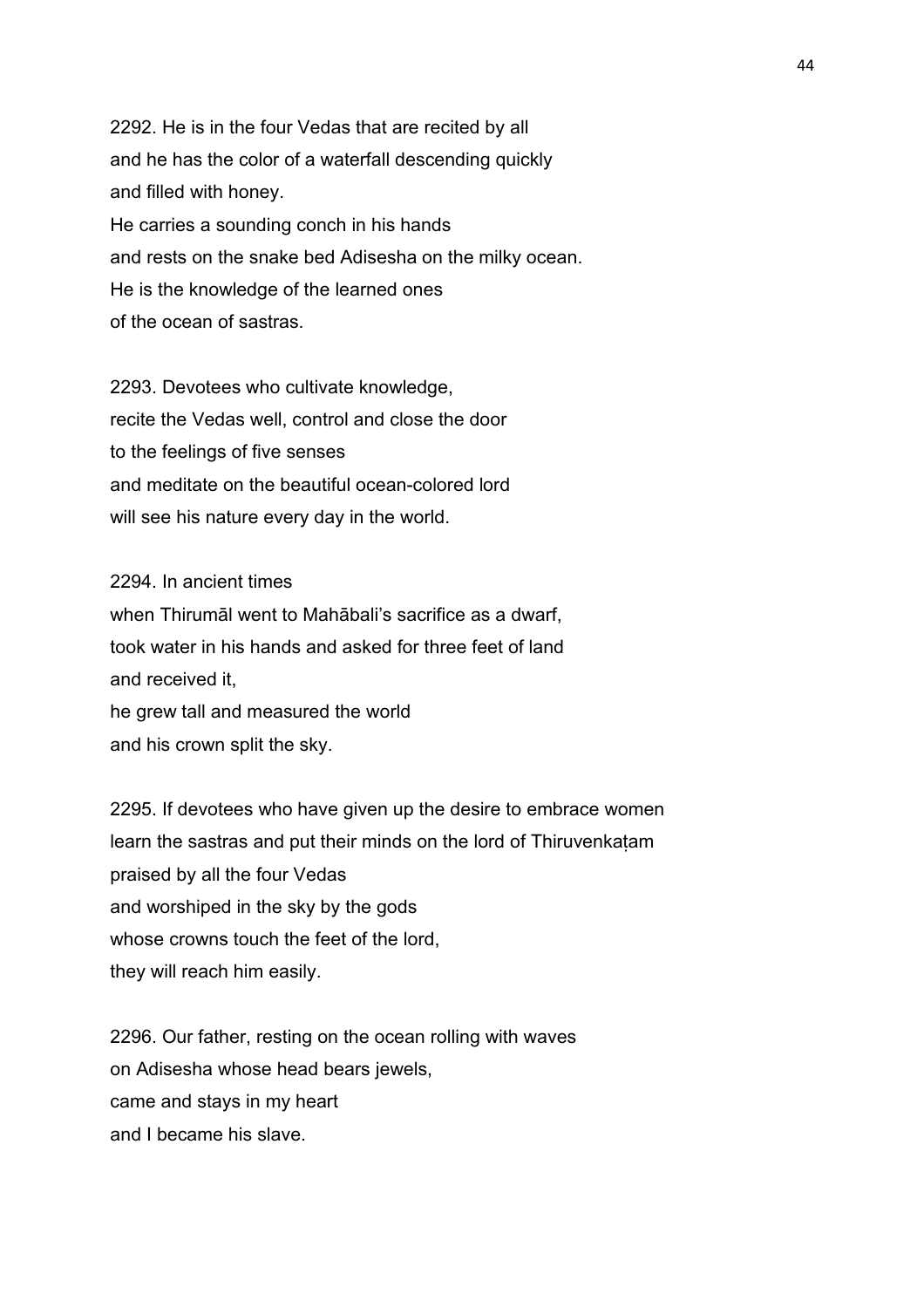2292. He is in the four Vedas that are recited by all
and he has the color of a waterfall descending quickly
and filled with honey.
He carries a sounding conch in his hands
and rests on the snake bed Adisesha on the milky ocean.
He is the knowledge of the learned ones
of the ocean of sastras.

2293. Devotees who cultivate knowledge,
recite the Vedas well, control and close the door
to the feelings of five senses
and meditate on the beautiful ocean-colored lord
will see his nature every day in the world.

2294. In ancient times
when Thirumāl went to Mahābali's sacrifice as a dwarf,
took water in his hands and asked for three feet of land
and received it,
he grew tall and measured the world
and his crown split the sky.

2295. If devotees who have given up the desire to embrace women
learn the sastras and put their minds on the lord of Thiruvenkaṭam
praised by all the four Vedas
and worshiped in the sky by the gods
whose crowns touch the feet of the lord,
they will reach him easily.

2296. Our father, resting on the ocean rolling with waves
on Adisesha whose head bears jewels,
came and stays in my heart
and I became his slave.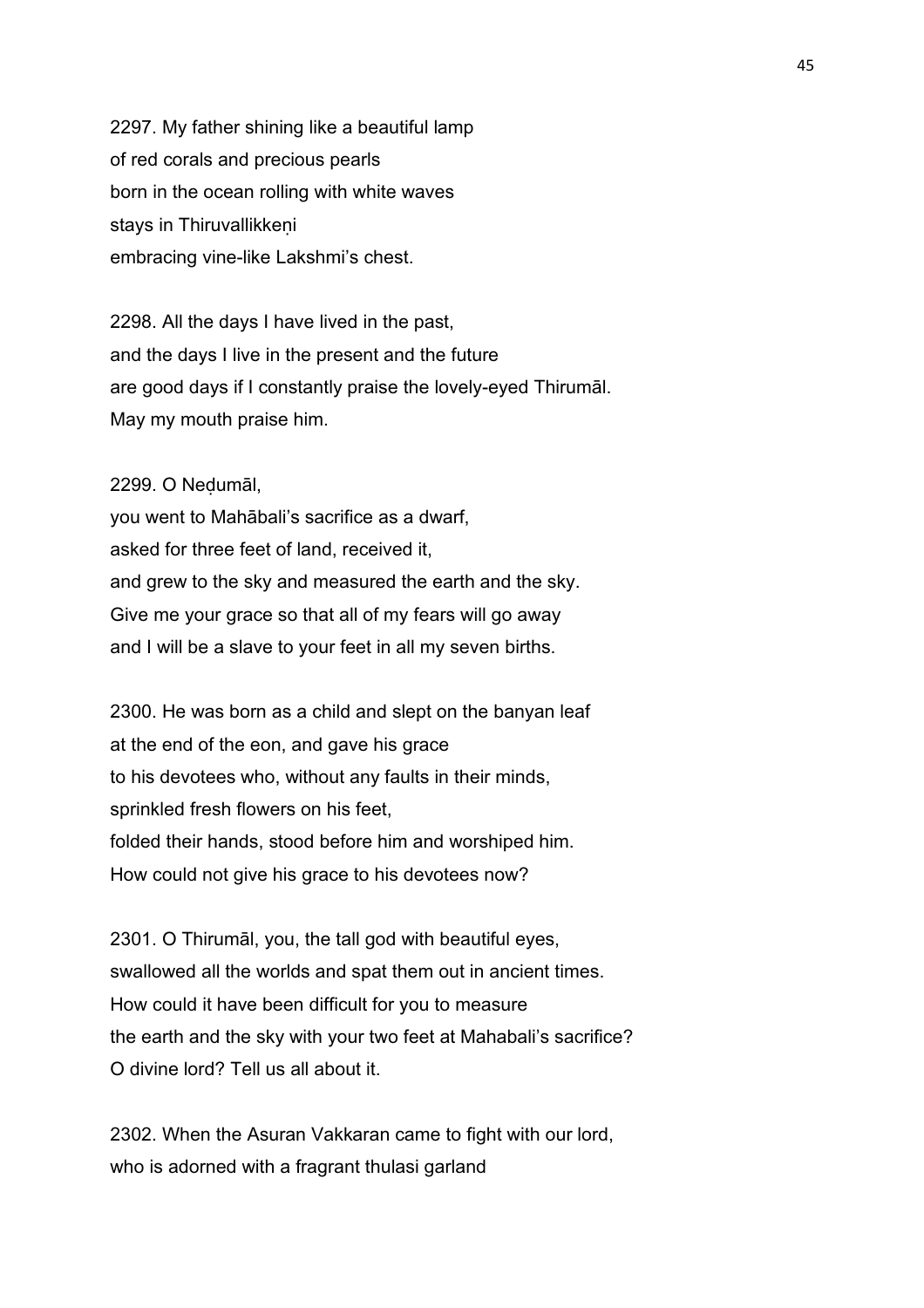2297. My father shining like a beautiful lamp
of red corals and precious pearls
born in the ocean rolling with white waves
stays in Thiruvallikkeṇi
embracing vine-like Lakshmi's chest.

2298. All the days I have lived in the past,
and the days I live in the present and the future
are good days if I constantly praise the lovely-eyed Thirumāl.
May my mouth praise him.

2299. O Neḍumāl,
you went to Mahābali's sacrifice as a dwarf,
asked for three feet of land, received it,
and grew to the sky and measured the earth and the sky.
Give me your grace so that all of my fears will go away
and I will be a slave to your feet in all my seven births.

2300. He was born as a child and slept on the banyan leaf
at the end of the eon, and gave his grace
to his devotees who, without any faults in their minds,
sprinkled fresh flowers on his feet,
folded their hands, stood before him and worshiped him.
How could not give his grace to his devotees now?

2301. O Thirumāl, you, the tall god with beautiful eyes,
swallowed all the worlds and spat them out in ancient times.
How could it have been difficult for you to measure
the earth and the sky with your two feet at Mahabali's sacrifice?
O divine lord? Tell us all about it.

2302. When the Asuran Vakkaran came to fight with our lord,
who is adorned with a fragrant thulasi garland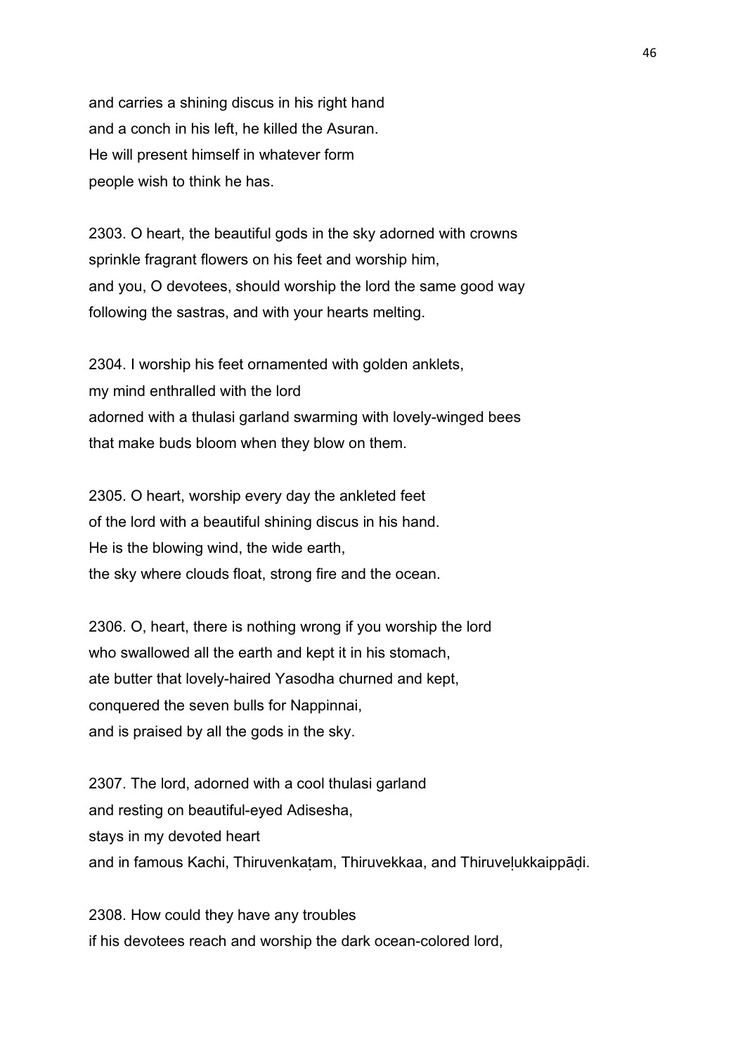and carries a shining discus in his right hand
and a conch in his left, he killed the Asuran.
He will present himself in whatever form
people wish to think he has.

2303. O heart, the beautiful gods in the sky adorned with crowns
sprinkle fragrant flowers on his feet and worship him,
and you, O devotees, should worship the lord the same good way
following the sastras, and with your hearts melting.

2304. I worship his feet ornamented with golden anklets,
my mind enthralled with the lord
adorned with a thulasi garland swarming with lovely-winged bees
that make buds bloom when they blow on them.

2305. O heart, worship every day the ankleted feet
of the lord with a beautiful shining discus in his hand.
He is the blowing wind, the wide earth,
the sky where clouds float, strong fire and the ocean.

2306. O, heart, there is nothing wrong if you worship the lord
who swallowed all the earth and kept it in his stomach,
ate butter that lovely-haired Yasodha churned and kept,
conquered the seven bulls for Nappinnai,
and is praised by all the gods in the sky.

2307. The lord, adorned with a cool thulasi garland
and resting on beautiful-eyed Adisesha,
stays in my devoted heart
and in famous Kachi, Thiruvenkaṭam, Thiruvekkaa, and Thiruveḷukkaippāḍi.

2308. How could they have any troubles
if his devotees reach and worship the dark ocean-colored lord,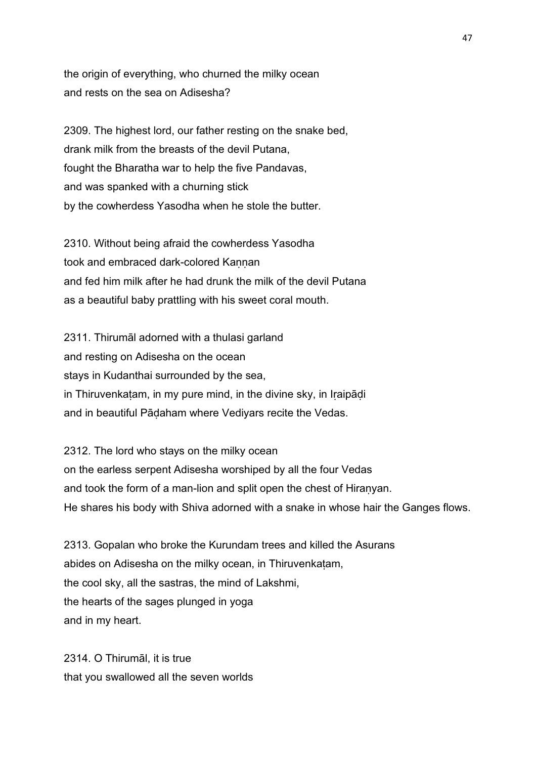the origin of everything, who churned the milky ocean
and rests on the sea on Adisesha?

2309. The highest lord, our father resting on the snake bed,
drank milk from the breasts of the devil Putana,
fought the Bharatha war to help the five Pandavas,
and was spanked with a churning stick
by the cowherdess Yasodha when he stole the butter.

2310. Without being afraid the cowherdess Yasodha
took and embraced dark-colored Kaṇṇan
and fed him milk after he had drunk the milk of the devil Putana
as a beautiful baby prattling with his sweet coral mouth.

2311. Thirumāl adorned with a thulasi garland
and resting on Adisesha on the ocean
stays in Kudanthai surrounded by the sea,
in Thiruvenkaṭam, in my pure mind, in the divine sky, in Iṛaipāḍi
and in beautiful Pāḍaham where Vediyars recite the Vedas.

2312. The lord who stays on the milky ocean
on the earless serpent Adisesha worshiped by all the four Vedas
and took the form of a man-lion and split open the chest of Hiraṇyan.
He shares his body with Shiva adorned with a snake in whose hair the Ganges flows.

2313. Gopalan who broke the Kurundam trees and killed the Asurans
abides on Adisesha on the milky ocean, in Thiruvenkaṭam,
the cool sky, all the sastras, the mind of Lakshmi,
the hearts of the sages plunged in yoga
and in my heart.

2314. O Thirumāl, it is true
that you swallowed all the seven worlds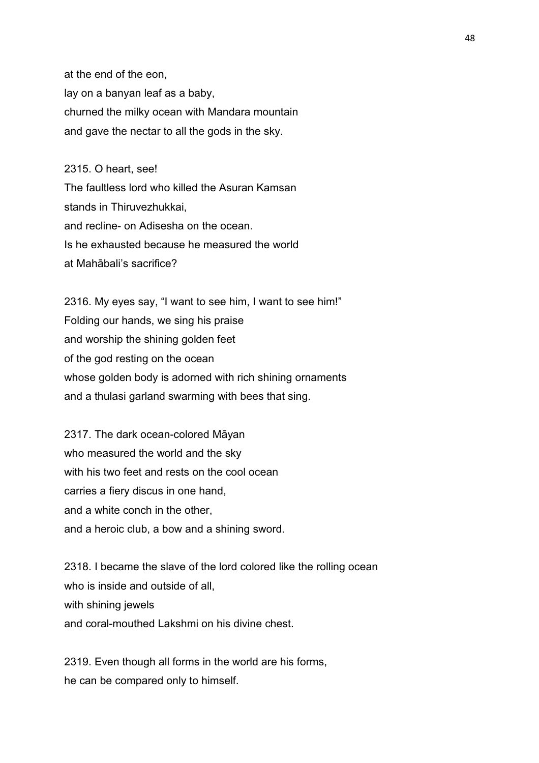at the end of the eon,
lay on a banyan leaf as a baby,
churned the milky ocean with Mandara mountain
and gave the nectar to all the gods in the sky.

2315. O heart, see!
The faultless lord who killed the Asuran Kamsan
stands in Thiruvezhukkai,
and recline- on Adisesha on the ocean.
Is he exhausted because he measured the world
at Mahābali's sacrifice?

2316. My eyes say, "I want to see him, I want to see him!"
Folding our hands, we sing his praise
and worship the shining golden feet
of the god resting on the ocean
whose golden body is adorned with rich shining ornaments
and a thulasi garland swarming with bees that sing.

2317. The dark ocean-colored Māyan
who measured the world and the sky
with his two feet and rests on the cool ocean
carries a fiery discus in one hand,
and a white conch in the other,
and a heroic club, a bow and a shining sword.

2318. I became the slave of the lord colored like the rolling ocean
who is inside and outside of all,
with shining jewels
and coral-mouthed Lakshmi on his divine chest.

2319. Even though all forms in the world are his forms,
he can be compared only to himself.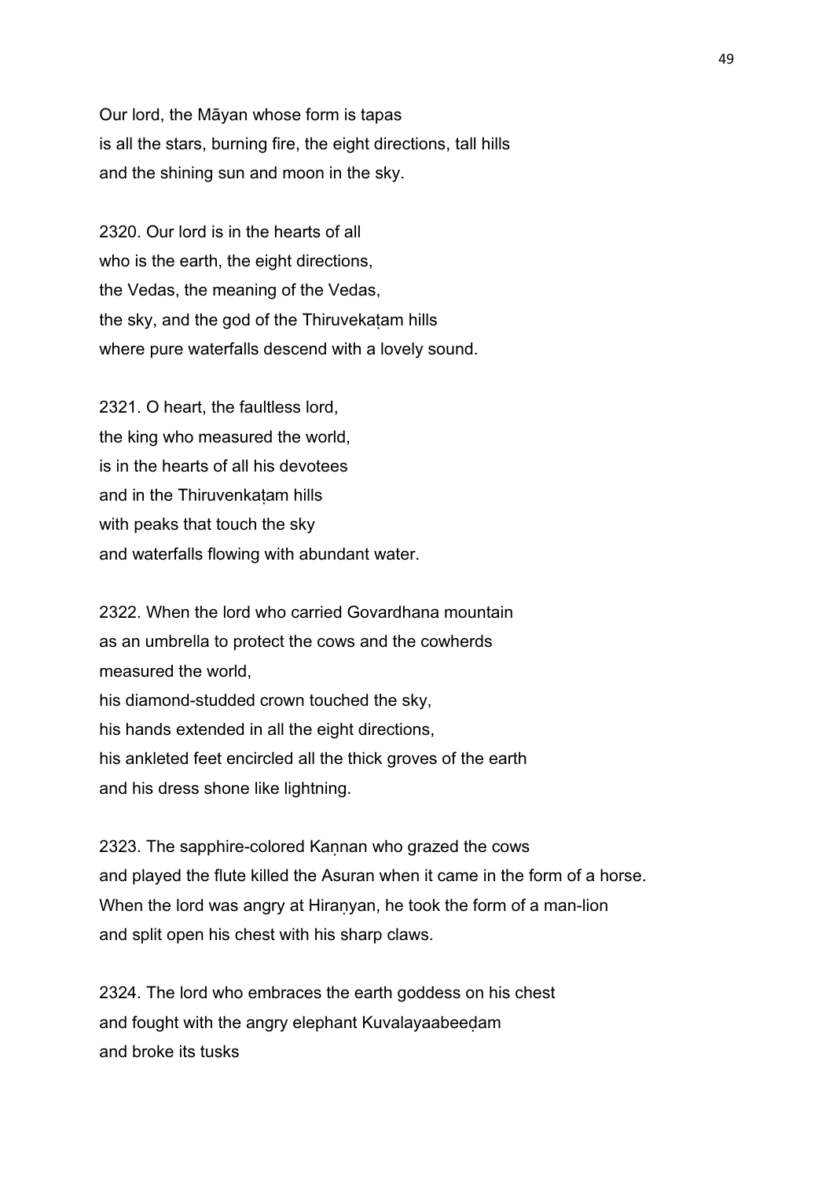Our lord, the Māyan whose form is tapas
is all the stars, burning fire, the eight directions, tall hills
and the shining sun and moon in the sky.

2320. Our lord is in the hearts of all
who is the earth, the eight directions,
the Vedas, the meaning of the Vedas,
the sky, and the god of the Thiruvekaṭam hills
where pure waterfalls descend with a lovely sound.

2321. O heart, the faultless lord,
the king who measured the world,
is in the hearts of all his devotees
and in the Thiruvenkaṭam hills
with peaks that touch the sky
and waterfalls flowing with abundant water.

2322. When the lord who carried Govardhana mountain
as an umbrella to protect the cows and the cowherds
measured the world,
his diamond-studded crown touched the sky,
his hands extended in all the eight directions,
his ankleted feet encircled all the thick groves of the earth
and his dress shone like lightning.

2323. The sapphire-colored Kaṇnan who grazed the cows
and played the flute killed the Asuran when it came in the form of a horse.
When the lord was angry at Hiraṇyan, he took the form of a man-lion
and split open his chest with his sharp claws.

2324. The lord who embraces the earth goddess on his chest
and fought with the angry elephant Kuvalayaabeeḍam
and broke its tusks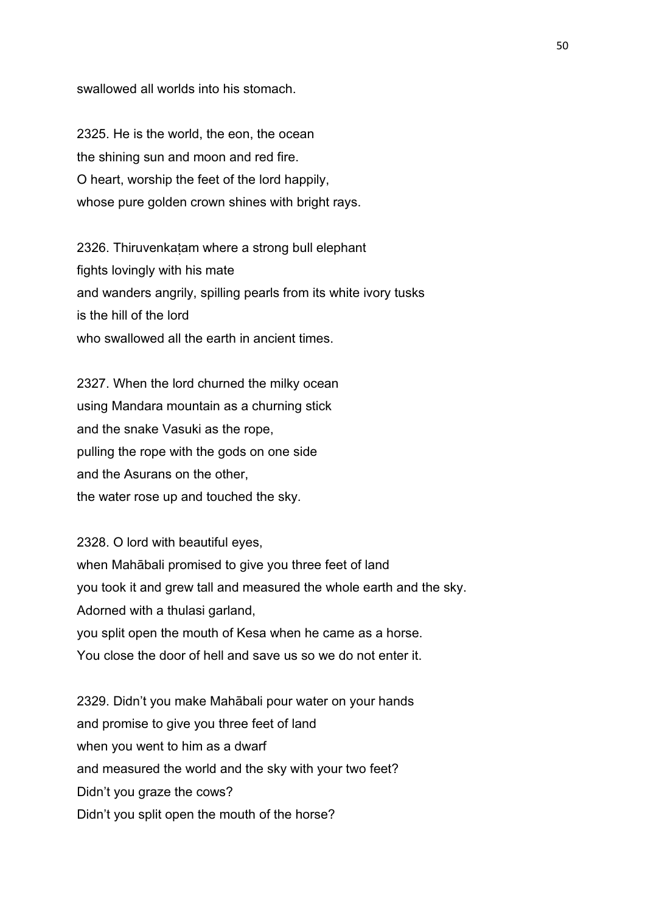swallowed all worlds into his stomach.

2325. He is the world, the eon, the ocean
the shining sun and moon and red fire.
O heart, worship the feet of the lord happily,
whose pure golden crown shines with bright rays.

2326. Thiruvenkaṭam where a strong bull elephant
fights lovingly with his mate
and wanders angrily, spilling pearls from its white ivory tusks
is the hill of the lord
who swallowed all the earth in ancient times.

2327. When the lord churned the milky ocean
using Mandara mountain as a churning stick
and the snake Vasuki as the rope,
pulling the rope with the gods on one side
and the Asurans on the other,
the water rose up and touched the sky.

2328. O lord with beautiful eyes,
when Mahābali promised to give you three feet of land
you took it and grew tall and measured the whole earth and the sky.
Adorned with a thulasi garland,
you split open the mouth of Kesa when he came as a horse.
You close the door of hell and save us so we do not enter it.

2329. Didn't you make Mahābali pour water on your hands
and promise to give you three feet of land
when you went to him as a dwarf
and measured the world and the sky with your two feet?
Didn't you graze the cows?
Didn't you split open the mouth of the horse?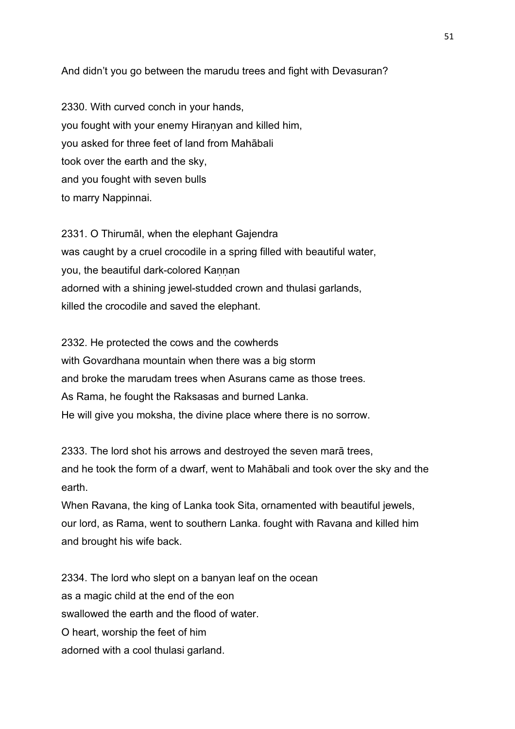And didn’t you go between the marudu trees and fight with Devasuran?

2330. With curved conch in your hands,
you fought with your enemy Hiraṇyan and killed him,
you asked for three feet of land from Mahābali
took over the earth and the sky,
and you fought with seven bulls
to marry Nappinnai.

2331. O Thirumāl, when the elephant Gajendra
was caught by a cruel crocodile in a spring filled with beautiful water,
you, the beautiful dark-colored Kaṇṇan
adorned with a shining jewel-studded crown and thulasi garlands,
killed the crocodile and saved the elephant.

2332. He protected the cows and the cowherds
with Govardhana mountain when there was a big storm
and broke the marudam trees when Asurans came as those trees.
As Rama, he fought the Raksasas and burned Lanka.
He will give you moksha, the divine place where there is no sorrow.

2333. The lord shot his arrows and destroyed the seven marā trees,
and he took the form of a dwarf, went to Mahābali and took over the sky and the earth.
When Ravana, the king of Lanka took Sita, ornamented with beautiful jewels,
our lord, as Rama, went to southern Lanka. fought with Ravana and killed him
and brought his wife back.

2334. The lord who slept on a banyan leaf on the ocean
as a magic child at the end of the eon
swallowed the earth and the flood of water.
O heart, worship the feet of him
adorned with a cool thulasi garland.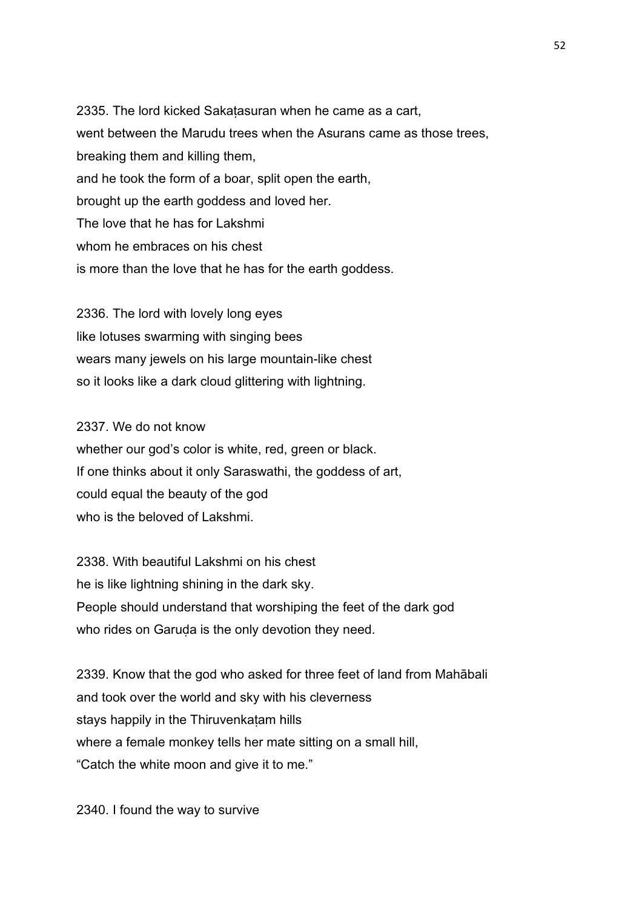2335. The lord kicked Sakaṭasuran when he came as a cart,
went between the Marudu trees when the Asurans came as those trees,
breaking them and killing them,
and he took the form of a boar, split open the earth,
brought up the earth goddess and loved her.
The love that he has for Lakshmi
whom he embraces on his chest
is more than the love that he has for the earth goddess.

2336. The lord with lovely long eyes
like lotuses swarming with singing bees
wears many jewels on his large mountain-like chest
so it looks like a dark cloud glittering with lightning.

2337. We do not know
whether our god's color is white, red, green or black.
If one thinks about it only Saraswathi, the goddess of art,
could equal the beauty of the god
who is the beloved of Lakshmi.

2338. With beautiful Lakshmi on his chest
he is like lightning shining in the dark sky.
People should understand that worshiping the feet of the dark god
who rides on Garuḍa is the only devotion they need.

2339. Know that the god who asked for three feet of land from Mahābali
and took over the world and sky with his cleverness
stays happily in the Thiruvenkaṭam hills
where a female monkey tells her mate sitting on a small hill,
"Catch the white moon and give it to me."

2340. I found the way to survive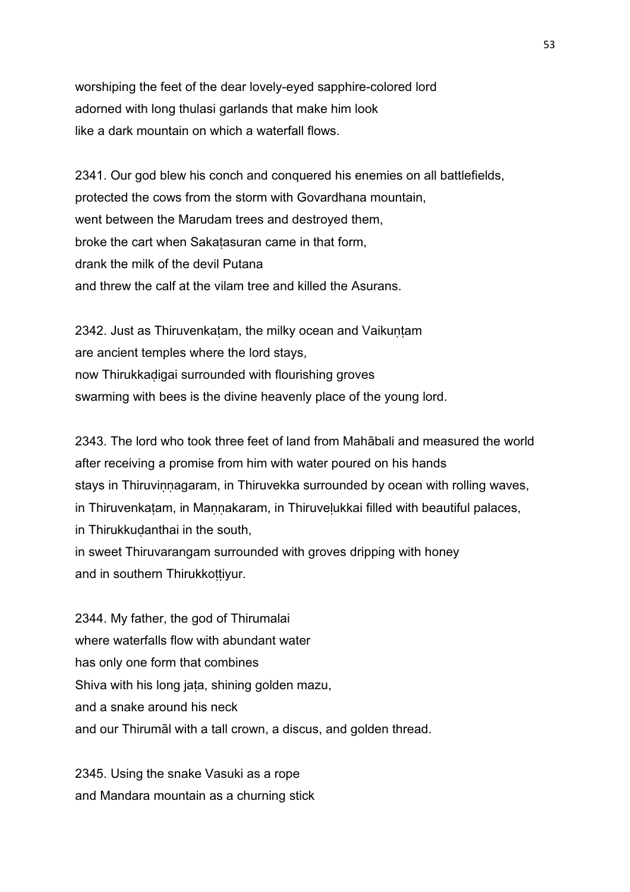worshiping the feet of the dear lovely-eyed sapphire-colored lord
adorned with long thulasi garlands that make him look
like a dark mountain on which a waterfall flows.

2341. Our god blew his conch and conquered his enemies on all battlefields,
protected the cows from the storm with Govardhana mountain,
went between the Marudam trees and destroyed them,
broke the cart when Sakaṭasuran came in that form,
drank the milk of the devil Putana
and threw the calf at the vilam tree and killed the Asurans.

2342. Just as Thiruvenkaṭam, the milky ocean and Vaikuṇṭam
are ancient temples where the lord stays,
now Thirukkaḍigai surrounded with flourishing groves
swarming with bees is the divine heavenly place of the young lord.

2343. The lord who took three feet of land from Mahābali and measured the world
after receiving a promise from him with water poured on his hands
stays in Thiruviṇṇagaram, in Thiruvekka surrounded by ocean with rolling waves,
in Thiruvenkaṭam, in Maṇṇakaram, in Thiruveḷukkai filled with beautiful palaces,
in Thirukkuḍanthai in the south,
in sweet Thiruvarangam surrounded with groves dripping with honey
and in southern Thirukkoṭṭiyur.

2344. My father, the god of Thirumalai
where waterfalls flow with abundant water
has only one form that combines
Shiva with his long jaṭa, shining golden mazu,
and a snake around his neck
and our Thirumāl with a tall crown, a discus, and golden thread.

2345. Using the snake Vasuki as a rope
and Mandara mountain as a churning stick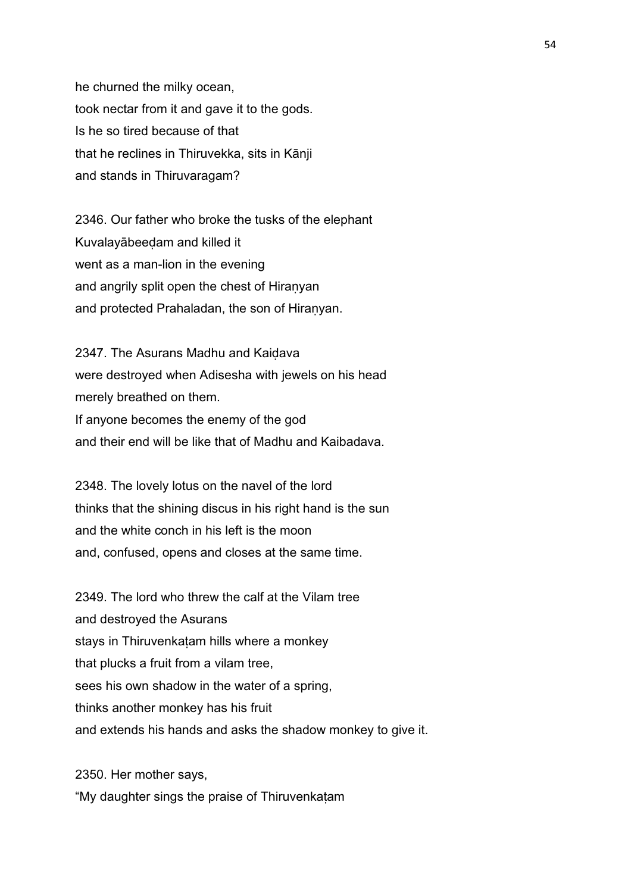he churned the milky ocean,
took nectar from it and gave it to the gods.
Is he so tired because of that
that he reclines in Thiruvekka, sits in Kānji
and stands in Thiruvaragam?

2346. Our father who broke the tusks of the elephant
Kuvalayābeeḍam and killed it
went as a man-lion in the evening
and angrily split open the chest of Hiraṇyan
and protected Prahaladan, the son of Hiraṇyan.

2347. The Asurans Madhu and Kaiḍava
were destroyed when Adisesha with jewels on his head
merely breathed on them.
If anyone becomes the enemy of the god
and their end will be like that of Madhu and Kaibadava.

2348. The lovely lotus on the navel of the lord
thinks that the shining discus in his right hand is the sun
and the white conch in his left is the moon
and, confused, opens and closes at the same time.

2349. The lord who threw the calf at the Vilam tree
and destroyed the Asurans
stays in Thiruvenkaṭam hills where a monkey
that plucks a fruit from a vilam tree,
sees his own shadow in the water of a spring,
thinks another monkey has his fruit
and extends his hands and asks the shadow monkey to give it.

2350. Her mother says,
"My daughter sings the praise of Thiruvenkaṭam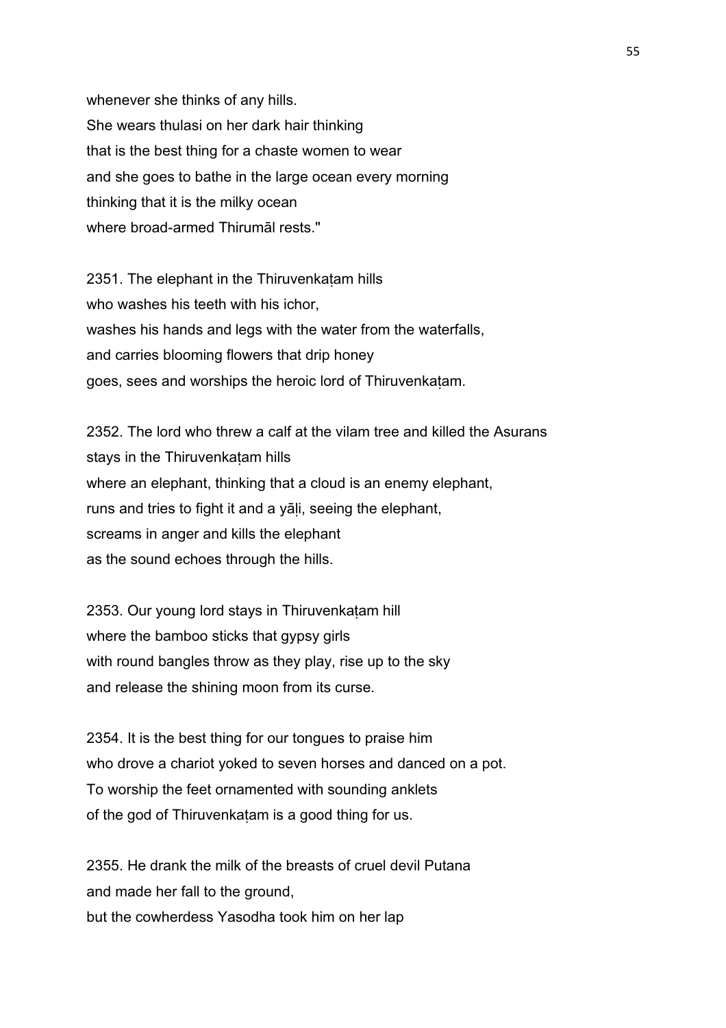whenever she thinks of any hills.
She wears thulasi on her dark hair thinking
that is the best thing for a chaste women to wear
and she goes to bathe in the large ocean every morning
thinking that it is the milky ocean
where broad-armed Thirumāl rests."

2351. The elephant in the Thiruvenkaṭam hills
who washes his teeth with his ichor,
washes his hands and legs with the water from the waterfalls,
and carries blooming flowers that drip honey
goes, sees and worships the heroic lord of Thiruvenkaṭam.

2352. The lord who threw a calf at the vilam tree and killed the Asurans
stays in the Thiruvenkaṭam hills
where an elephant, thinking that a cloud is an enemy elephant,
runs and tries to fight it and a yāḷi, seeing the elephant,
screams in anger and kills the elephant
as the sound echoes through the hills.

2353. Our young lord stays in Thiruvenkaṭam hill
where the bamboo sticks that gypsy girls
with round bangles throw as they play, rise up to the sky
and release the shining moon from its curse.

2354. It is the best thing for our tongues to praise him
who drove a chariot yoked to seven horses and danced on a pot.
To worship the feet ornamented with sounding anklets
of the god of Thiruvenkaṭam is a good thing for us.

2355. He drank the milk of the breasts of cruel devil Putana
and made her fall to the ground,
but the cowherdess Yasodha took him on her lap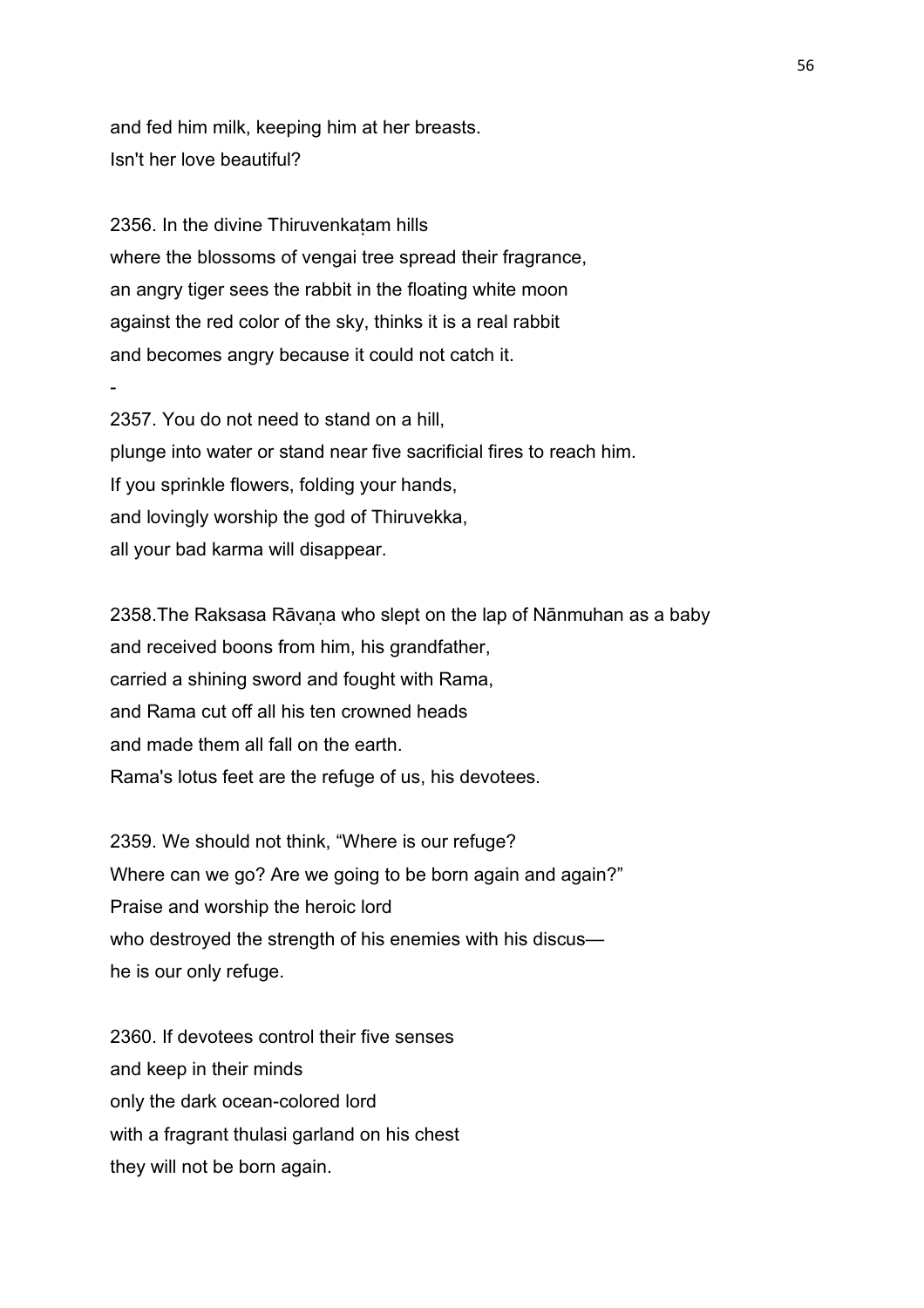and fed him milk, keeping him at her breasts.
Isn't her love beautiful?

2356. In the divine Thiruvenkaṭam hills
where the blossoms of vengai tree spread their fragrance,
an angry tiger sees the rabbit in the floating white moon
against the red color of the sky, thinks it is a real rabbit
and becomes angry because it could not catch it.

-

2357. You do not need to stand on a hill,
plunge into water or stand near five sacrificial fires to reach him.
If you sprinkle flowers, folding your hands,
and lovingly worship the god of Thiruvekka,
all your bad karma will disappear.

2358.The Raksasa Rāvaṇa who slept on the lap of Nānmuhan as a baby
and received boons from him, his grandfather,
carried a shining sword and fought with Rama,
and Rama cut off all his ten crowned heads
and made them all fall on the earth.
Rama's lotus feet are the refuge of us, his devotees.

2359. We should not think, “Where is our refuge?
Where can we go? Are we going to be born again and again?”
Praise and worship the heroic lord
who destroyed the strength of his enemies with his discus—
he is our only refuge.

2360. If devotees control their five senses
and keep in their minds
only the dark ocean-colored lord
with a fragrant thulasi garland on his chest
they will not be born again.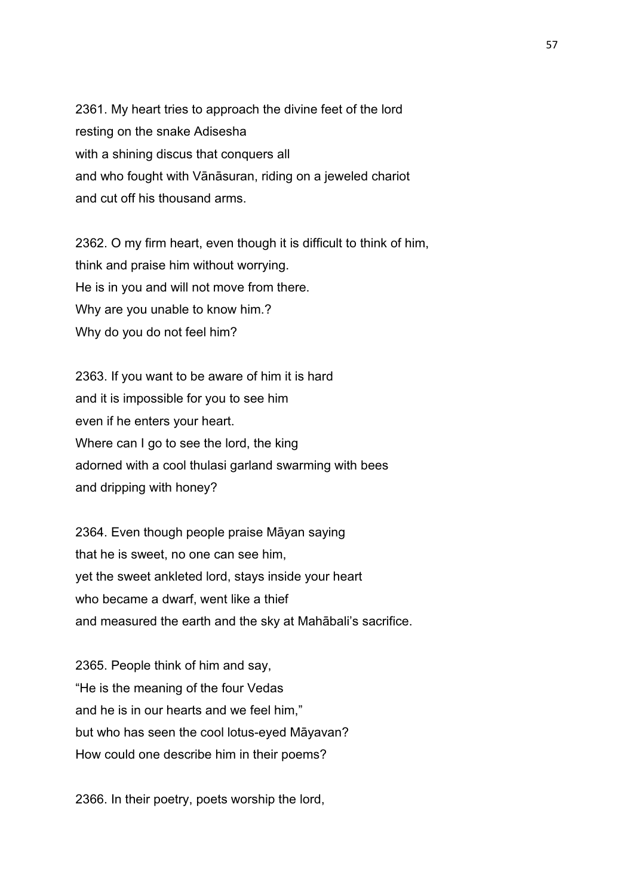2361. My heart tries to approach the divine feet of the lord
resting on the snake Adisesha
with a shining discus that conquers all
and who fought with Vānāsuran, riding on a jeweled chariot
and cut off his thousand arms.

2362. O my firm heart, even though it is difficult to think of him,
think and praise him without worrying.
He is in you and will not move from there.
Why are you unable to know him.?
Why do you do not feel him?

2363. If you want to be aware of him it is hard
and it is impossible for you to see him
even if he enters your heart.
Where can I go to see the lord, the king
adorned with a cool thulasi garland swarming with bees
and dripping with honey?

2364. Even though people praise Māyan saying
that he is sweet, no one can see him,
yet the sweet ankleted lord, stays inside your heart
who became a dwarf, went like a thief
and measured the earth and the sky at Mahābali's sacrifice.

2365. People think of him and say,
"He is the meaning of the four Vedas
and he is in our hearts and we feel him,"
but who has seen the cool lotus-eyed Māyavan?
How could one describe him in their poems?

2366. In their poetry, poets worship the lord,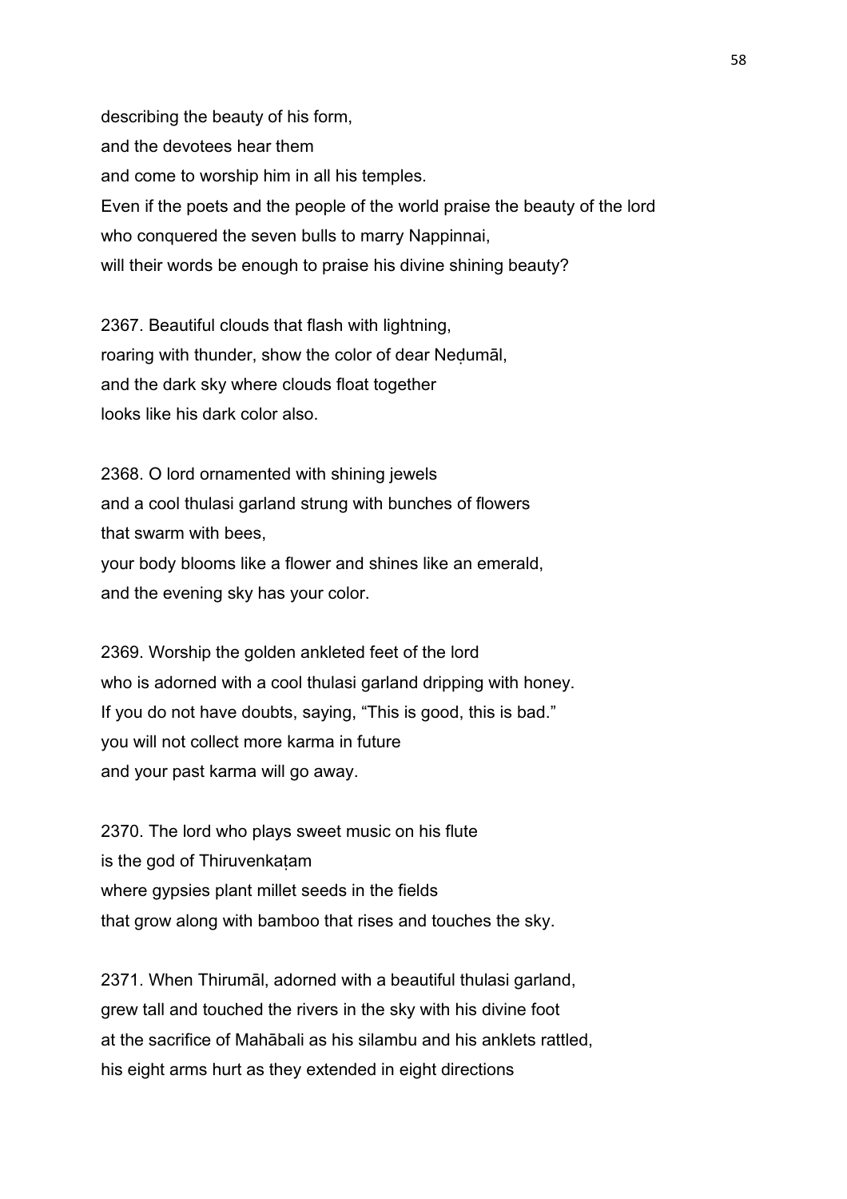describing the beauty of his form,
and the devotees hear them
and come to worship him in all his temples.
Even if the poets and the people of the world praise the beauty of the lord
who conquered the seven bulls to marry Nappinnai,
will their words be enough to praise his divine shining beauty?

2367. Beautiful clouds that flash with lightning,
roaring with thunder, show the color of dear Neḍumāl,
and the dark sky where clouds float together
looks like his dark color also.

2368. O lord ornamented with shining jewels
and a cool thulasi garland strung with bunches of flowers
that swarm with bees,
your body blooms like a flower and shines like an emerald,
and the evening sky has your color.

2369. Worship the golden ankleted feet of the lord
who is adorned with a cool thulasi garland dripping with honey.
If you do not have doubts, saying, “This is good, this is bad.”
you will not collect more karma in future
and your past karma will go away.

2370. The lord who plays sweet music on his flute
is the god of Thiruvenkaṭam
where gypsies plant millet seeds in the fields
that grow along with bamboo that rises and touches the sky.

2371. When Thirumāl, adorned with a beautiful thulasi garland,
grew tall and touched the rivers in the sky with his divine foot
at the sacrifice of Mahābali as his silambu and his anklets rattled,
his eight arms hurt as they extended in eight directions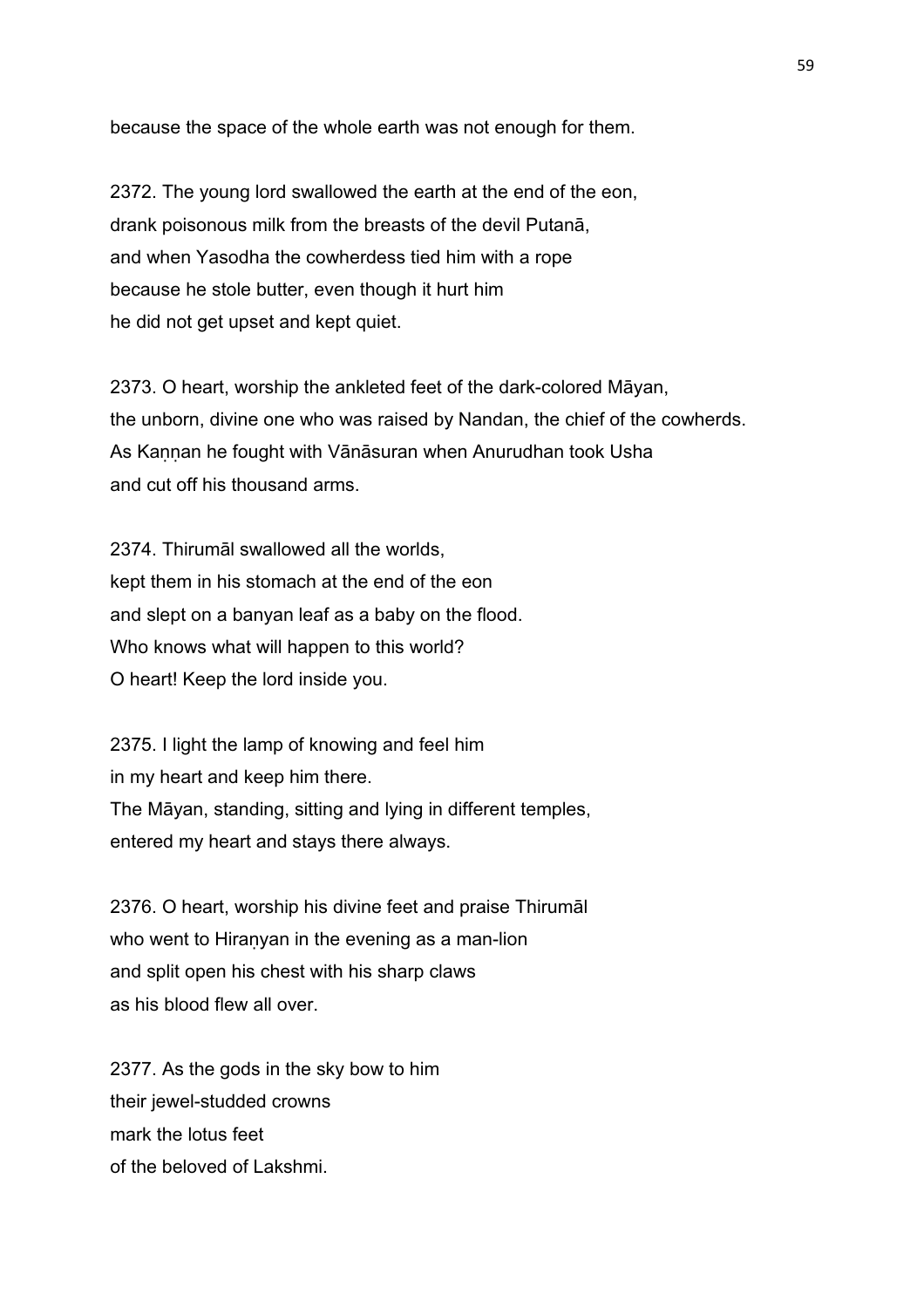because the space of the whole earth was not enough for them.

2372. The young lord swallowed the earth at the end of the eon,
drank poisonous milk from the breasts of the devil Putanā,
and when Yasodha the cowherdess tied him with a rope
because he stole butter, even though it hurt him
he did not get upset and kept quiet.

2373. O heart, worship the ankleted feet of the dark-colored Māyan,
the unborn, divine one who was raised by Nandan, the chief of the cowherds.
As Kaṇṇan he fought with Vānāsuran when Anurudhan took Usha
and cut off his thousand arms.

2374. Thirumāl swallowed all the worlds,
kept them in his stomach at the end of the eon
and slept on a banyan leaf as a baby on the flood.
Who knows what will happen to this world?
O heart! Keep the lord inside you.

2375. I light the lamp of knowing and feel him
in my heart and keep him there.
The Māyan, standing, sitting and lying in different temples,
entered my heart and stays there always.

2376. O heart, worship his divine feet and praise Thirumāl
who went to Hiraṇyan in the evening as a man-lion
and split open his chest with his sharp claws
as his blood flew all over.

2377. As the gods in the sky bow to him
their jewel-studded crowns
mark the lotus feet
of the beloved of Lakshmi.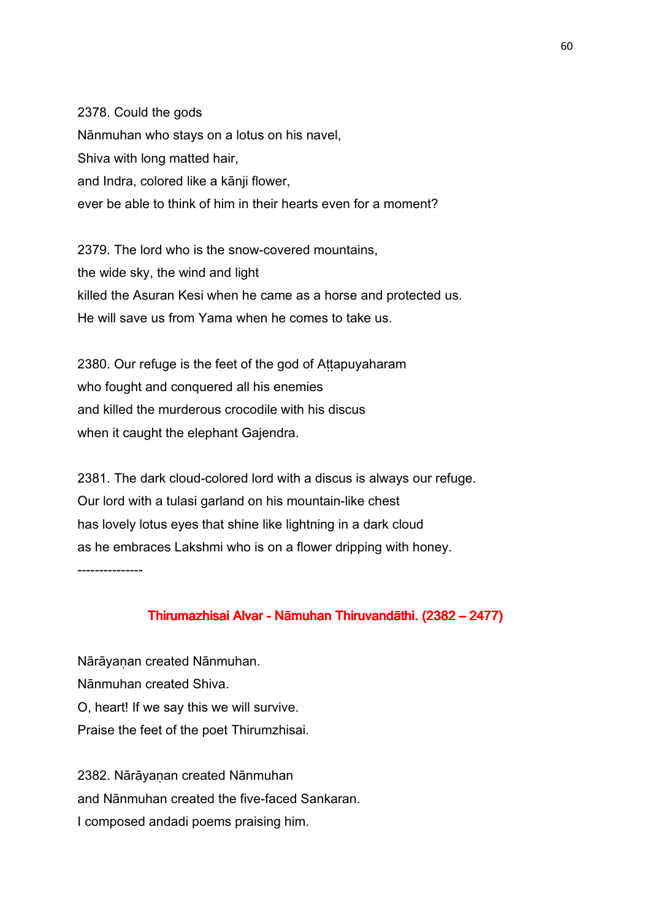2378. Could the gods
Nānmuhan who stays on a lotus on his navel,
Shiva with long matted hair,
and Indra, colored like a kānji flower,
ever be able to think of him in their hearts even for a moment?

2379. The lord who is the snow-covered mountains,
the wide sky, the wind and light
killed the Asuran Kesi when he came as a horse and protected us.
He will save us from Yama when he comes to take us.

2380. Our refuge is the feet of the god of Aṭṭapuyaharam
who fought and conquered all his enemies
and killed the murderous crocodile with his discus
when it caught the elephant Gajendra.

2381. The dark cloud-colored lord with a discus is always our refuge.
Our lord with a tulasi garland on his mountain-like chest
has lovely lotus eyes that shine like lightning in a dark cloud
as he embraces Lakshmi who is on a flower dripping with honey.

---------------

## Thirumazhisai Alvar - Nāmuhan Thiruvandāthi. (2382 – 2477)

Nārāyaṇan created Nānmuhan.
Nānmuhan created Shiva.
O, heart! If we say this we will survive.
Praise the feet of the poet Thirumzhisai.

2382. Nārāyaṇan created Nānmuhan
and Nānmuhan created the five-faced Sankaran.
I composed andadi poems praising him.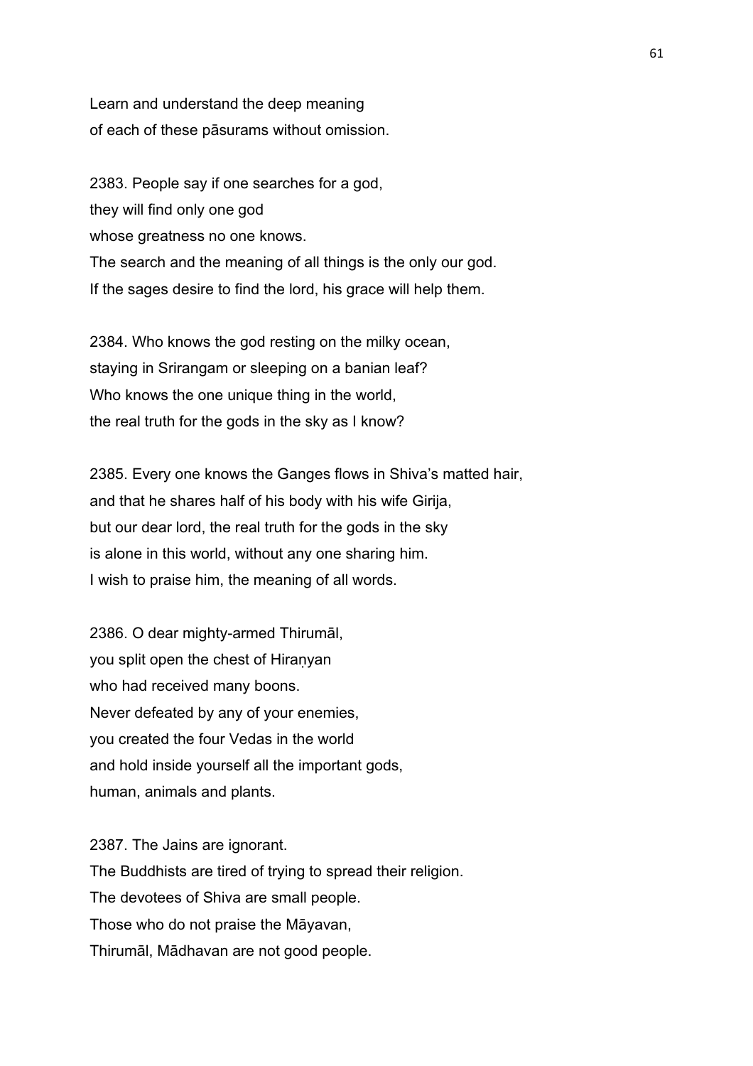Learn and understand the deep meaning
of each of these pāsurams without omission.

2383. People say if one searches for a god,
they will find only one god
whose greatness no one knows.
The search and the meaning of all things is the only our god.
If the sages desire to find the lord, his grace will help them.

2384. Who knows the god resting on the milky ocean,
staying in Srirangam or sleeping on a banian leaf?
Who knows the one unique thing in the world,
the real truth for the gods in the sky as I know?

2385. Every one knows the Ganges flows in Shiva's matted hair,
and that he shares half of his body with his wife Girija,
but our dear lord, the real truth for the gods in the sky
is alone in this world, without any one sharing him.
I wish to praise him, the meaning of all words.

2386. O dear mighty-armed Thirumāl,
you split open the chest of Hiraṇyan
who had received many boons.
Never defeated by any of your enemies,
you created the four Vedas in the world
and hold inside yourself all the important gods,
human, animals and plants.

2387. The Jains are ignorant.
The Buddhists are tired of trying to spread their religion.
The devotees of Shiva are small people.
Those who do not praise the Māyavan,
Thirumāl, Mādhavan are not good people.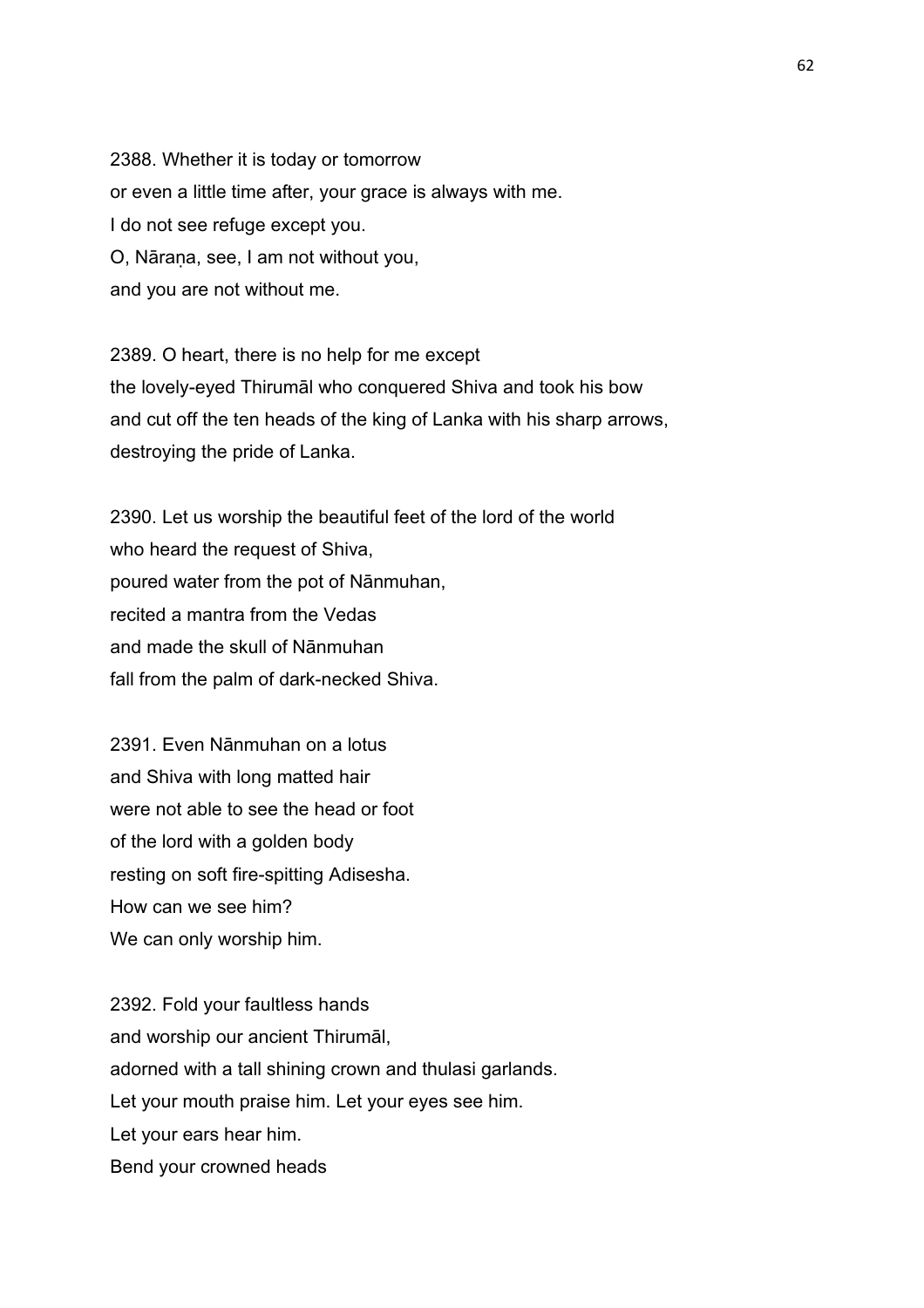2388. Whether it is today or tomorrow
or even a little time after, your grace is always with me.
I do not see refuge except you.
O, Nāraṇa, see, I am not without you,
and you are not without me.

2389. O heart, there is no help for me except
the lovely-eyed Thirumāl who conquered Shiva and took his bow
and cut off the ten heads of the king of Lanka with his sharp arrows,
destroying the pride of Lanka.

2390. Let us worship the beautiful feet of the lord of the world
who heard the request of Shiva,
poured water from the pot of Nānmuhan,
recited a mantra from the Vedas
and made the skull of Nānmuhan
fall from the palm of dark-necked Shiva.

2391. Even Nānmuhan on a lotus
and Shiva with long matted hair
were not able to see the head or foot
of the lord with a golden body
resting on soft fire-spitting Adisesha.
How can we see him?
We can only worship him.

2392. Fold your faultless hands
and worship our ancient Thirumāl,
adorned with a tall shining crown and thulasi garlands.
Let your mouth praise him. Let your eyes see him.
Let your ears hear him.
Bend your crowned heads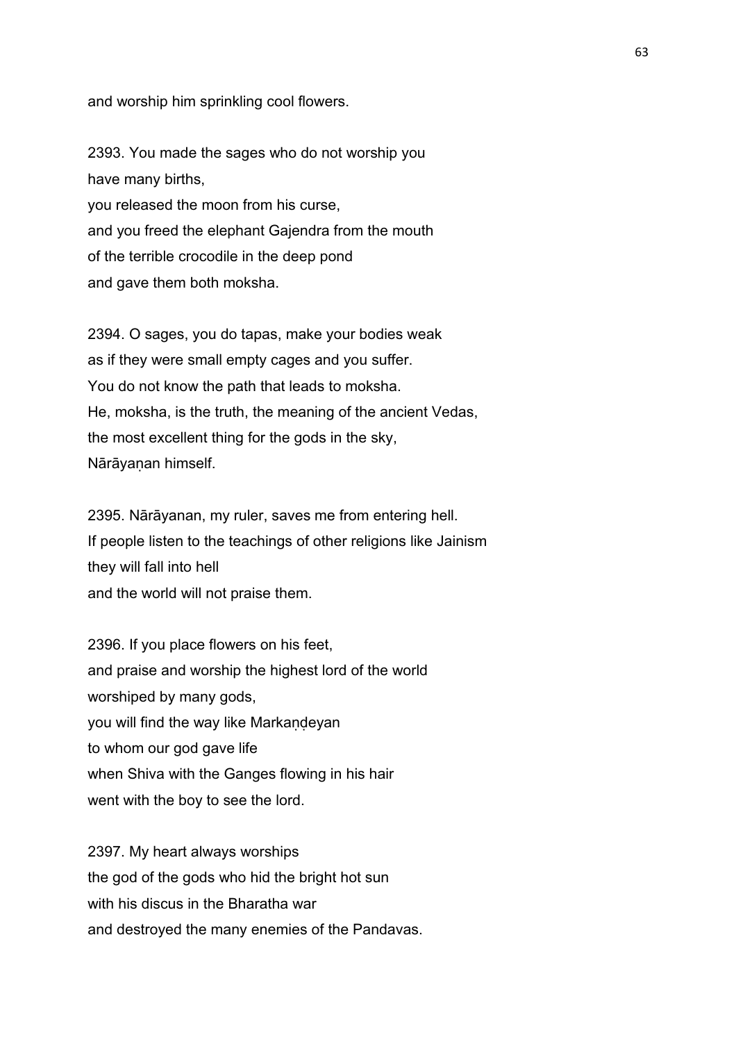and worship him sprinkling cool flowers.

2393. You made the sages who do not worship you
have many births,
you released the moon from his curse,
and you freed the elephant Gajendra from the mouth
of the terrible crocodile in the deep pond
and gave them both moksha.

2394. O sages, you do tapas, make your bodies weak
as if they were small empty cages and you suffer.
You do not know the path that leads to moksha.
He, moksha, is the truth, the meaning of the ancient Vedas,
the most excellent thing for the gods in the sky,
Nārāyaṇan himself.

2395. Nārāyanan, my ruler, saves me from entering hell.
If people listen to the teachings of other religions like Jainism
they will fall into hell
and the world will not praise them.

2396. If you place flowers on his feet,
and praise and worship the highest lord of the world
worshiped by many gods,
you will find the way like Markaṇḍeyan
to whom our god gave life
when Shiva with the Ganges flowing in his hair
went with the boy to see the lord.

2397. My heart always worships
the god of the gods who hid the bright hot sun
with his discus in the Bharatha war
and destroyed the many enemies of the Pandavas.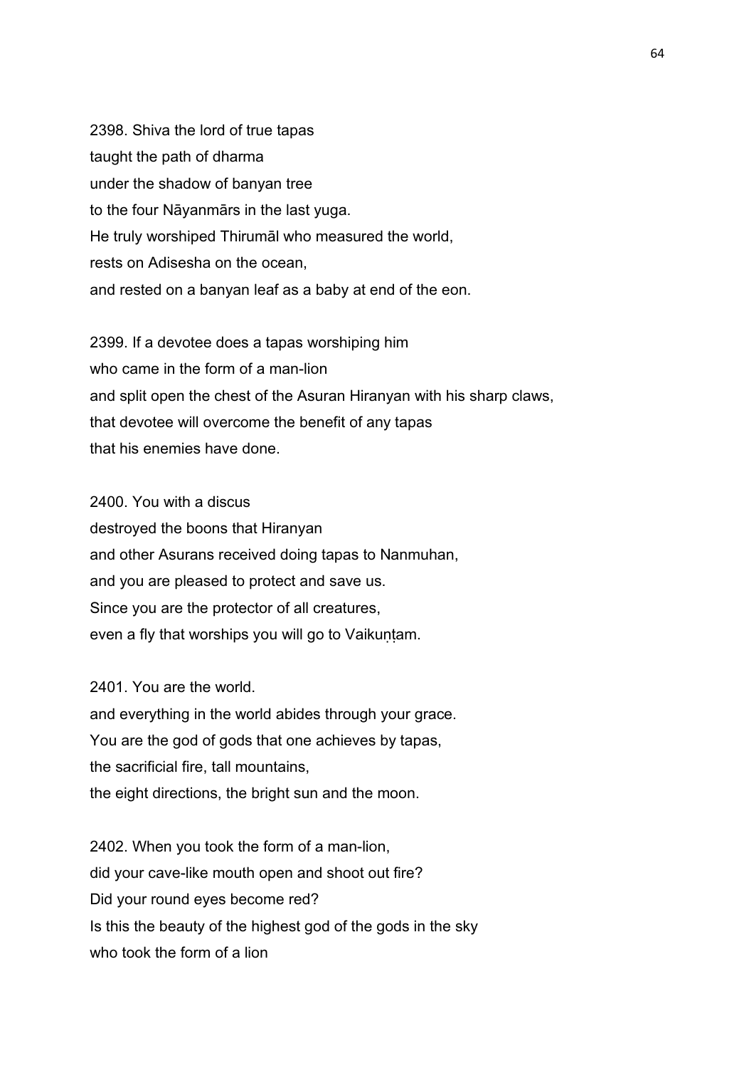2398. Shiva the lord of true tapas
taught the path of dharma
under the shadow of banyan tree
to the four Nāyanmārs in the last yuga.
He truly worshiped Thirumāl who measured the world,
rests on Adisesha on the ocean,
and rested on a banyan leaf as a baby at end of the eon.

2399. If a devotee does a tapas worshiping him
who came in the form of a man-lion
and split open the chest of the Asuran Hiranyan with his sharp claws,
that devotee will overcome the benefit of any tapas
that his enemies have done.

2400. You with a discus
destroyed the boons that Hiranyan
and other Asurans received doing tapas to Nanmuhan,
and you are pleased to protect and save us.
Since you are the protector of all creatures,
even a fly that worships you will go to Vaikuṇṭam.

2401. You are the world.
and everything in the world abides through your grace.
You are the god of gods that one achieves by tapas,
the sacrificial fire, tall mountains,
the eight directions, the bright sun and the moon.

2402. When you took the form of a man-lion,
did your cave-like mouth open and shoot out fire?
Did your round eyes become red?
Is this the beauty of the highest god of the gods in the sky
who took the form of a lion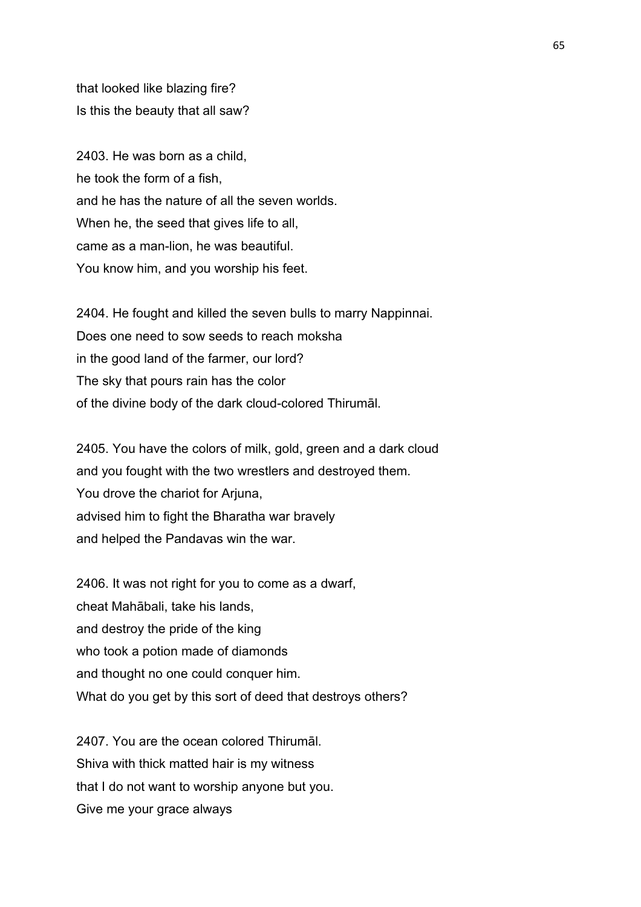that looked like blazing fire?
Is this the beauty that all saw?

2403. He was born as a child,
he took the form of a fish,
and he has the nature of all the seven worlds.
When he, the seed that gives life to all,
came as a man-lion, he was beautiful.
You know him, and you worship his feet.

2404. He fought and killed the seven bulls to marry Nappinnai.
Does one need to sow seeds to reach moksha
in the good land of the farmer, our lord?
The sky that pours rain has the color
of the divine body of the dark cloud-colored Thirumāl.

2405. You have the colors of milk, gold, green and a dark cloud
and you fought with the two wrestlers and destroyed them.
You drove the chariot for Arjuna,
advised him to fight the Bharatha war bravely
and helped the Pandavas win the war.

2406. It was not right for you to come as a dwarf,
cheat Mahābali, take his lands,
and destroy the pride of the king
who took a potion made of diamonds
and thought no one could conquer him.
What do you get by this sort of deed that destroys others?

2407. You are the ocean colored Thirumāl.
Shiva with thick matted hair is my witness
that I do not want to worship anyone but you.
Give me your grace always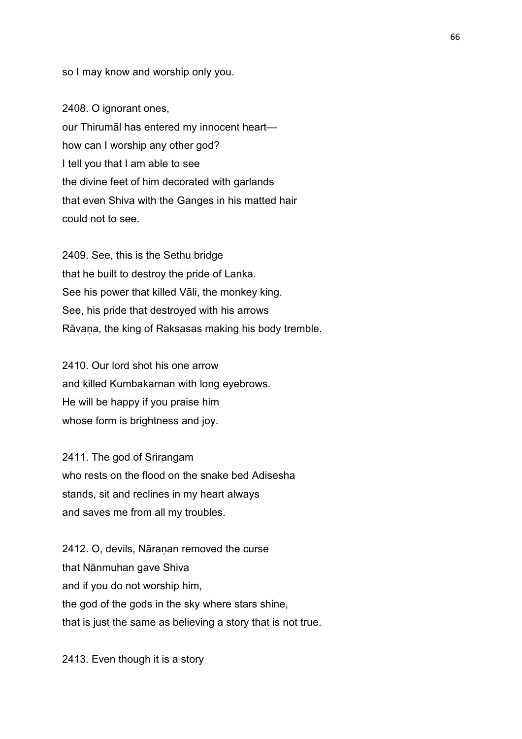so I may know and worship only you.

2408. O ignorant ones,
our Thirumāl has entered my innocent heart—
how can I worship any other god?
I tell you that I am able to see
the divine feet of him decorated with garlands
that even Shiva with the Ganges in his matted hair
could not to see.

2409. See, this is the Sethu bridge
that he built to destroy the pride of Lanka.
See his power that killed Vāli, the monkey king.
See, his pride that destroyed with his arrows
Rāvaṇa, the king of Raksasas making his body tremble.

2410. Our lord shot his one arrow
and killed Kumbakarnan with long eyebrows.
He will be happy if you praise him
whose form is brightness and joy.

2411. The god of Srirangam
who rests on the flood on the snake bed Adisesha
stands, sit and reclines in my heart always
and saves me from all my troubles.

2412. O, devils, Nāraṇan removed the curse
that Nānmuhan gave Shiva
and if you do not worship him,
the god of the gods in the sky where stars shine,
that is just the same as believing a story that is not true.

2413. Even though it is a story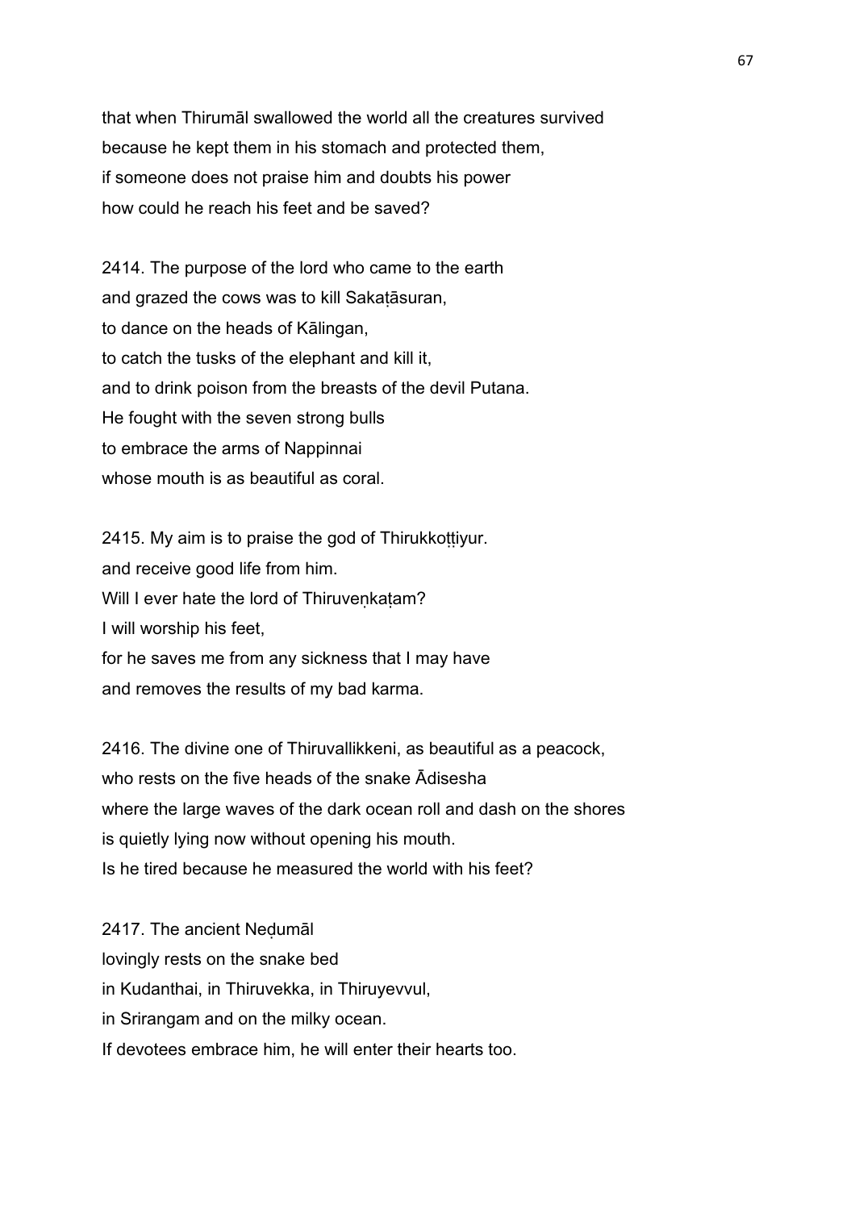that when Thirumāl swallowed the world all the creatures survived
because he kept them in his stomach and protected them,
if someone does not praise him and doubts his power
how could he reach his feet and be saved?

2414. The purpose of the lord who came to the earth
and grazed the cows was to kill Sakaṭāsuran,
to dance on the heads of Kālingan,
to catch the tusks of the elephant and kill it,
and to drink poison from the breasts of the devil Putana.
He fought with the seven strong bulls
to embrace the arms of Nappinnai
whose mouth is as beautiful as coral.

2415. My aim is to praise the god of Thirukkoṭṭiyur.
and receive good life from him.
Will I ever hate the lord of Thiruveṇkaṭam?
I will worship his feet,
for he saves me from any sickness that I may have
and removes the results of my bad karma.

2416. The divine one of Thiruvallikkeni, as beautiful as a peacock,
who rests on the five heads of the snake Ādisesha
where the large waves of the dark ocean roll and dash on the shores
is quietly lying now without opening his mouth.
Is he tired because he measured the world with his feet?

2417. The ancient Neḍumāl
lovingly rests on the snake bed
in Kudanthai, in Thiruvekka, in Thiruyevvul,
in Srirangam and on the milky ocean.
If devotees embrace him, he will enter their hearts too.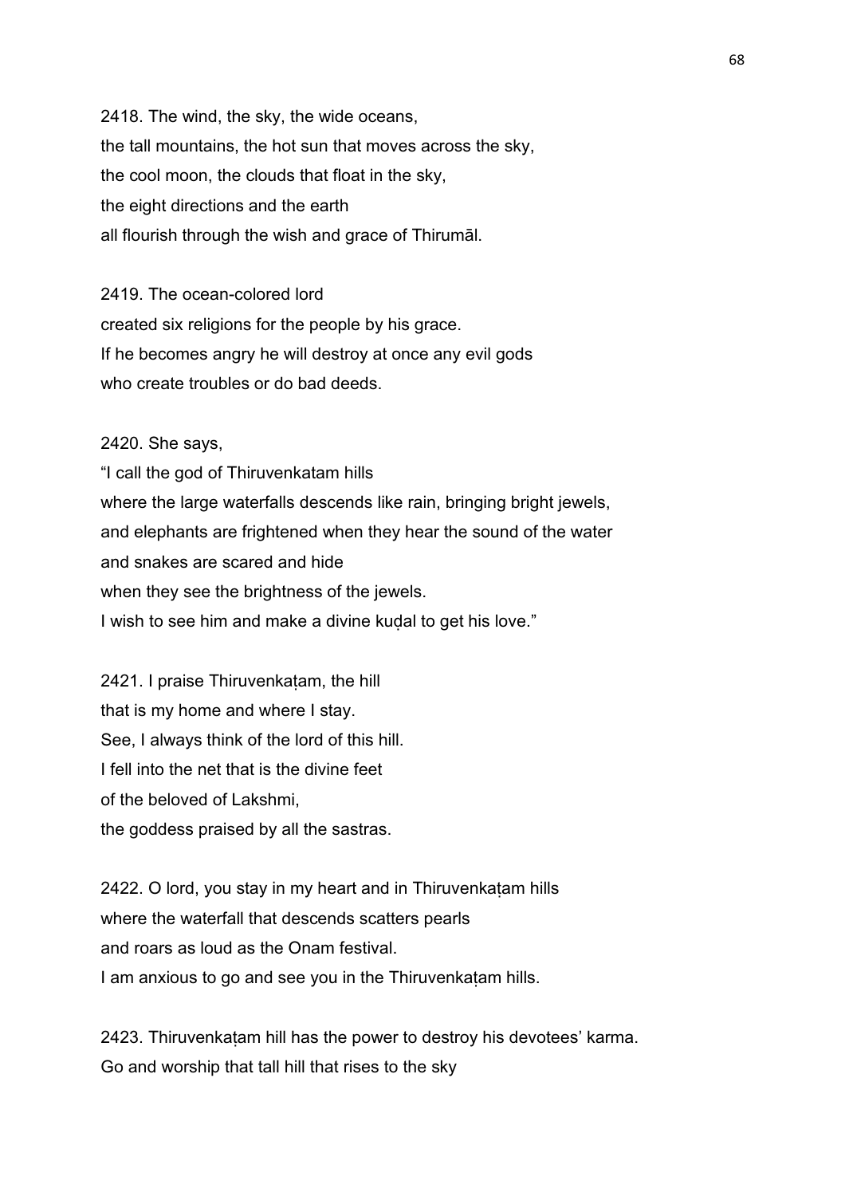2418. The wind, the sky, the wide oceans,
the tall mountains, the hot sun that moves across the sky,
the cool moon, the clouds that float in the sky,
the eight directions and the earth
all flourish through the wish and grace of Thirumāl.

2419. The ocean-colored lord
created six religions for the people by his grace.
If he becomes angry he will destroy at once any evil gods
who create troubles or do bad deeds.

2420. She says,
"I call the god of Thiruvenkatam hills
where the large waterfalls descends like rain, bringing bright jewels,
and elephants are frightened when they hear the sound of the water
and snakes are scared and hide
when they see the brightness of the jewels.
I wish to see him and make a divine kuḍal to get his love."

2421. I praise Thiruvenkaṭam, the hill
that is my home and where I stay.
See, I always think of the lord of this hill.
I fell into the net that is the divine feet
of the beloved of Lakshmi,
the goddess praised by all the sastras.

2422. O lord, you stay in my heart and in Thiruvenkaṭam hills
where the waterfall that descends scatters pearls
and roars as loud as the Onam festival.
I am anxious to go and see you in the Thiruvenkaṭam hills.

2423. Thiruvenkaṭam hill has the power to destroy his devotees' karma.
Go and worship that tall hill that rises to the sky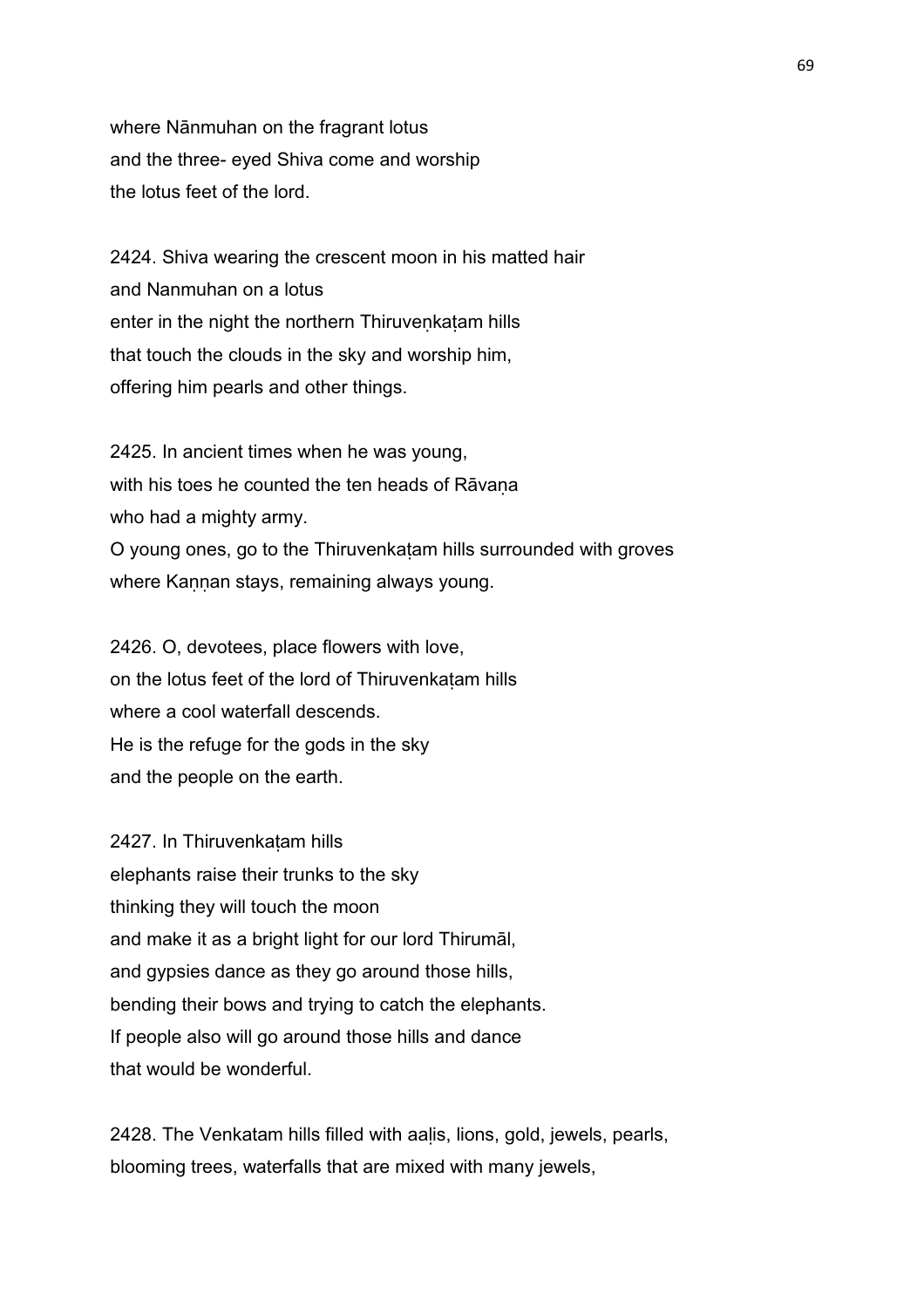where Nānmuhan on the fragrant lotus
and the three- eyed Shiva come and worship
the lotus feet of the lord.

2424. Shiva wearing the crescent moon in his matted hair
and Nanmuhan on a lotus
enter in the night the northern Thiruveṇkaṭam hills
that touch the clouds in the sky and worship him,
offering him pearls and other things.

2425. In ancient times when he was young,
with his toes he counted the ten heads of Rāvaṇa
who had a mighty army.
O young ones, go to the Thiruvenkaṭam hills surrounded with groves
where Kaṇṇan stays, remaining always young.

2426. O, devotees, place flowers with love,
on the lotus feet of the lord of Thiruvenkaṭam hills
where a cool waterfall descends.
He is the refuge for the gods in the sky
and the people on the earth.

2427. In Thiruvenkaṭam hills
elephants raise their trunks to the sky
thinking they will touch the moon
and make it as a bright light for our lord Thirumāl,
and gypsies dance as they go around those hills,
bending their bows and trying to catch the elephants.
If people also will go around those hills and dance
that would be wonderful.

2428. The Venkatam hills filled with aaḷis, lions, gold, jewels, pearls,
blooming trees, waterfalls that are mixed with many jewels,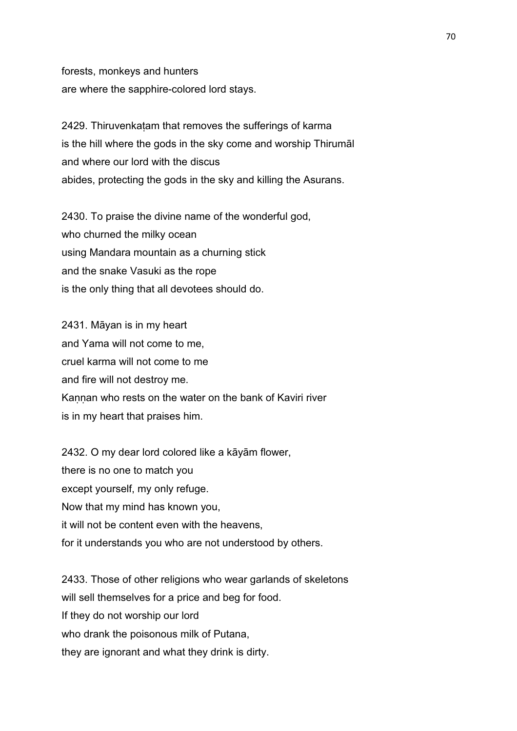forests, monkeys and hunters
are where the sapphire-colored lord stays.

2429. Thiruvenkaṭam that removes the sufferings of karma
is the hill where the gods in the sky come and worship Thirumāl
and where our lord with the discus
abides, protecting the gods in the sky and killing the Asurans.

2430. To praise the divine name of the wonderful god,
who churned the milky ocean
using Mandara mountain as a churning stick
and the snake Vasuki as the rope
is the only thing that all devotees should do.

2431. Māyan is in my heart
and Yama will not come to me,
cruel karma will not come to me
and fire will not destroy me.
Kaṇṇan who rests on the water on the bank of Kaviri river
is in my heart that praises him.

2432. O my dear lord colored like a kāyām flower,
there is no one to match you
except yourself, my only refuge.
Now that my mind has known you,
it will not be content even with the heavens,
for it understands you who are not understood by others.

2433. Those of other religions who wear garlands of skeletons
will sell themselves for a price and beg for food.
If they do not worship our lord
who drank the poisonous milk of Putana,
they are ignorant and what they drink is dirty.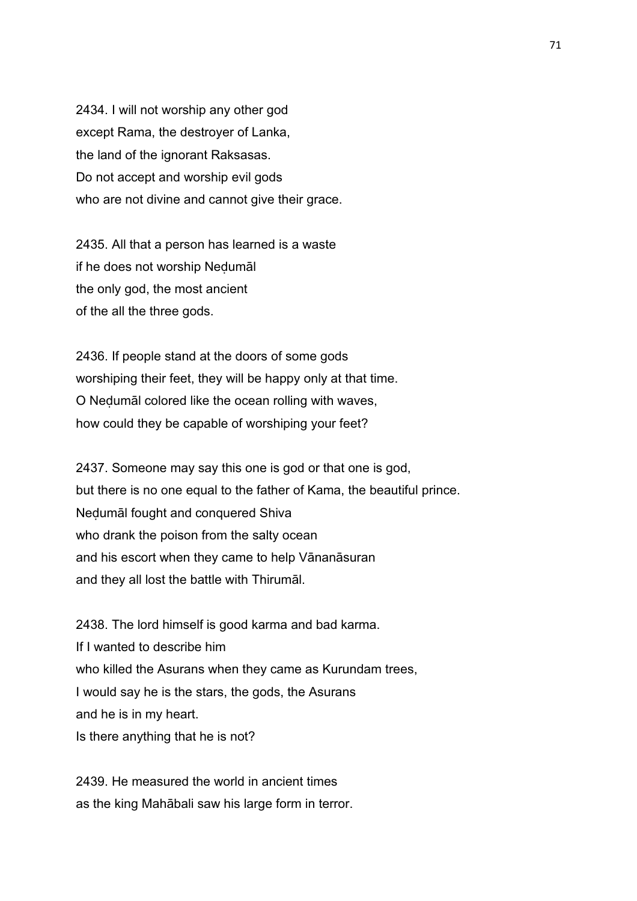2434. I will not worship any other god
except Rama, the destroyer of Lanka,
the land of the ignorant Raksasas.
Do not accept and worship evil gods
who are not divine and cannot give their grace.

2435. All that a person has learned is a waste
if he does not worship Neḍumāl
the only god, the most ancient
of the all the three gods.

2436. If people stand at the doors of some gods
worshiping their feet, they will be happy only at that time.
O Neḍumāl colored like the ocean rolling with waves,
how could they be capable of worshiping your feet?

2437. Someone may say this one is god or that one is god,
but there is no one equal to the father of Kama, the beautiful prince.
Neḍumāl fought and conquered Shiva
who drank the poison from the salty ocean
and his escort when they came to help Vānanāsuran
and they all lost the battle with Thirumāl.

2438. The lord himself is good karma and bad karma.
If I wanted to describe him
who killed the Asurans when they came as Kurundam trees,
I would say he is the stars, the gods, the Asurans
and he is in my heart.
Is there anything that he is not?

2439. He measured the world in ancient times
as the king Mahābali saw his large form in terror.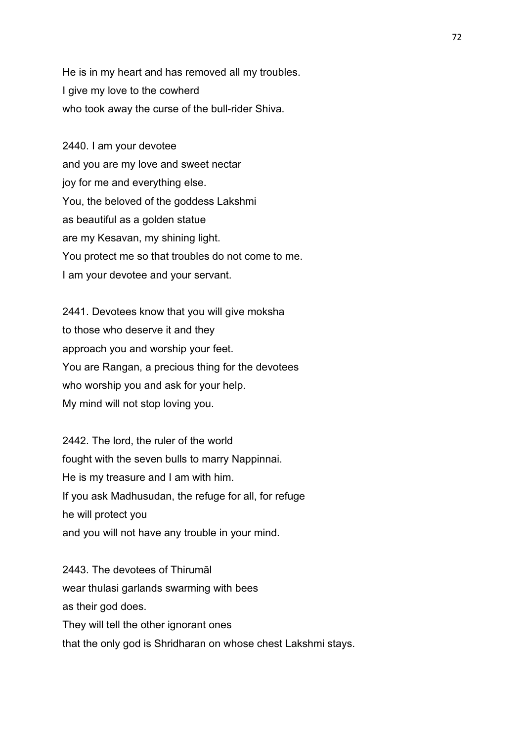He is in my heart and has removed all my troubles.
I give my love to the cowherd
who took away the curse of the bull-rider Shiva.

2440. I am your devotee
and you are my love and sweet nectar
joy for me and everything else.
You, the beloved of the goddess Lakshmi
as beautiful as a golden statue
are my Kesavan, my shining light.
You protect me so that troubles do not come to me.
I am your devotee and your servant.

2441. Devotees know that you will give moksha
to those who deserve it and they
approach you and worship your feet.
You are Rangan, a precious thing for the devotees
who worship you and ask for your help.
My mind will not stop loving you.

2442. The lord, the ruler of the world
fought with the seven bulls to marry Nappinnai.
He is my treasure and I am with him.
If you ask Madhusudan, the refuge for all, for refuge
he will protect you
and you will not have any trouble in your mind.

2443. The devotees of Thirumāl
wear thulasi garlands swarming with bees
as their god does.
They will tell the other ignorant ones
that the only god is Shridharan on whose chest Lakshmi stays.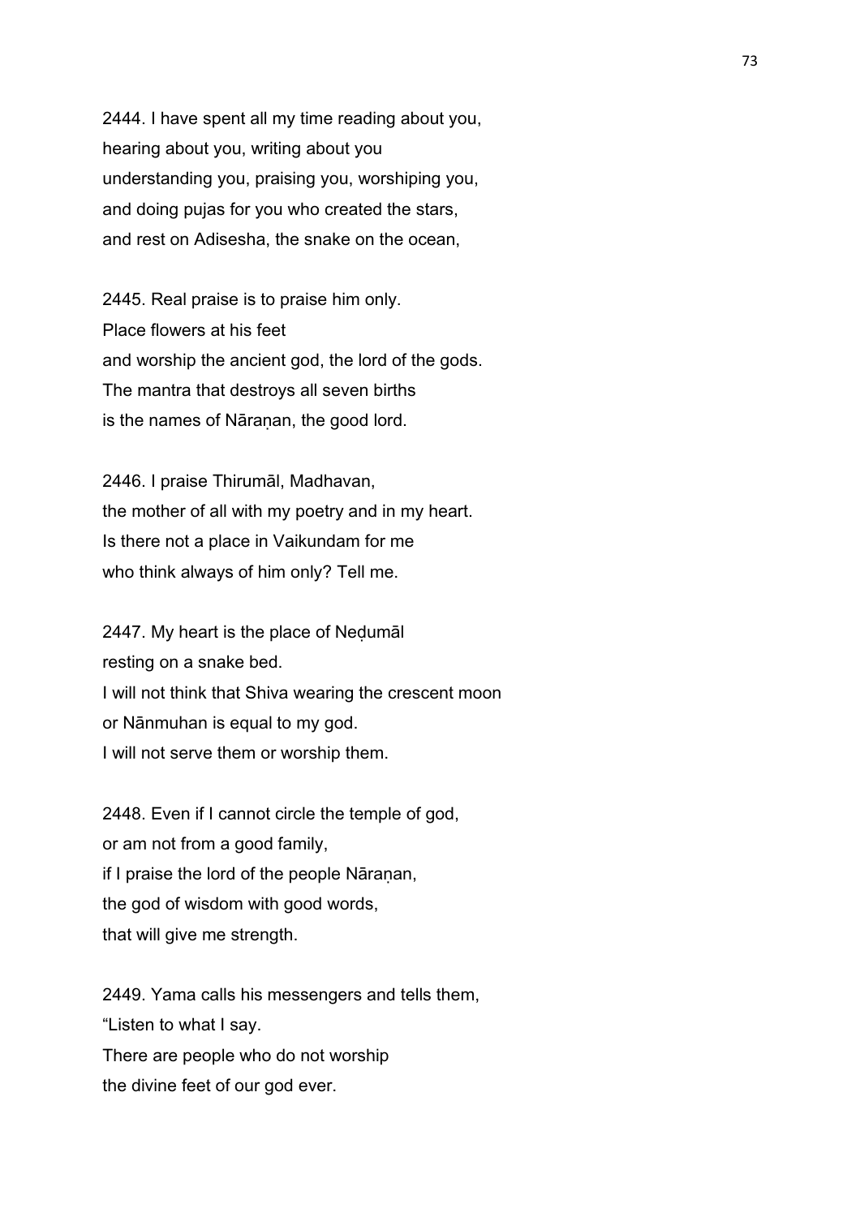2444. I have spent all my time reading about you,
hearing about you, writing about you
understanding you, praising you, worshiping you,
and doing pujas for you who created the stars,
and rest on Adisesha, the snake on the ocean,

2445. Real praise is to praise him only.
Place flowers at his feet
and worship the ancient god, the lord of the gods.
The mantra that destroys all seven births
is the names of Nāraṇan, the good lord.

2446. I praise Thirumāl, Madhavan,
the mother of all with my poetry and in my heart.
Is there not a place in Vaikundam for me
who think always of him only? Tell me.

2447. My heart is the place of Neḍumāl
resting on a snake bed.
I will not think that Shiva wearing the crescent moon
or Nānmuhan is equal to my god.
I will not serve them or worship them.

2448. Even if I cannot circle the temple of god,
or am not from a good family,
if I praise the lord of the people Nāraṇan,
the god of wisdom with good words,
that will give me strength.

2449. Yama calls his messengers and tells them,
"Listen to what I say.
There are people who do not worship
the divine feet of our god ever.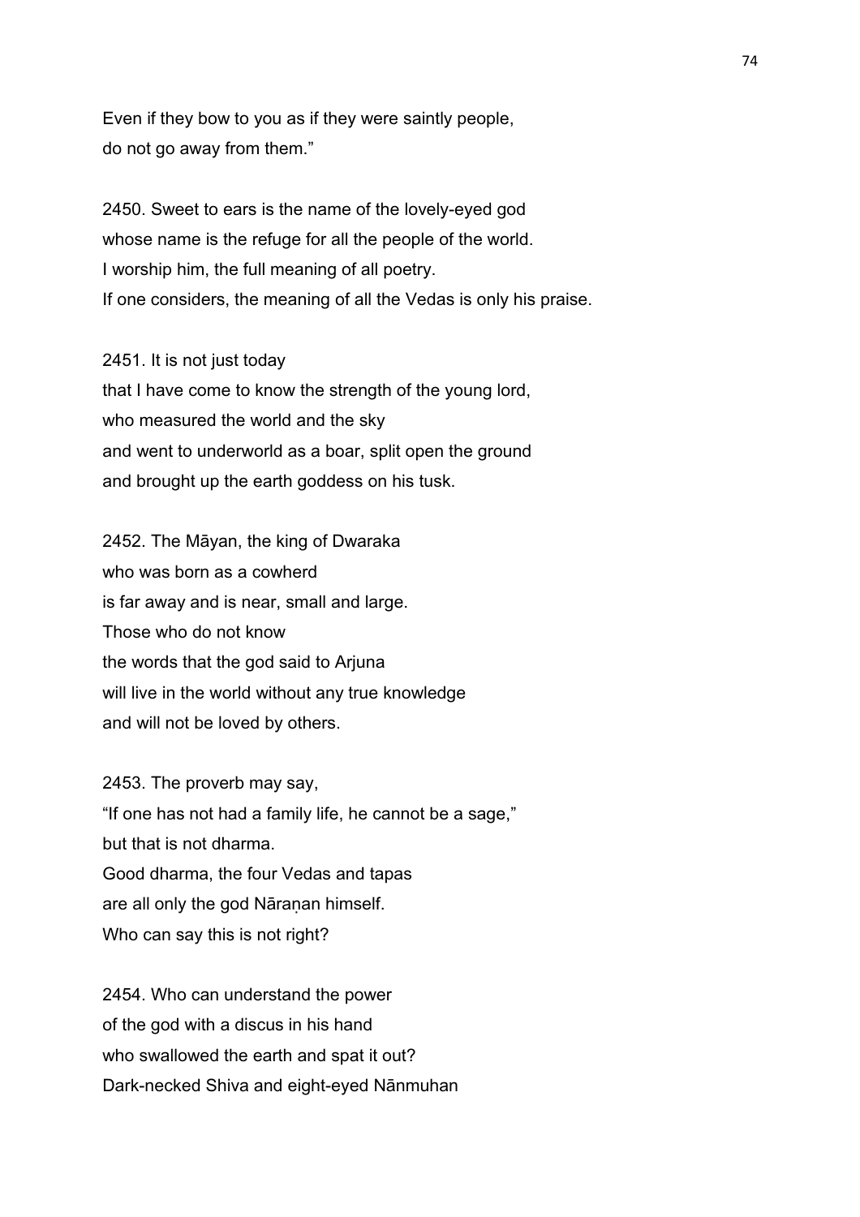Even if they bow to you as if they were saintly people,
do not go away from them."

2450. Sweet to ears is the name of the lovely-eyed god
whose name is the refuge for all the people of the world.
I worship him, the full meaning of all poetry.
If one considers, the meaning of all the Vedas is only his praise.

2451. It is not just today
that I have come to know the strength of the young lord,
who measured the world and the sky
and went to underworld as a boar, split open the ground
and brought up the earth goddess on his tusk.

2452. The Māyan, the king of Dwaraka
who was born as a cowherd
is far away and is near, small and large.
Those who do not know
the words that the god said to Arjuna
will live in the world without any true knowledge
and will not be loved by others.

2453. The proverb may say,
"If one has not had a family life, he cannot be a sage,"
but that is not dharma.
Good dharma, the four Vedas and tapas
are all only the god Nāraṇan himself.
Who can say this is not right?

2454. Who can understand the power
of the god with a discus in his hand
who swallowed the earth and spat it out?
Dark-necked Shiva and eight-eyed Nānmuhan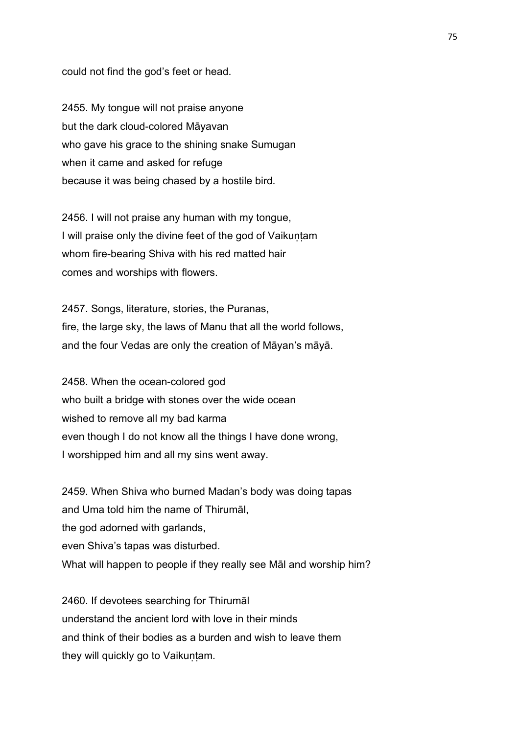could not find the god's feet or head.

2455. My tongue will not praise anyone
but the dark cloud-colored Māyavan
who gave his grace to the shining snake Sumugan
when it came and asked for refuge
because it was being chased by a hostile bird.

2456. I will not praise any human with my tongue,
I will praise only the divine feet of the god of Vaikuṇṭam
whom fire-bearing Shiva with his red matted hair
comes and worships with flowers.

2457. Songs, literature, stories, the Puranas,
fire, the large sky, the laws of Manu that all the world follows,
and the four Vedas are only the creation of Māyan's māyā.

2458. When the ocean-colored god
who built a bridge with stones over the wide ocean
wished to remove all my bad karma
even though I do not know all the things I have done wrong,
I worshipped him and all my sins went away.

2459. When Shiva who burned Madan's body was doing tapas
and Uma told him the name of Thirumāl,
the god adorned with garlands,
even Shiva's tapas was disturbed.
What will happen to people if they really see Māl and worship him?

2460. If devotees searching for Thirumāl
understand the ancient lord with love in their minds
and think of their bodies as a burden and wish to leave them
they will quickly go to Vaikuṇṭam.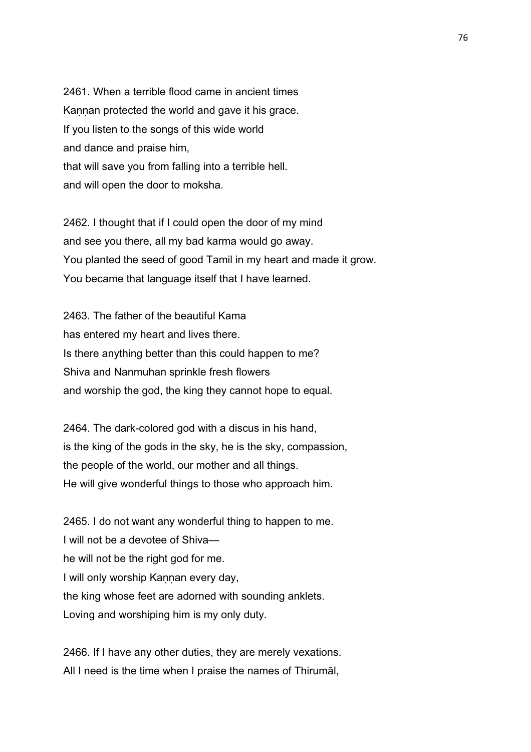2461. When a terrible flood came in ancient times
Kaṇṇan protected the world and gave it his grace.
If you listen to the songs of this wide world
and dance and praise him,
that will save you from falling into a terrible hell.
and will open the door to moksha.

2462. I thought that if I could open the door of my mind
and see you there, all my bad karma would go away.
You planted the seed of good Tamil in my heart and made it grow.
You became that language itself that I have learned.

2463. The father of the beautiful Kama
has entered my heart and lives there.
Is there anything better than this could happen to me?
Shiva and Nanmuhan sprinkle fresh flowers
and worship the god, the king they cannot hope to equal.

2464. The dark-colored god with a discus in his hand,
is the king of the gods in the sky, he is the sky, compassion,
the people of the world, our mother and all things.
He will give wonderful things to those who approach him.

2465. I do not want any wonderful thing to happen to me.
I will not be a devotee of Shiva—
he will not be the right god for me.
I will only worship Kaṇṇan every day,
the king whose feet are adorned with sounding anklets.
Loving and worshiping him is my only duty.

2466. If I have any other duties, they are merely vexations.
All I need is the time when I praise the names of Thirumāl,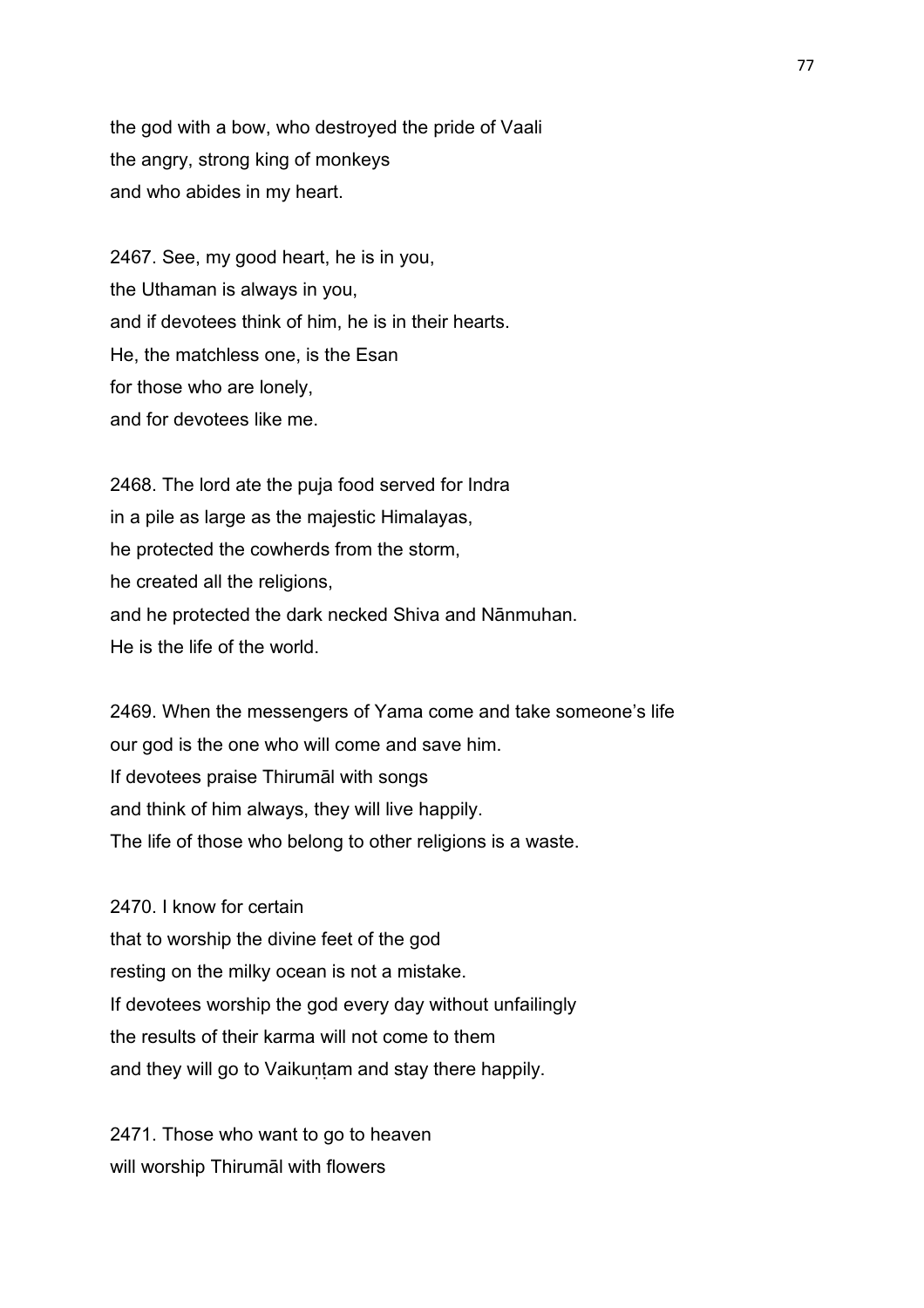the god with a bow, who destroyed the pride of Vaali
the angry, strong king of monkeys
and who abides in my heart.

2467. See, my good heart, he is in you,
the Uthaman is always in you,
and if devotees think of him, he is in their hearts.
He, the matchless one, is the Esan
for those who are lonely,
and for devotees like me.

2468. The lord ate the puja food served for Indra
in a pile as large as the majestic Himalayas,
he protected the cowherds from the storm,
he created all the religions,
and he protected the dark necked Shiva and Nānmuhan.
He is the life of the world.

2469. When the messengers of Yama come and take someone's life
our god is the one who will come and save him.
If devotees praise Thirumāl with songs
and think of him always, they will live happily.
The life of those who belong to other religions is a waste.

2470. I know for certain
that to worship the divine feet of the god
resting on the milky ocean is not a mistake.
If devotees worship the god every day without unfailingly
the results of their karma will not come to them
and they will go to Vaikuṇṭam and stay there happily.

2471. Those who want to go to heaven
will worship Thirumāl with flowers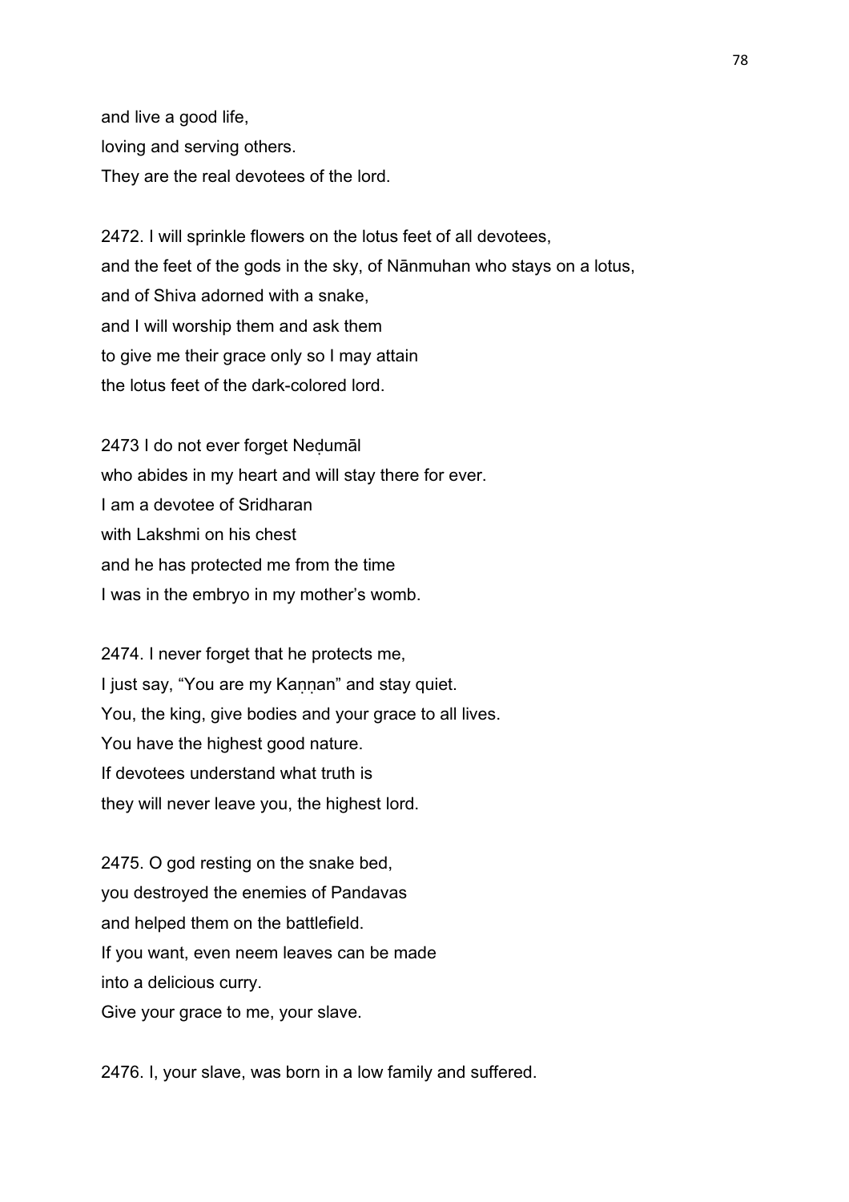and live a good life,
loving and serving others.
They are the real devotees of the lord.

2472. I will sprinkle flowers on the lotus feet of all devotees,
and the feet of the gods in the sky, of Nānmuhan who stays on a lotus,
and of Shiva adorned with a snake,
and I will worship them and ask them
to give me their grace only so I may attain
the lotus feet of the dark-colored lord.

2473 I do not ever forget Neḍumāl
who abides in my heart and will stay there for ever.
I am a devotee of Sridharan
with Lakshmi on his chest
and he has protected me from the time
I was in the embryo in my mother's womb.

2474. I never forget that he protects me,
I just say, "You are my Kaṇṇan" and stay quiet.
You, the king, give bodies and your grace to all lives.
You have the highest good nature.
If devotees understand what truth is
they will never leave you, the highest lord.

2475. O god resting on the snake bed,
you destroyed the enemies of Pandavas
and helped them on the battlefield.
If you want, even neem leaves can be made
into a delicious curry.
Give your grace to me, your slave.

2476. I, your slave, was born in a low family and suffered.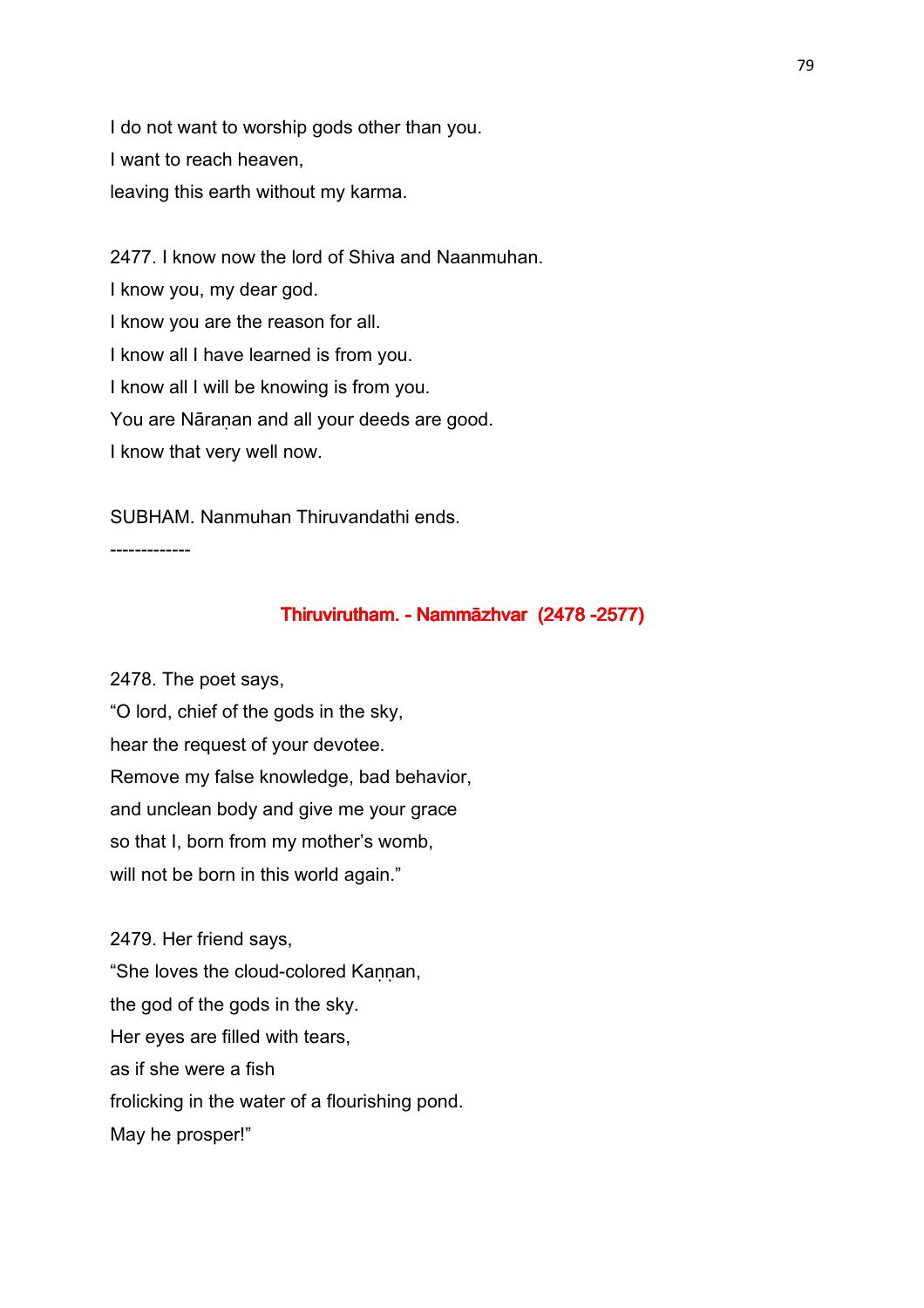I do not want to worship gods other than you.
I want to reach heaven,
leaving this earth without my karma.

2477. I know now the lord of Shiva and Naanmuhan.
I know you, my dear god.
I know you are the reason for all.
I know all I have learned is from you.
I know all I will be knowing is from you.
You are Nāraṇan and all your deeds are good.
I know that very well now.

SUBHAM. Nanmuhan Thiruvandathi ends.

-------------

## Thiruvirutham. - Nammāzhvar (2478 -2577)

2478. The poet says,
"O lord, chief of the gods in the sky,
hear the request of your devotee.
Remove my false knowledge, bad behavior,
and unclean body and give me your grace
so that I, born from my mother's womb,
will not be born in this world again."

2479. Her friend says,
"She loves the cloud-colored Kaṇṇan,
the god of the gods in the sky.
Her eyes are filled with tears,
as if she were a fish
frolicking in the water of a flourishing pond.
May he prosper!"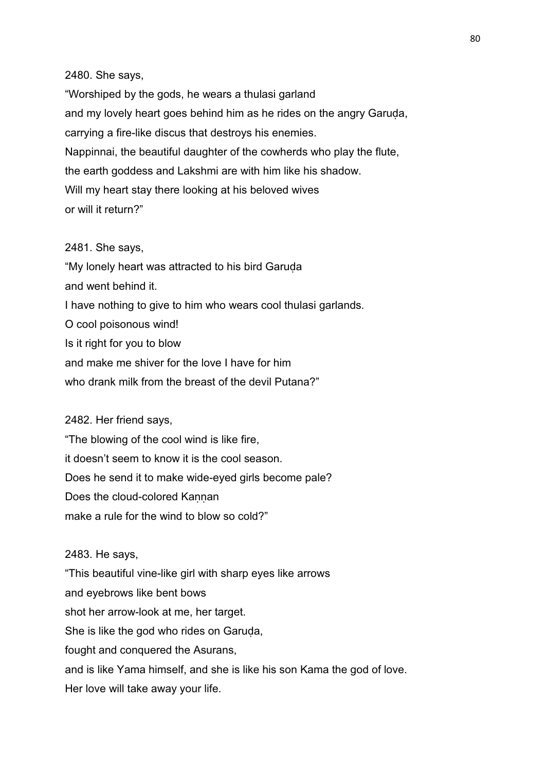2480. She says,

"Worshiped by the gods, he wears a thulasi garland

and my lovely heart goes behind him as he rides on the angry Garuḍa,

carrying a fire-like discus that destroys his enemies.

Nappinnai, the beautiful daughter of the cowherds who play the flute,

the earth goddess and Lakshmi are with him like his shadow.

Will my heart stay there looking at his beloved wives

or will it return?"

2481. She says,

"My lonely heart was attracted to his bird Garuḍa

and went behind it.

I have nothing to give to him who wears cool thulasi garlands.

O cool poisonous wind!

Is it right for you to blow

and make me shiver for the love I have for him

who drank milk from the breast of the devil Putana?"

2482. Her friend says,

"The blowing of the cool wind is like fire,

it doesn't seem to know it is the cool season.

Does he send it to make wide-eyed girls become pale?

Does the cloud-colored Kaṇṇan

make a rule for the wind to blow so cold?"

2483. He says,

"This beautiful vine-like girl with sharp eyes like arrows

and eyebrows like bent bows

shot her arrow-look at me, her target.

She is like the god who rides on Garuḍa,

fought and conquered the Asurans,

and is like Yama himself, and she is like his son Kama the god of love.

Her love will take away your life.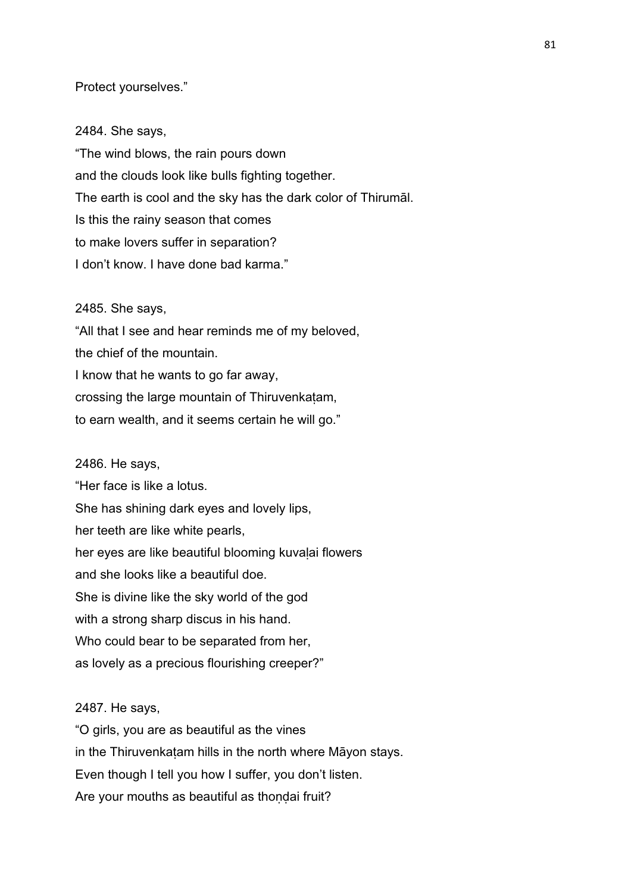Protect yourselves."

2484. She says,
"The wind blows, the rain pours down
and the clouds look like bulls fighting together.
The earth is cool and the sky has the dark color of Thirumāl.
Is this the rainy season that comes
to make lovers suffer in separation?
I don't know. I have done bad karma."

2485. She says,
"All that I see and hear reminds me of my beloved,
the chief of the mountain.
I know that he wants to go far away,
crossing the large mountain of Thiruvenkaṭam,
to earn wealth, and it seems certain he will go."

2486. He says,
"Her face is like a lotus.
She has shining dark eyes and lovely lips,
her teeth are like white pearls,
her eyes are like beautiful blooming kuvaḷai flowers
and she looks like a beautiful doe.
She is divine like the sky world of the god
with a strong sharp discus in his hand.
Who could bear to be separated from her,
as lovely as a precious flourishing creeper?"

2487. He says,
"O girls, you are as beautiful as the vines
in the Thiruvenkaṭam hills in the north where Māyon stays.
Even though I tell you how I suffer, you don't listen.
Are your mouths as beautiful as thoṇḍai fruit?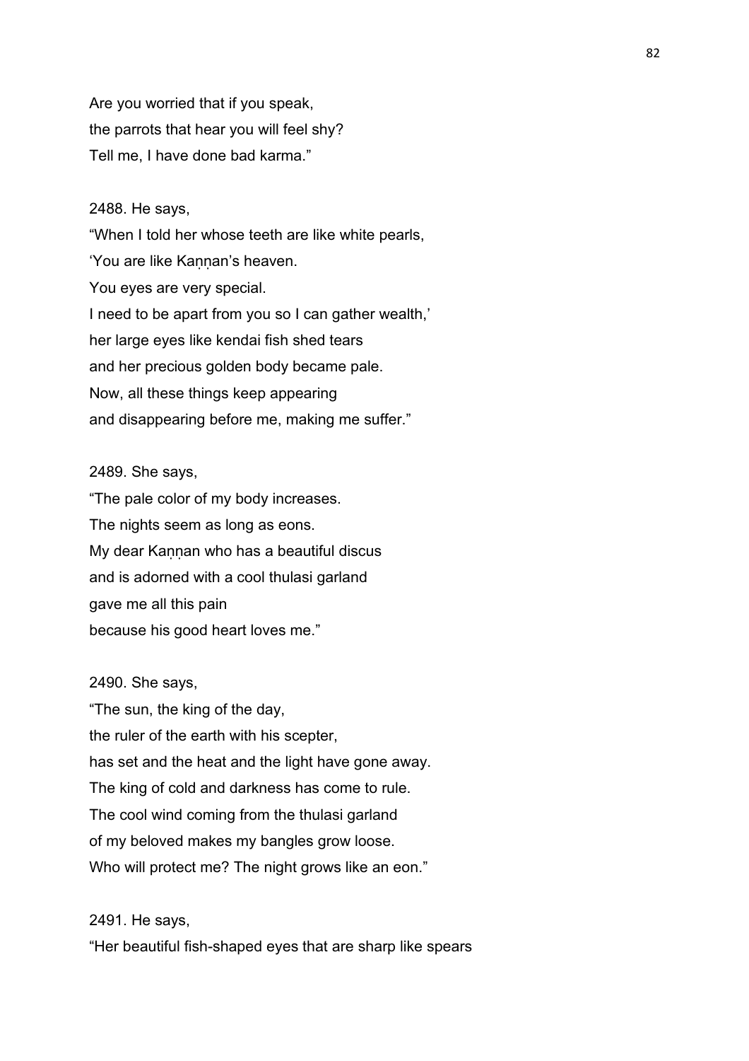Are you worried that if you speak,
the parrots that hear you will feel shy?
Tell me, I have done bad karma."

2488. He says,
"When I told her whose teeth are like white pearls,
'You are like Kaṇṇan's heaven.
You eyes are very special.
I need to be apart from you so I can gather wealth,'
her large eyes like kendai fish shed tears
and her precious golden body became pale.
Now, all these things keep appearing
and disappearing before me, making me suffer."

2489. She says,
"The pale color of my body increases.
The nights seem as long as eons.
My dear Kaṇṇan who has a beautiful discus
and is adorned with a cool thulasi garland
gave me all this pain
because his good heart loves me."

2490. She says,
"The sun, the king of the day,
the ruler of the earth with his scepter,
has set and the heat and the light have gone away.
The king of cold and darkness has come to rule.
The cool wind coming from the thulasi garland
of my beloved makes my bangles grow loose.
Who will protect me? The night grows like an eon."

2491. He says,
"Her beautiful fish-shaped eyes that are sharp like spears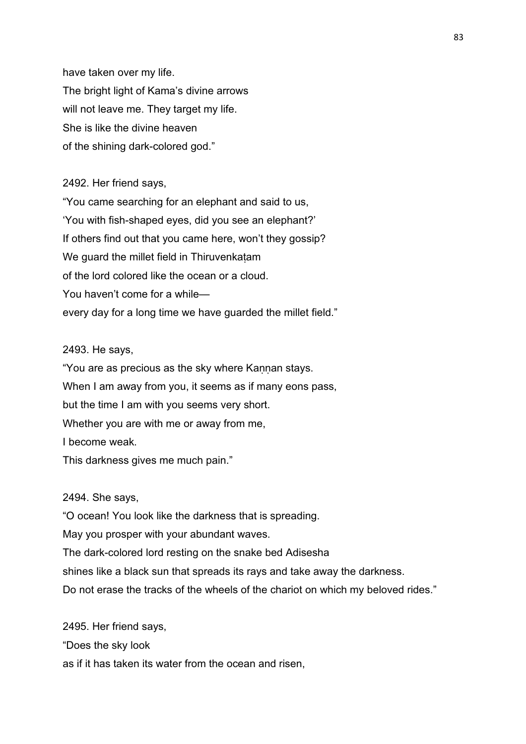have taken over my life.
The bright light of Kama's divine arrows
will not leave me. They target my life.
She is like the divine heaven
of the shining dark-colored god."

2492. Her friend says,
"You came searching for an elephant and said to us,
'You with fish-shaped eyes, did you see an elephant?'
If others find out that you came here, won't they gossip?
We guard the millet field in Thiruvenkaṭam
of the lord colored like the ocean or a cloud.
You haven't come for a while—
every day for a long time we have guarded the millet field."

2493. He says,
"You are as precious as the sky where Kaṇṇan stays.
When I am away from you, it seems as if many eons pass,
but the time I am with you seems very short.
Whether you are with me or away from me,
I become weak.
This darkness gives me much pain."

2494. She says,
"O ocean! You look like the darkness that is spreading.
May you prosper with your abundant waves.
The dark-colored lord resting on the snake bed Adisesha
shines like a black sun that spreads its rays and take away the darkness.
Do not erase the tracks of the wheels of the chariot on which my beloved rides."

2495. Her friend says,
"Does the sky look
as if it has taken its water from the ocean and risen,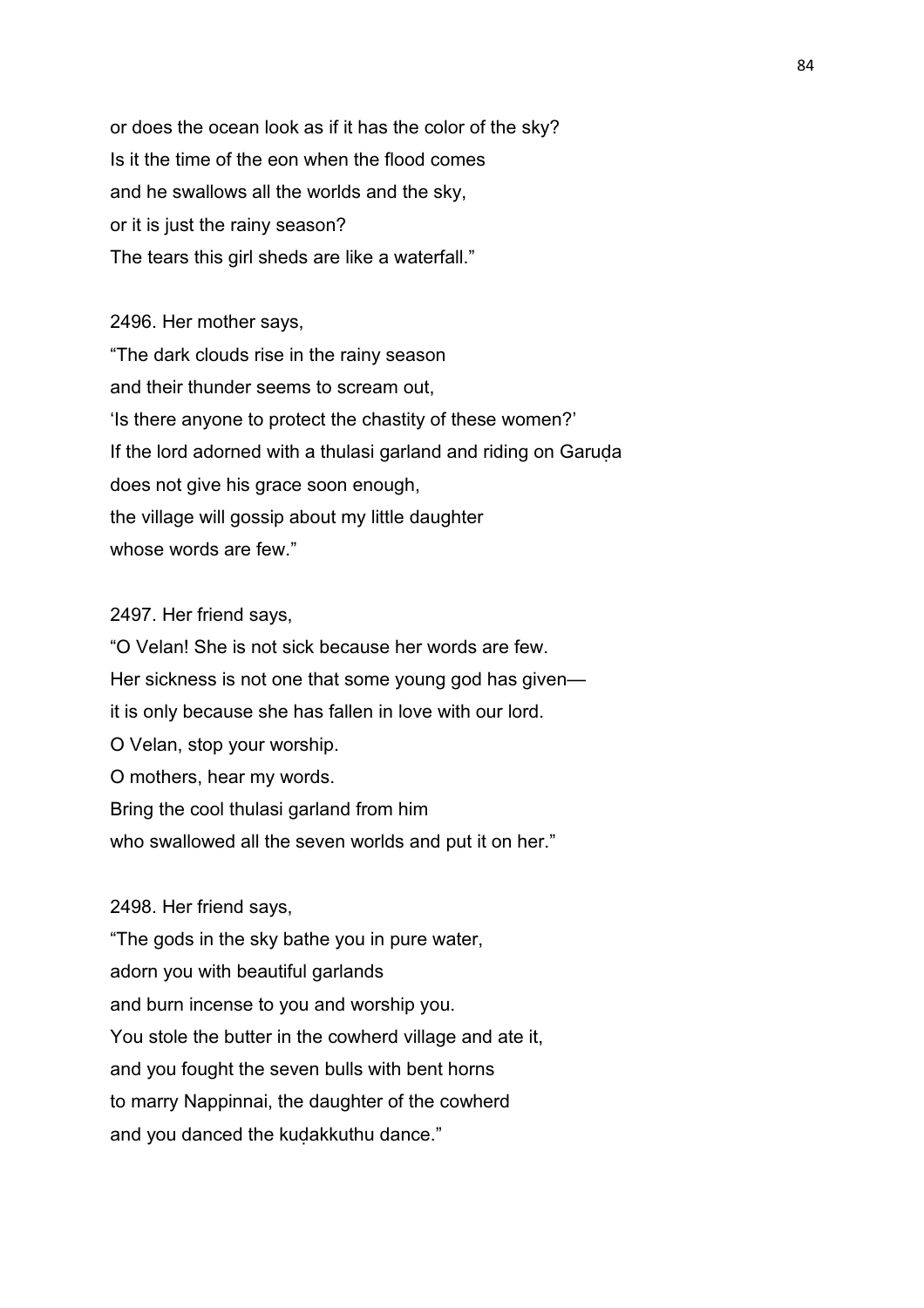or does the ocean look as if it has the color of the sky?
Is it the time of the eon when the flood comes
and he swallows all the worlds and the sky,
or it is just the rainy season?
The tears this girl sheds are like a waterfall."

2496. Her mother says,
"The dark clouds rise in the rainy season
and their thunder seems to scream out,
'Is there anyone to protect the chastity of these women?'
If the lord adorned with a thulasi garland and riding on Garuḍa
does not give his grace soon enough,
the village will gossip about my little daughter
whose words are few."

2497. Her friend says,
"O Velan! She is not sick because her words are few.
Her sickness is not one that some young god has given—
it is only because she has fallen in love with our lord.
O Velan, stop your worship.
O mothers, hear my words.
Bring the cool thulasi garland from him
who swallowed all the seven worlds and put it on her."

2498. Her friend says,
"The gods in the sky bathe you in pure water,
adorn you with beautiful garlands
and burn incense to you and worship you.
You stole the butter in the cowherd village and ate it,
and you fought the seven bulls with bent horns
to marry Nappinnai, the daughter of the cowherd
and you danced the kuḍakkuthu dance."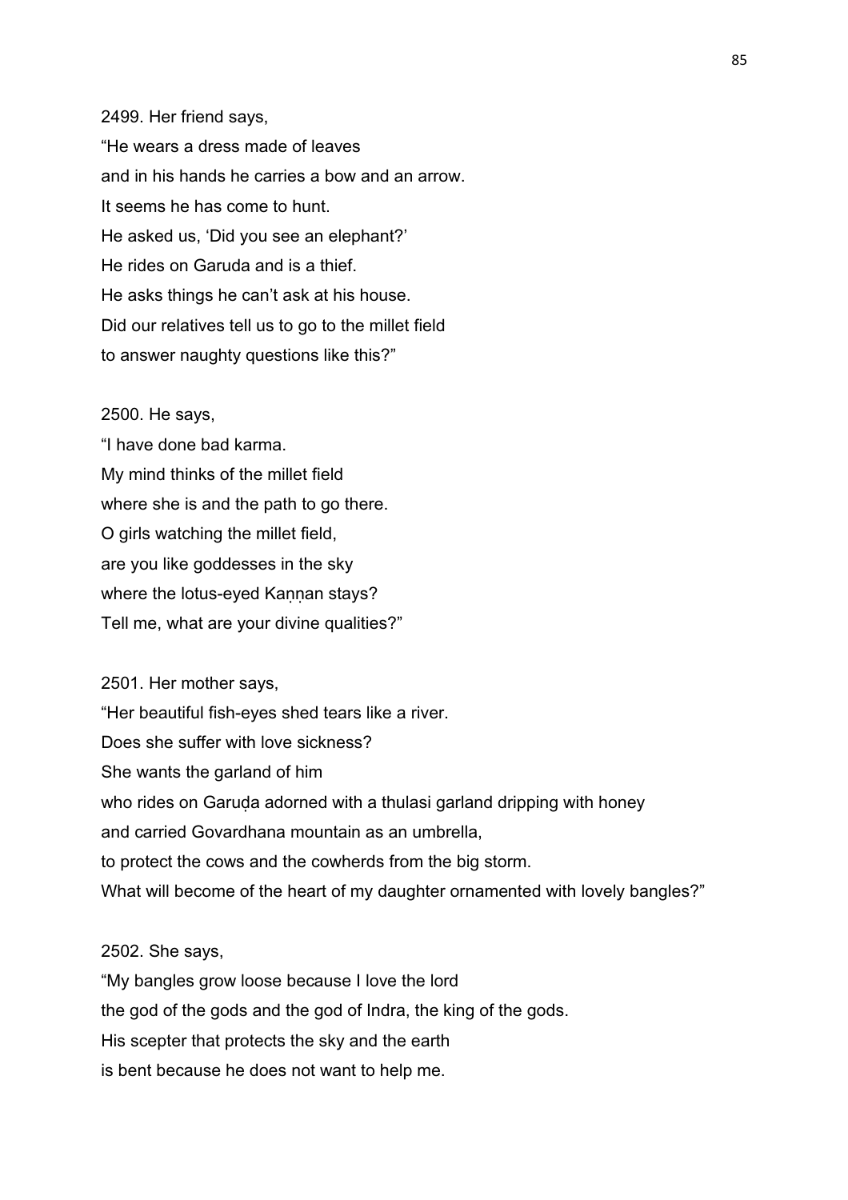2499. Her friend says,
"He wears a dress made of leaves
and in his hands he carries a bow and an arrow.
It seems he has come to hunt.
He asked us, 'Did you see an elephant?'
He rides on Garuda and is a thief.
He asks things he can't ask at his house.
Did our relatives tell us to go to the millet field
to answer naughty questions like this?"

2500. He says,
"I have done bad karma.
My mind thinks of the millet field
where she is and the path to go there.
O girls watching the millet field,
are you like goddesses in the sky
where the lotus-eyed Kaṇṇan stays?
Tell me, what are your divine qualities?"

2501. Her mother says,
"Her beautiful fish-eyes shed tears like a river.
Does she suffer with love sickness?
She wants the garland of him
who rides on Garuḍa adorned with a thulasi garland dripping with honey
and carried Govardhana mountain as an umbrella,
to protect the cows and the cowherds from the big storm.
What will become of the heart of my daughter ornamented with lovely bangles?"

2502. She says,
"My bangles grow loose because I love the lord
the god of the gods and the god of Indra, the king of the gods.
His scepter that protects the sky and the earth
is bent because he does not want to help me.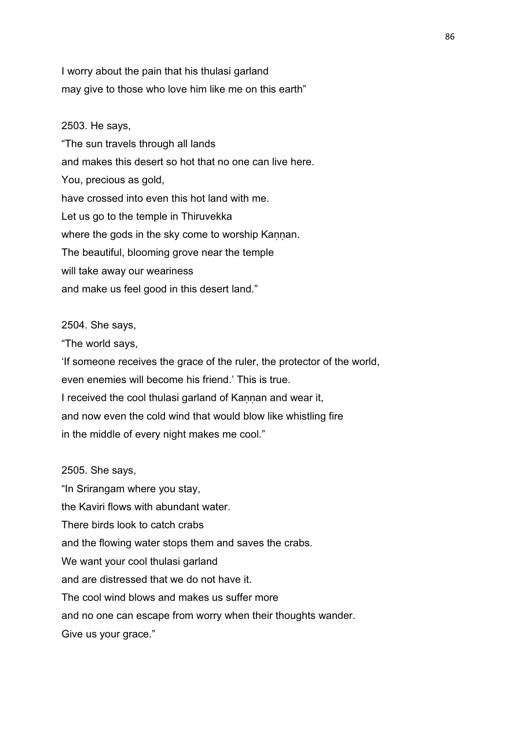I worry about the pain that his thulasi garland
may give to those who love him like me on this earth"

2503. He says,
"The sun travels through all lands
and makes this desert so hot that no one can live here.
You, precious as gold,
have crossed into even this hot land with me.
Let us go to the temple in Thiruvekka
where the gods in the sky come to worship Kaṇṇan.
The beautiful, blooming grove near the temple
will take away our weariness
and make us feel good in this desert land."

2504. She says,
"The world says,
'If someone receives the grace of the ruler, the protector of the world,
even enemies will become his friend.' This is true.
I received the cool thulasi garland of Kaṇṇan and wear it,
and now even the cold wind that would blow like whistling fire
in the middle of every night makes me cool."

2505. She says,
"In Srirangam where you stay,
the Kaviri flows with abundant water.
There birds look to catch crabs
and the flowing water stops them and saves the crabs.
We want your cool thulasi garland
and are distressed that we do not have it.
The cool wind blows and makes us suffer more
and no one can escape from worry when their thoughts wander.
Give us your grace."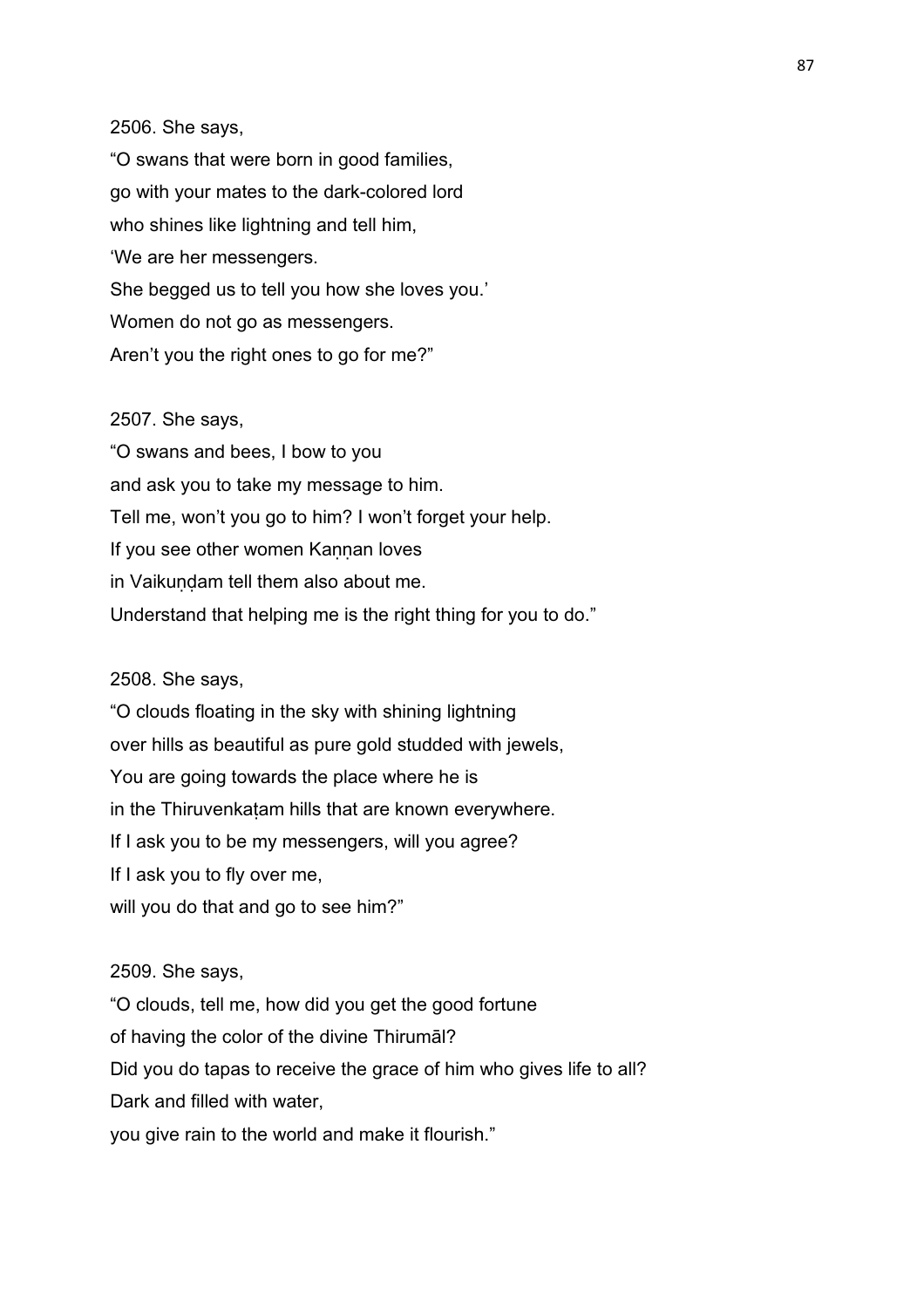2506. She says,
"O swans that were born in good families,
go with your mates to the dark-colored lord
who shines like lightning and tell him,
'We are her messengers.
She begged us to tell you how she loves you.'
Women do not go as messengers.
Aren't you the right ones to go for me?"

2507. She says,
"O swans and bees, I bow to you
and ask you to take my message to him.
Tell me, won't you go to him? I won't forget your help.
If you see other women Kaṇṇan loves
in Vaikuṇḍam tell them also about me.
Understand that helping me is the right thing for you to do."

2508. She says,
"O clouds floating in the sky with shining lightning
over hills as beautiful as pure gold studded with jewels,
You are going towards the place where he is
in the Thiruvenkaṭam hills that are known everywhere.
If I ask you to be my messengers, will you agree?
If I ask you to fly over me,
will you do that and go to see him?"

2509. She says,
"O clouds, tell me, how did you get the good fortune
of having the color of the divine Thirumāl?
Did you do tapas to receive the grace of him who gives life to all?
Dark and filled with water,
you give rain to the world and make it flourish."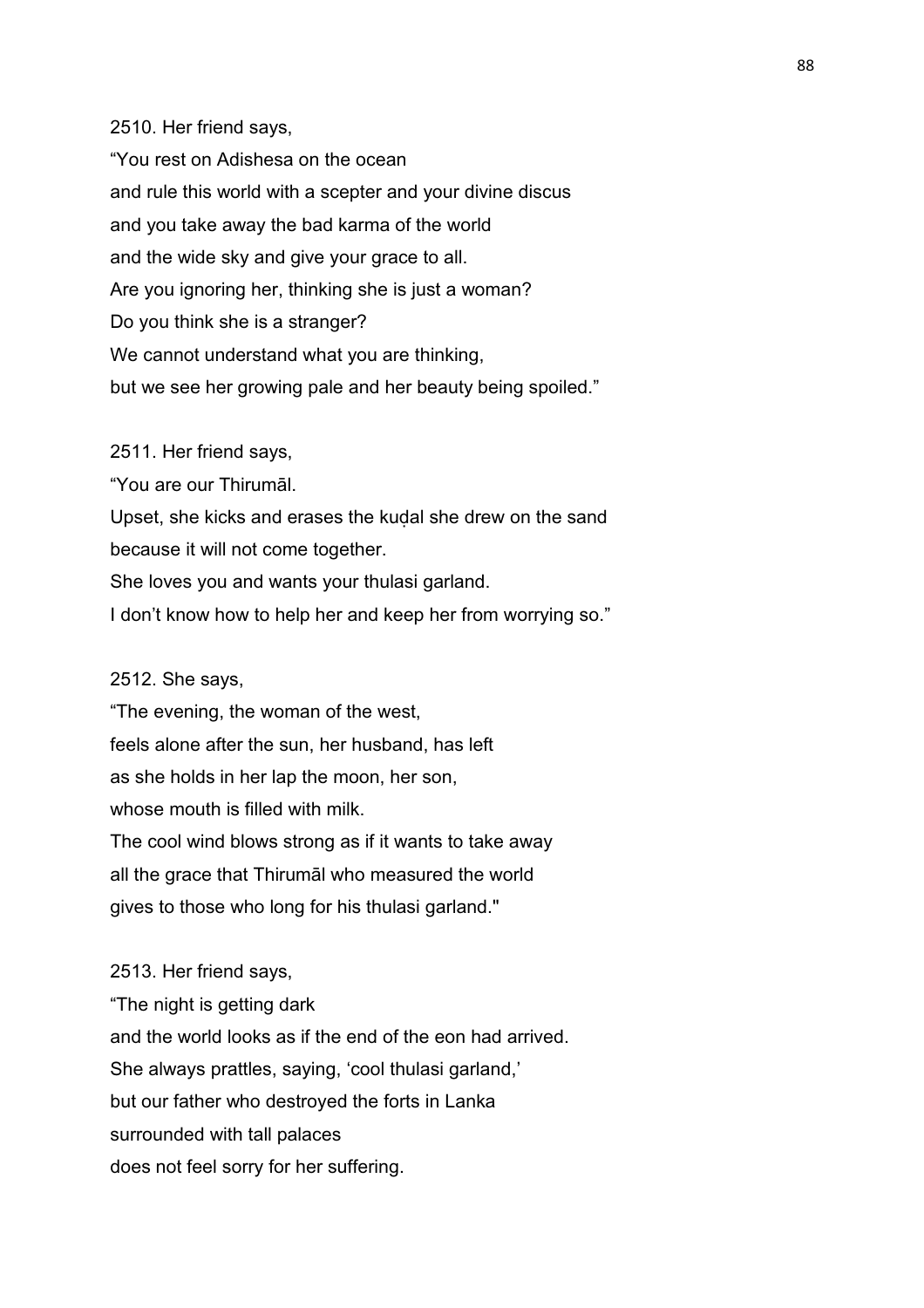2510. Her friend says,
"You rest on Adishesa on the ocean
and rule this world with a scepter and your divine discus
and you take away the bad karma of the world
and the wide sky and give your grace to all.
Are you ignoring her, thinking she is just a woman?
Do you think she is a stranger?
We cannot understand what you are thinking,
but we see her growing pale and her beauty being spoiled."

2511. Her friend says,
"You are our Thirumāl.
Upset, she kicks and erases the kuḍal she drew on the sand
because it will not come together.
She loves you and wants your thulasi garland.
I don't know how to help her and keep her from worrying so."

2512. She says,
"The evening, the woman of the west,
feels alone after the sun, her husband, has left
as she holds in her lap the moon, her son,
whose mouth is filled with milk.
The cool wind blows strong as if it wants to take away
all the grace that Thirumāl who measured the world
gives to those who long for his thulasi garland."

2513. Her friend says,
"The night is getting dark
and the world looks as if the end of the eon had arrived.
She always prattles, saying, 'cool thulasi garland,'
but our father who destroyed the forts in Lanka
surrounded with tall palaces
does not feel sorry for her suffering.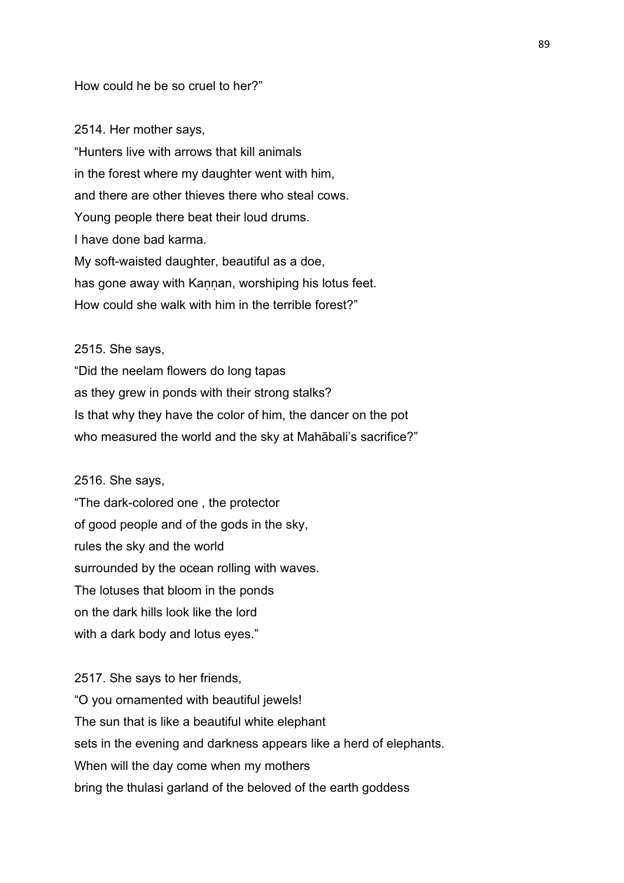How could he be so cruel to her?”

2514. Her mother says,
“Hunters live with arrows that kill animals
in the forest where my daughter went with him,
and there are other thieves there who steal cows.
Young people there beat their loud drums.
I have done bad karma.
My soft-waisted daughter, beautiful as a doe,
has gone away with Kaṇṇan, worshiping his lotus feet.
How could she walk with him in the terrible forest?”

2515. She says,
“Did the neelam flowers do long tapas
as they grew in ponds with their strong stalks?
Is that why they have the color of him, the dancer on the pot
who measured the world and the sky at Mahābali’s sacrifice?”

2516. She says,
“The dark-colored one , the protector
of good people and of the gods in the sky,
rules the sky and the world
surrounded by the ocean rolling with waves.
The lotuses that bloom in the ponds
on the dark hills look like the lord
with a dark body and lotus eyes.”

2517. She says to her friends,
“O you ornamented with beautiful jewels!
The sun that is like a beautiful white elephant
sets in the evening and darkness appears like a herd of elephants.
When will the day come when my mothers
bring the thulasi garland of the beloved of the earth goddess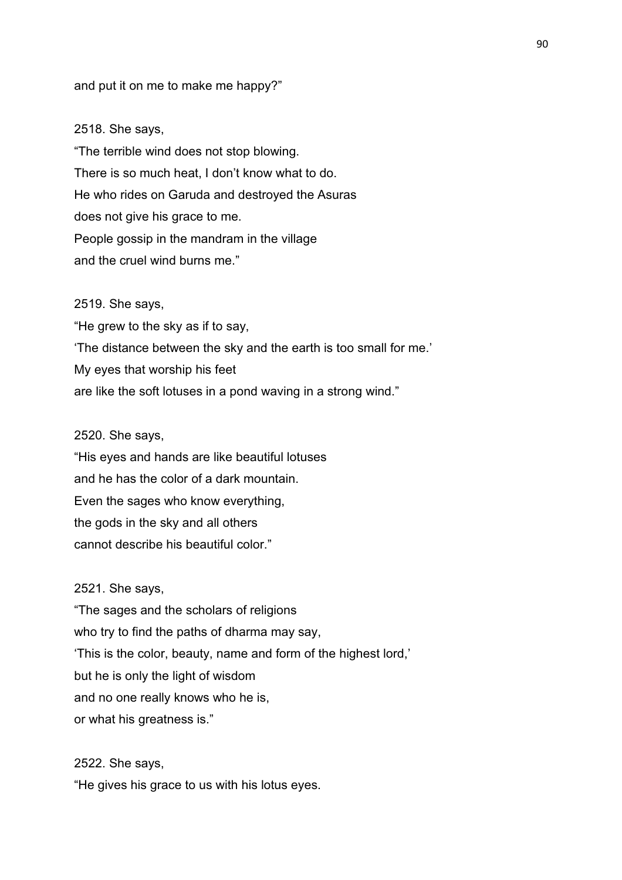and put it on me to make me happy?"

2518. She says,
"The terrible wind does not stop blowing.
There is so much heat, I don't know what to do.
He who rides on Garuda and destroyed the Asuras
does not give his grace to me.
People gossip in the mandram in the village
and the cruel wind burns me."

2519. She says,
"He grew to the sky as if to say,
'The distance between the sky and the earth is too small for me.'
My eyes that worship his feet
are like the soft lotuses in a pond waving in a strong wind."

2520. She says,
"His eyes and hands are like beautiful lotuses
and he has the color of a dark mountain.
Even the sages who know everything,
the gods in the sky and all others
cannot describe his beautiful color."

2521. She says,
"The sages and the scholars of religions
who try to find the paths of dharma may say,
'This is the color, beauty, name and form of the highest lord,'
but he is only the light of wisdom
and no one really knows who he is,
or what his greatness is."

2522. She says,
"He gives his grace to us with his lotus eyes.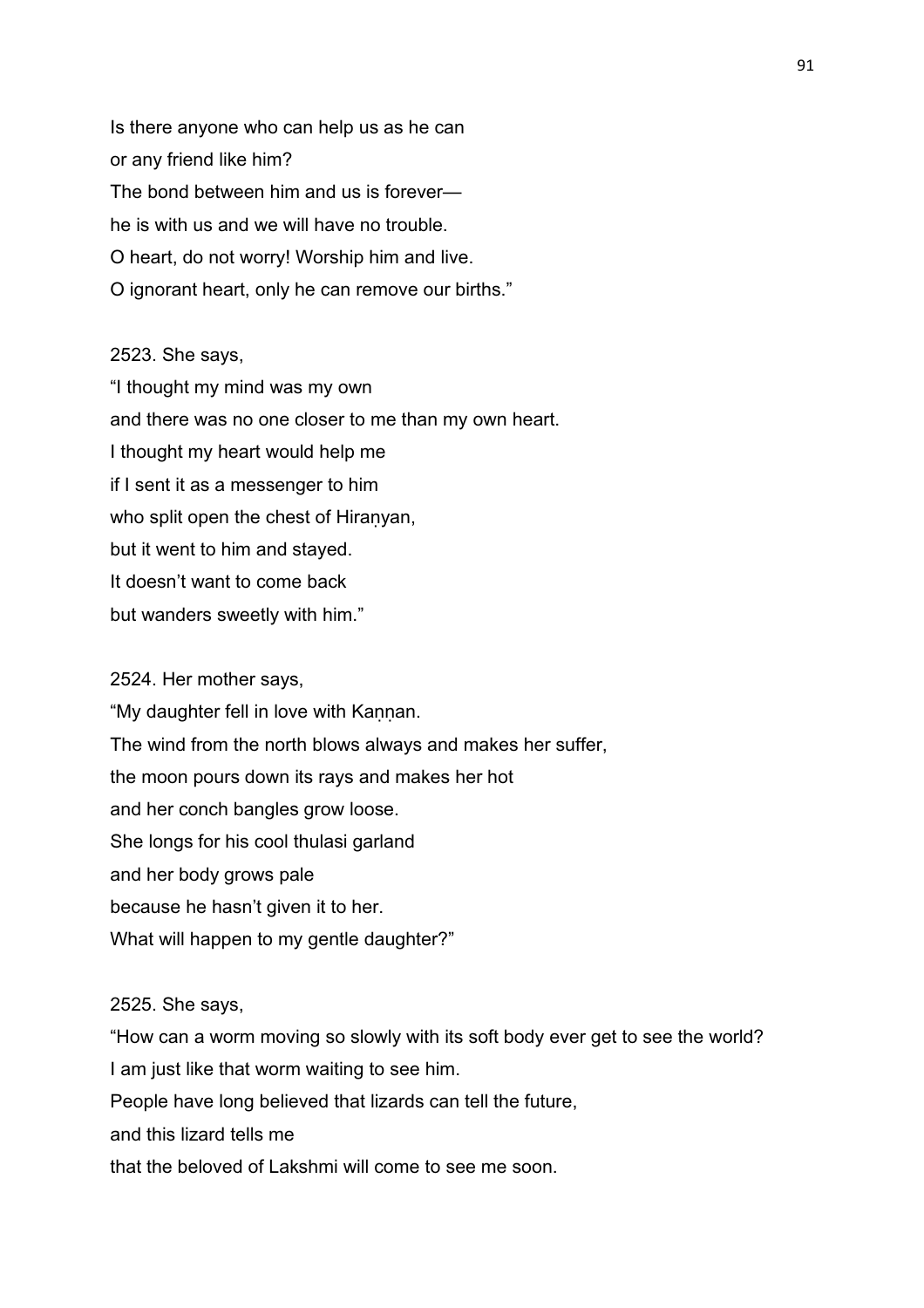Is there anyone who can help us as he can
or any friend like him?
The bond between him and us is forever—
he is with us and we will have no trouble.
O heart, do not worry! Worship him and live.
O ignorant heart, only he can remove our births."

2523. She says,
"I thought my mind was my own
and there was no one closer to me than my own heart.
I thought my heart would help me
if I sent it as a messenger to him
who split open the chest of Hiraṇyan,
but it went to him and stayed.
It doesn't want to come back
but wanders sweetly with him."

2524. Her mother says,
"My daughter fell in love with Kaṇṇan.
The wind from the north blows always and makes her suffer,
the moon pours down its rays and makes her hot
and her conch bangles grow loose.
She longs for his cool thulasi garland
and her body grows pale
because he hasn't given it to her.
What will happen to my gentle daughter?"

2525. She says,
"How can a worm moving so slowly with its soft body ever get to see the world?
I am just like that worm waiting to see him.
People have long believed that lizards can tell the future,
and this lizard tells me
that the beloved of Lakshmi will come to see me soon.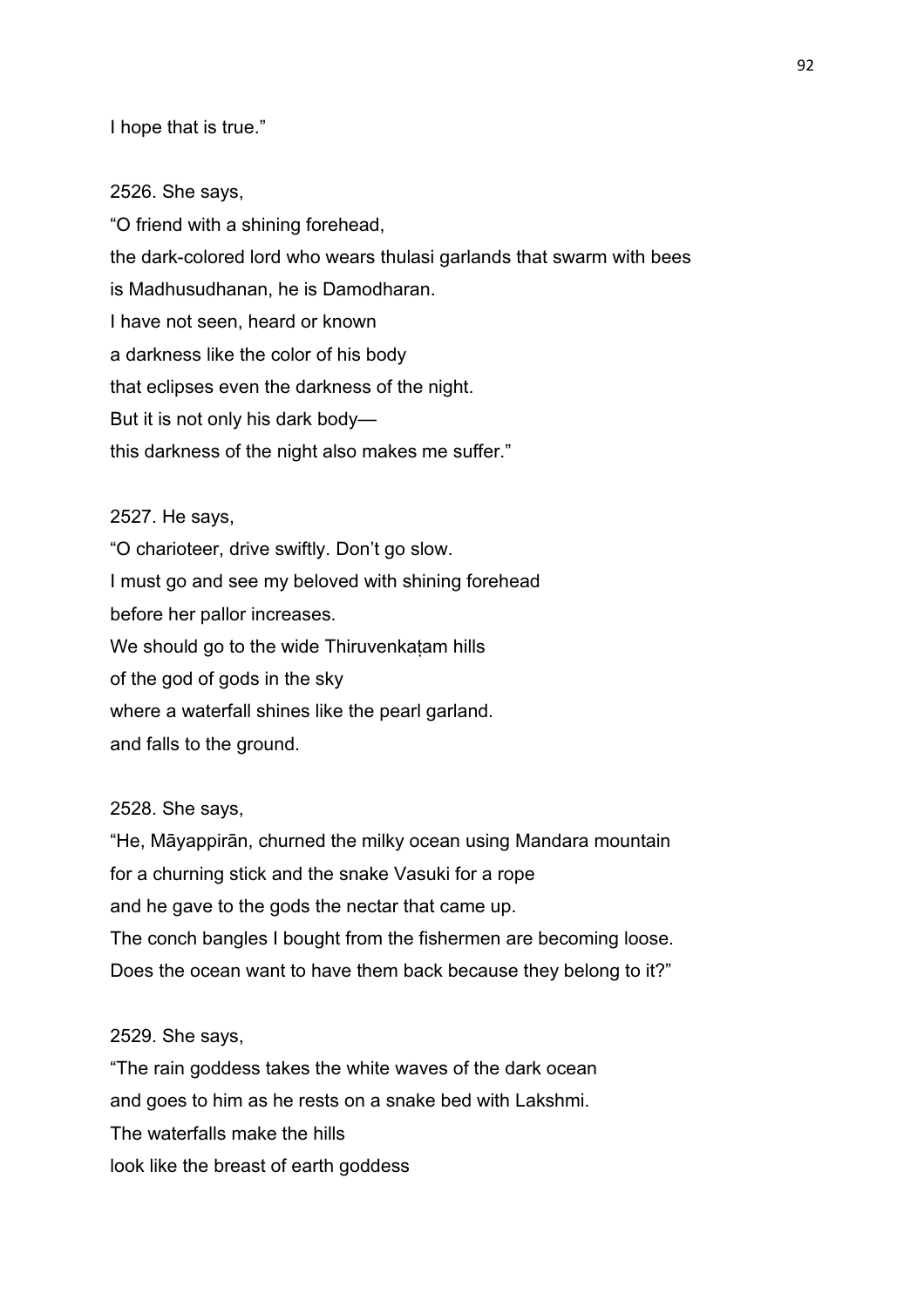I hope that is true.”

2526. She says,

“O friend with a shining forehead,
the dark-colored lord who wears thulasi garlands that swarm with bees
is Madhusudhanan, he is Damodharan.
I have not seen, heard or known
a darkness like the color of his body
that eclipses even the darkness of the night.
But it is not only his dark body—
this darkness of the night also makes me suffer.”

2527. He says,

“O charioteer, drive swiftly. Don’t go slow.
I must go and see my beloved with shining forehead
before her pallor increases.
We should go to the wide Thiruvenkaṭam hills
of the god of gods in the sky
where a waterfall shines like the pearl garland.
and falls to the ground.

2528. She says,

“He, Māyappirān, churned the milky ocean using Mandara mountain
for a churning stick and the snake Vasuki for a rope
and he gave to the gods the nectar that came up.
The conch bangles I bought from the fishermen are becoming loose.
Does the ocean want to have them back because they belong to it?”

2529. She says,

“The rain goddess takes the white waves of the dark ocean
and goes to him as he rests on a snake bed with Lakshmi.
The waterfalls make the hills
look like the breast of earth goddess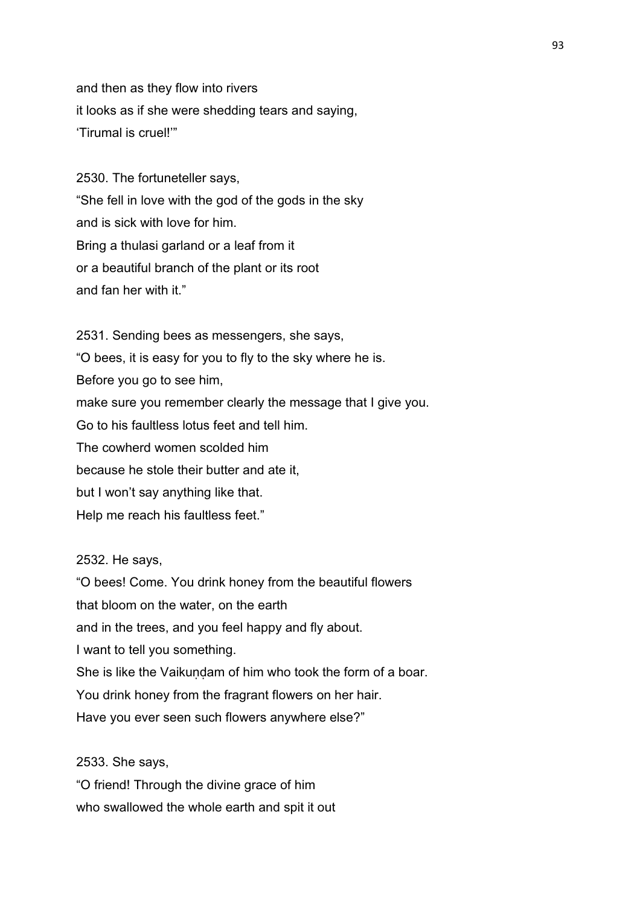and then as they flow into rivers
it looks as if she were shedding tears and saying,
'Tirumal is cruel!'"

2530. The fortuneteller says,
"She fell in love with the god of the gods in the sky
and is sick with love for him.
Bring a thulasi garland or a leaf from it
or a beautiful branch of the plant or its root
and fan her with it."

2531. Sending bees as messengers, she says,
"O bees, it is easy for you to fly to the sky where he is.
Before you go to see him,
make sure you remember clearly the message that I give you.
Go to his faultless lotus feet and tell him.
The cowherd women scolded him
because he stole their butter and ate it,
but I won't say anything like that.
Help me reach his faultless feet."

2532. He says,
"O bees! Come. You drink honey from the beautiful flowers
that bloom on the water, on the earth
and in the trees, and you feel happy and fly about.
I want to tell you something.
She is like the Vaikuṇḍam of him who took the form of a boar.
You drink honey from the fragrant flowers on her hair.
Have you ever seen such flowers anywhere else?"

2533. She says,
"O friend! Through the divine grace of him
who swallowed the whole earth and spit it out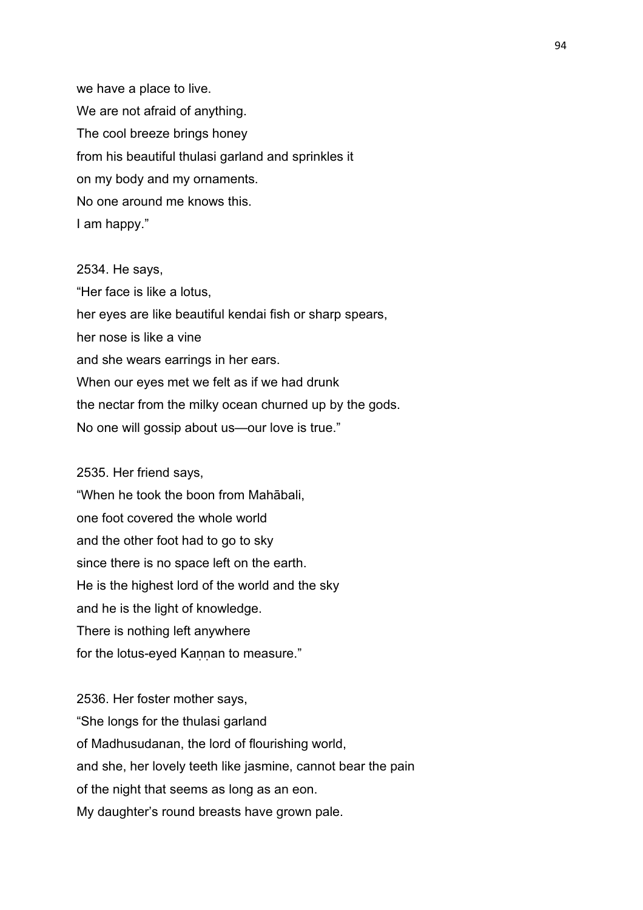we have a place to live.
We are not afraid of anything.
The cool breeze brings honey
from his beautiful thulasi garland and sprinkles it
on my body and my ornaments.
No one around me knows this.
I am happy."

2534. He says,
"Her face is like a lotus,
her eyes are like beautiful kendai fish or sharp spears,
her nose is like a vine
and she wears earrings in her ears.
When our eyes met we felt as if we had drunk
the nectar from the milky ocean churned up by the gods.
No one will gossip about us—our love is true."

2535. Her friend says,
"When he took the boon from Mahābali,
one foot covered the whole world
and the other foot had to go to sky
since there is no space left on the earth.
He is the highest lord of the world and the sky
and he is the light of knowledge.
There is nothing left anywhere
for the lotus-eyed Kaṇṇan to measure."

2536. Her foster mother says,
"She longs for the thulasi garland
of Madhusudanan, the lord of flourishing world,
and she, her lovely teeth like jasmine, cannot bear the pain
of the night that seems as long as an eon.
My daughter's round breasts have grown pale.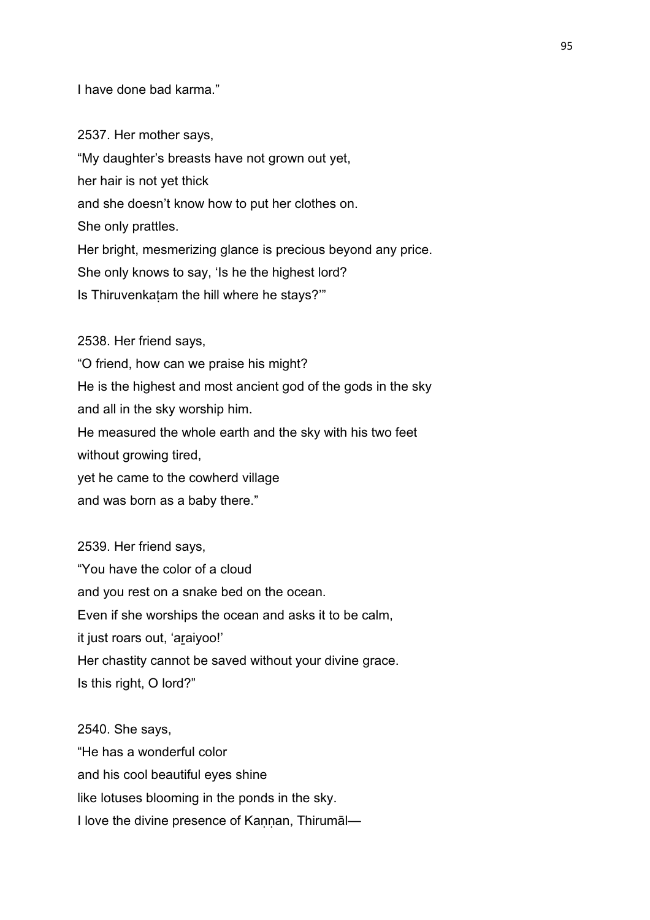I have done bad karma."

2537. Her mother says,
"My daughter's breasts have not grown out yet,
her hair is not yet thick
and she doesn't know how to put her clothes on.
She only prattles.
Her bright, mesmerizing glance is precious beyond any price.
She only knows to say, 'Is he the highest lord?
Is Thiruvenkaṭam the hill where he stays?'"

2538. Her friend says,
"O friend, how can we praise his might?
He is the highest and most ancient god of the gods in the sky
and all in the sky worship him.
He measured the whole earth and the sky with his two feet
without growing tired,
yet he came to the cowherd village
and was born as a baby there."

2539. Her friend says,
"You have the color of a cloud
and you rest on a snake bed on the ocean.
Even if she worships the ocean and asks it to be calm,
it just roars out, 'aṟaiyoo!'
Her chastity cannot be saved without your divine grace.
Is this right, O lord?"

2540. She says,
"He has a wonderful color
and his cool beautiful eyes shine
like lotuses blooming in the ponds in the sky.
I love the divine presence of Kaṇṇan, Thirumāl—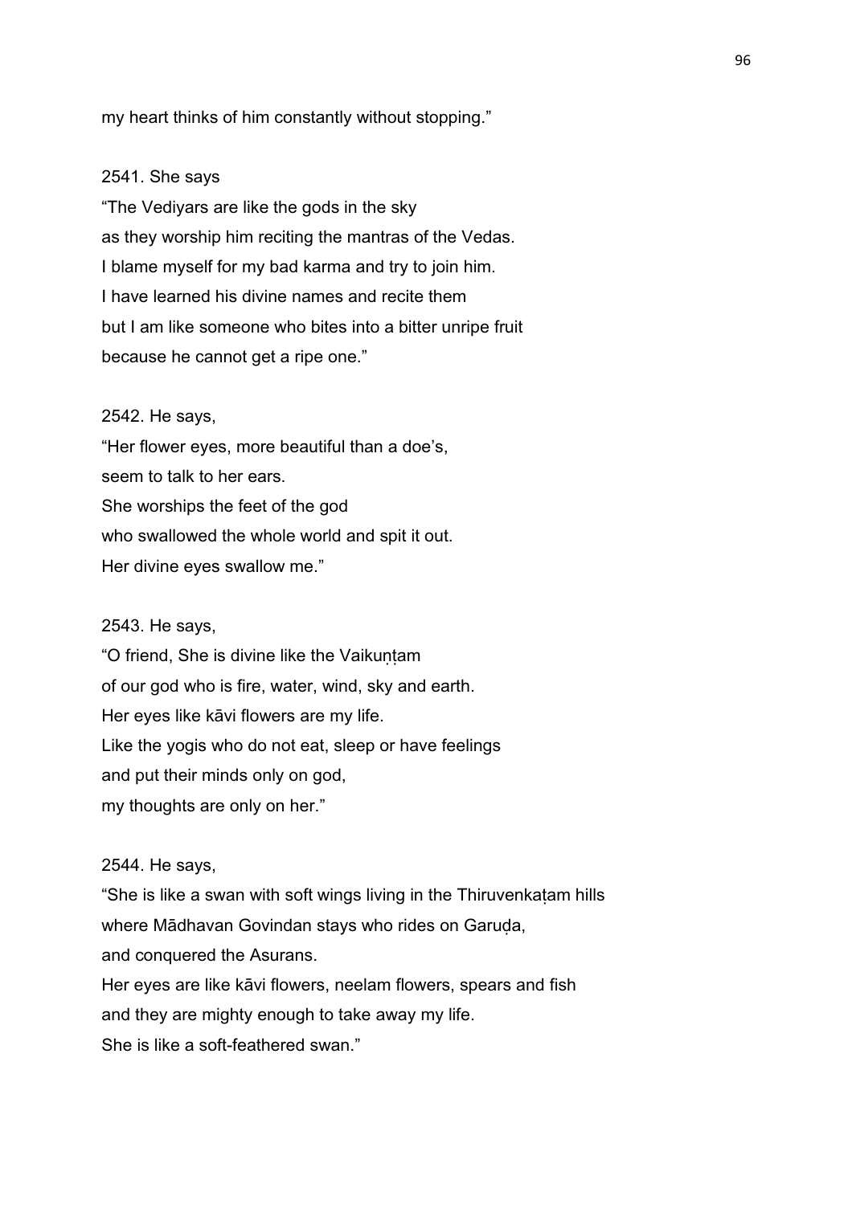my heart thinks of him constantly without stopping."

2541. She says
"The Vediyars are like the gods in the sky
as they worship him reciting the mantras of the Vedas.
I blame myself for my bad karma and try to join him.
I have learned his divine names and recite them
but I am like someone who bites into a bitter unripe fruit
because he cannot get a ripe one."

2542. He says,
"Her flower eyes, more beautiful than a doe's,
seem to talk to her ears.
She worships the feet of the god
who swallowed the whole world and spit it out.
Her divine eyes swallow me."

2543. He says,
"O friend, She is divine like the Vaikuṇṭam
of our god who is fire, water, wind, sky and earth.
Her eyes like kāvi flowers are my life.
Like the yogis who do not eat, sleep or have feelings
and put their minds only on god,
my thoughts are only on her."

2544. He says,
"She is like a swan with soft wings living in the Thiruvenkaṭam hills
where Mādhavan Govindan stays who rides on Garuḍa,
and conquered the Asurans.
Her eyes are like kāvi flowers, neelam flowers, spears and fish
and they are mighty enough to take away my life.
She is like a soft-feathered swan."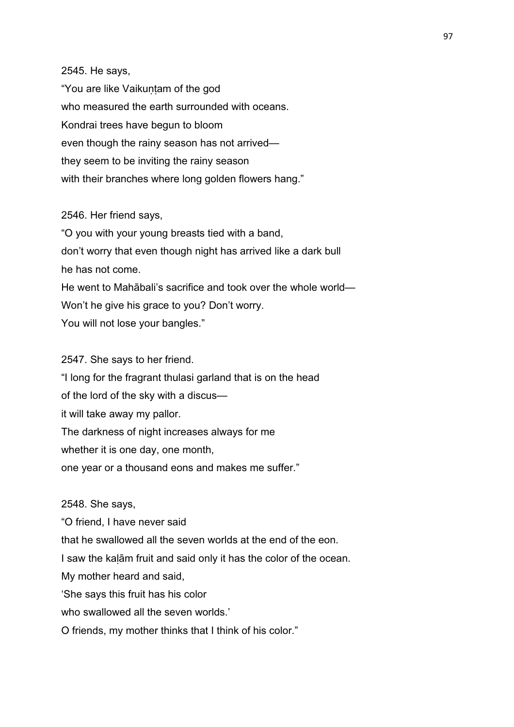2545. He says,
"You are like Vaikuṇṭam of the god
who measured the earth surrounded with oceans.
Kondrai trees have begun to bloom
even though the rainy season has not arrived—
they seem to be inviting the rainy season
with their branches where long golden flowers hang."

2546. Her friend says,
"O you with your young breasts tied with a band,
don't worry that even though night has arrived like a dark bull
he has not come.
He went to Mahābali's sacrifice and took over the whole world—
Won't he give his grace to you? Don't worry.
You will not lose your bangles."

2547. She says to her friend.
"I long for the fragrant thulasi garland that is on the head
of the lord of the sky with a discus—
it will take away my pallor.
The darkness of night increases always for me
whether it is one day, one month,
one year or a thousand eons and makes me suffer."

2548. She says,
"O friend, I have never said
that he swallowed all the seven worlds at the end of the eon.
I saw the kaḷām fruit and said only it has the color of the ocean.
My mother heard and said,
'She says this fruit has his color
who swallowed all the seven worlds.'
O friends, my mother thinks that I think of his color."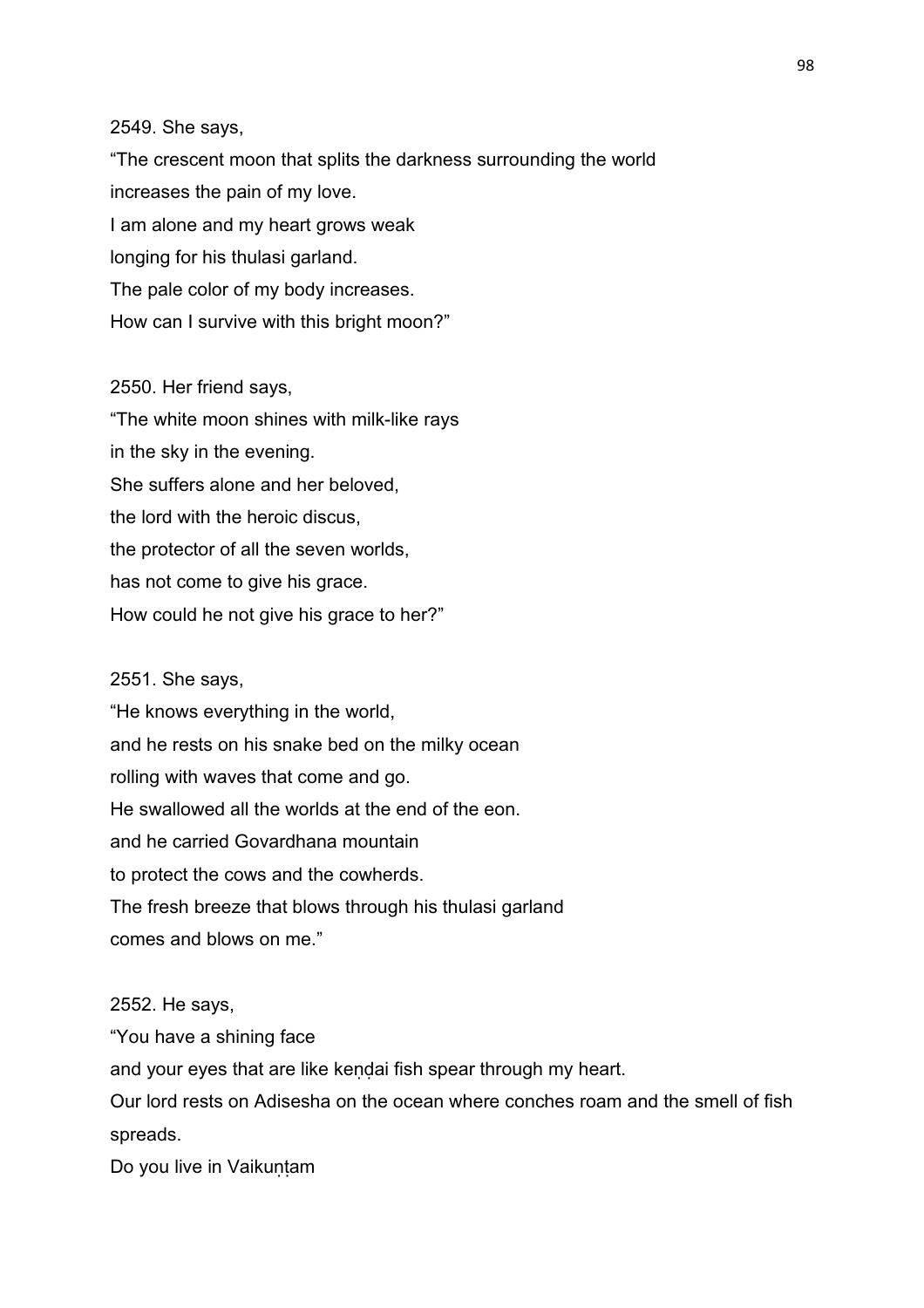2549. She says,

“The crescent moon that splits the darkness surrounding the world
increases the pain of my love.
I am alone and my heart grows weak
longing for his thulasi garland.
The pale color of my body increases.
How can I survive with this bright moon?”

2550. Her friend says,

“The white moon shines with milk-like rays
in the sky in the evening.
She suffers alone and her beloved,
the lord with the heroic discus,
the protector of all the seven worlds,
has not come to give his grace.
How could he not give his grace to her?”

2551. She says,

“He knows everything in the world,
and he rests on his snake bed on the milky ocean
rolling with waves that come and go.
He swallowed all the worlds at the end of the eon.
and he carried Govardhana mountain
to protect the cows and the cowherds.
The fresh breeze that blows through his thulasi garland
comes and blows on me.”

2552. He says,

“You have a shining face
and your eyes that are like keṇḍai fish spear through my heart.
Our lord rests on Adisesha on the ocean where conches roam and the smell of fish spreads.
Do you live in Vaikuṇṭam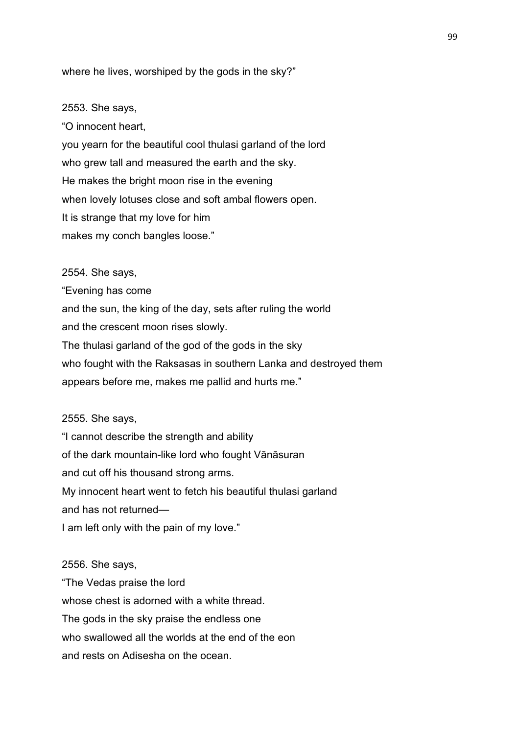where he lives, worshiped by the gods in the sky?”

2553. She says,
“O innocent heart,
you yearn for the beautiful cool thulasi garland of the lord
who grew tall and measured the earth and the sky.
He makes the bright moon rise in the evening
when lovely lotuses close and soft ambal flowers open.
It is strange that my love for him
makes my conch bangles loose.”

2554. She says,
“Evening has come
and the sun, the king of the day, sets after ruling the world
and the crescent moon rises slowly.
The thulasi garland of the god of the gods in the sky
who fought with the Raksasas in southern Lanka and destroyed them
appears before me, makes me pallid and hurts me.”

2555. She says,
“I cannot describe the strength and ability
of the dark mountain-like lord who fought Vānāsuran
and cut off his thousand strong arms.
My innocent heart went to fetch his beautiful thulasi garland
and has not returned—
I am left only with the pain of my love.”

2556. She says,
“The Vedas praise the lord
whose chest is adorned with a white thread.
The gods in the sky praise the endless one
who swallowed all the worlds at the end of the eon
and rests on Adisesha on the ocean.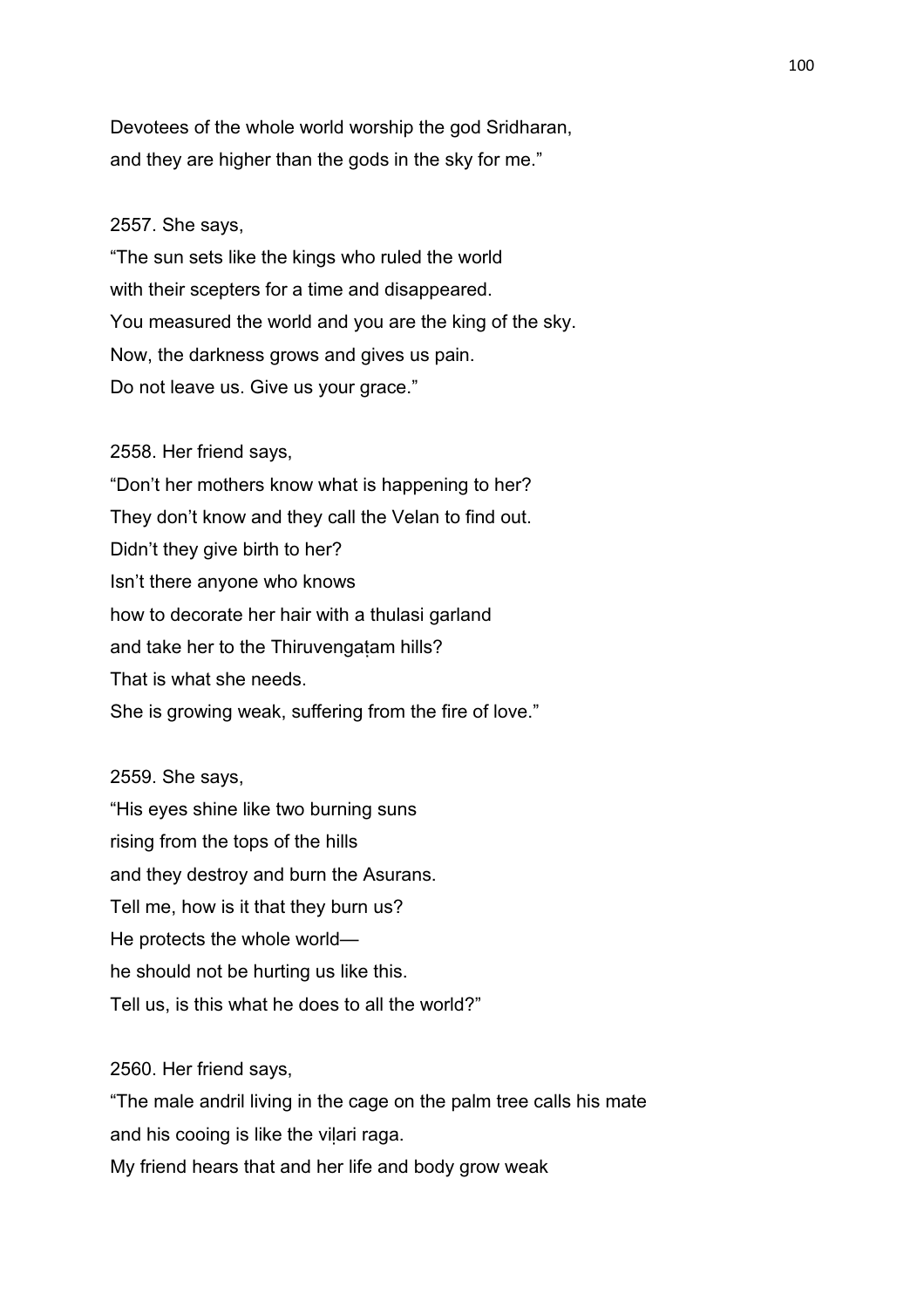Devotees of the whole world worship the god Sridharan,
and they are higher than the gods in the sky for me."

2557. She says,
"The sun sets like the kings who ruled the world
with their scepters for a time and disappeared.
You measured the world and you are the king of the sky.
Now, the darkness grows and gives us pain.
Do not leave us. Give us your grace."

2558. Her friend says,
"Don't her mothers know what is happening to her?
They don't know and they call the Velan to find out.
Didn't they give birth to her?
Isn't there anyone who knows
how to decorate her hair with a thulasi garland
and take her to the Thiruvengaṭam hills?
That is what she needs.
She is growing weak, suffering from the fire of love."

2559. She says,
"His eyes shine like two burning suns
rising from the tops of the hills
and they destroy and burn the Asurans.
Tell me, how is it that they burn us?
He protects the whole world—
he should not be hurting us like this.
Tell us, is this what he does to all the world?"

2560. Her friend says,
"The male andril living in the cage on the palm tree calls his mate
and his cooing is like the viḷari raga.
My friend hears that and her life and body grow weak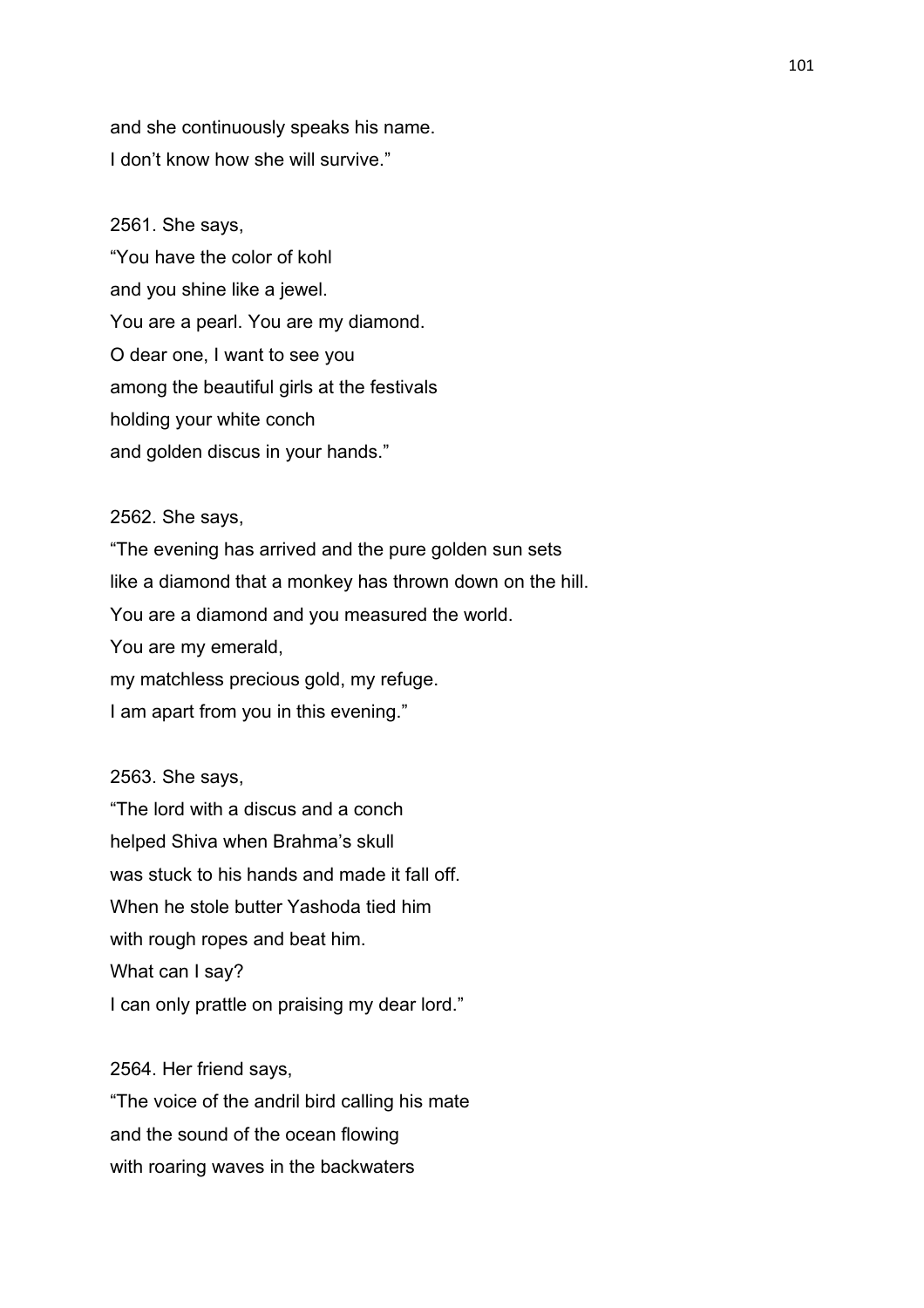and she continuously speaks his name.
I don't know how she will survive."

2561. She says,
"You have the color of kohl
and you shine like a jewel.
You are a pearl. You are my diamond.
O dear one, I want to see you
among the beautiful girls at the festivals
holding your white conch
and golden discus in your hands."

2562. She says,
"The evening has arrived and the pure golden sun sets
like a diamond that a monkey has thrown down on the hill.
You are a diamond and you measured the world.
You are my emerald,
my matchless precious gold, my refuge.
I am apart from you in this evening."

2563. She says,
"The lord with a discus and a conch
helped Shiva when Brahma's skull
was stuck to his hands and made it fall off.
When he stole butter Yashoda tied him
with rough ropes and beat him.
What can I say?
I can only prattle on praising my dear lord."

2564. Her friend says,
"The voice of the andril bird calling his mate
and the sound of the ocean flowing
with roaring waves in the backwaters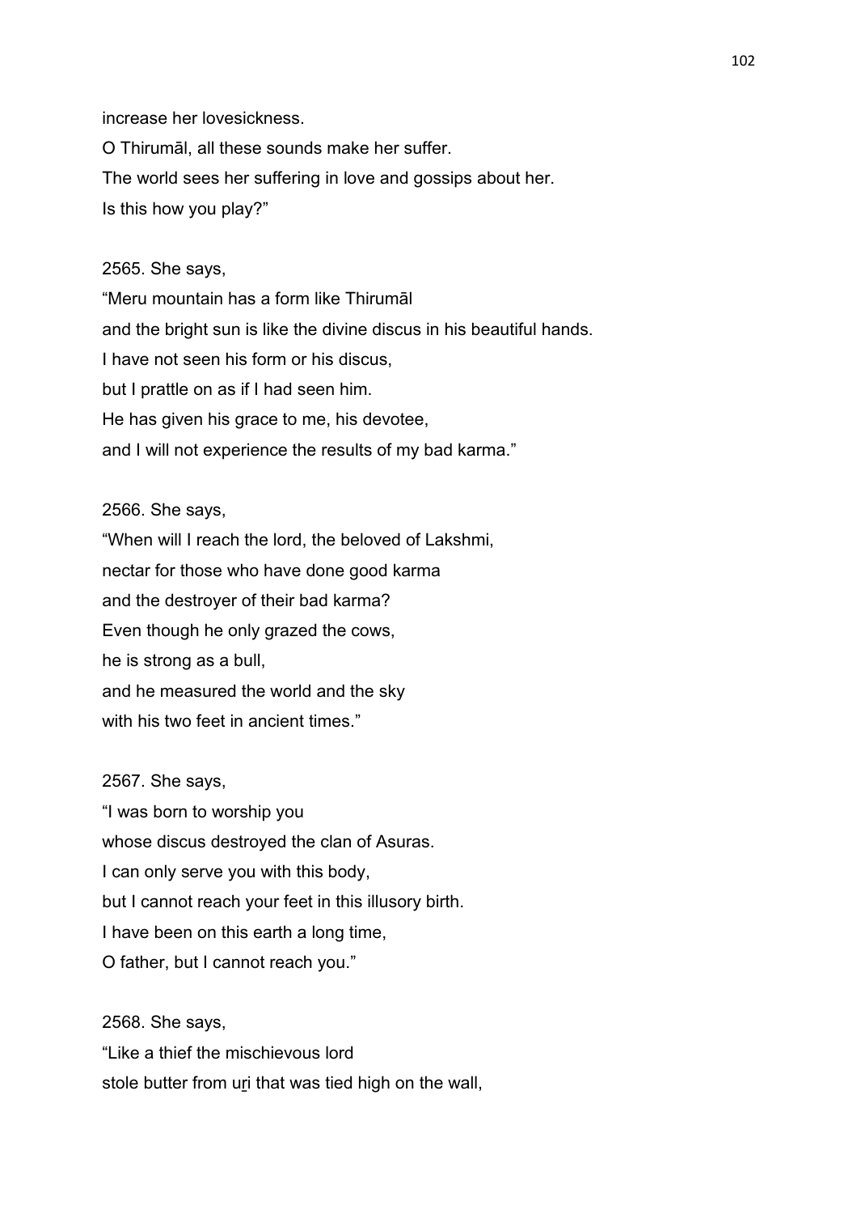increase her lovesickness.
O Thirumāl, all these sounds make her suffer.
The world sees her suffering in love and gossips about her.
Is this how you play?"

2565. She says,
"Meru mountain has a form like Thirumāl
and the bright sun is like the divine discus in his beautiful hands.
I have not seen his form or his discus,
but I prattle on as if I had seen him.
He has given his grace to me, his devotee,
and I will not experience the results of my bad karma."

2566. She says,
"When will I reach the lord, the beloved of Lakshmi,
nectar for those who have done good karma
and the destroyer of their bad karma?
Even though he only grazed the cows,
he is strong as a bull,
and he measured the world and the sky
with his two feet in ancient times."

2567. She says,
"I was born to worship you
whose discus destroyed the clan of Asuras.
I can only serve you with this body,
but I cannot reach your feet in this illusory birth.
I have been on this earth a long time,
O father, but I cannot reach you."

2568. She says,
"Like a thief the mischievous lord
stole butter from uṟi that was tied high on the wall,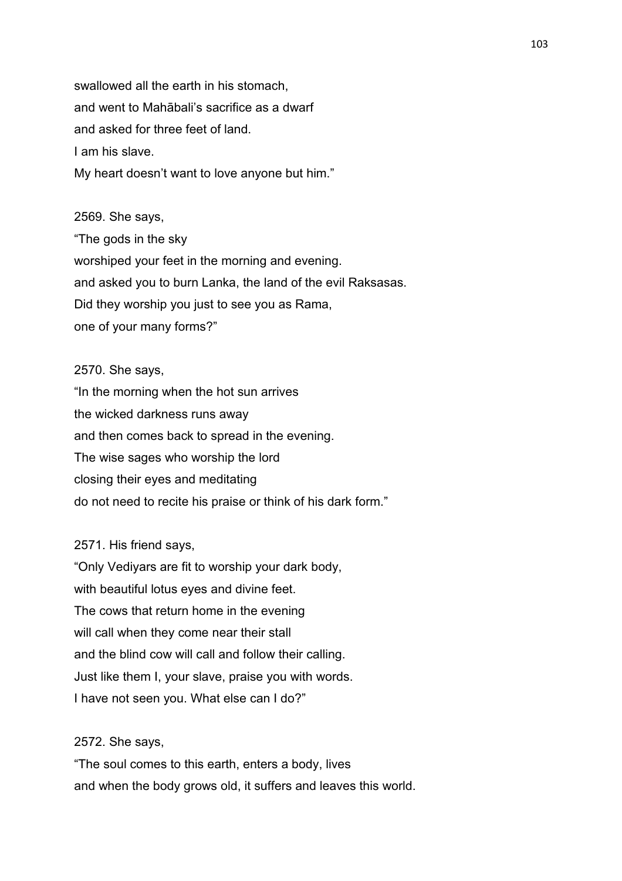swallowed all the earth in his stomach,
and went to Mahābali's sacrifice as a dwarf
and asked for three feet of land.
I am his slave.
My heart doesn't want to love anyone but him."

2569. She says,
"The gods in the sky
worshiped your feet in the morning and evening.
and asked you to burn Lanka, the land of the evil Raksasas.
Did they worship you just to see you as Rama,
one of your many forms?"

2570. She says,
"In the morning when the hot sun arrives
the wicked darkness runs away
and then comes back to spread in the evening.
The wise sages who worship the lord
closing their eyes and meditating
do not need to recite his praise or think of his dark form."

2571. His friend says,
"Only Vediyars are fit to worship your dark body,
with beautiful lotus eyes and divine feet.
The cows that return home in the evening
will call when they come near their stall
and the blind cow will call and follow their calling.
Just like them I, your slave, praise you with words.
I have not seen you. What else can I do?"

2572. She says,
"The soul comes to this earth, enters a body, lives
and when the body grows old, it suffers and leaves this world.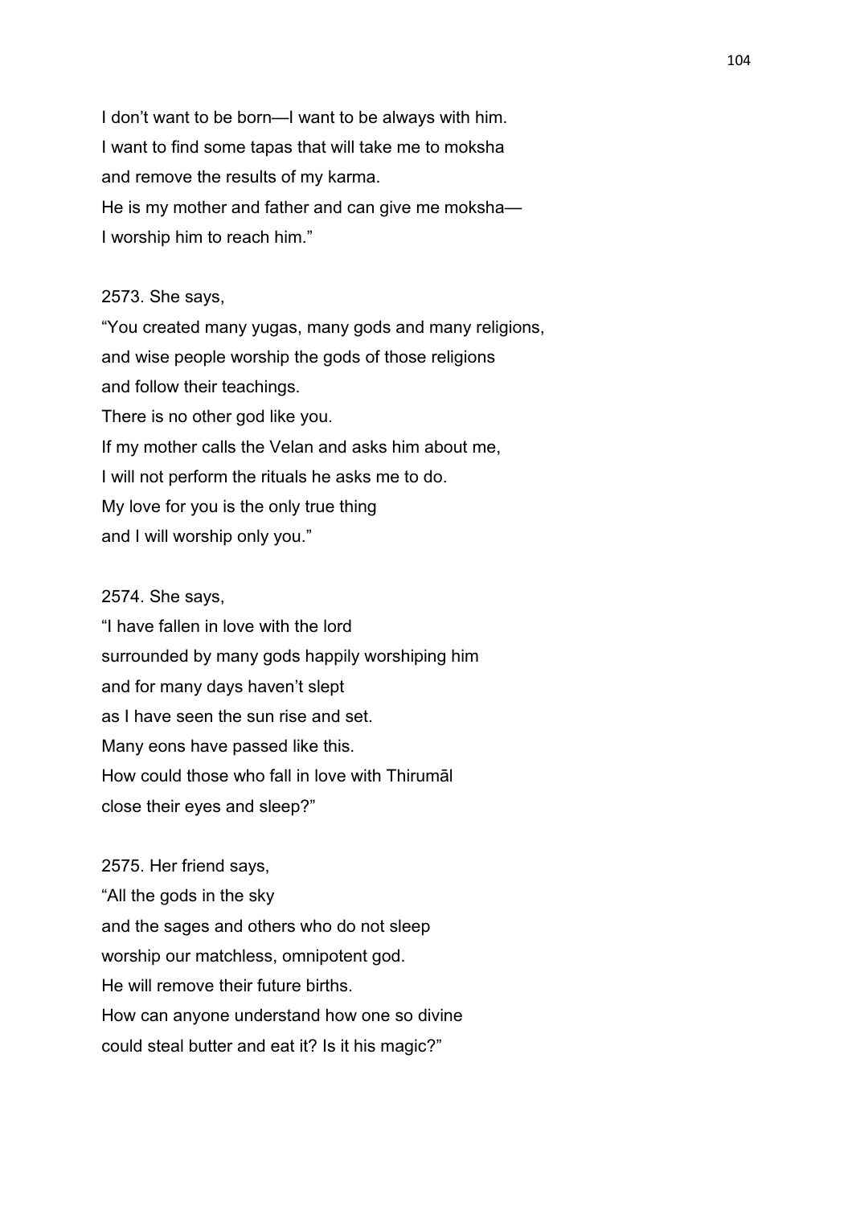I don't want to be born—I want to be always with him.
I want to find some tapas that will take me to moksha
and remove the results of my karma.
He is my mother and father and can give me moksha—
I worship him to reach him."

2573. She says,
"You created many yugas, many gods and many religions,
and wise people worship the gods of those religions
and follow their teachings.
There is no other god like you.
If my mother calls the Velan and asks him about me,
I will not perform the rituals he asks me to do.
My love for you is the only true thing
and I will worship only you."

2574. She says,
"I have fallen in love with the lord
surrounded by many gods happily worshiping him
and for many days haven't slept
as I have seen the sun rise and set.
Many eons have passed like this.
How could those who fall in love with Thirumāl
close their eyes and sleep?"

2575. Her friend says,
"All the gods in the sky
and the sages and others who do not sleep
worship our matchless, omnipotent god.
He will remove their future births.
How can anyone understand how one so divine
could steal butter and eat it? Is it his magic?"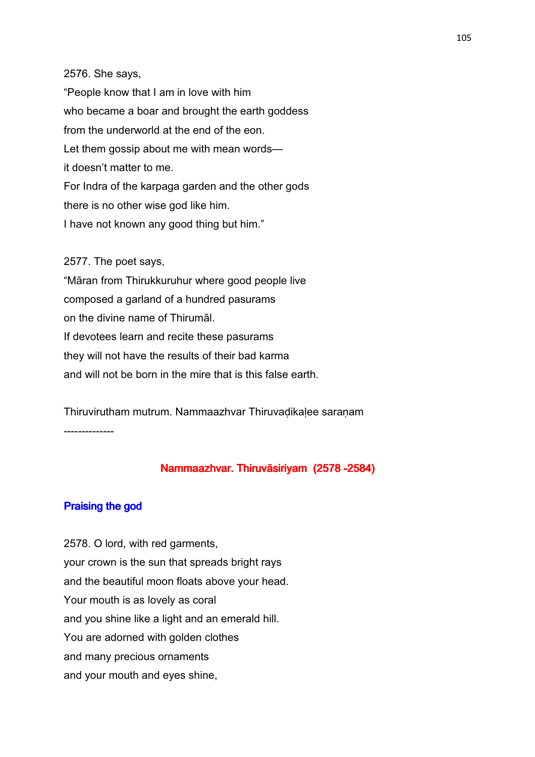2576. She says,
“People know that I am in love with him
who became a boar and brought the earth goddess
from the underworld at the end of the eon.
Let them gossip about me with mean words—
it doesn’t matter to me.
For Indra of the karpaga garden and the other gods
there is no other wise god like him.
I have not known any good thing but him.”

2577. The poet says,
“Māran from Thirukkuruhur where good people live
composed a garland of a hundred pasurams
on the divine name of Thirumāl.
If devotees learn and recite these pasurams
they will not have the results of their bad karma
and will not be born in the mire that is this false earth.

Thiruvirutham mutrum. Nammaazhvar Thiruvaḍikaḷee saraṇam

--------------

## Nammaazhvar. Thiruvāsiriyam (2578 -2584)

### Praising the god

2578. O lord, with red garments,
your crown is the sun that spreads bright rays
and the beautiful moon floats above your head.
Your mouth is as lovely as coral
and you shine like a light and an emerald hill.
You are adorned with golden clothes
and many precious ornaments
and your mouth and eyes shine,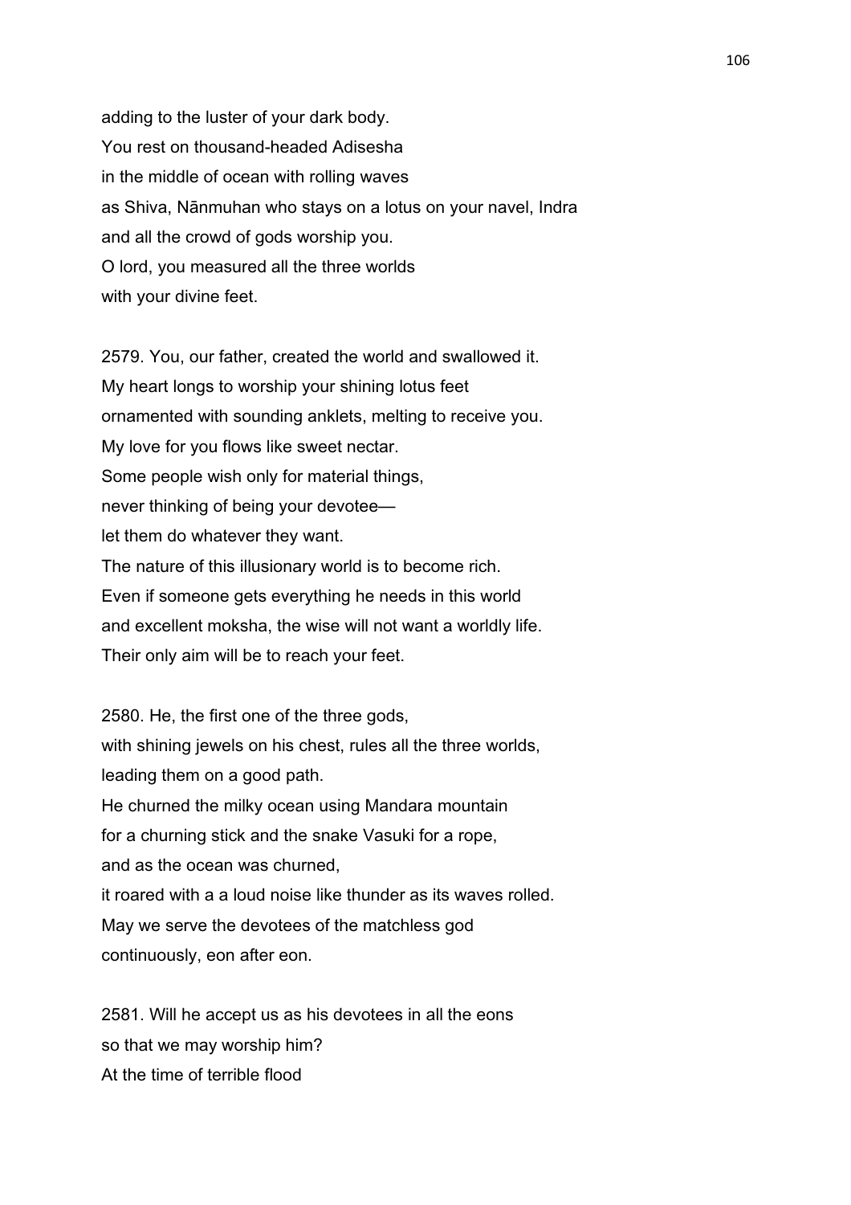adding to the luster of your dark body.
You rest on thousand-headed Adisesha
in the middle of ocean with rolling waves
as Shiva, Nānmuhan who stays on a lotus on your navel, Indra
and all the crowd of gods worship you.
O lord, you measured all the three worlds
with your divine feet.

2579. You, our father, created the world and swallowed it.
My heart longs to worship your shining lotus feet
ornamented with sounding anklets, melting to receive you.
My love for you flows like sweet nectar.
Some people wish only for material things,
never thinking of being your devotee—
let them do whatever they want.
The nature of this illusionary world is to become rich.
Even if someone gets everything he needs in this world
and excellent moksha, the wise will not want a worldly life.
Their only aim will be to reach your feet.

2580. He, the first one of the three gods,
with shining jewels on his chest, rules all the three worlds,
leading them on a good path.
He churned the milky ocean using Mandara mountain
for a churning stick and the snake Vasuki for a rope,
and as the ocean was churned,
it roared with a a loud noise like thunder as its waves rolled.
May we serve the devotees of the matchless god
continuously, eon after eon.

2581. Will he accept us as his devotees in all the eons
so that we may worship him?
At the time of terrible flood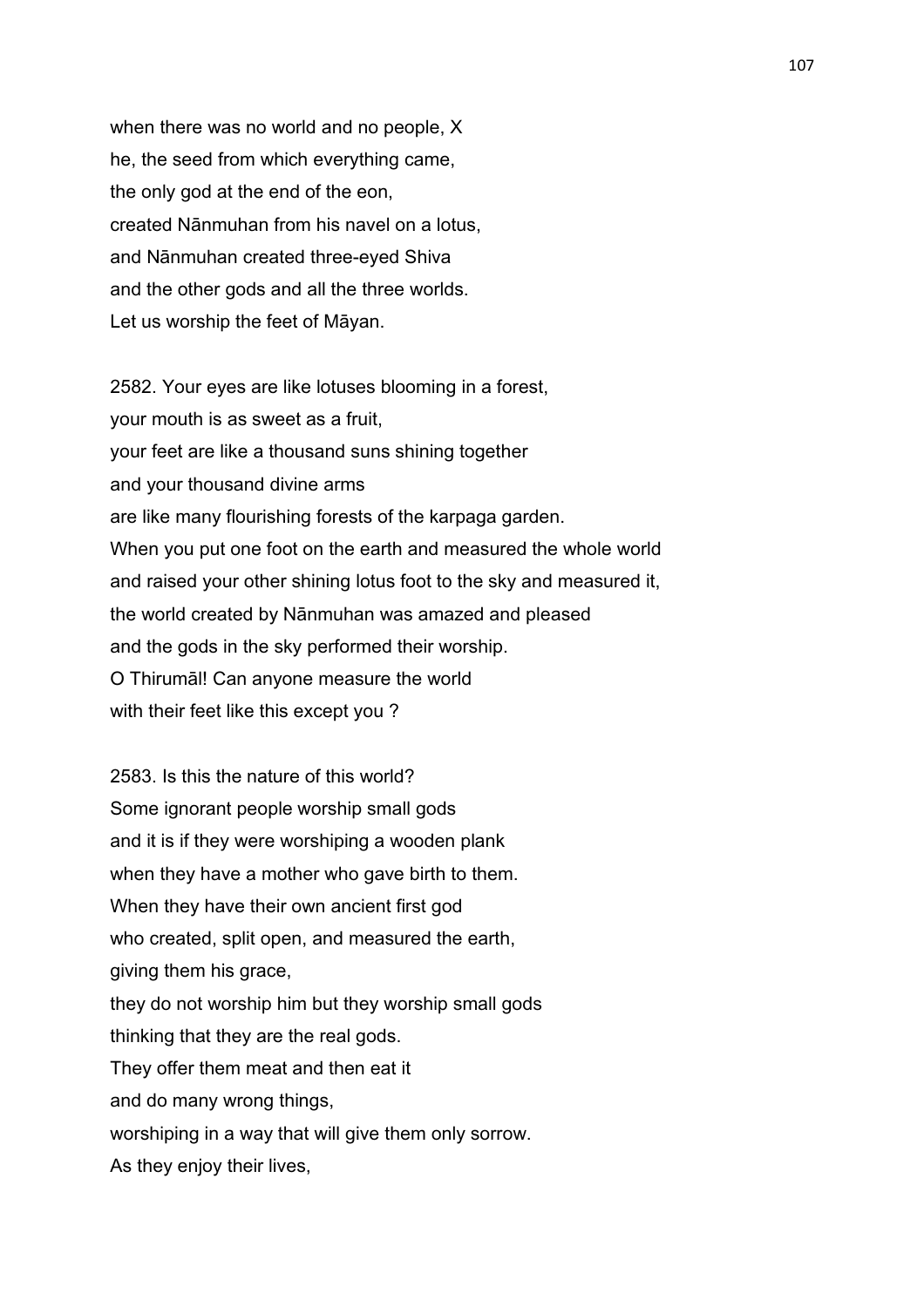when there was no world and no people, X
he, the seed from which everything came,
the only god at the end of the eon,
created Nānmuhan from his navel on a lotus,
and Nānmuhan created three-eyed Shiva
and the other gods and all the three worlds.
Let us worship the feet of Māyan.

2582. Your eyes are like lotuses blooming in a forest,
your mouth is as sweet as a fruit,
your feet are like a thousand suns shining together
and your thousand divine arms
are like many flourishing forests of the karpaga garden.
When you put one foot on the earth and measured the whole world
and raised your other shining lotus foot to the sky and measured it,
the world created by Nānmuhan was amazed and pleased
and the gods in the sky performed their worship.
O Thirumāl! Can anyone measure the world
with their feet like this except you ?

2583. Is this the nature of this world?
Some ignorant people worship small gods
and it is if they were worshiping a wooden plank
when they have a mother who gave birth to them.
When they have their own ancient first god
who created, split open, and measured the earth,
giving them his grace,
they do not worship him but they worship small gods
thinking that they are the real gods.
They offer them meat and then eat it
and do many wrong things,
worshiping in a way that will give them only sorrow.
As they enjoy their lives,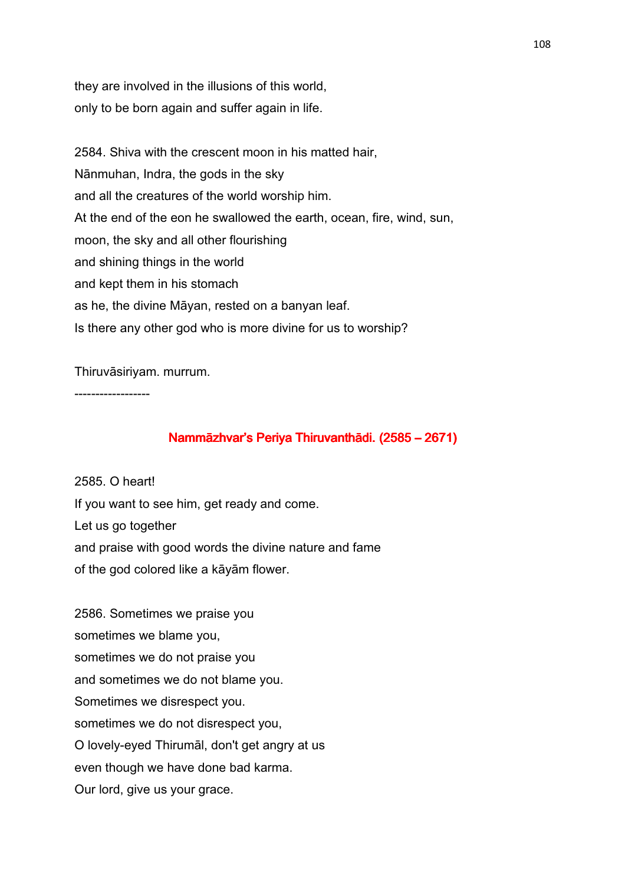they are involved in the illusions of this world,
only to be born again and suffer again in life.

2584. Shiva with the crescent moon in his matted hair,
Nānmuhan, Indra, the gods in the sky
and all the creatures of the world worship him.
At the end of the eon he swallowed the earth, ocean, fire, wind, sun,
moon, the sky and all other flourishing
and shining things in the world
and kept them in his stomach
as he, the divine Māyan, rested on a banyan leaf.
Is there any other god who is more divine for us to worship?

Thiruvāsiriyam. murrum.

------------------

## Nammāzhvar's Periya Thiruvanthādi. (2585 – 2671)

2585. O heart!
If you want to see him, get ready and come.
Let us go together
and praise with good words the divine nature and fame
of the god colored like a kāyām flower.

2586. Sometimes we praise you
sometimes we blame you,
sometimes we do not praise you
and sometimes we do not blame you.
Sometimes we disrespect you.
sometimes we do not disrespect you,
O lovely-eyed Thirumāl, don't get angry at us
even though we have done bad karma.
Our lord, give us your grace.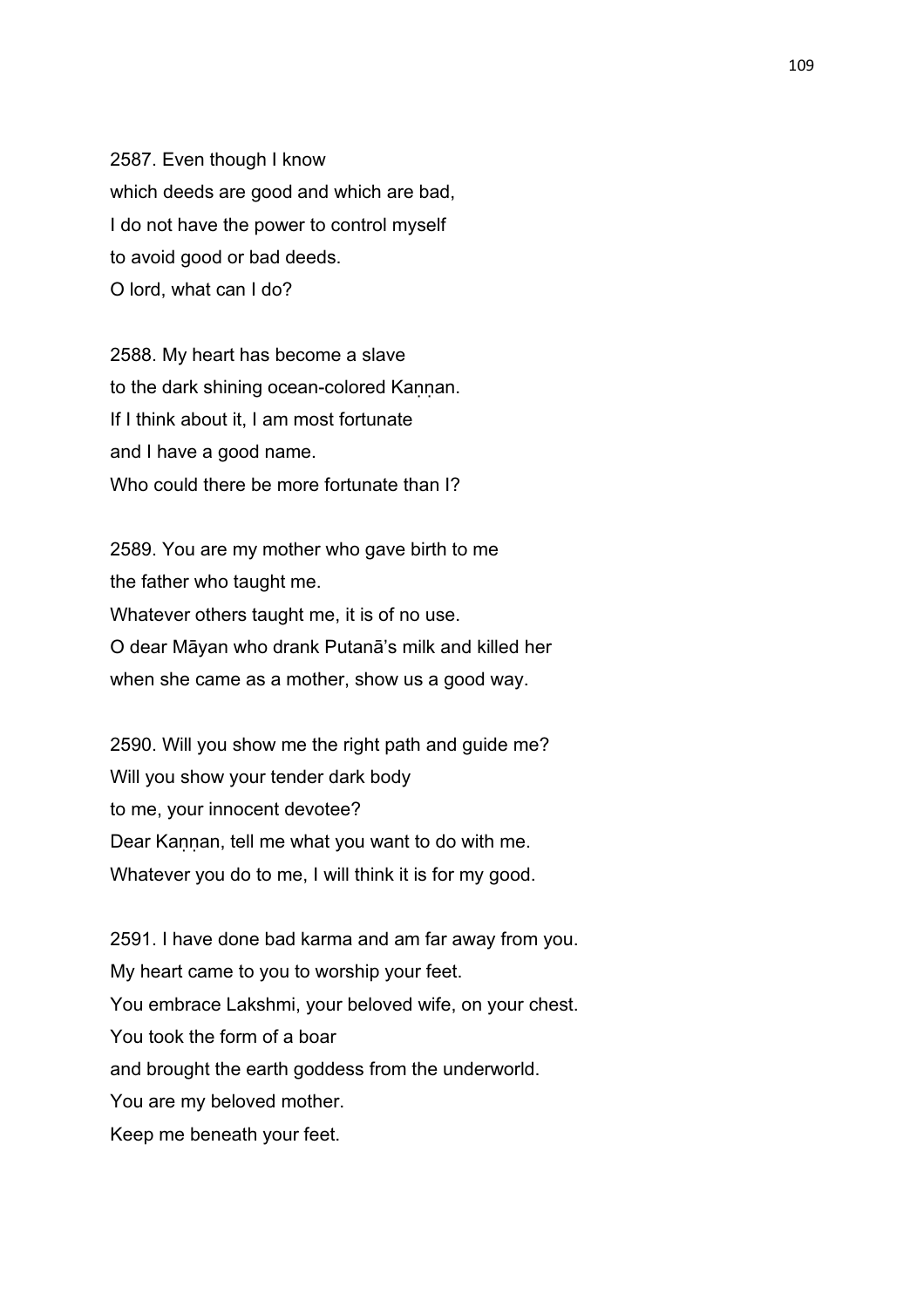2587. Even though I know
which deeds are good and which are bad,
I do not have the power to control myself
to avoid good or bad deeds.
O lord, what can I do?

2588. My heart has become a slave
to the dark shining ocean-colored Kaṇṇan.
If I think about it, I am most fortunate
and I have a good name.
Who could there be more fortunate than I?

2589. You are my mother who gave birth to me
the father who taught me.
Whatever others taught me, it is of no use.
O dear Māyan who drank Putanā's milk and killed her
when she came as a mother, show us a good way.

2590. Will you show me the right path and guide me?
Will you show your tender dark body
to me, your innocent devotee?
Dear Kaṇṇan, tell me what you want to do with me.
Whatever you do to me, I will think it is for my good.

2591. I have done bad karma and am far away from you.
My heart came to you to worship your feet.
You embrace Lakshmi, your beloved wife, on your chest.
You took the form of a boar
and brought the earth goddess from the underworld.
You are my beloved mother.
Keep me beneath your feet.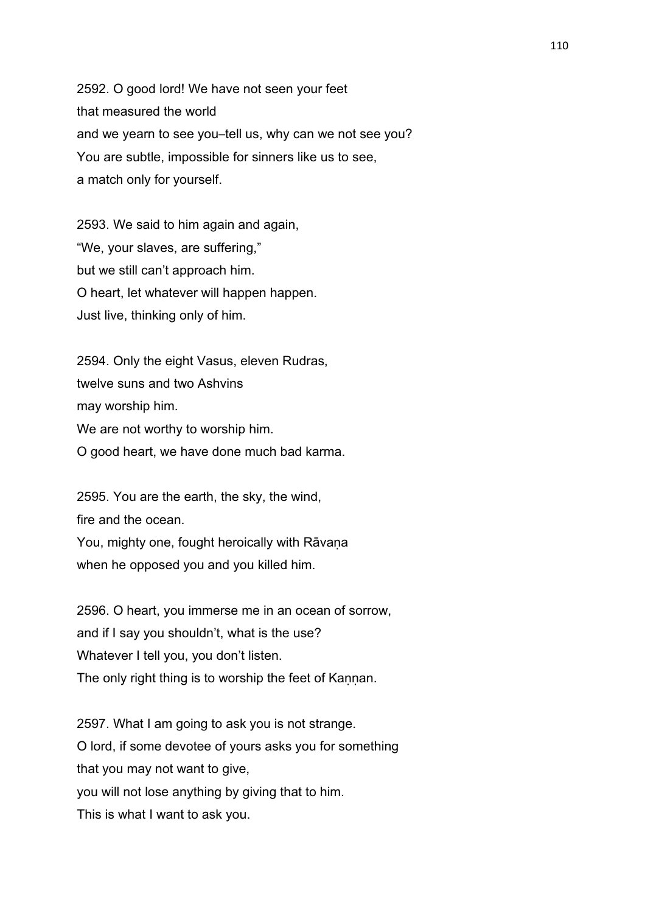2592. O good lord! We have not seen your feet
that measured the world
and we yearn to see you–tell us, why can we not see you?
You are subtle, impossible for sinners like us to see,
a match only for yourself.

2593. We said to him again and again,
“We, your slaves, are suffering,”
but we still can’t approach him.
O heart, let whatever will happen happen.
Just live, thinking only of him.

2594. Only the eight Vasus, eleven Rudras,
twelve suns and two Ashvins
may worship him.
We are not worthy to worship him.
O good heart, we have done much bad karma.

2595. You are the earth, the sky, the wind,
fire and the ocean.
You, mighty one, fought heroically with Rāvaṇa
when he opposed you and you killed him.

2596. O heart, you immerse me in an ocean of sorrow,
and if I say you shouldn’t, what is the use?
Whatever I tell you, you don’t listen.
The only right thing is to worship the feet of Kaṇṇan.

2597. What I am going to ask you is not strange.
O lord, if some devotee of yours asks you for something
that you may not want to give,
you will not lose anything by giving that to him.
This is what I want to ask you.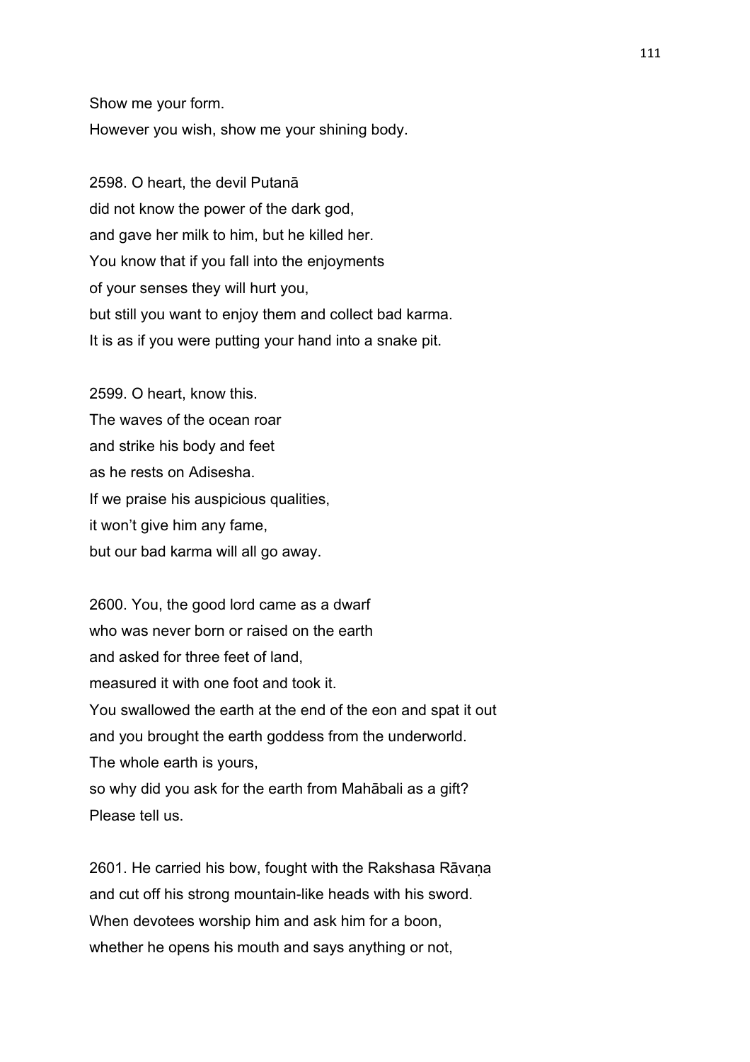Show me your form.
However you wish, show me your shining body.

2598. O heart, the devil Putanā
did not know the power of the dark god,
and gave her milk to him, but he killed her.
You know that if you fall into the enjoyments
of your senses they will hurt you,
but still you want to enjoy them and collect bad karma.
It is as if you were putting your hand into a snake pit.

2599. O heart, know this.
The waves of the ocean roar
and strike his body and feet
as he rests on Adisesha.
If we praise his auspicious qualities,
it won't give him any fame,
but our bad karma will all go away.

2600. You, the good lord came as a dwarf
who was never born or raised on the earth
and asked for three feet of land,
measured it with one foot and took it.
You swallowed the earth at the end of the eon and spat it out
and you brought the earth goddess from the underworld.
The whole earth is yours,
so why did you ask for the earth from Mahābali as a gift?
Please tell us.

2601. He carried his bow, fought with the Rakshasa Rāvaṇa
and cut off his strong mountain-like heads with his sword.
When devotees worship him and ask him for a boon,
whether he opens his mouth and says anything or not,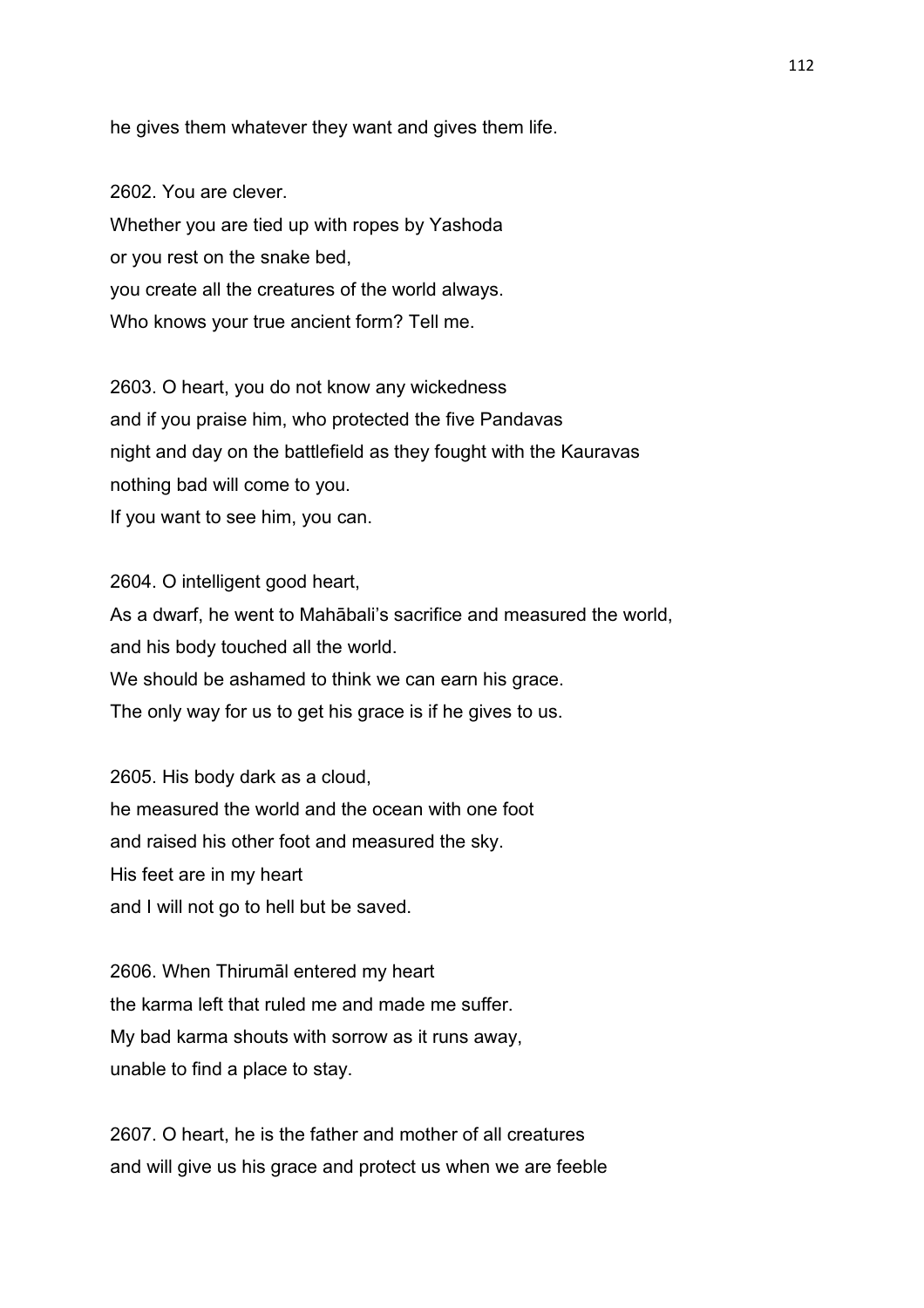he gives them whatever they want and gives them life.

2602. You are clever.
Whether you are tied up with ropes by Yashoda
or you rest on the snake bed,
you create all the creatures of the world always.
Who knows your true ancient form? Tell me.

2603. O heart, you do not know any wickedness
and if you praise him, who protected the five Pandavas
night and day on the battlefield as they fought with the Kauravas
nothing bad will come to you.
If you want to see him, you can.

2604. O intelligent good heart,
As a dwarf, he went to Mahābali's sacrifice and measured the world,
and his body touched all the world.
We should be ashamed to think we can earn his grace.
The only way for us to get his grace is if he gives to us.

2605. His body dark as a cloud,
he measured the world and the ocean with one foot
and raised his other foot and measured the sky.
His feet are in my heart
and I will not go to hell but be saved.

2606. When Thirumāl entered my heart
the karma left that ruled me and made me suffer.
My bad karma shouts with sorrow as it runs away,
unable to find a place to stay.

2607. O heart, he is the father and mother of all creatures
and will give us his grace and protect us when we are feeble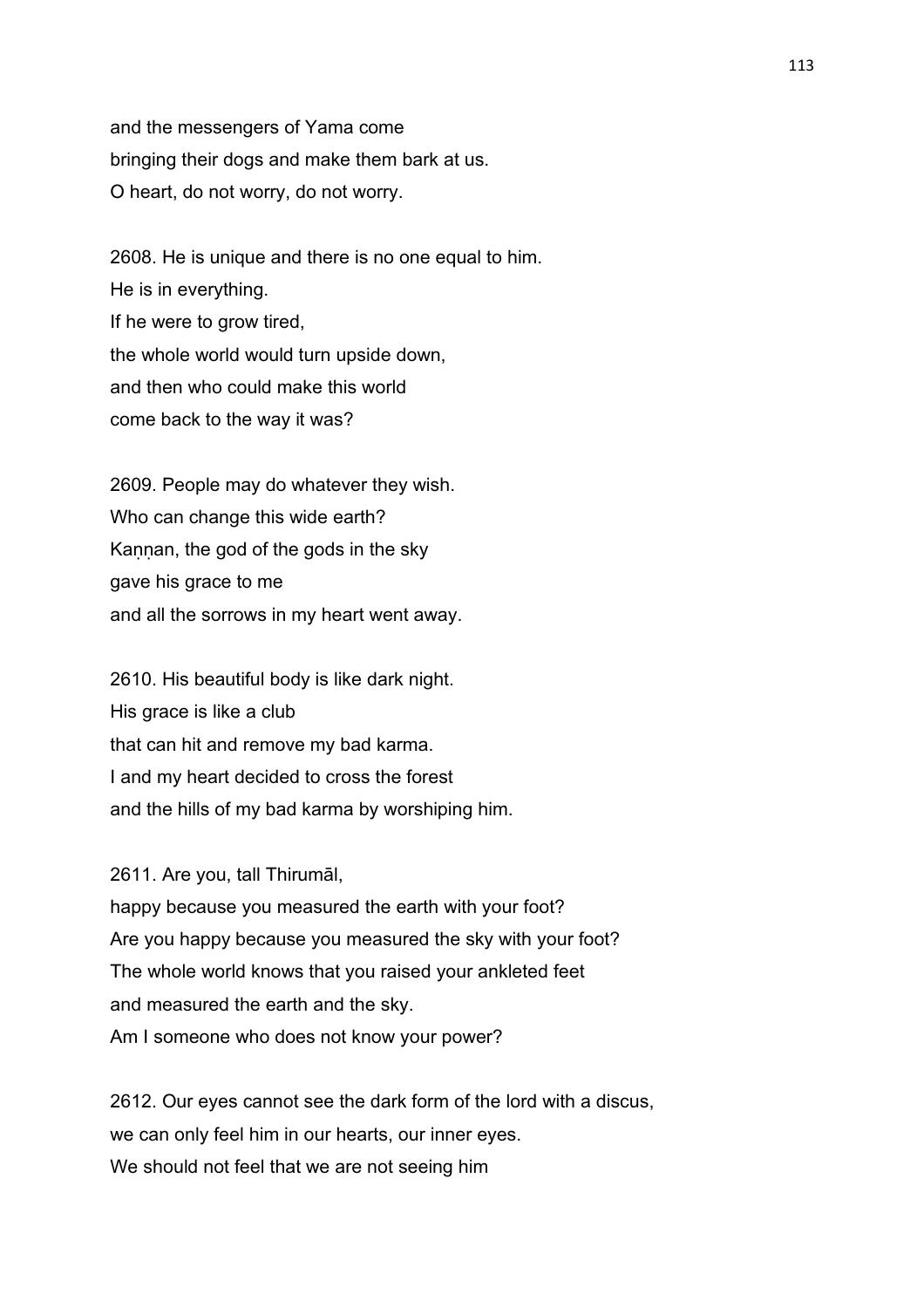and the messengers of Yama come
bringing their dogs and make them bark at us.
O heart, do not worry, do not worry.

2608. He is unique and there is no one equal to him.
He is in everything.
If he were to grow tired,
the whole world would turn upside down,
and then who could make this world
come back to the way it was?

2609. People may do whatever they wish.
Who can change this wide earth?
Kaṇṇan, the god of the gods in the sky
gave his grace to me
and all the sorrows in my heart went away.

2610. His beautiful body is like dark night.
His grace is like a club
that can hit and remove my bad karma.
I and my heart decided to cross the forest
and the hills of my bad karma by worshiping him.

2611. Are you, tall Thirumāl,
happy because you measured the earth with your foot?
Are you happy because you measured the sky with your foot?
The whole world knows that you raised your ankleted feet
and measured the earth and the sky.
Am I someone who does not know your power?

2612. Our eyes cannot see the dark form of the lord with a discus,
we can only feel him in our hearts, our inner eyes.
We should not feel that we are not seeing him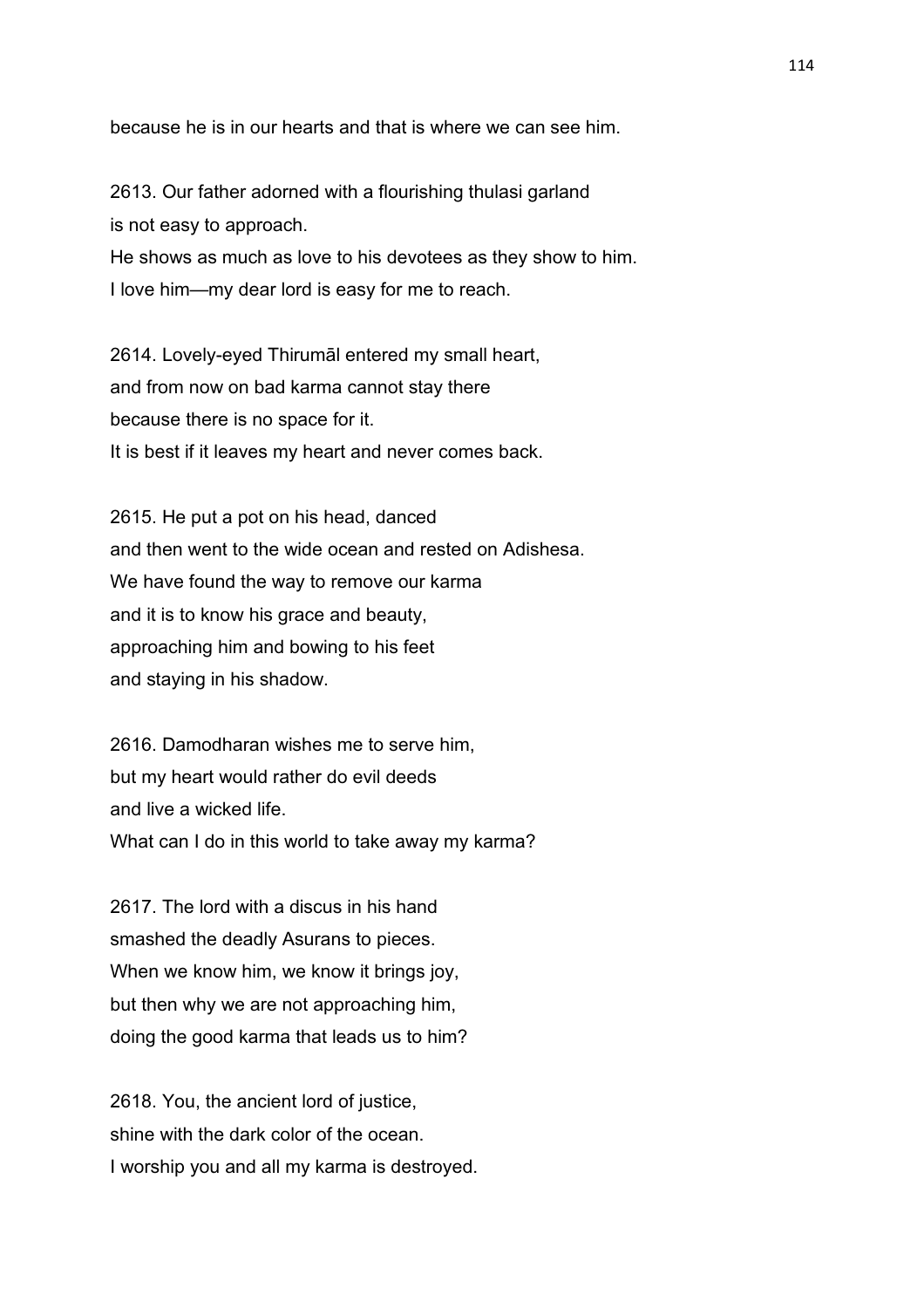because he is in our hearts and that is where we can see him.

2613. Our father adorned with a flourishing thulasi garland
is not easy to approach.
He shows as much as love to his devotees as they show to him.
I love him—my dear lord is easy for me to reach.

2614. Lovely-eyed Thirumāl entered my small heart,
and from now on bad karma cannot stay there
because there is no space for it.
It is best if it leaves my heart and never comes back.

2615. He put a pot on his head, danced
and then went to the wide ocean and rested on Adishesa.
We have found the way to remove our karma
and it is to know his grace and beauty,
approaching him and bowing to his feet
and staying in his shadow.

2616. Damodharan wishes me to serve him,
but my heart would rather do evil deeds
and live a wicked life.
What can I do in this world to take away my karma?

2617. The lord with a discus in his hand
smashed the deadly Asurans to pieces.
When we know him, we know it brings joy,
but then why we are not approaching him,
doing the good karma that leads us to him?

2618. You, the ancient lord of justice,
shine with the dark color of the ocean.
I worship you and all my karma is destroyed.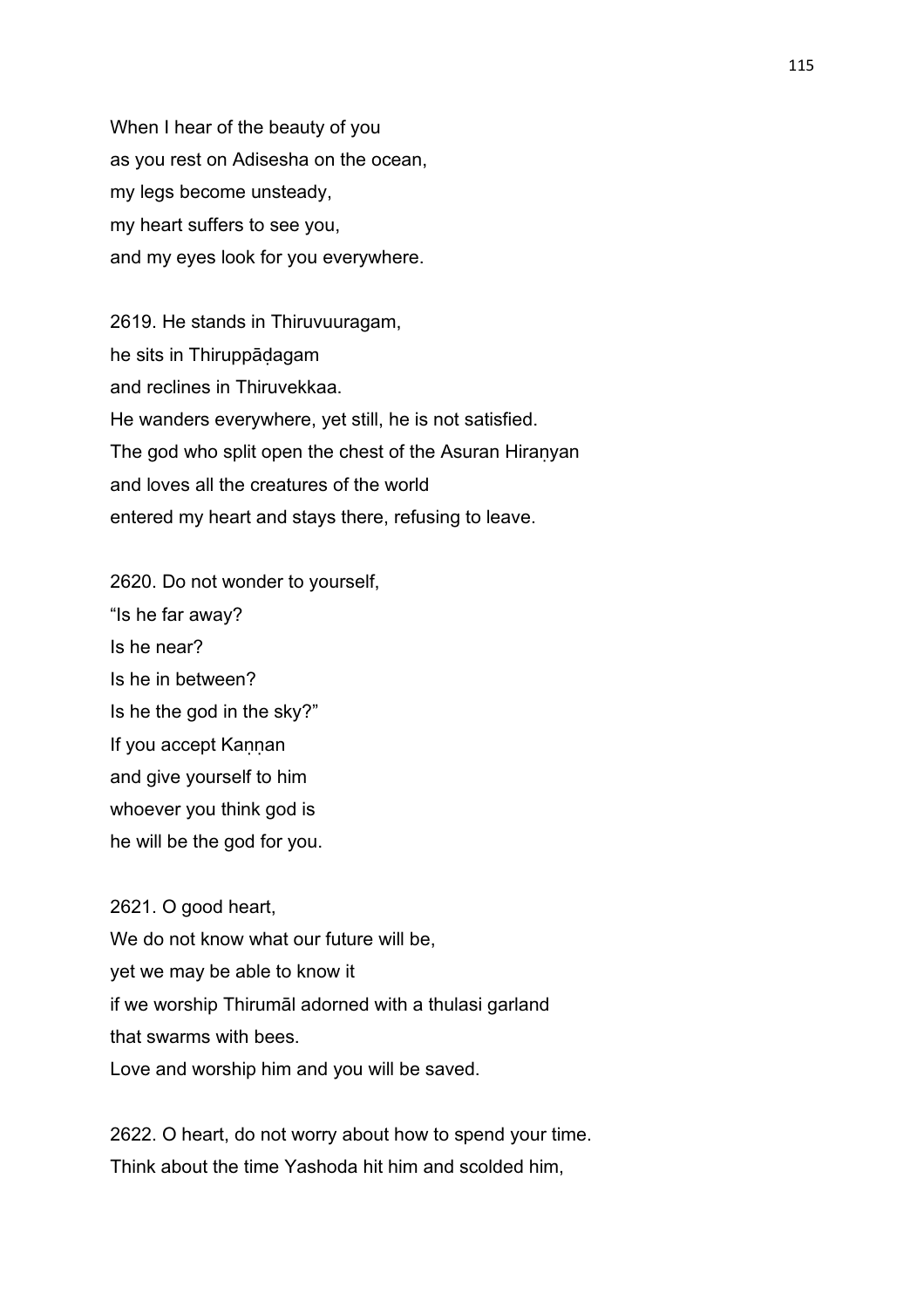When I hear of the beauty of you
as you rest on Adisesha on the ocean,
my legs become unsteady,
my heart suffers to see you,
and my eyes look for you everywhere.

2619. He stands in Thiruvuuragam,
he sits in Thiruppāḍagam
and reclines in Thiruvekkaa.
He wanders everywhere, yet still, he is not satisfied.
The god who split open the chest of the Asuran Hiraṇyan
and loves all the creatures of the world
entered my heart and stays there, refusing to leave.

2620. Do not wonder to yourself,
"Is he far away?
Is he near?
Is he in between?
Is he the god in the sky?"
If you accept Kaṇṇan
and give yourself to him
whoever you think god is
he will be the god for you.

2621. O good heart,
We do not know what our future will be,
yet we may be able to know it
if we worship Thirumāl adorned with a thulasi garland
that swarms with bees.
Love and worship him and you will be saved.

2622. O heart, do not worry about how to spend your time.
Think about the time Yashoda hit him and scolded him,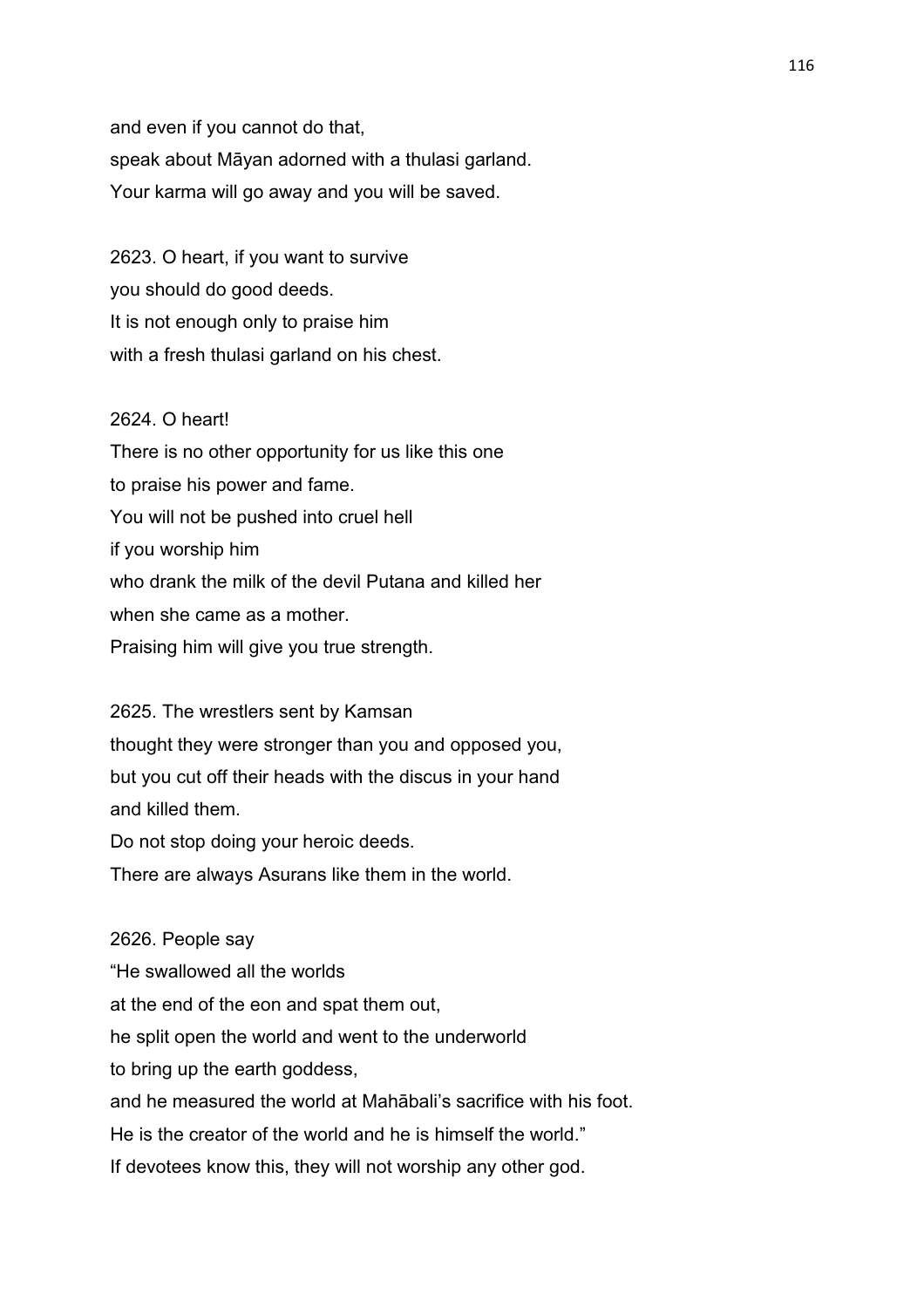and even if you cannot do that,
speak about Māyan adorned with a thulasi garland.
Your karma will go away and you will be saved.

2623. O heart, if you want to survive
you should do good deeds.
It is not enough only to praise him
with a fresh thulasi garland on his chest.

2624. O heart!
There is no other opportunity for us like this one
to praise his power and fame.
You will not be pushed into cruel hell
if you worship him
who drank the milk of the devil Putana and killed her
when she came as a mother.
Praising him will give you true strength.

2625. The wrestlers sent by Kamsan
thought they were stronger than you and opposed you,
but you cut off their heads with the discus in your hand
and killed them.
Do not stop doing your heroic deeds.
There are always Asurans like them in the world.

2626. People say
"He swallowed all the worlds
at the end of the eon and spat them out,
he split open the world and went to the underworld
to bring up the earth goddess,
and he measured the world at Mahābali's sacrifice with his foot.
He is the creator of the world and he is himself the world."
If devotees know this, they will not worship any other god.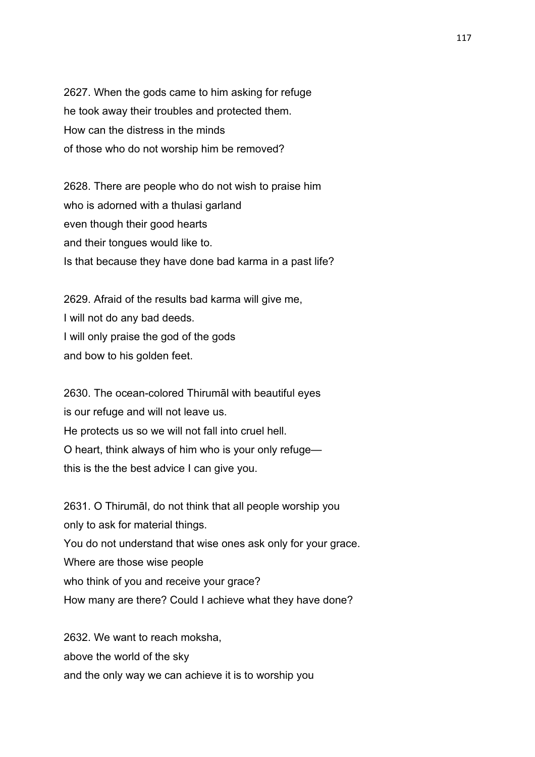2627. When the gods came to him asking for refuge
he took away their troubles and protected them.
How can the distress in the minds
of those who do not worship him be removed?

2628. There are people who do not wish to praise him
who is adorned with a thulasi garland
even though their good hearts
and their tongues would like to.
Is that because they have done bad karma in a past life?

2629. Afraid of the results bad karma will give me,
I will not do any bad deeds.
I will only praise the god of the gods
and bow to his golden feet.

2630. The ocean-colored Thirumāl with beautiful eyes
is our refuge and will not leave us.
He protects us so we will not fall into cruel hell.
O heart, think always of him who is your only refuge—
this is the the best advice I can give you.

2631. O Thirumāl, do not think that all people worship you
only to ask for material things.
You do not understand that wise ones ask only for your grace.
Where are those wise people
who think of you and receive your grace?
How many are there? Could I achieve what they have done?

2632. We want to reach moksha,
above the world of the sky
and the only way we can achieve it is to worship you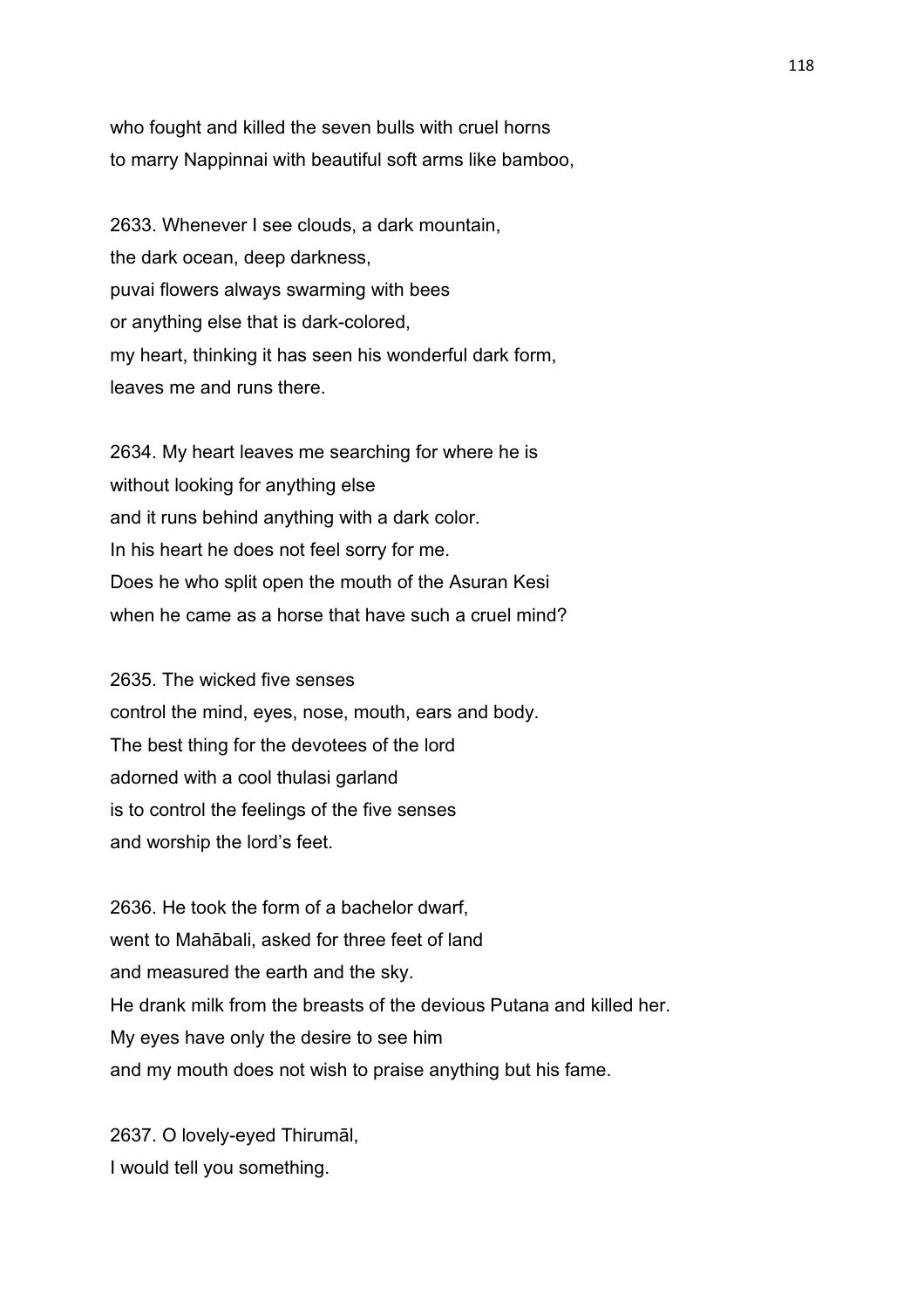who fought and killed the seven bulls with cruel horns
to marry Nappinnai with beautiful soft arms like bamboo,

2633. Whenever I see clouds, a dark mountain,
the dark ocean, deep darkness,
puvai flowers always swarming with bees
or anything else that is dark-colored,
my heart, thinking it has seen his wonderful dark form,
leaves me and runs there.

2634. My heart leaves me searching for where he is
without looking for anything else
and it runs behind anything with a dark color.
In his heart he does not feel sorry for me.
Does he who split open the mouth of the Asuran Kesi
when he came as a horse that have such a cruel mind?

2635. The wicked five senses
control the mind, eyes, nose, mouth, ears and body.
The best thing for the devotees of the lord
adorned with a cool thulasi garland
is to control the feelings of the five senses
and worship the lord's feet.

2636. He took the form of a bachelor dwarf,
went to Mahābali, asked for three feet of land
and measured the earth and the sky.
He drank milk from the breasts of the devious Putana and killed her.
My eyes have only the desire to see him
and my mouth does not wish to praise anything but his fame.

2637. O lovely-eyed Thirumāl,
I would tell you something.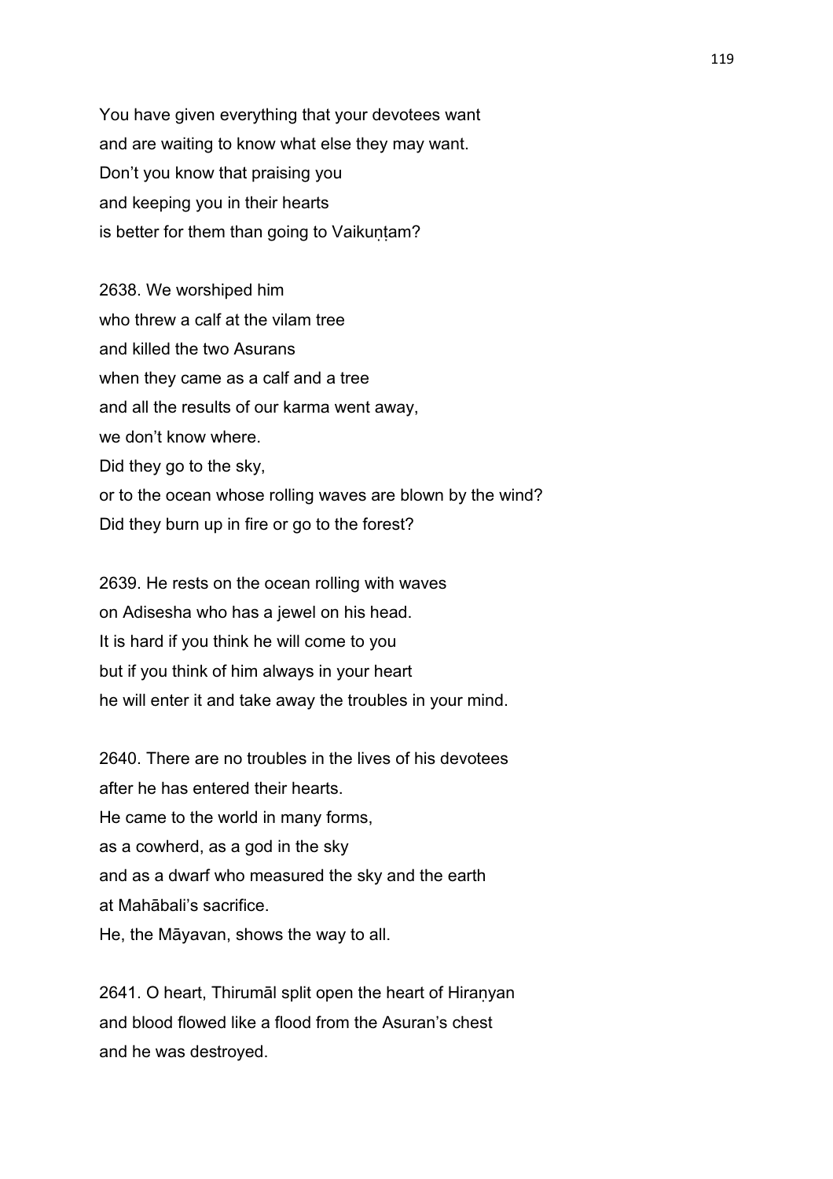You have given everything that your devotees want
and are waiting to know what else they may want.
Don't you know that praising you
and keeping you in their hearts
is better for them than going to Vaikuṇṭam?

2638. We worshiped him
who threw a calf at the vilam tree
and killed the two Asurans
when they came as a calf and a tree
and all the results of our karma went away,
we don't know where.
Did they go to the sky,
or to the ocean whose rolling waves are blown by the wind?
Did they burn up in fire or go to the forest?

2639. He rests on the ocean rolling with waves
on Adisesha who has a jewel on his head.
It is hard if you think he will come to you
but if you think of him always in your heart
he will enter it and take away the troubles in your mind.

2640. There are no troubles in the lives of his devotees
after he has entered their hearts.
He came to the world in many forms,
as a cowherd, as a god in the sky
and as a dwarf who measured the sky and the earth
at Mahābali's sacrifice.
He, the Māyavan, shows the way to all.

2641. O heart, Thirumāl split open the heart of Hiraṇyan
and blood flowed like a flood from the Asuran's chest
and he was destroyed.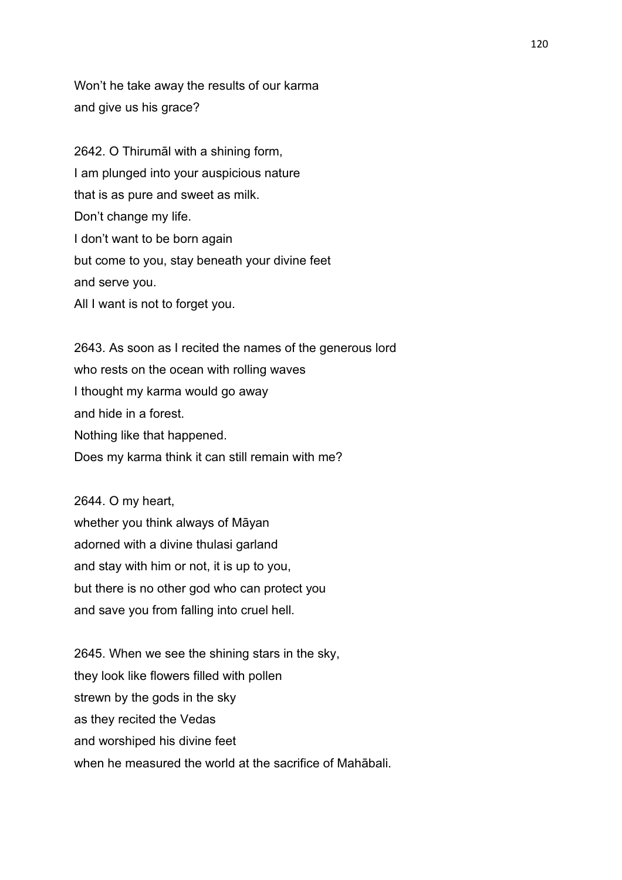Won't he take away the results of our karma
and give us his grace?

2642. O Thirumāl with a shining form,
I am plunged into your auspicious nature
that is as pure and sweet as milk.
Don't change my life.
I don't want to be born again
but come to you, stay beneath your divine feet
and serve you.
All I want is not to forget you.

2643. As soon as I recited the names of the generous lord
who rests on the ocean with rolling waves
I thought my karma would go away
and hide in a forest.
Nothing like that happened.
Does my karma think it can still remain with me?

2644. O my heart,
whether you think always of Māyan
adorned with a divine thulasi garland
and stay with him or not, it is up to you,
but there is no other god who can protect you
and save you from falling into cruel hell.

2645. When we see the shining stars in the sky,
they look like flowers filled with pollen
strewn by the gods in the sky
as they recited the Vedas
and worshiped his divine feet
when he measured the world at the sacrifice of Mahābali.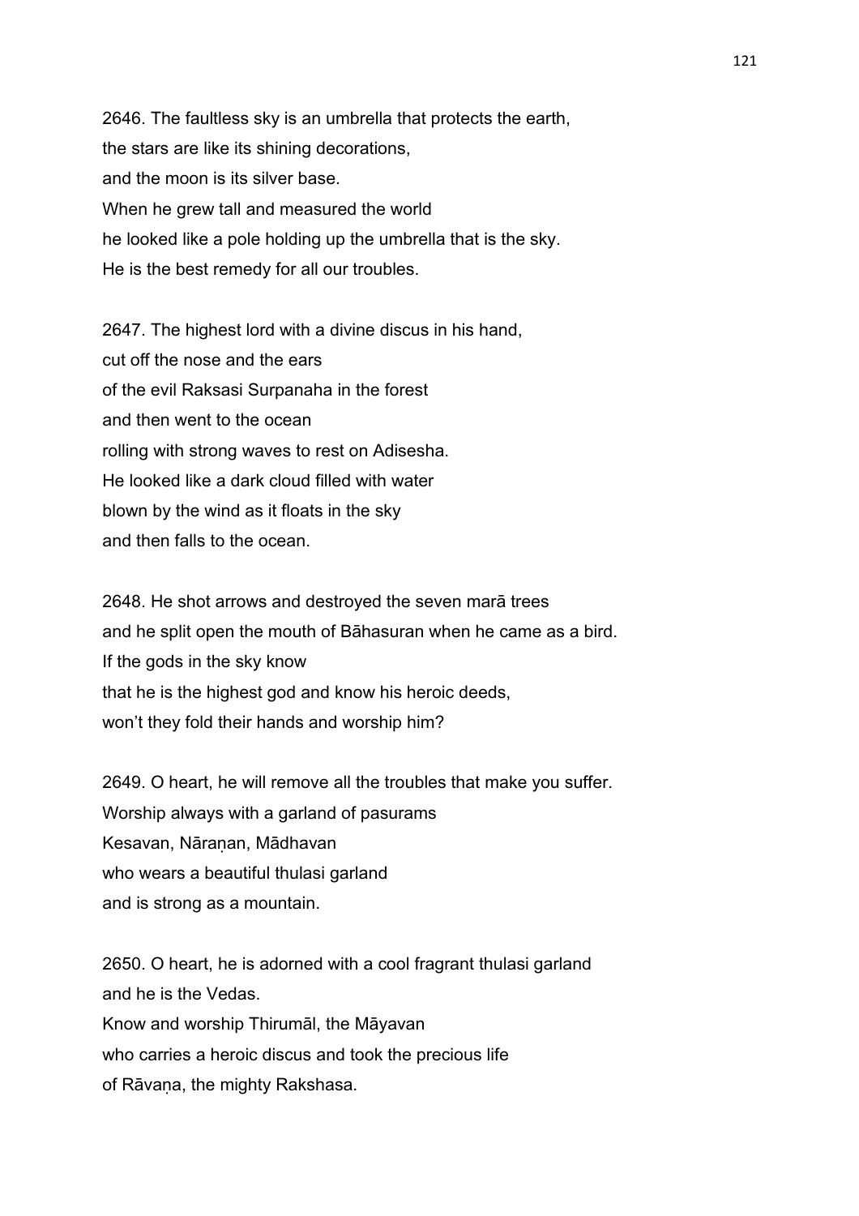2646. The faultless sky is an umbrella that protects the earth,
the stars are like its shining decorations,
and the moon is its silver base.
When he grew tall and measured the world
he looked like a pole holding up the umbrella that is the sky.
He is the best remedy for all our troubles.

2647. The highest lord with a divine discus in his hand,
cut off the nose and the ears
of the evil Raksasi Surpanaha in the forest
and then went to the ocean
rolling with strong waves to rest on Adisesha.
He looked like a dark cloud filled with water
blown by the wind as it floats in the sky
and then falls to the ocean.

2648. He shot arrows and destroyed the seven marā trees
and he split open the mouth of Bāhasuran when he came as a bird.
If the gods in the sky know
that he is the highest god and know his heroic deeds,
won't they fold their hands and worship him?

2649. O heart, he will remove all the troubles that make you suffer.
Worship always with a garland of pasurams
Kesavan, Nāraṇan, Mādhavan
who wears a beautiful thulasi garland
and is strong as a mountain.

2650. O heart, he is adorned with a cool fragrant thulasi garland
and he is the Vedas.
Know and worship Thirumāl, the Māyavan
who carries a heroic discus and took the precious life
of Rāvaṇa, the mighty Rakshasa.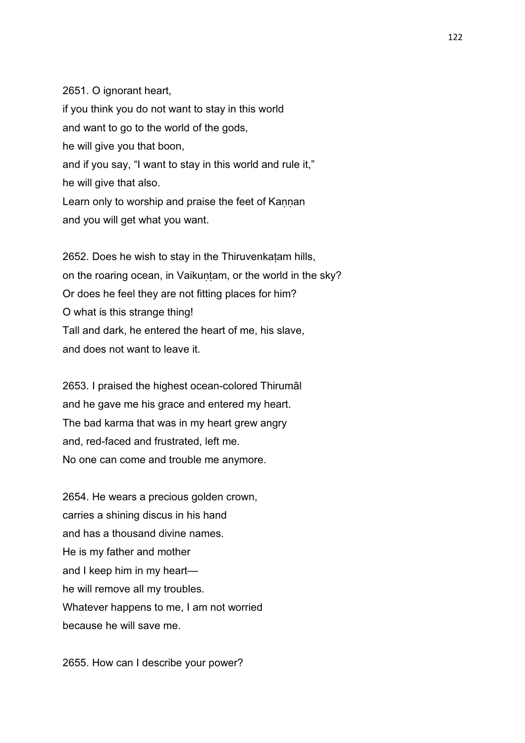2651. O ignorant heart,
if you think you do not want to stay in this world
and want to go to the world of the gods,
he will give you that boon,
and if you say, “I want to stay in this world and rule it,”
he will give that also.
Learn only to worship and praise the feet of Kaṇṇan
and you will get what you want.

2652. Does he wish to stay in the Thiruvenkaṭam hills,
on the roaring ocean, in Vaikuṇṭam, or the world in the sky?
Or does he feel they are not fitting places for him?
O what is this strange thing!
Tall and dark, he entered the heart of me, his slave,
and does not want to leave it.

2653. I praised the highest ocean-colored Thirumāl
and he gave me his grace and entered my heart.
The bad karma that was in my heart grew angry
and, red-faced and frustrated, left me.
No one can come and trouble me anymore.

2654. He wears a precious golden crown,
carries a shining discus in his hand
and has a thousand divine names.
He is my father and mother
and I keep him in my heart—
he will remove all my troubles.
Whatever happens to me, I am not worried
because he will save me.

2655. How can I describe your power?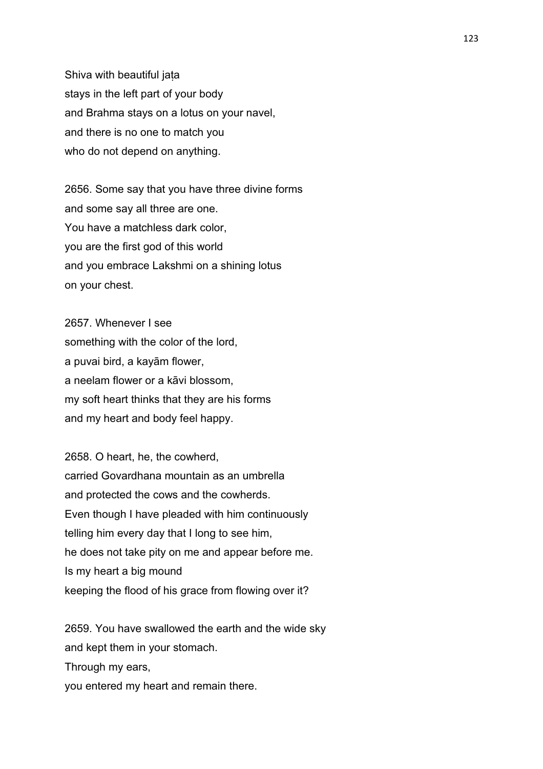Shiva with beautiful jaṭa
stays in the left part of your body
and Brahma stays on a lotus on your navel,
and there is no one to match you
who do not depend on anything.

2656. Some say that you have three divine forms
and some say all three are one.
You have a matchless dark color,
you are the first god of this world
and you embrace Lakshmi on a shining lotus
on your chest.

2657. Whenever I see
something with the color of the lord,
a puvai bird, a kayām flower,
a neelam flower or a kāvi blossom,
my soft heart thinks that they are his forms
and my heart and body feel happy.

2658. O heart, he, the cowherd,
carried Govardhana mountain as an umbrella
and protected the cows and the cowherds.
Even though I have pleaded with him continuously
telling him every day that I long to see him,
he does not take pity on me and appear before me.
Is my heart a big mound
keeping the flood of his grace from flowing over it?

2659. You have swallowed the earth and the wide sky
and kept them in your stomach.
Through my ears,
you entered my heart and remain there.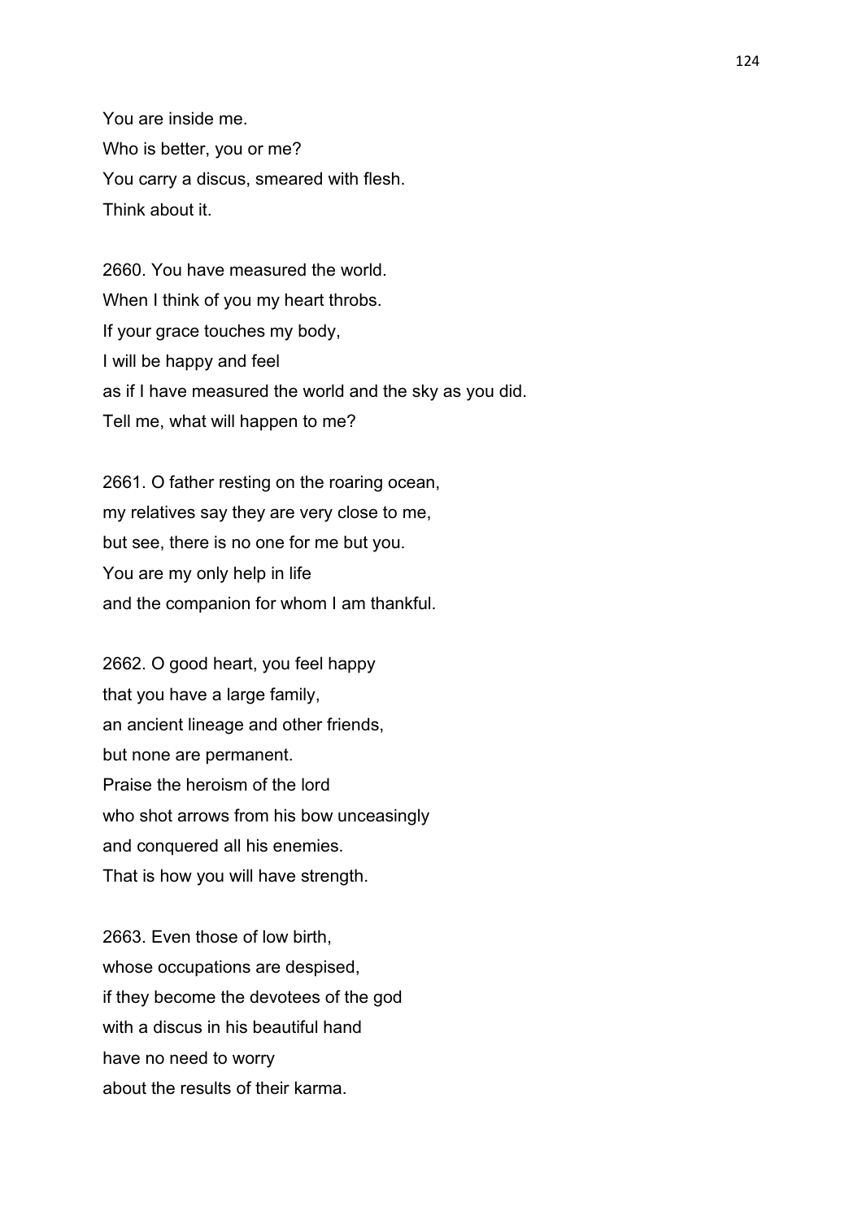You are inside me.
Who is better, you or me?
You carry a discus, smeared with flesh.
Think about it.

2660. You have measured the world.
When I think of you my heart throbs.
If your grace touches my body,
I will be happy and feel
as if I have measured the world and the sky as you did.
Tell me, what will happen to me?

2661. O father resting on the roaring ocean,
my relatives say they are very close to me,
but see, there is no one for me but you.
You are my only help in life
and the companion for whom I am thankful.

2662. O good heart, you feel happy
that you have a large family,
an ancient lineage and other friends,
but none are permanent.
Praise the heroism of the lord
who shot arrows from his bow unceasingly
and conquered all his enemies.
That is how you will have strength.

2663. Even those of low birth,
whose occupations are despised,
if they become the devotees of the god
with a discus in his beautiful hand
have no need to worry
about the results of their karma.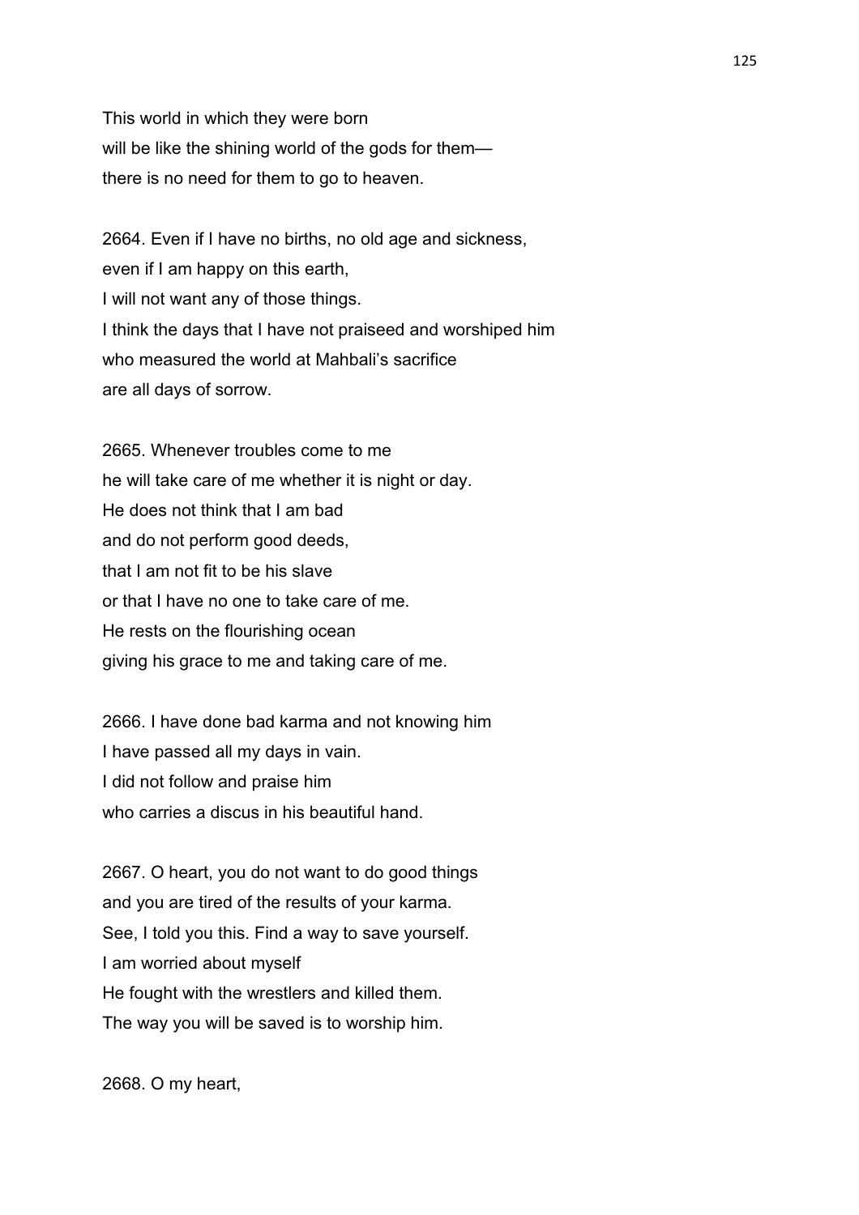This world in which they were born
will be like the shining world of the gods for them—
there is no need for them to go to heaven.

2664. Even if I have no births, no old age and sickness,
even if I am happy on this earth,
I will not want any of those things.
I think the days that I have not praiseed and worshiped him
who measured the world at Mahbali's sacrifice
are all days of sorrow.

2665. Whenever troubles come to me
he will take care of me whether it is night or day.
He does not think that I am bad
and do not perform good deeds,
that I am not fit to be his slave
or that I have no one to take care of me.
He rests on the flourishing ocean
giving his grace to me and taking care of me.

2666. I have done bad karma and not knowing him
I have passed all my days in vain.
I did not follow and praise him
who carries a discus in his beautiful hand.

2667. O heart, you do not want to do good things
and you are tired of the results of your karma.
See, I told you this. Find a way to save yourself.
I am worried about myself
He fought with the wrestlers and killed them.
The way you will be saved is to worship him.

2668. O my heart,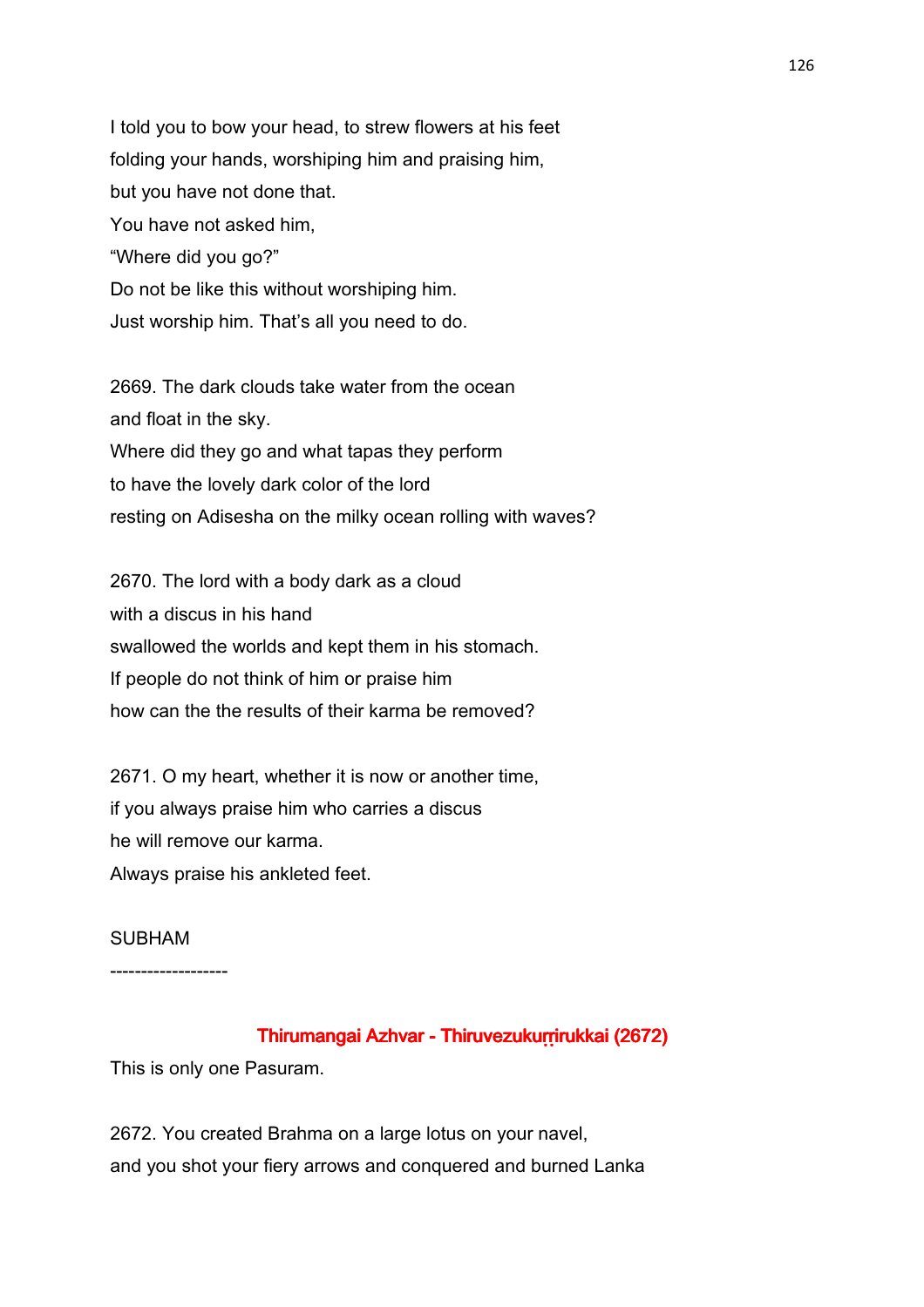I told you to bow your head, to strew flowers at his feet
folding your hands, worshiping him and praising him,
but you have not done that.
You have not asked him,
“Where did you go?”
Do not be like this without worshiping him.
Just worship him. That’s all you need to do.

2669. The dark clouds take water from the ocean
and float in the sky.
Where did they go and what tapas they perform
to have the lovely dark color of the lord
resting on Adisesha on the milky ocean rolling with waves?

2670. The lord with a body dark as a cloud
with a discus in his hand
swallowed the worlds and kept them in his stomach.
If people do not think of him or praise him
how can the the results of their karma be removed?

2671. O my heart, whether it is now or another time,
if you always praise him who carries a discus
he will remove our karma.
Always praise his ankleted feet.

SUBHAM

-------------------

## Thirumangai Azhvar - Thiruvezukuṛṛirukkai (2672)

This is only one Pasuram.

2672. You created Brahma on a large lotus on your navel,
and you shot your fiery arrows and conquered and burned Lanka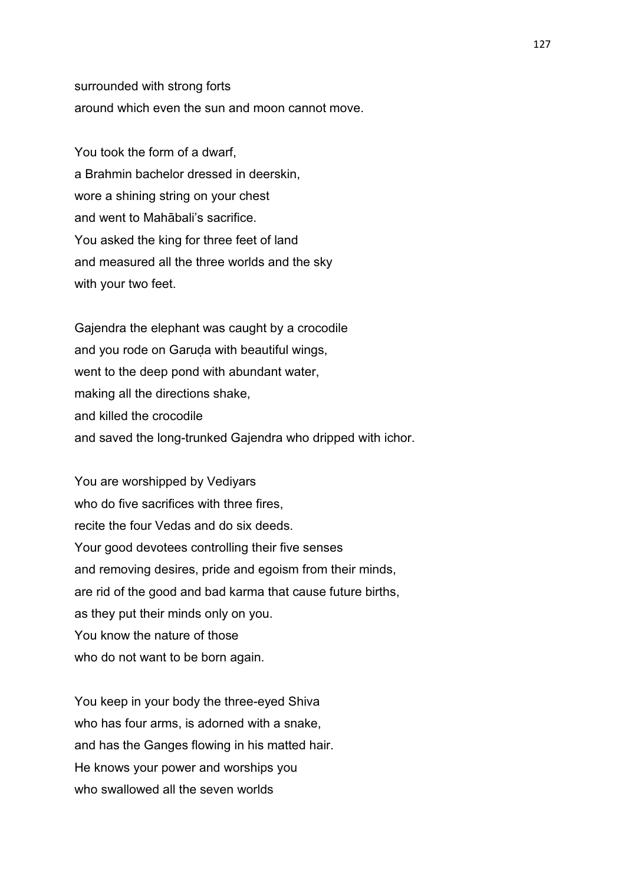surrounded with strong forts
around which even the sun and moon cannot move.

You took the form of a dwarf,
a Brahmin bachelor dressed in deerskin,
wore a shining string on your chest
and went to Mahābali's sacrifice.
You asked the king for three feet of land
and measured all the three worlds and the sky
with your two feet.

Gajendra the elephant was caught by a crocodile
and you rode on Garuḍa with beautiful wings,
went to the deep pond with abundant water,
making all the directions shake,
and killed the crocodile
and saved the long-trunked Gajendra who dripped with ichor.

You are worshipped by Vediyars
who do five sacrifices with three fires,
recite the four Vedas and do six deeds.
Your good devotees controlling their five senses
and removing desires, pride and egoism from their minds,
are rid of the good and bad karma that cause future births,
as they put their minds only on you.
You know the nature of those
who do not want to be born again.

You keep in your body the three-eyed Shiva
who has four arms, is adorned with a snake,
and has the Ganges flowing in his matted hair.
He knows your power and worships you
who swallowed all the seven worlds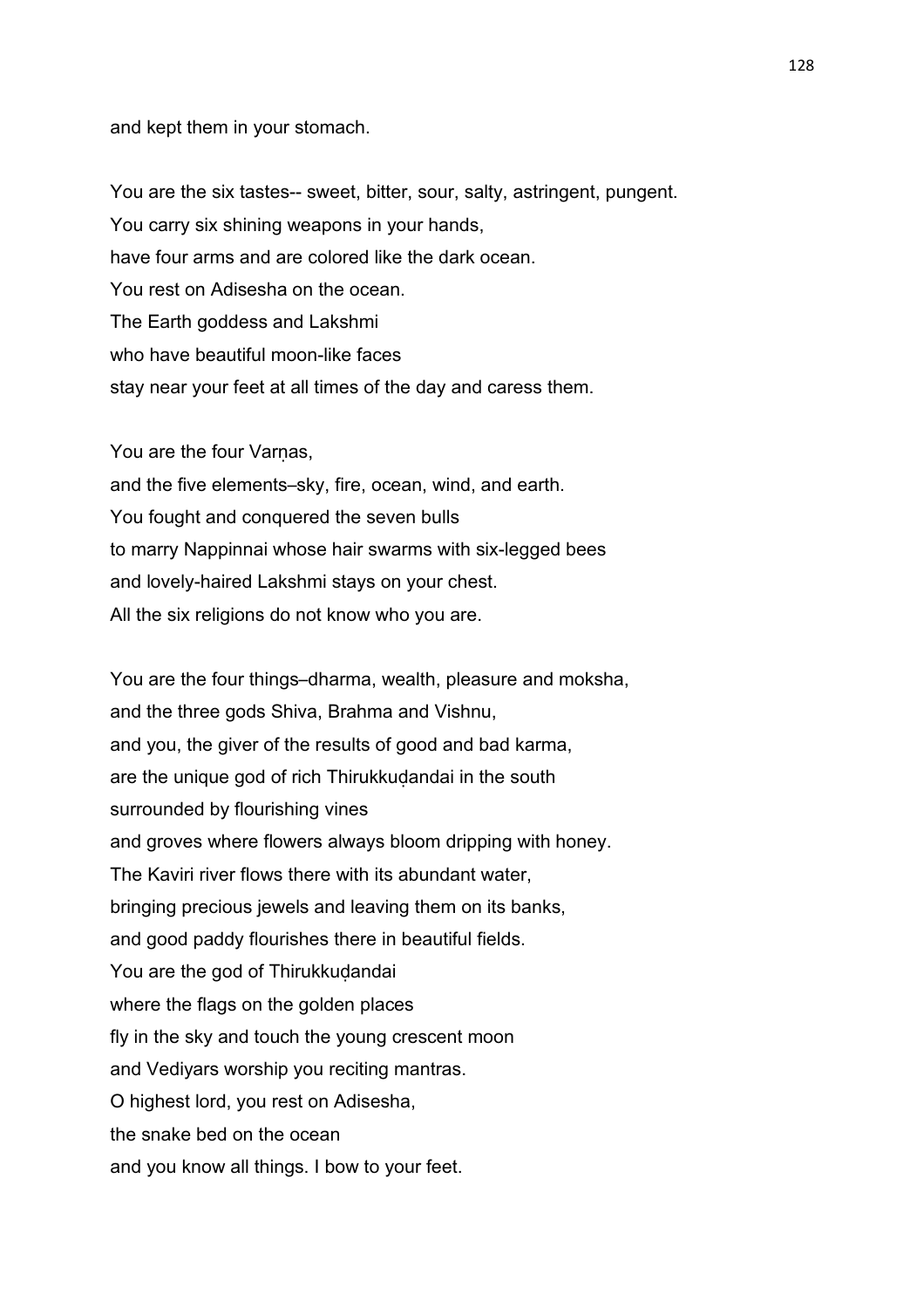and kept them in your stomach.

You are the six tastes-- sweet, bitter, sour, salty, astringent, pungent.
You carry six shining weapons in your hands,
have four arms and are colored like the dark ocean.
You rest on Adisesha on the ocean.
The Earth goddess and Lakshmi
who have beautiful moon-like faces
stay near your feet at all times of the day and caress them.

You are the four Varṇas,
and the five elements–sky, fire, ocean, wind, and earth.
You fought and conquered the seven bulls
to marry Nappinnai whose hair swarms with six-legged bees
and lovely-haired Lakshmi stays on your chest.
All the six religions do not know who you are.

You are the four things–dharma, wealth, pleasure and moksha,
and the three gods Shiva, Brahma and Vishnu,
and you, the giver of the results of good and bad karma,
are the unique god of rich Thirukkuḍandai in the south
surrounded by flourishing vines
and groves where flowers always bloom dripping with honey.
The Kaviri river flows there with its abundant water,
bringing precious jewels and leaving them on its banks,
and good paddy flourishes there in beautiful fields.
You are the god of Thirukkuḍandai
where the flags on the golden places
fly in the sky and touch the young crescent moon
and Vediyars worship you reciting mantras.
O highest lord, you rest on Adisesha,
the snake bed on the ocean
and you know all things. I bow to your feet.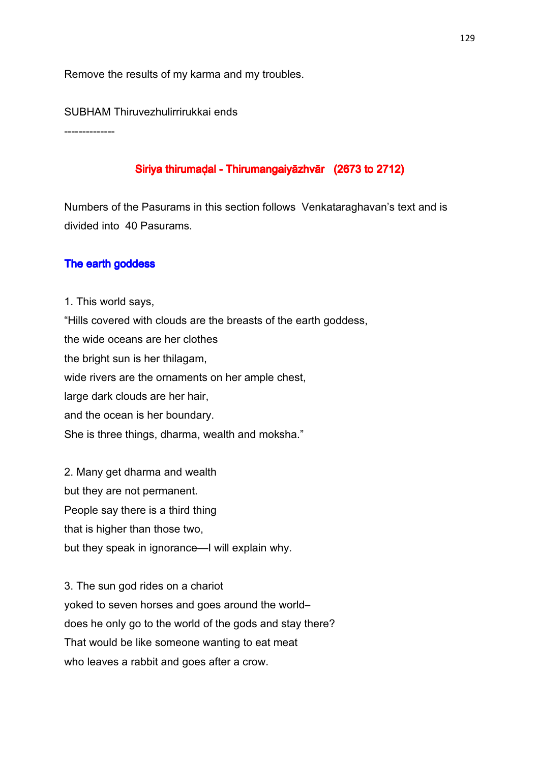Remove the results of my karma and my troubles.

SUBHAM Thiruvezhulirrirukkai ends

--------------

## Siriya thirumaḍal - Thirumangaiyāzhvār (2673 to 2712)

Numbers of the Pasurams in this section follows Venkataraghavan's text and is divided into 40 Pasurams.

### The earth goddess

1. This world says,
"Hills covered with clouds are the breasts of the earth goddess,
the wide oceans are her clothes
the bright sun is her thilagam,
wide rivers are the ornaments on her ample chest,
large dark clouds are her hair,
and the ocean is her boundary.
She is three things, dharma, wealth and moksha."

2. Many get dharma and wealth
but they are not permanent.
People say there is a third thing
that is higher than those two,
but they speak in ignorance—I will explain why.

3. The sun god rides on a chariot
yoked to seven horses and goes around the world–
does he only go to the world of the gods and stay there?
That would be like someone wanting to eat meat
who leaves a rabbit and goes after a crow.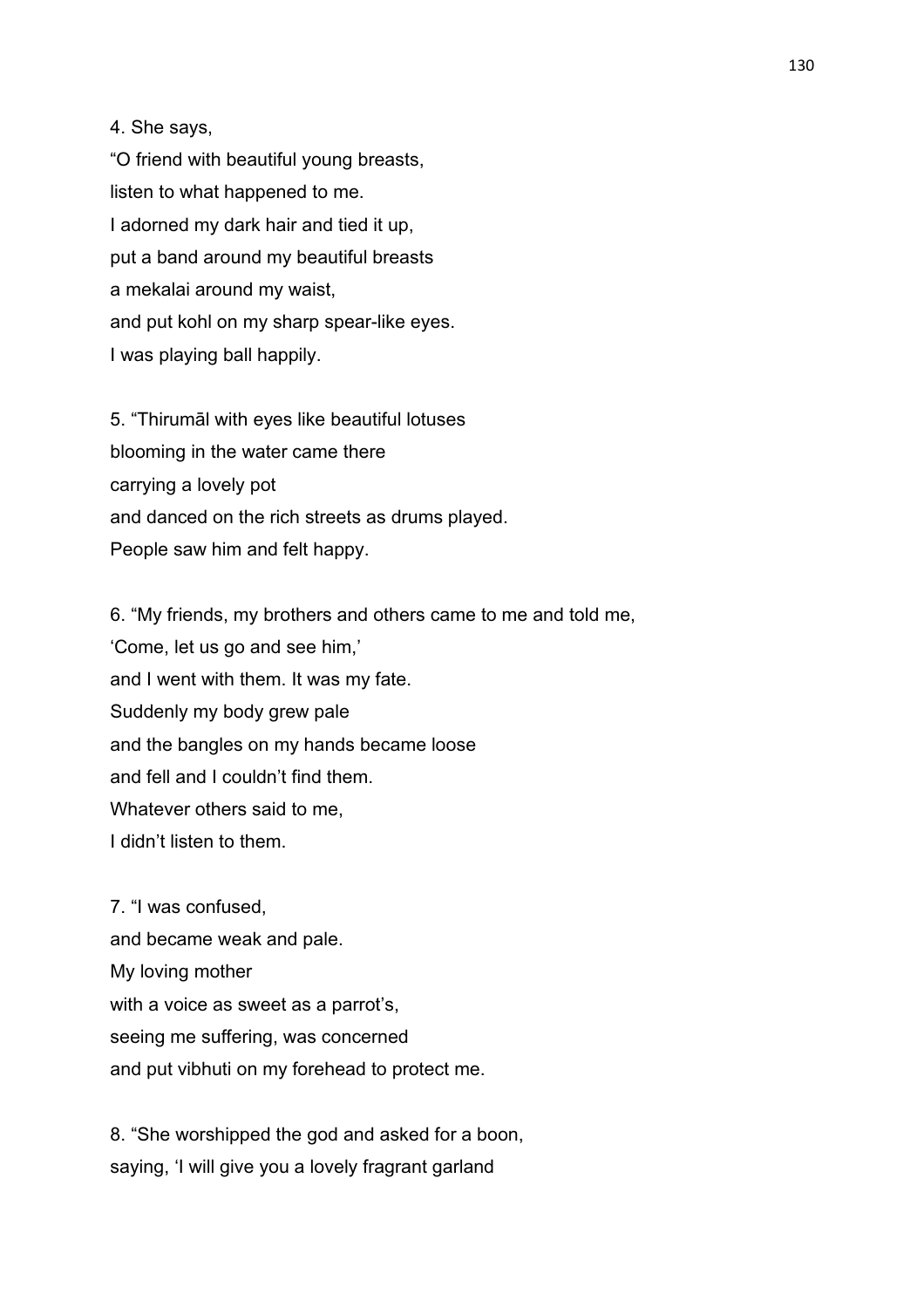4. She says,
"O friend with beautiful young breasts,
listen to what happened to me.
I adorned my dark hair and tied it up,
put a band around my beautiful breasts
a mekalai around my waist,
and put kohl on my sharp spear-like eyes.
I was playing ball happily.

5. "Thirumāl with eyes like beautiful lotuses
blooming in the water came there
carrying a lovely pot
and danced on the rich streets as drums played.
People saw him and felt happy.

6. "My friends, my brothers and others came to me and told me,
'Come, let us go and see him,'
and I went with them. It was my fate.
Suddenly my body grew pale
and the bangles on my hands became loose
and fell and I couldn't find them.
Whatever others said to me,
I didn't listen to them.

7. "I was confused,
and became weak and pale.
My loving mother
with a voice as sweet as a parrot's,
seeing me suffering, was concerned
and put vibhuti on my forehead to protect me.

8. "She worshipped the god and asked for a boon,
saying, 'I will give you a lovely fragrant garland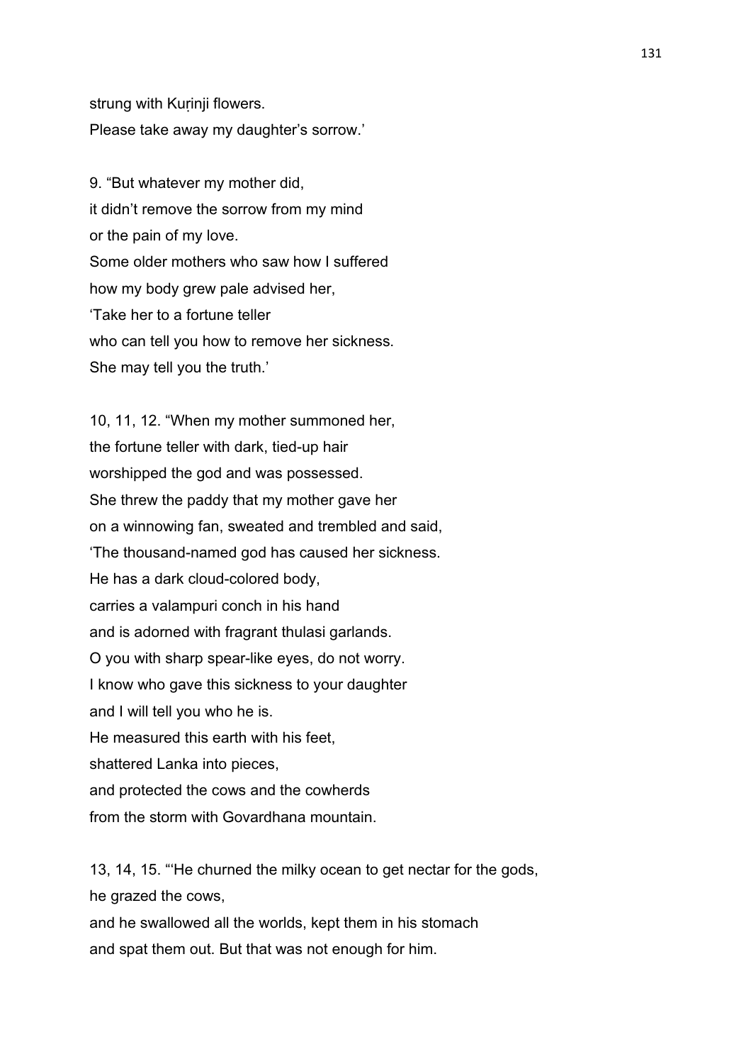strung with Kuṛinji flowers.
Please take away my daughter's sorrow.'

9. "But whatever my mother did,
it didn't remove the sorrow from my mind
or the pain of my love.
Some older mothers who saw how I suffered
how my body grew pale advised her,
'Take her to a fortune teller
who can tell you how to remove her sickness.
She may tell you the truth.'

10, 11, 12. "When my mother summoned her,
the fortune teller with dark, tied-up hair
worshipped the god and was possessed.
She threw the paddy that my mother gave her
on a winnowing fan, sweated and trembled and said,
'The thousand-named god has caused her sickness.
He has a dark cloud-colored body,
carries a valampuri conch in his hand
and is adorned with fragrant thulasi garlands.
O you with sharp spear-like eyes, do not worry.
I know who gave this sickness to your daughter
and I will tell you who he is.
He measured this earth with his feet,
shattered Lanka into pieces,
and protected the cows and the cowherds
from the storm with Govardhana mountain.

13, 14, 15. "'He churned the milky ocean to get nectar for the gods,
he grazed the cows,
and he swallowed all the worlds, kept them in his stomach
and spat them out. But that was not enough for him.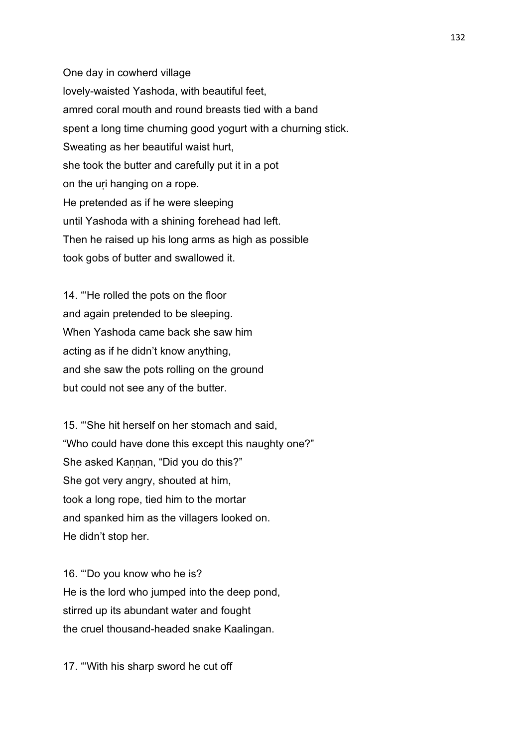One day in cowherd village
lovely-waisted Yashoda, with beautiful feet,
amred coral mouth and round breasts tied with a band
spent a long time churning good yogurt with a churning stick.
Sweating as her beautiful waist hurt,
she took the butter and carefully put it in a pot
on the uṛi hanging on a rope.
He pretended as if he were sleeping
until Yashoda with a shining forehead had left.
Then he raised up his long arms as high as possible
took gobs of butter and swallowed it.

14. "'He rolled the pots on the floor
and again pretended to be sleeping.
When Yashoda came back she saw him
acting as if he didn't know anything,
and she saw the pots rolling on the ground
but could not see any of the butter.

15. "'She hit herself on her stomach and said,
"Who could have done this except this naughty one?"
She asked Kaṇṇan, "Did you do this?"
She got very angry, shouted at him,
took a long rope, tied him to the mortar
and spanked him as the villagers looked on.
He didn't stop her.

16. "'Do you know who he is?
He is the lord who jumped into the deep pond,
stirred up its abundant water and fought
the cruel thousand-headed snake Kaalingan.

17. "'With his sharp sword he cut off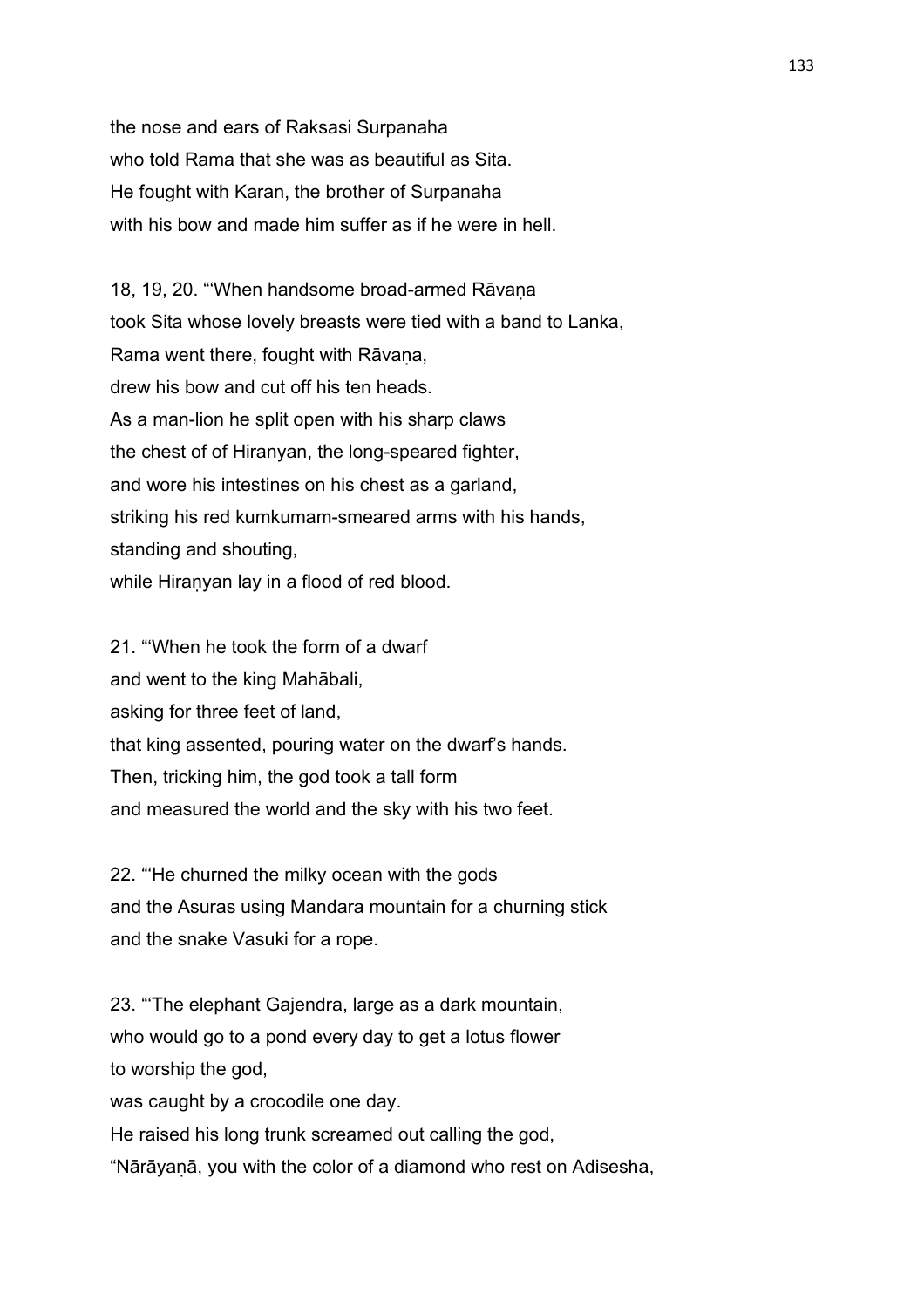the nose and ears of Raksasi Surpanaha
who told Rama that she was as beautiful as Sita.
He fought with Karan, the brother of Surpanaha
with his bow and made him suffer as if he were in hell.

18, 19, 20. "'When handsome broad-armed Rāvaṇa
took Sita whose lovely breasts were tied with a band to Lanka,
Rama went there, fought with Rāvaṇa,
drew his bow and cut off his ten heads.
As a man-lion he split open with his sharp claws
the chest of of Hiranyan, the long-speared fighter,
and wore his intestines on his chest as a garland,
striking his red kumkumam-smeared arms with his hands,
standing and shouting,
while Hiraṇyan lay in a flood of red blood.

21. "'When he took the form of a dwarf
and went to the king Mahābali,
asking for three feet of land,
that king assented, pouring water on the dwarf's hands.
Then, tricking him, the god took a tall form
and measured the world and the sky with his two feet.

22. "'He churned the milky ocean with the gods
and the Asuras using Mandara mountain for a churning stick
and the snake Vasuki for a rope.

23. "'The elephant Gajendra, large as a dark mountain,
who would go to a pond every day to get a lotus flower
to worship the god,
was caught by a crocodile one day.
He raised his long trunk screamed out calling the god,
"Nārāyaṇā, you with the color of a diamond who rest on Adisesha,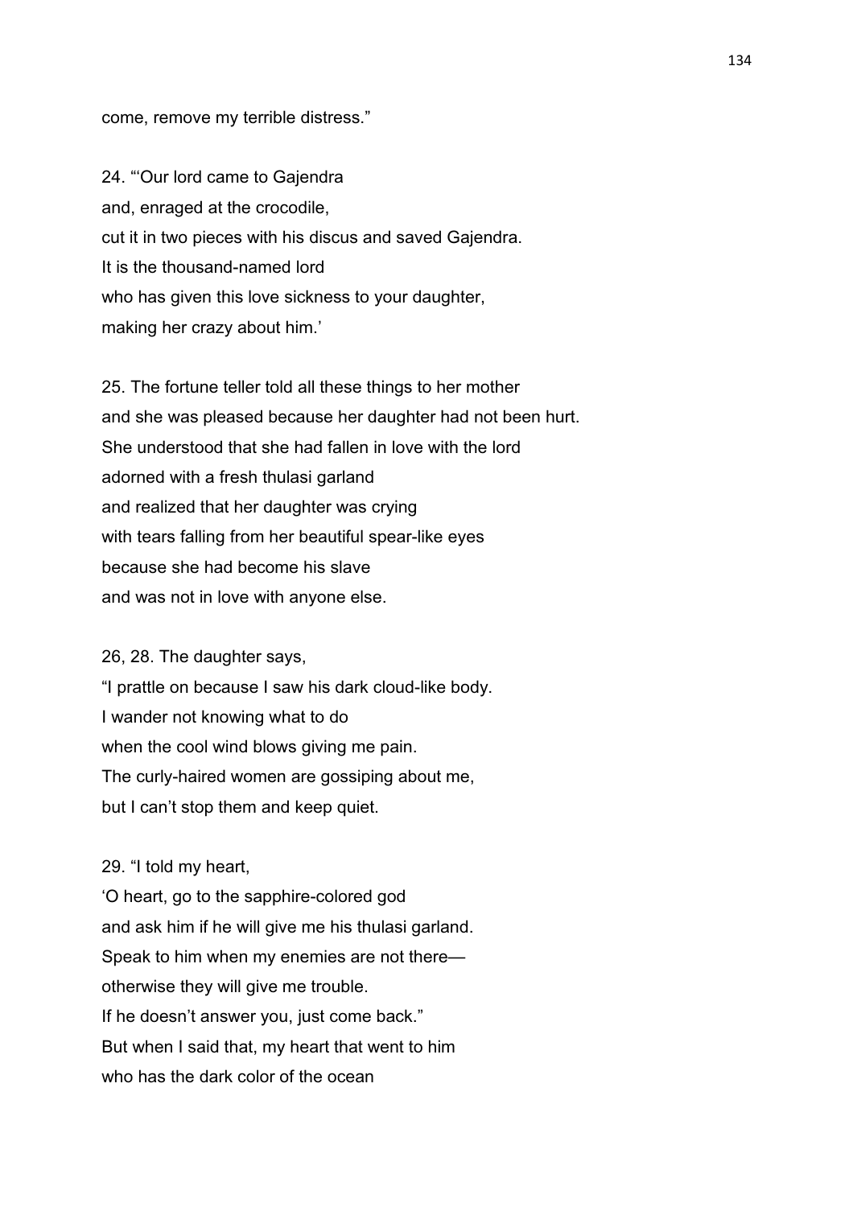come, remove my terrible distress."

24. "'Our lord came to Gajendra
and, enraged at the crocodile,
cut it in two pieces with his discus and saved Gajendra.
It is the thousand-named lord
who has given this love sickness to your daughter,
making her crazy about him.'

25. The fortune teller told all these things to her mother
and she was pleased because her daughter had not been hurt.
She understood that she had fallen in love with the lord
adorned with a fresh thulasi garland
and realized that her daughter was crying
with tears falling from her beautiful spear-like eyes
because she had become his slave
and was not in love with anyone else.

26, 28. The daughter says,
"I prattle on because I saw his dark cloud-like body.
I wander not knowing what to do
when the cool wind blows giving me pain.
The curly-haired women are gossiping about me,
but I can't stop them and keep quiet.

29. "I told my heart,
'O heart, go to the sapphire-colored god
and ask him if he will give me his thulasi garland.
Speak to him when my enemies are not there—
otherwise they will give me trouble.
If he doesn't answer you, just come back."
But when I said that, my heart that went to him
who has the dark color of the ocean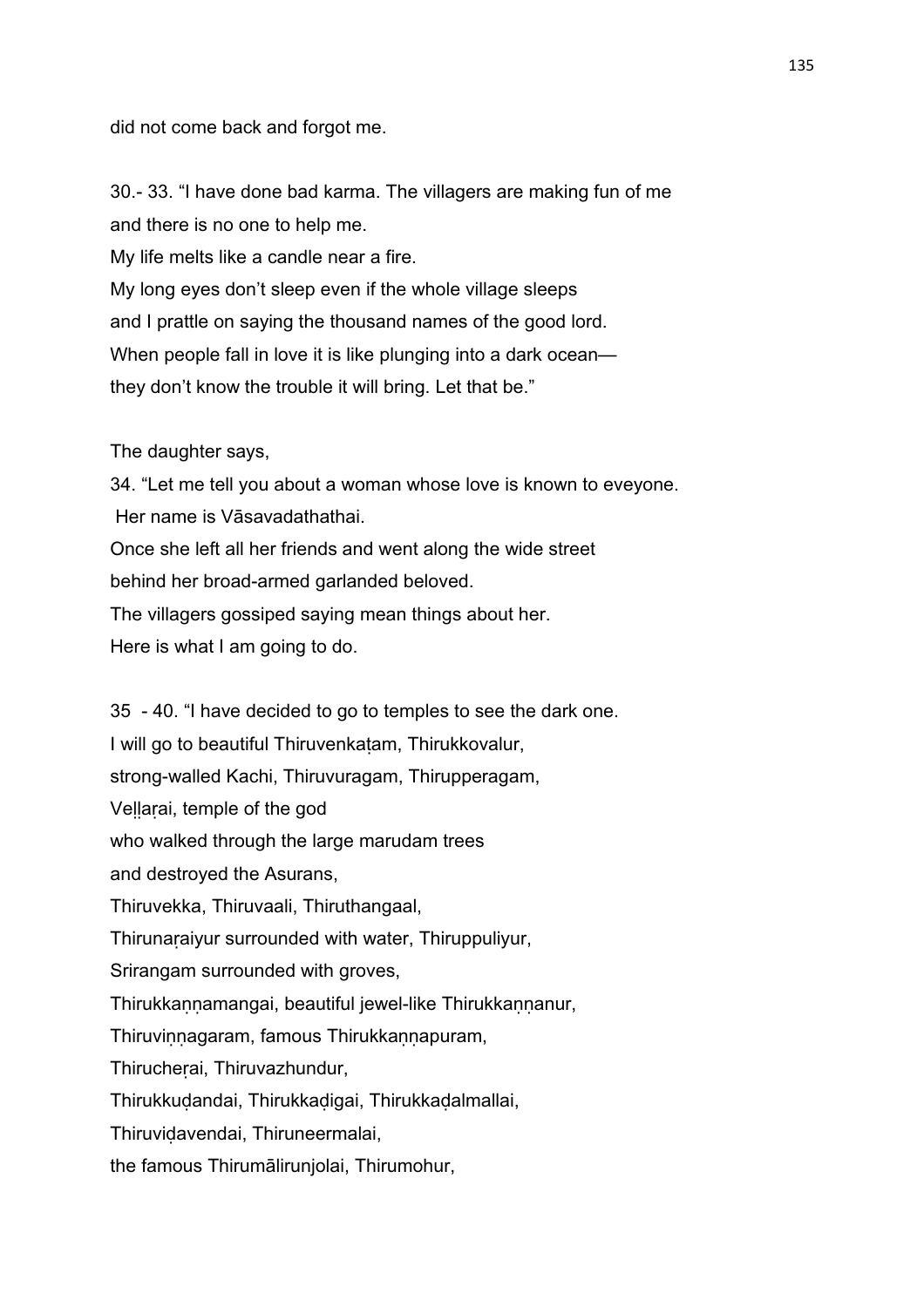did not come back and forgot me.

30.- 33. “I have done bad karma. The villagers are making fun of me
and there is no one to help me.
My life melts like a candle near a fire.
My long eyes don’t sleep even if the whole village sleeps
and I prattle on saying the thousand names of the good lord.
When people fall in love it is like plunging into a dark ocean—
they don’t know the trouble it will bring. Let that be.”

The daughter says,
34. “Let me tell you about a woman whose love is known to eveyone.
Her name is Vāsavadathathai.
Once she left all her friends and went along the wide street
behind her broad-armed garlanded beloved.
The villagers gossiped saying mean things about her.
Here is what I am going to do.

35 - 40. “I have decided to go to temples to see the dark one.
I will go to beautiful Thiruvenkaṭam, Thirukkovalur,
strong-walled Kachi, Thiruvuragam, Thirupperagam,
Veḻḻaṛai, temple of the god
who walked through the large marudam trees
and destroyed the Asurans,
Thiruvekka, Thiruvaali, Thiruthangaal,
Thirunaṛaiyur surrounded with water, Thiruppuliyur,
Srirangam surrounded with groves,
Thirukkaṇṇamangai, beautiful jewel-like Thirukkaṇṇanur,
Thiruviṇṇagaram, famous Thirukkaṇṇapuram,
Thirucheṛai, Thiruvazhundur,
Thirukkuḍandai, Thirukkaḍigai, Thirukkaḍalmallai,
Thiruviḍavendai, Thiruneermalai,
the famous Thirumālirunjolai, Thirumohur,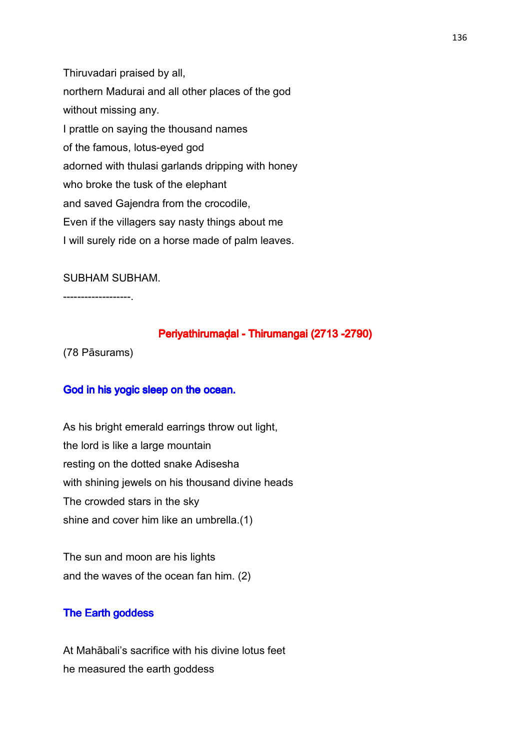Thiruvadari praised by all,
northern Madurai and all other places of the god
without missing any.
I prattle on saying the thousand names
of the famous, lotus-eyed god
adorned with thulasi garlands dripping with honey
who broke the tusk of the elephant
and saved Gajendra from the crocodile,
Even if the villagers say nasty things about me
I will surely ride on a horse made of palm leaves.

SUBHAM SUBHAM.

-------------------.

## Periyathirumaḍal - Thirumangai (2713 -2790)

(78 Pāsurams)

### God in his yogic sleep on the ocean.

As his bright emerald earrings throw out light,
the lord is like a large mountain
resting on the dotted snake Adisesha
with shining jewels on his thousand divine heads
The crowded stars in the sky
shine and cover him like an umbrella.(1)

The sun and moon are his lights
and the waves of the ocean fan him. (2)

### The Earth goddess

At Mahābali's sacrifice with his divine lotus feet
he measured the earth goddess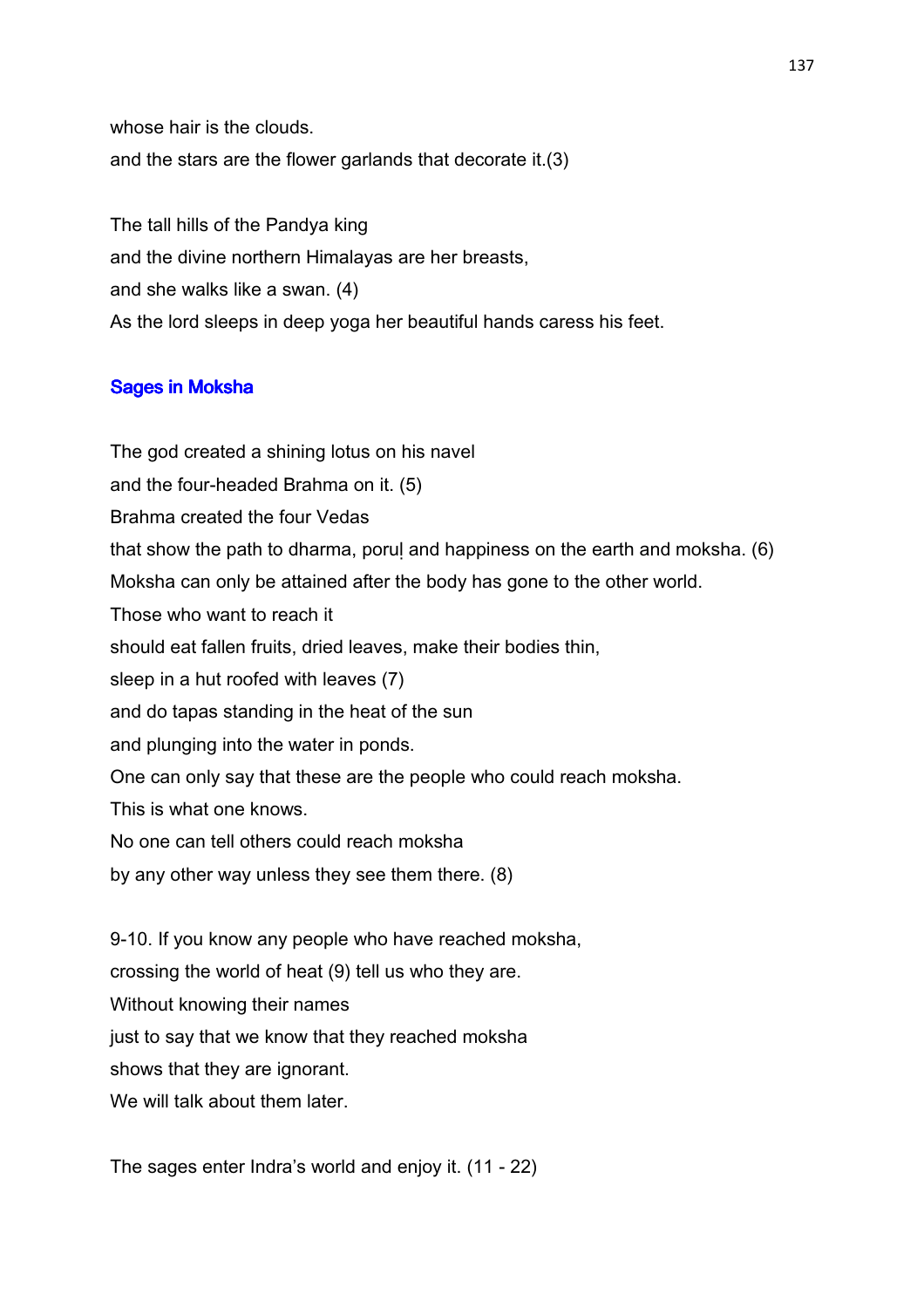whose hair is the clouds.
and the stars are the flower garlands that decorate it.(3)

The tall hills of the Pandya king
and the divine northern Himalayas are her breasts,
and she walks like a swan. (4)
As the lord sleeps in deep yoga her beautiful hands caress his feet.

### Sages in Moksha

The god created a shining lotus on his navel
and the four-headed Brahma on it. (5)
Brahma created the four Vedas
that show the path to dharma, poruḷ and happiness on the earth and moksha. (6)
Moksha can only be attained after the body has gone to the other world.
Those who want to reach it
should eat fallen fruits, dried leaves, make their bodies thin,
sleep in a hut roofed with leaves (7)
and do tapas standing in the heat of the sun
and plunging into the water in ponds.
One can only say that these are the people who could reach moksha.
This is what one knows.
No one can tell others could reach moksha
by any other way unless they see them there. (8)

9-10. If you know any people who have reached moksha,
crossing the world of heat (9) tell us who they are.
Without knowing their names
just to say that we know that they reached moksha
shows that they are ignorant.
We will talk about them later.

The sages enter Indra's world and enjoy it. (11 - 22)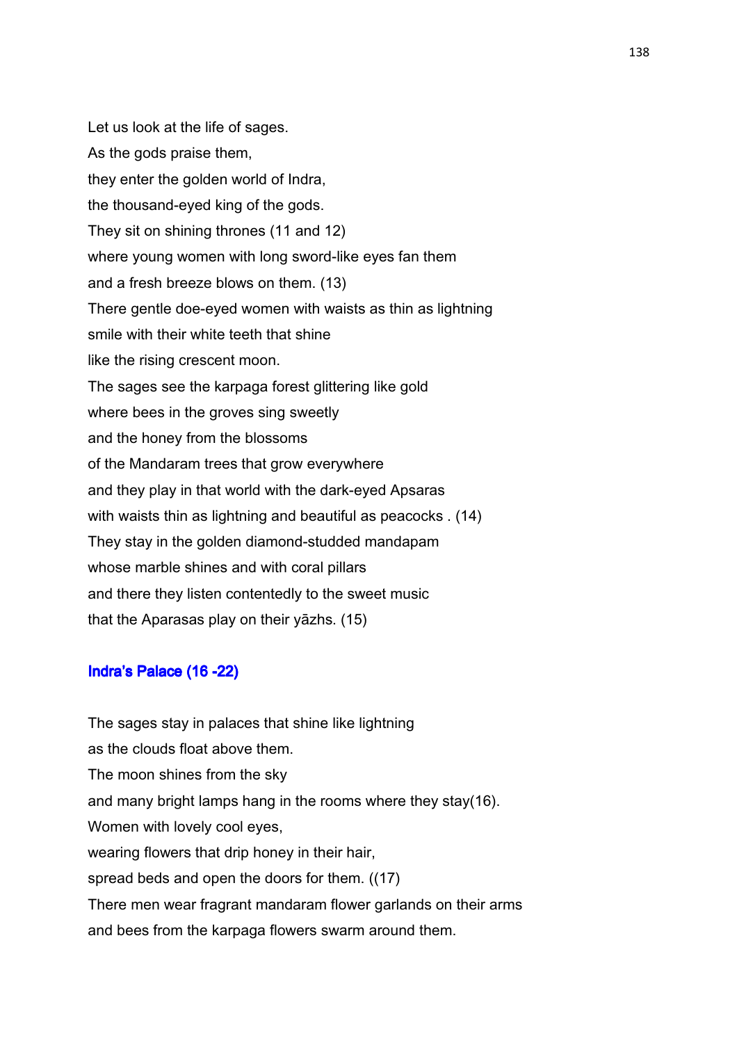Let us look at the life of sages.
As the gods praise them,
they enter the golden world of Indra,
the thousand-eyed king of the gods.
They sit on shining thrones (11 and 12)
where young women with long sword-like eyes fan them
and a fresh breeze blows on them. (13)
There gentle doe-eyed women with waists as thin as lightning
smile with their white teeth that shine
like the rising crescent moon.
The sages see the karpaga forest glittering like gold
where bees in the groves sing sweetly
and the honey from the blossoms
of the Mandaram trees that grow everywhere
and they play in that world with the dark-eyed Apsaras
with waists thin as lightning and beautiful as peacocks . (14)
They stay in the golden diamond-studded mandapam
whose marble shines and with coral pillars
and there they listen contentedly to the sweet music
that the Aparasas play on their yāzhs. (15)

### Indra's Palace (16 -22)

The sages stay in palaces that shine like lightning
as the clouds float above them.
The moon shines from the sky
and many bright lamps hang in the rooms where they stay(16).
Women with lovely cool eyes,
wearing flowers that drip honey in their hair,
spread beds and open the doors for them. ((17)
There men wear fragrant mandaram flower garlands on their arms
and bees from the karpaga flowers swarm around them.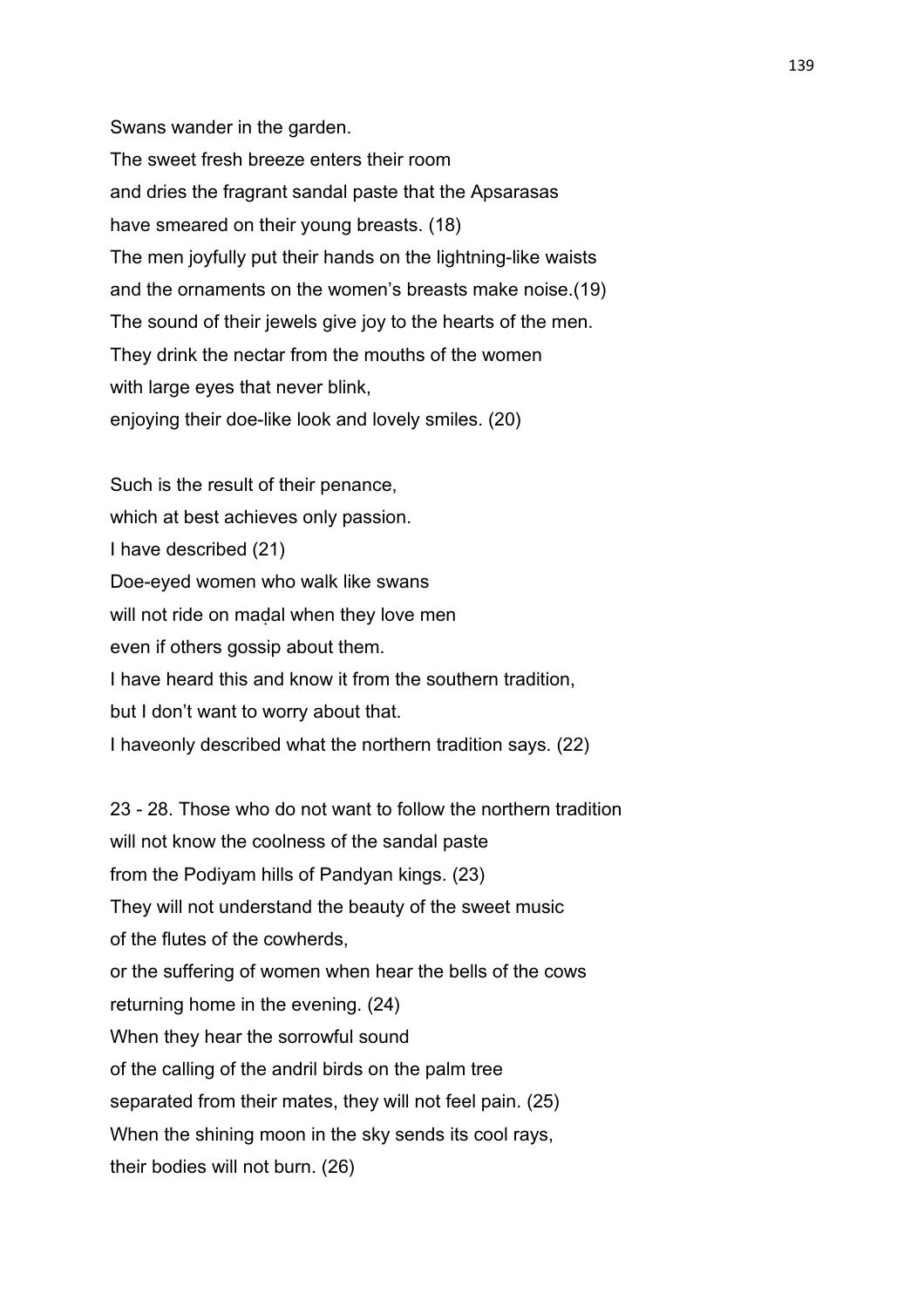Swans wander in the garden.
The sweet fresh breeze enters their room
and dries the fragrant sandal paste that the Apsarasas
have smeared on their young breasts. (18)
The men joyfully put their hands on the lightning-like waists
and the ornaments on the women's breasts make noise.(19)
The sound of their jewels give joy to the hearts of the men.
They drink the nectar from the mouths of the women
with large eyes that never blink,
enjoying their doe-like look and lovely smiles. (20)

Such is the result of their penance,
which at best achieves only passion.
I have described (21)
Doe-eyed women who walk like swans
will not ride on maḍal when they love men
even if others gossip about them.
I have heard this and know it from the southern tradition,
but I don't want to worry about that.
I haveonly described what the northern tradition says. (22)

23 - 28. Those who do not want to follow the northern tradition
will not know the coolness of the sandal paste
from the Podiyam hills of Pandyan kings. (23)
They will not understand the beauty of the sweet music
of the flutes of the cowherds,
or the suffering of women when hear the bells of the cows
returning home in the evening. (24)
When they hear the sorrowful sound
of the calling of the andril birds on the palm tree
separated from their mates, they will not feel pain. (25)
When the shining moon in the sky sends its cool rays,
their bodies will not burn. (26)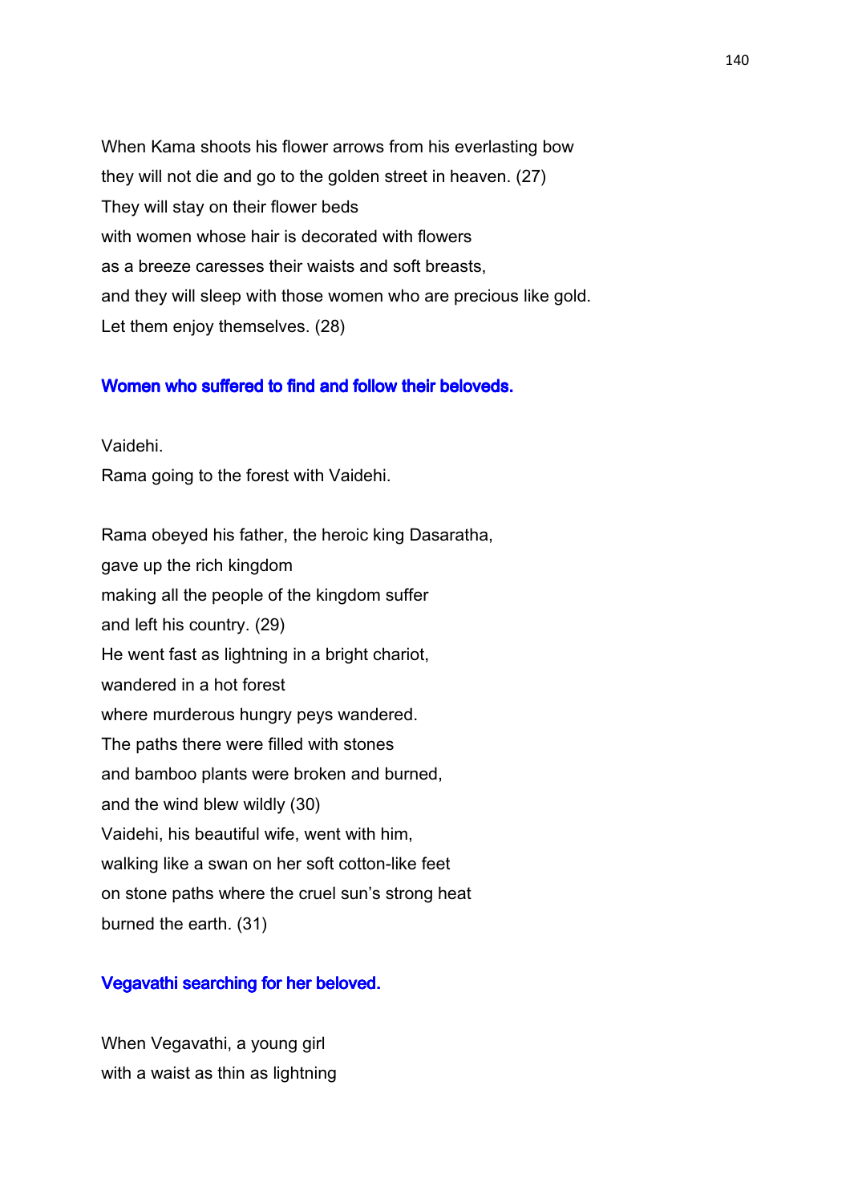When Kama shoots his flower arrows from his everlasting bow  
they will not die and go to the golden street in heaven. (27)  
They will stay on their flower beds  
with women whose hair is decorated with flowers  
as a breeze caresses their waists and soft breasts,  
and they will sleep with those women who are precious like gold.  
Let them enjoy themselves. (28)

### Women who suffered to find and follow their beloveds.

Vaidehi.  
Rama going to the forest with Vaidehi.

Rama obeyed his father, the heroic king Dasaratha,  
gave up the rich kingdom  
making all the people of the kingdom suffer  
and left his country. (29)  
He went fast as lightning in a bright chariot,  
wandered in a hot forest  
where murderous hungry peys wandered.  
The paths there were filled with stones  
and bamboo plants were broken and burned,  
and the wind blew wildly (30)  
Vaidehi, his beautiful wife, went with him,  
walking like a swan on her soft cotton-like feet  
on stone paths where the cruel sun's strong heat  
burned the earth. (31)

### Vegavathi searching for her beloved.

When Vegavathi, a young girl  
with a waist as thin as lightning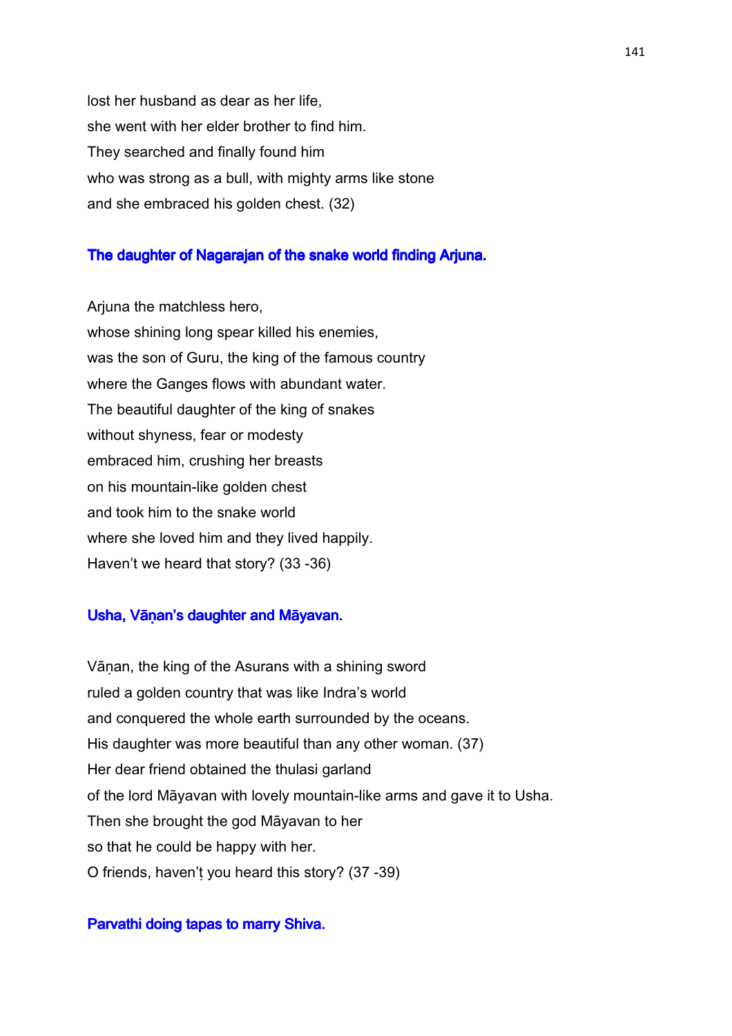lost her husband as dear as her life,
she went with her elder brother to find him.
They searched and finally found him
who was strong as a bull, with mighty arms like stone
and she embraced his golden chest. (32)

### The daughter of Nagarajan of the snake world finding Arjuna.

Arjuna the matchless hero,
whose shining long spear killed his enemies,
was the son of Guru, the king of the famous country
where the Ganges flows with abundant water.
The beautiful daughter of the king of snakes
without shyness, fear or modesty
embraced him, crushing her breasts
on his mountain-like golden chest
and took him to the snake world
where she loved him and they lived happily.
Haven't we heard that story? (33 -36)

### Usha, Vāṇan's daughter and Māyavan.

Vāṇan, the king of the Asurans with a shining sword
ruled a golden country that was like Indra's world
and conquered the whole earth surrounded by the oceans.
His daughter was more beautiful than any other woman. (37)
Her dear friend obtained the thulasi garland
of the lord Māyavan with lovely mountain-like arms and gave it to Usha.
Then she brought the god Māyavan to her
so that he could be happy with her.
O friends, haven'ṭ you heard this story? (37 -39)

### Parvathi doing tapas to marry Shiva.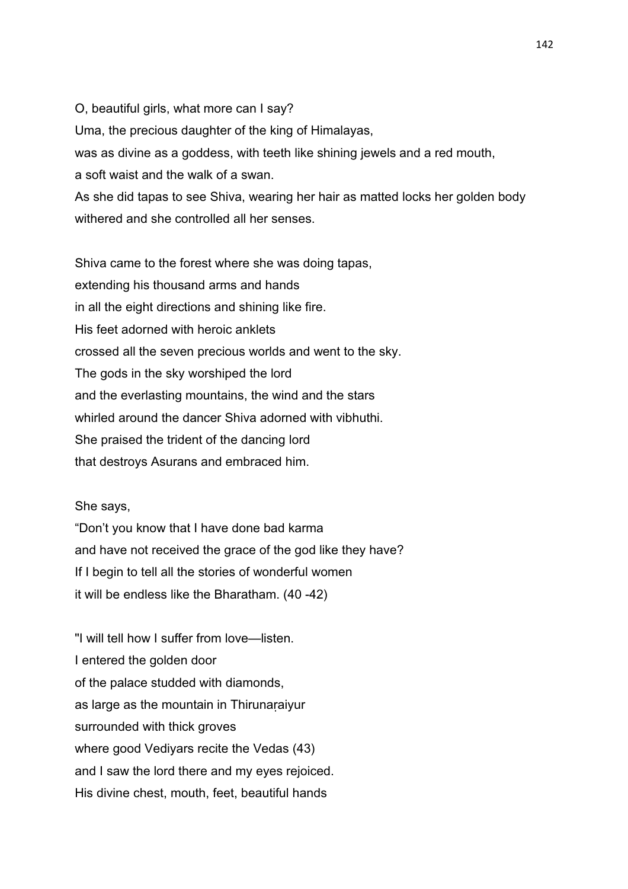O, beautiful girls, what more can I say?
Uma, the precious daughter of the king of Himalayas,
was as divine as a goddess, with teeth like shining jewels and a red mouth,
a soft waist and the walk of a swan.
As she did tapas to see Shiva, wearing her hair as matted locks her golden body
withered and she controlled all her senses.

Shiva came to the forest where she was doing tapas,
extending his thousand arms and hands
in all the eight directions and shining like fire.
His feet adorned with heroic anklets
crossed all the seven precious worlds and went to the sky.
The gods in the sky worshiped the lord
and the everlasting mountains, the wind and the stars
whirled around the dancer Shiva adorned with vibhuthi.
She praised the trident of the dancing lord
that destroys Asurans and embraced him.

She says,
"Don't you know that I have done bad karma
and have not received the grace of the god like they have?
If I begin to tell all the stories of wonderful women
it will be endless like the Bharatham. (40 -42)

"I will tell how I suffer from love—listen.
I entered the golden door
of the palace studded with diamonds,
as large as the mountain in Thirunaṛaiyur
surrounded with thick groves
where good Vediyars recite the Vedas (43)
and I saw the lord there and my eyes rejoiced.
His divine chest, mouth, feet, beautiful hands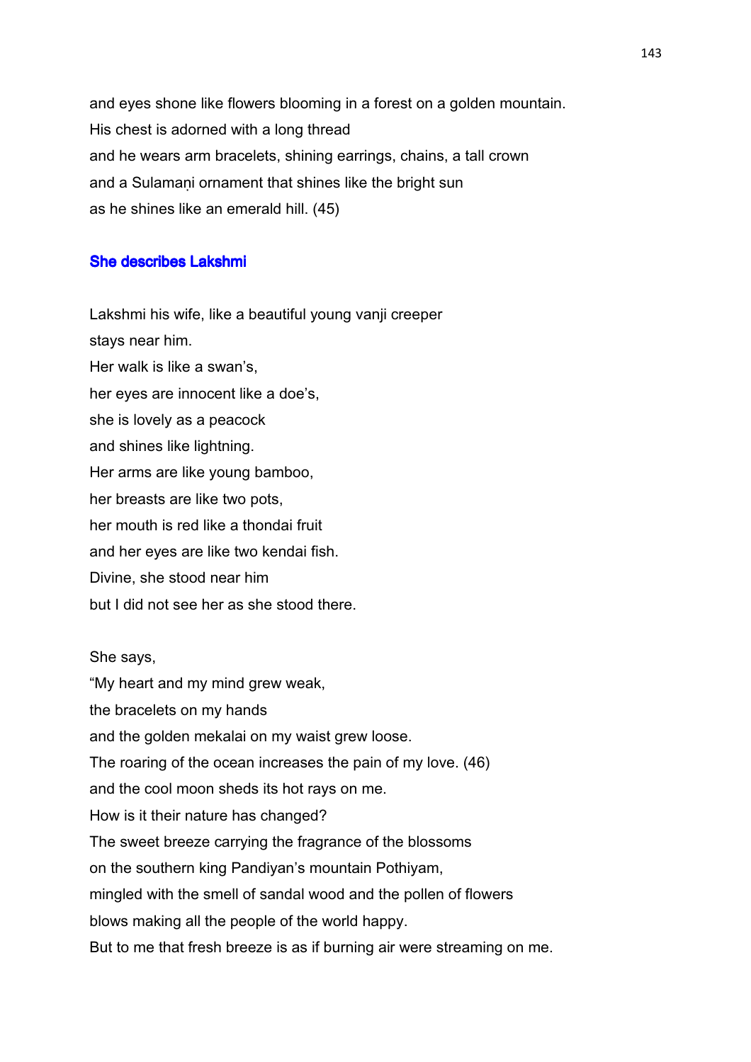and eyes shone like flowers blooming in a forest on a golden mountain.
His chest is adorned with a long thread
and he wears arm bracelets, shining earrings, chains, a tall crown
and a Sulamaṇi ornament that shines like the bright sun
as he shines like an emerald hill. (45)

### She describes Lakshmi

Lakshmi his wife, like a beautiful young vanji creeper
stays near him.
Her walk is like a swan's,
her eyes are innocent like a doe's,
she is lovely as a peacock
and shines like lightning.
Her arms are like young bamboo,
her breasts are like two pots,
her mouth is red like a thondai fruit
and her eyes are like two kendai fish.
Divine, she stood near him
but I did not see her as she stood there.

She says,
"My heart and my mind grew weak,
the bracelets on my hands
and the golden mekalai on my waist grew loose.
The roaring of the ocean increases the pain of my love. (46)
and the cool moon sheds its hot rays on me.
How is it their nature has changed?
The sweet breeze carrying the fragrance of the blossoms
on the southern king Pandiyan's mountain Pothiyam,
mingled with the smell of sandal wood and the pollen of flowers
blows making all the people of the world happy.
But to me that fresh breeze is as if burning air were streaming on me.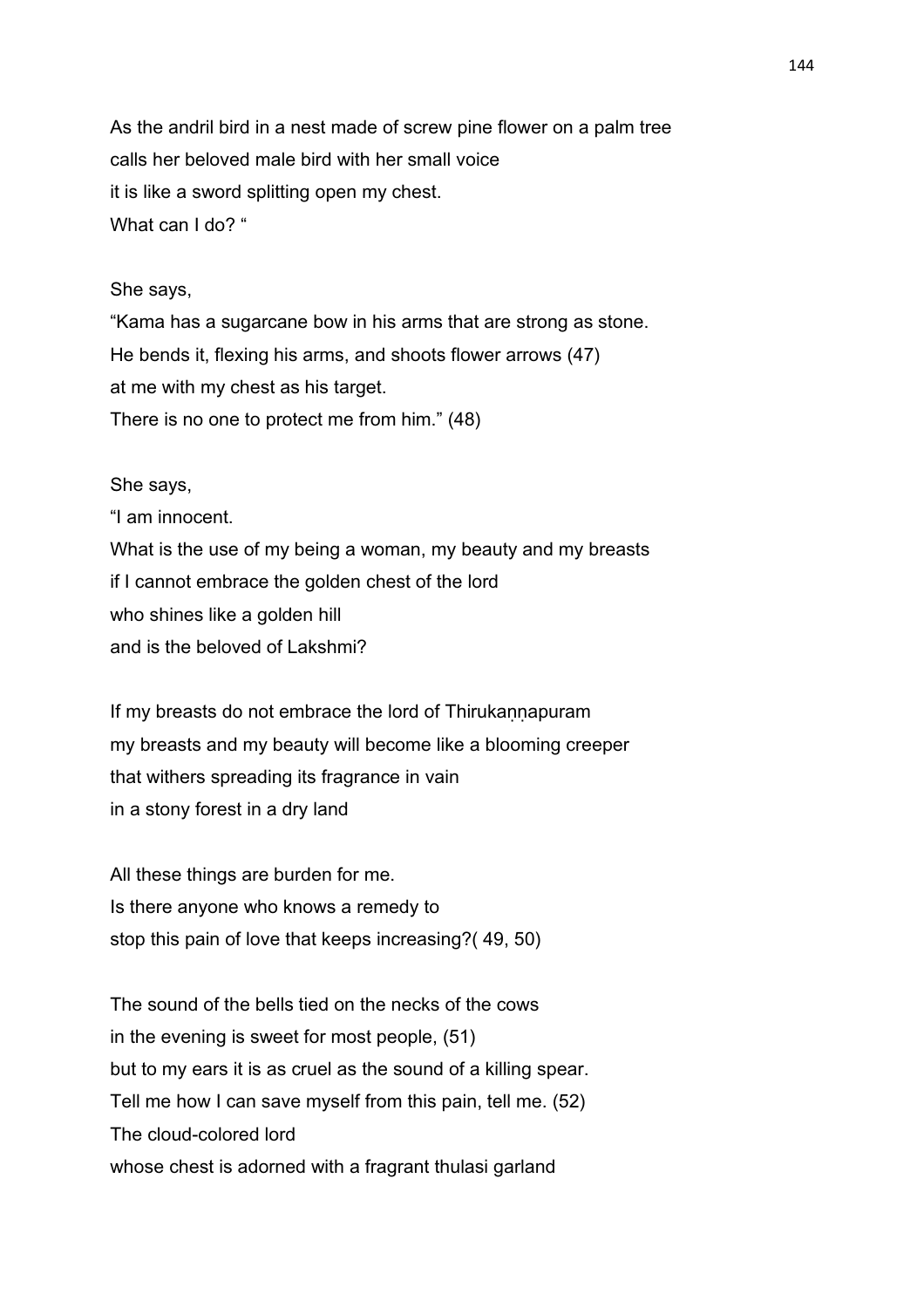As the andril bird in a nest made of screw pine flower on a palm tree
calls her beloved male bird with her small voice
it is like a sword splitting open my chest.
What can I do? “

She says,
“Kama has a sugarcane bow in his arms that are strong as stone.
He bends it, flexing his arms, and shoots flower arrows (47)
at me with my chest as his target.
There is no one to protect me from him.” (48)

She says,
“I am innocent.
What is the use of my being a woman, my beauty and my breasts
if I cannot embrace the golden chest of the lord
who shines like a golden hill
and is the beloved of Lakshmi?

If my breasts do not embrace the lord of Thirukaṇṇapuram
my breasts and my beauty will become like a blooming creeper
that withers spreading its fragrance in vain
in a stony forest in a dry land

All these things are burden for me.
Is there anyone who knows a remedy to
stop this pain of love that keeps increasing?( 49, 50)

The sound of the bells tied on the necks of the cows
in the evening is sweet for most people, (51)
but to my ears it is as cruel as the sound of a killing spear.
Tell me how I can save myself from this pain, tell me. (52)
The cloud-colored lord
whose chest is adorned with a fragrant thulasi garland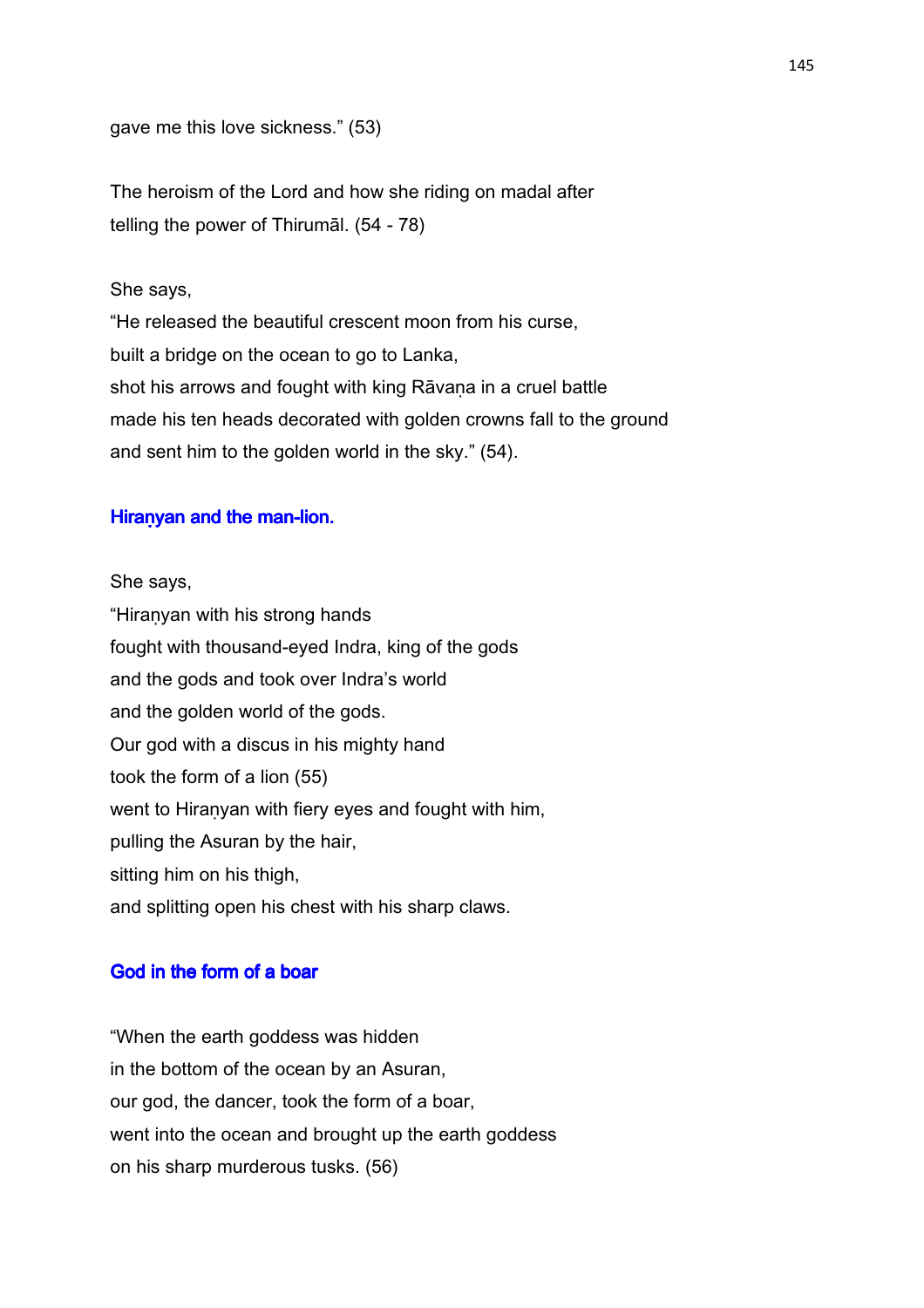gave me this love sickness." (53)

The heroism of the Lord and how she riding on madal after telling the power of Thirumāl. (54 - 78)

She says,
"He released the beautiful crescent moon from his curse,
built a bridge on the ocean to go to Lanka,
shot his arrows and fought with king Rāvaṇa in a cruel battle
made his ten heads decorated with golden crowns fall to the ground
and sent him to the golden world in the sky." (54).

## Hiraṇyan and the man-lion.

She says,
"Hiraṇyan with his strong hands
fought with thousand-eyed Indra, king of the gods
and the gods and took over Indra's world
and the golden world of the gods.
Our god with a discus in his mighty hand
took the form of a lion (55)
went to Hiraṇyan with fiery eyes and fought with him,
pulling the Asuran by the hair,
sitting him on his thigh,
and splitting open his chest with his sharp claws.

## God in the form of a boar

"When the earth goddess was hidden
in the bottom of the ocean by an Asuran,
our god, the dancer, took the form of a boar,
went into the ocean and brought up the earth goddess
on his sharp murderous tusks. (56)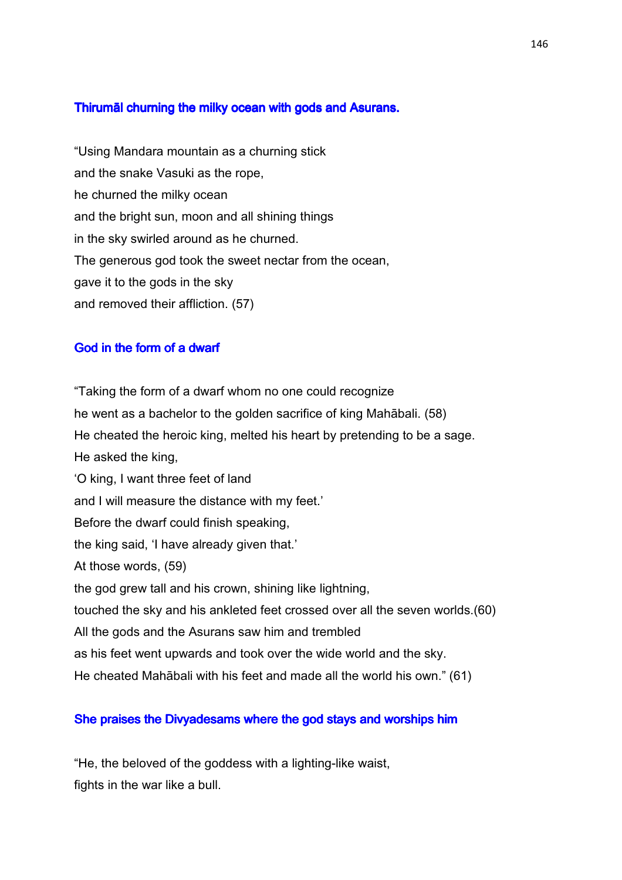### Thirumāl churning the milky ocean with gods and Asurans.

"Using Mandara mountain as a churning stick
and the snake Vasuki as the rope,
he churned the milky ocean
and the bright sun, moon and all shining things
in the sky swirled around as he churned.
The generous god took the sweet nectar from the ocean,
gave it to the gods in the sky
and removed their affliction. (57)

### God in the form of a dwarf

"Taking the form of a dwarf whom no one could recognize
he went as a bachelor to the golden sacrifice of king Mahābali. (58)
He cheated the heroic king, melted his heart by pretending to be a sage.
He asked the king,
'O king, I want three feet of land
and I will measure the distance with my feet.'
Before the dwarf could finish speaking,
the king said, 'I have already given that.'
At those words, (59)
the god grew tall and his crown, shining like lightning,
touched the sky and his ankleted feet crossed over all the seven worlds.(60)
All the gods and the Asurans saw him and trembled
as his feet went upwards and took over the wide world and the sky.
He cheated Mahābali with his feet and made all the world his own." (61)

### She praises the Divyadesams where the god stays and worships him

"He, the beloved of the goddess with a lighting-like waist,
fights in the war like a bull.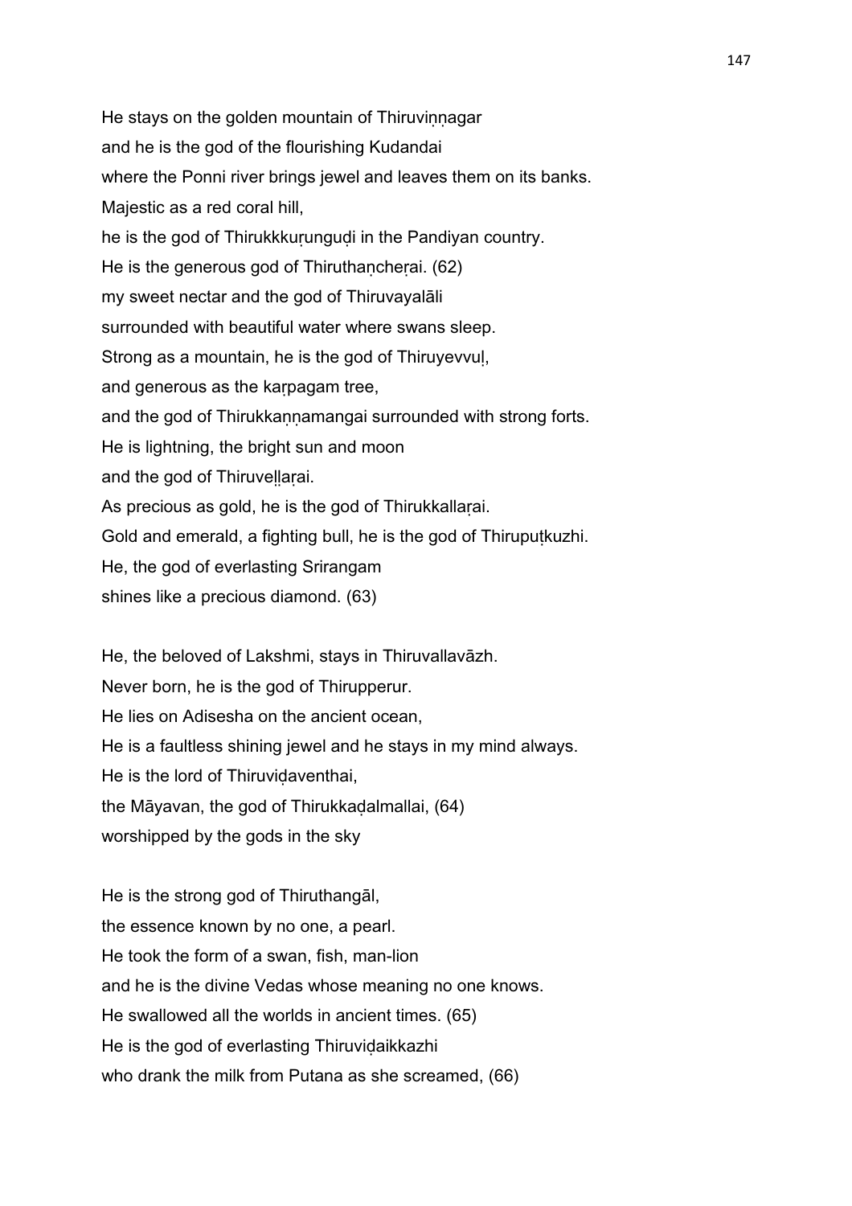He stays on the golden mountain of Thiruviṇṇagar
and he is the god of the flourishing Kudandai
where the Ponni river brings jewel and leaves them on its banks.
Majestic as a red coral hill,
he is the god of Thirukkkuṛunguḍi in the Pandiyan country.
He is the generous god of Thiruthaṇcheṛai. (62)
my sweet nectar and the god of Thiruvayalāli
surrounded with beautiful water where swans sleep.
Strong as a mountain, he is the god of Thiruyevvuḷ,
and generous as the kaṛpagam tree,
and the god of Thirukkaṇṇamangai surrounded with strong forts.
He is lightning, the bright sun and moon
and the god of Thiruveḷḷaṛai.
As precious as gold, he is the god of Thirukkallaṛai.
Gold and emerald, a fighting bull, he is the god of Thirupuṭkuzhi.
He, the god of everlasting Srirangam
shines like a precious diamond. (63)

He, the beloved of Lakshmi, stays in Thiruvallavāzh.
Never born, he is the god of Thirupperur.
He lies on Adisesha on the ancient ocean,
He is a faultless shining jewel and he stays in my mind always.
He is the lord of Thiruviḍaventhai,
the Māyavan, the god of Thirukkaḍalmallai, (64)
worshipped by the gods in the sky

He is the strong god of Thiruthangāl,
the essence known by no one, a pearl.
He took the form of a swan, fish, man-lion
and he is the divine Vedas whose meaning no one knows.
He swallowed all the worlds in ancient times. (65)
He is the god of everlasting Thiruviḍaikkazhi
who drank the milk from Putana as she screamed, (66)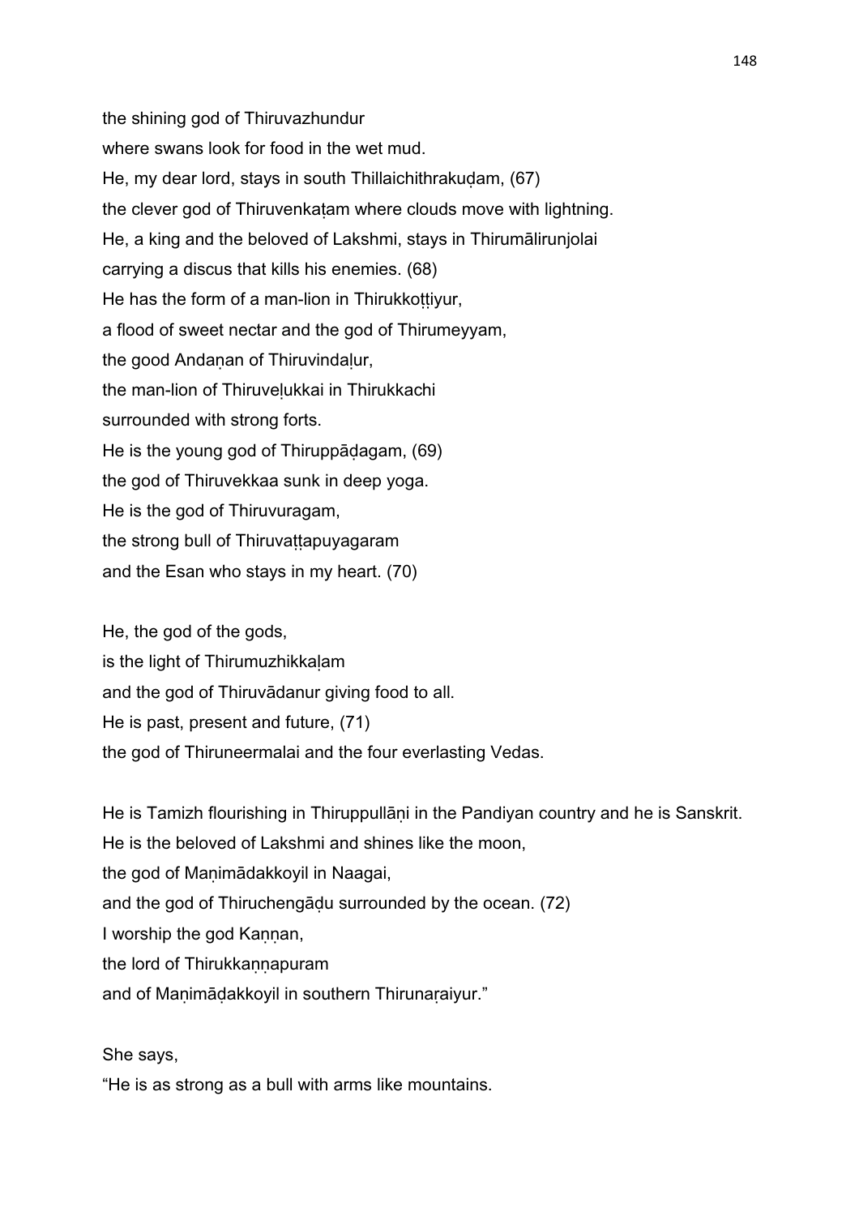the shining god of Thiruvazhundur
where swans look for food in the wet mud.
He, my dear lord, stays in south Thillaichithrakuḍam, (67)
the clever god of Thiruvenkaṭam where clouds move with lightning.
He, a king and the beloved of Lakshmi, stays in Thirumālirunjolai
carrying a discus that kills his enemies. (68)
He has the form of a man-lion in Thirukkoṭṭiyur,
a flood of sweet nectar and the god of Thirumeyyam,
the good Andaṇan of Thiruvindaḷur,
the man-lion of Thiruveḷukkai in Thirukkachi
surrounded with strong forts.
He is the young god of Thiruppāḍagam, (69)
the god of Thiruvekkaa sunk in deep yoga.
He is the god of Thiruvuragam,
the strong bull of Thiruvaṭṭapuyagaram
and the Esan who stays in my heart. (70)

He, the god of the gods,
is the light of Thirumuzhikkaḷam
and the god of Thiruvādanur giving food to all.
He is past, present and future, (71)
the god of Thiruneermalai and the four everlasting Vedas.

He is Tamizh flourishing in Thiruppullāṇi in the Pandiyan country and he is Sanskrit.
He is the beloved of Lakshmi and shines like the moon,
the god of Maṇimādakkoyil in Naagai,
and the god of Thiruchengāḍu surrounded by the ocean. (72)
I worship the god Kaṇṇan,
the lord of Thirukkaṇṇapuram
and of Maṇimāḍakkoyil in southern Thirunaṛaiyur."

She says,
"He is as strong as a bull with arms like mountains.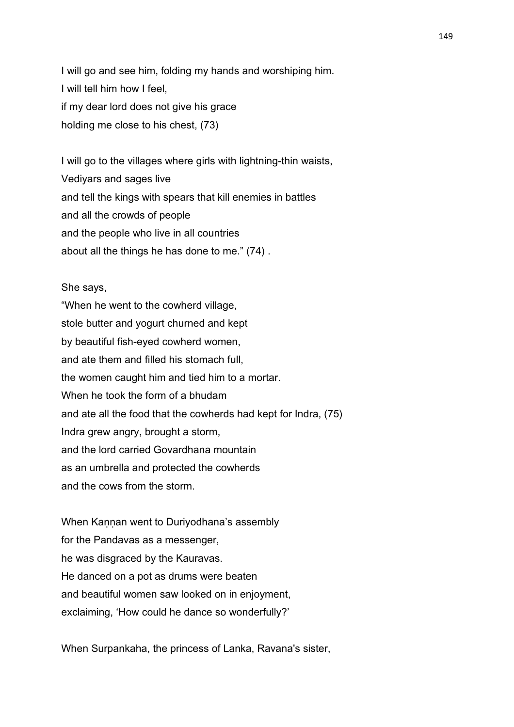I will go and see him, folding my hands and worshiping him.
I will tell him how I feel,
if my dear lord does not give his grace
holding me close to his chest, (73)

I will go to the villages where girls with lightning-thin waists,
Vediyars and sages live
and tell the kings with spears that kill enemies in battles
and all the crowds of people
and the people who live in all countries
about all the things he has done to me." (74) .

She says,
"When he went to the cowherd village,
stole butter and yogurt churned and kept
by beautiful fish-eyed cowherd women,
and ate them and filled his stomach full,
the women caught him and tied him to a mortar.
When he took the form of a bhudam
and ate all the food that the cowherds had kept for Indra, (75)
Indra grew angry, brought a storm,
and the lord carried Govardhana mountain
as an umbrella and protected the cowherds
and the cows from the storm.

When Kaṇṇan went to Duriyodhana's assembly
for the Pandavas as a messenger,
he was disgraced by the Kauravas.
He danced on a pot as drums were beaten
and beautiful women saw looked on in enjoyment,
exclaiming, 'How could he dance so wonderfully?'

When Surpankaha, the princess of Lanka, Ravana's sister,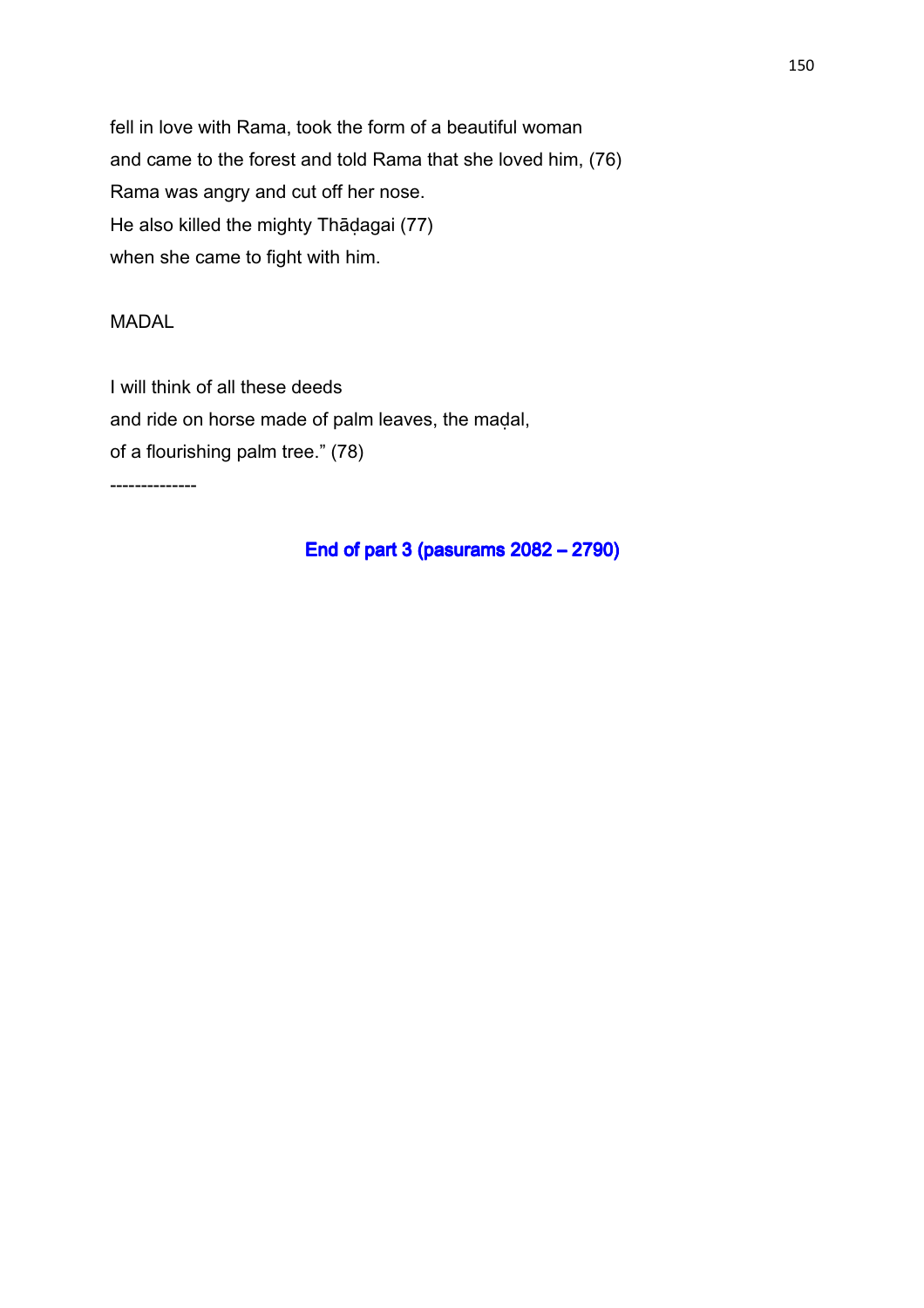fell in love with Rama, took the form of a beautiful woman
and came to the forest and told Rama that she loved him, (76)
Rama was angry and cut off her nose.
He also killed the mighty Thāḍagai (77)
when she came to fight with him.

MADAL

I will think of all these deeds
and ride on horse made of palm leaves, the maḍal,
of a flourishing palm tree." (78)

--------------

**End of part 3 (pasurams 2082 – 2790)**